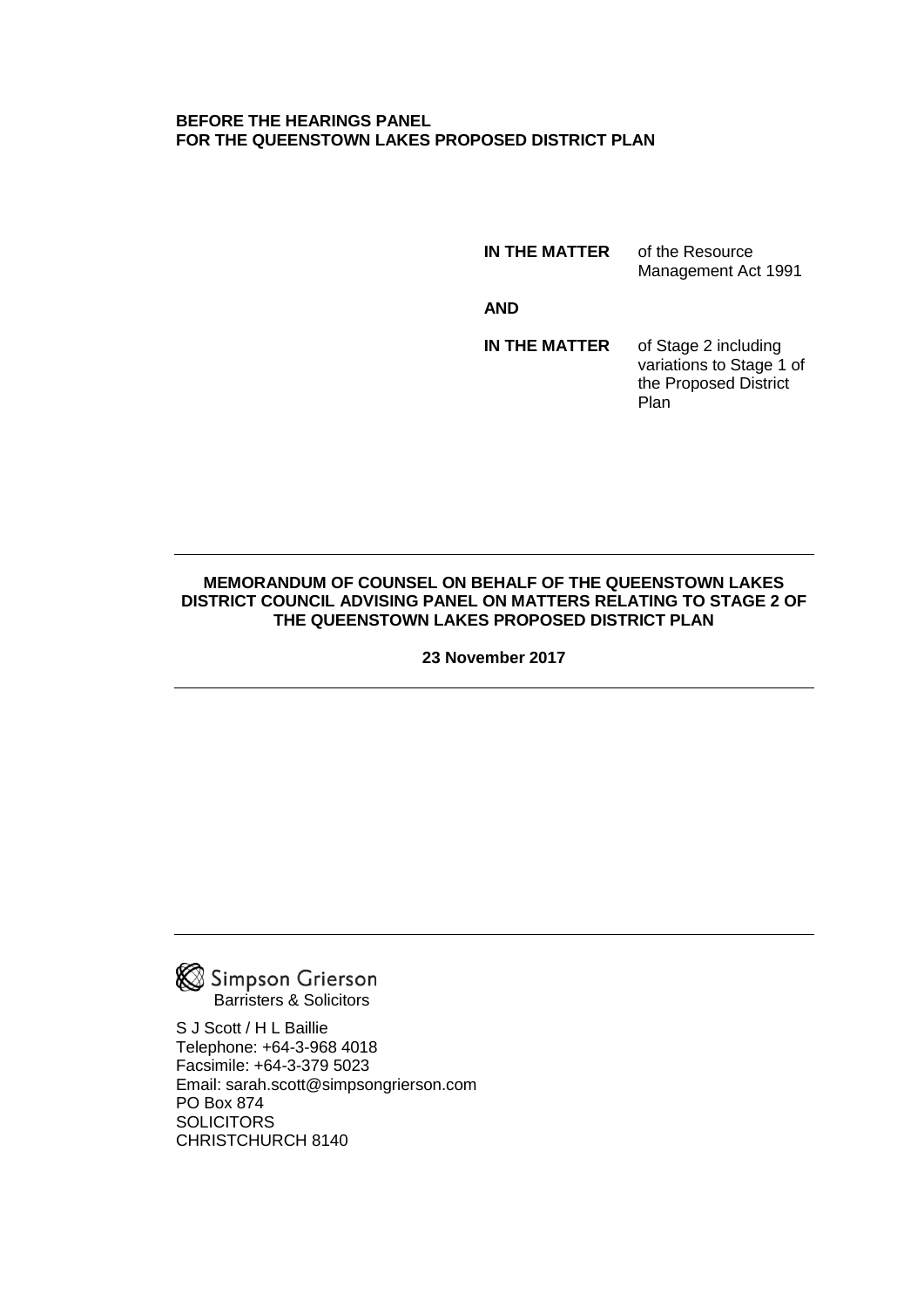**BEFORE THE HEARINGS PANEL**
**FOR THE QUEENSTOWN LAKES PROPOSED DISTRICT PLAN**

**IN THE MATTER** of the Resource Management Act 1991

**AND**

**IN THE MATTER** of Stage 2 including variations to Stage 1 of the Proposed District Plan

---

**MEMORANDUM OF COUNSEL ON BEHALF OF THE QUEENSTOWN LAKES DISTRICT COUNCIL ADVISING PANEL ON MATTERS RELATING TO STAGE 2 OF THE QUEENSTOWN LAKES PROPOSED DISTRICT PLAN**

**23 November 2017**

---

---

Simpson Grierson
Barristers & Solicitors

S J Scott / H L Baillie
Telephone: +64-3-968 4018
Facsimile: +64-3-379 5023
Email: sarah.scott@simpsongrierson.com
PO Box 874
SOLICITORS
CHRISTCHURCH 8140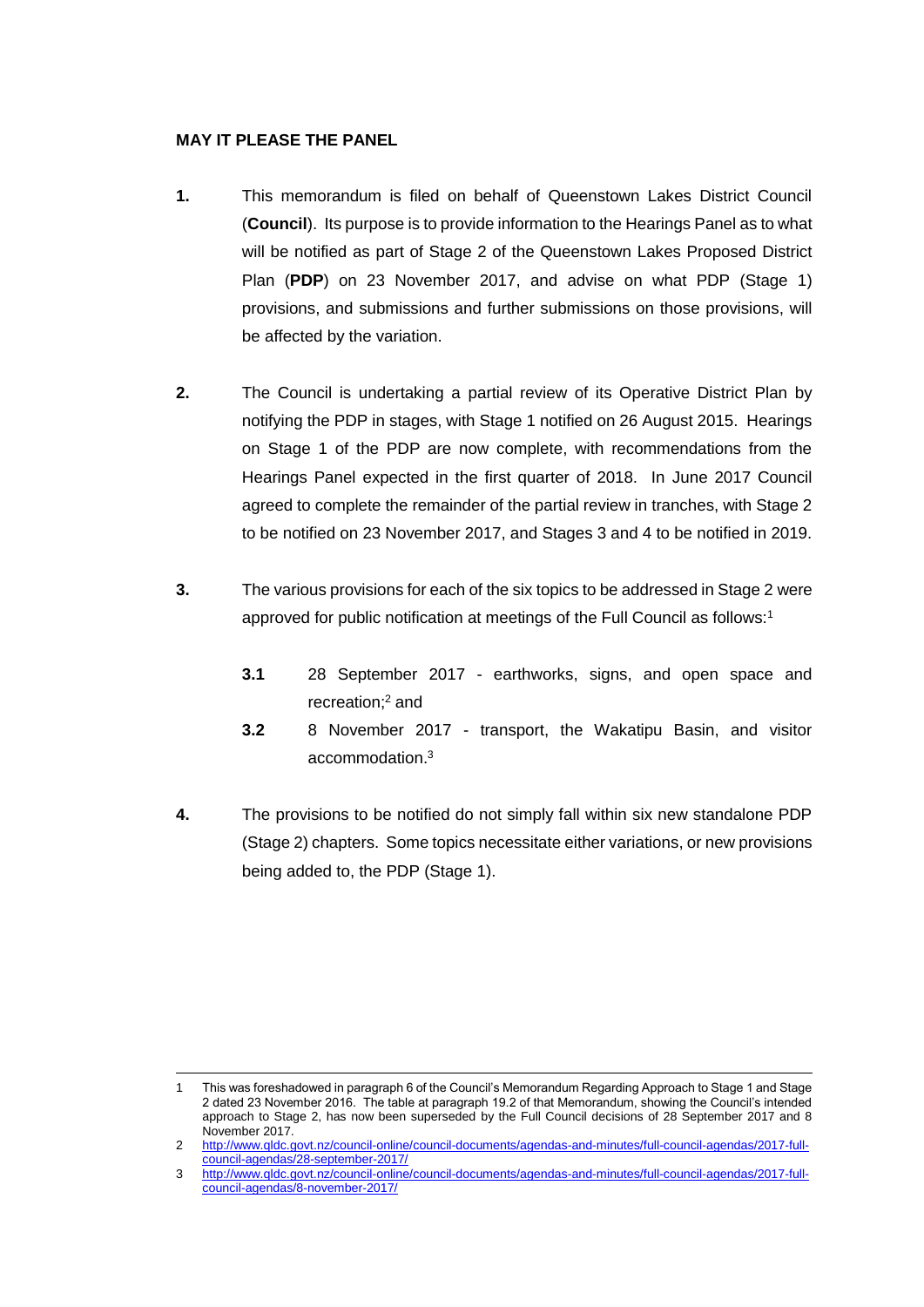**MAY IT PLEASE THE PANEL**

**1.** This memorandum is filed on behalf of Queenstown Lakes District Council (**Council**). Its purpose is to provide information to the Hearings Panel as to what will be notified as part of Stage 2 of the Queenstown Lakes Proposed District Plan (**PDP**) on 23 November 2017, and advise on what PDP (Stage 1) provisions, and submissions and further submissions on those provisions, will be affected by the variation.

**2.** The Council is undertaking a partial review of its Operative District Plan by notifying the PDP in stages, with Stage 1 notified on 26 August 2015. Hearings on Stage 1 of the PDP are now complete, with recommendations from the Hearings Panel expected in the first quarter of 2018. In June 2017 Council agreed to complete the remainder of the partial review in tranches, with Stage 2 to be notified on 23 November 2017, and Stages 3 and 4 to be notified in 2019.

**3.** The various provisions for each of the six topics to be addressed in Stage 2 were approved for public notification at meetings of the Full Council as follows:[1]

> **3.1** 28 September 2017 - earthworks, signs, and open space and recreation;[2] and
>
> **3.2** 8 November 2017 - transport, the Wakatipu Basin, and visitor accommodation.[3]

**4.** The provisions to be notified do not simply fall within six new standalone PDP (Stage 2) chapters. Some topics necessitate either variations, or new provisions being added to, the PDP (Stage 1).

---

1 This was foreshadowed in paragraph 6 of the Council's Memorandum Regarding Approach to Stage 1 and Stage 2 dated 23 November 2016. The table at paragraph 19.2 of that Memorandum, showing the Council's intended approach to Stage 2, has now been superseded by the Full Council decisions of 28 September 2017 and 8 November 2017.

2 http://www.qldc.govt.nz/council-online/council-documents/agendas-and-minutes/full-council-agendas/2017-full-council-agendas/28-september-2017/

3 http://www.qldc.govt.nz/council-online/council-documents/agendas-and-minutes/full-council-agendas/2017-full-council-agendas/8-november-2017/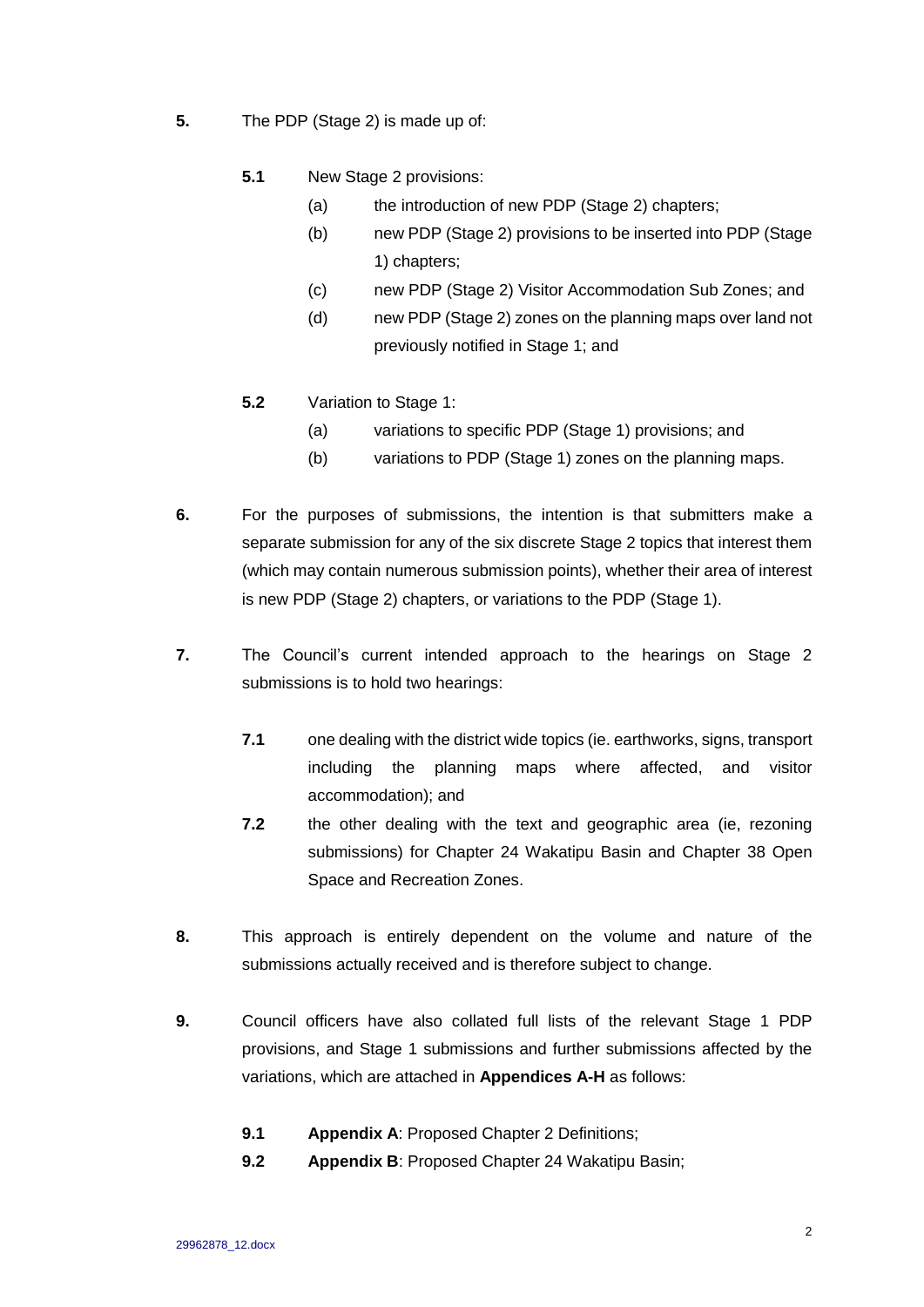**5.** The PDP (Stage 2) is made up of:

**5.1** New Stage 2 provisions:

(a) the introduction of new PDP (Stage 2) chapters;

(b) new PDP (Stage 2) provisions to be inserted into PDP (Stage 1) chapters;

(c) new PDP (Stage 2) Visitor Accommodation Sub Zones; and

(d) new PDP (Stage 2) zones on the planning maps over land not previously notified in Stage 1; and

**5.2** Variation to Stage 1:

(a) variations to specific PDP (Stage 1) provisions; and

(b) variations to PDP (Stage 1) zones on the planning maps.

**6.** For the purposes of submissions, the intention is that submitters make a separate submission for any of the six discrete Stage 2 topics that interest them (which may contain numerous submission points), whether their area of interest is new PDP (Stage 2) chapters, or variations to the PDP (Stage 1).

**7.** The Council's current intended approach to the hearings on Stage 2 submissions is to hold two hearings:

**7.1** one dealing with the district wide topics (ie. earthworks, signs, transport including the planning maps where affected, and visitor accommodation); and

**7.2** the other dealing with the text and geographic area (ie, rezoning submissions) for Chapter 24 Wakatipu Basin and Chapter 38 Open Space and Recreation Zones.

**8.** This approach is entirely dependent on the volume and nature of the submissions actually received and is therefore subject to change.

**9.** Council officers have also collated full lists of the relevant Stage 1 PDP provisions, and Stage 1 submissions and further submissions affected by the variations, which are attached in **Appendices A-H** as follows:

**9.1** **Appendix A**: Proposed Chapter 2 Definitions;

**9.2** **Appendix B**: Proposed Chapter 24 Wakatipu Basin;

29962878_12.docx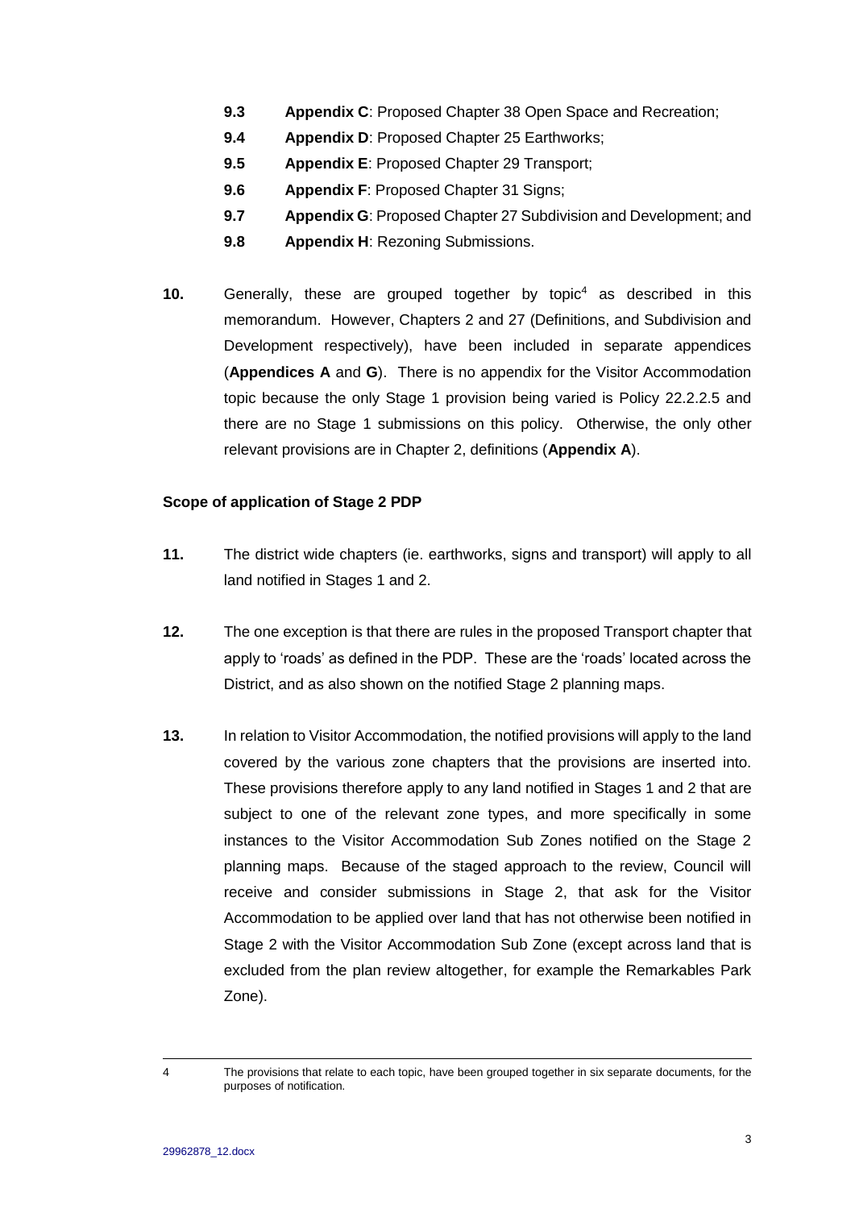**9.3** **Appendix C**: Proposed Chapter 38 Open Space and Recreation;

**9.4** **Appendix D**: Proposed Chapter 25 Earthworks;

**9.5** **Appendix E**: Proposed Chapter 29 Transport;

**9.6** **Appendix F**: Proposed Chapter 31 Signs;

**9.7** **Appendix G**: Proposed Chapter 27 Subdivision and Development; and

**9.8** **Appendix H**: Rezoning Submissions.

**10.** Generally, these are grouped together by topic[4] as described in this memorandum. However, Chapters 2 and 27 (Definitions, and Subdivision and Development respectively), have been included in separate appendices (**Appendices A** and **G**). There is no appendix for the Visitor Accommodation topic because the only Stage 1 provision being varied is Policy 22.2.2.5 and there are no Stage 1 submissions on this policy. Otherwise, the only other relevant provisions are in Chapter 2, definitions (**Appendix A**).

**Scope of application of Stage 2 PDP**

**11.** The district wide chapters (ie. earthworks, signs and transport) will apply to all land notified in Stages 1 and 2.

**12.** The one exception is that there are rules in the proposed Transport chapter that apply to 'roads' as defined in the PDP. These are the 'roads' located across the District, and as also shown on the notified Stage 2 planning maps.

**13.** In relation to Visitor Accommodation, the notified provisions will apply to the land covered by the various zone chapters that the provisions are inserted into. These provisions therefore apply to any land notified in Stages 1 and 2 that are subject to one of the relevant zone types, and more specifically in some instances to the Visitor Accommodation Sub Zones notified on the Stage 2 planning maps. Because of the staged approach to the review, Council will receive and consider submissions in Stage 2, that ask for the Visitor Accommodation to be applied over land that has not otherwise been notified in Stage 2 with the Visitor Accommodation Sub Zone (except across land that is excluded from the plan review altogether, for example the Remarkables Park Zone).

---

4 The provisions that relate to each topic, have been grouped together in six separate documents, for the purposes of notification.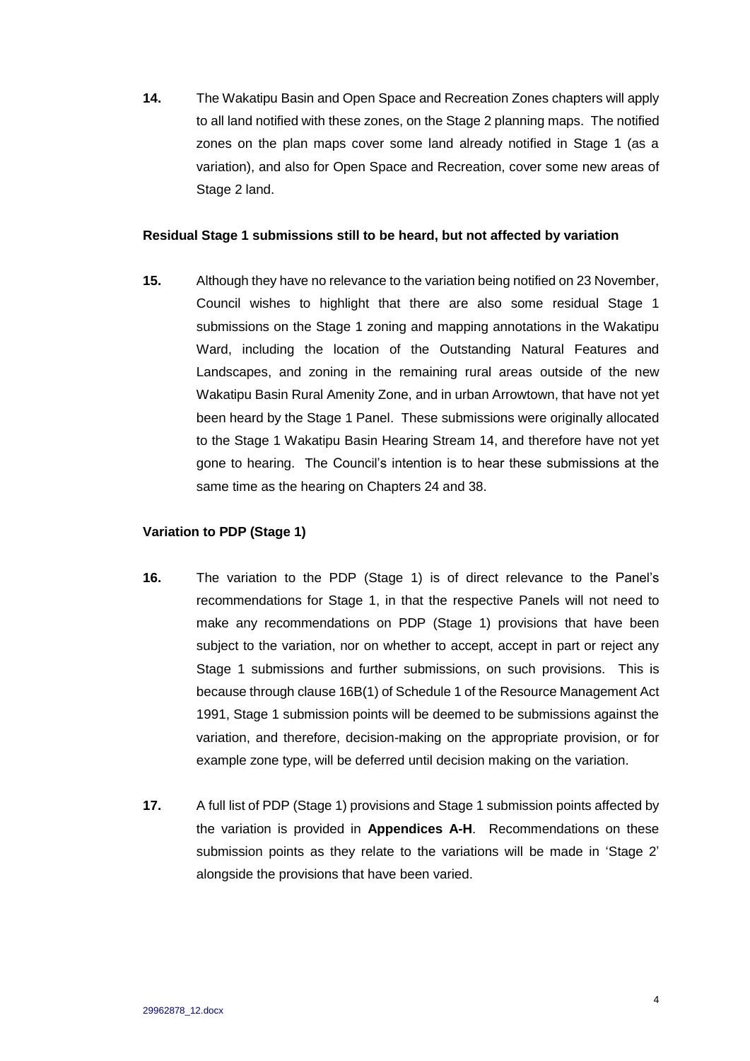**14.** The Wakatipu Basin and Open Space and Recreation Zones chapters will apply to all land notified with these zones, on the Stage 2 planning maps. The notified zones on the plan maps cover some land already notified in Stage 1 (as a variation), and also for Open Space and Recreation, cover some new areas of Stage 2 land.

**Residual Stage 1 submissions still to be heard, but not affected by variation**

**15.** Although they have no relevance to the variation being notified on 23 November, Council wishes to highlight that there are also some residual Stage 1 submissions on the Stage 1 zoning and mapping annotations in the Wakatipu Ward, including the location of the Outstanding Natural Features and Landscapes, and zoning in the remaining rural areas outside of the new Wakatipu Basin Rural Amenity Zone, and in urban Arrowtown, that have not yet been heard by the Stage 1 Panel. These submissions were originally allocated to the Stage 1 Wakatipu Basin Hearing Stream 14, and therefore have not yet gone to hearing. The Council's intention is to hear these submissions at the same time as the hearing on Chapters 24 and 38.

**Variation to PDP (Stage 1)**

**16.** The variation to the PDP (Stage 1) is of direct relevance to the Panel's recommendations for Stage 1, in that the respective Panels will not need to make any recommendations on PDP (Stage 1) provisions that have been subject to the variation, nor on whether to accept, accept in part or reject any Stage 1 submissions and further submissions, on such provisions. This is because through clause 16B(1) of Schedule 1 of the Resource Management Act 1991, Stage 1 submission points will be deemed to be submissions against the variation, and therefore, decision-making on the appropriate provision, or for example zone type, will be deferred until decision making on the variation.

**17.** A full list of PDP (Stage 1) provisions and Stage 1 submission points affected by the variation is provided in **Appendices A-H**. Recommendations on these submission points as they relate to the variations will be made in 'Stage 2' alongside the provisions that have been varied.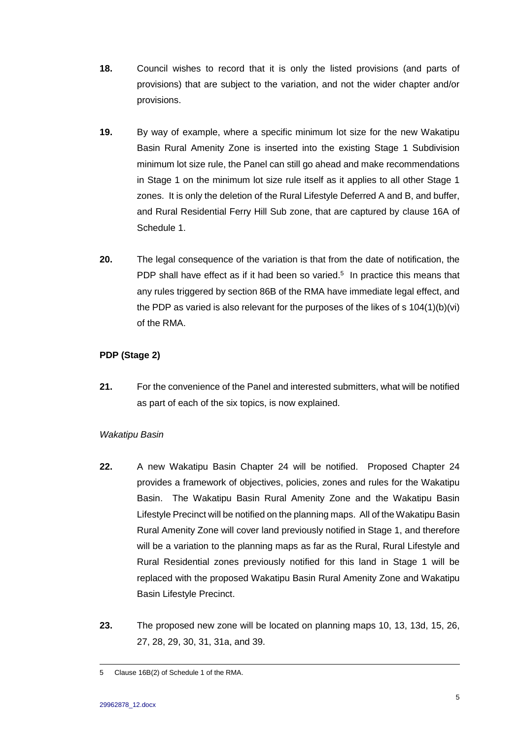**18.** Council wishes to record that it is only the listed provisions (and parts of provisions) that are subject to the variation, and not the wider chapter and/or provisions.

**19.** By way of example, where a specific minimum lot size for the new Wakatipu Basin Rural Amenity Zone is inserted into the existing Stage 1 Subdivision minimum lot size rule, the Panel can still go ahead and make recommendations in Stage 1 on the minimum lot size rule itself as it applies to all other Stage 1 zones. It is only the deletion of the Rural Lifestyle Deferred A and B, and buffer, and Rural Residential Ferry Hill Sub zone, that are captured by clause 16A of Schedule 1.

**20.** The legal consequence of the variation is that from the date of notification, the PDP shall have effect as if it had been so varied.[5] In practice this means that any rules triggered by section 86B of the RMA have immediate legal effect, and the PDP as varied is also relevant for the purposes of the likes of s 104(1)(b)(vi) of the RMA.

**PDP (Stage 2)**

**21.** For the convenience of the Panel and interested submitters, what will be notified as part of each of the six topics, is now explained.

*Wakatipu Basin*

**22.** A new Wakatipu Basin Chapter 24 will be notified. Proposed Chapter 24 provides a framework of objectives, policies, zones and rules for the Wakatipu Basin. The Wakatipu Basin Rural Amenity Zone and the Wakatipu Basin Lifestyle Precinct will be notified on the planning maps. All of the Wakatipu Basin Rural Amenity Zone will cover land previously notified in Stage 1, and therefore will be a variation to the planning maps as far as the Rural, Rural Lifestyle and Rural Residential zones previously notified for this land in Stage 1 will be replaced with the proposed Wakatipu Basin Rural Amenity Zone and Wakatipu Basin Lifestyle Precinct.

**23.** The proposed new zone will be located on planning maps 10, 13, 13d, 15, 26, 27, 28, 29, 30, 31, 31a, and 39.

---

5 Clause 16B(2) of Schedule 1 of the RMA.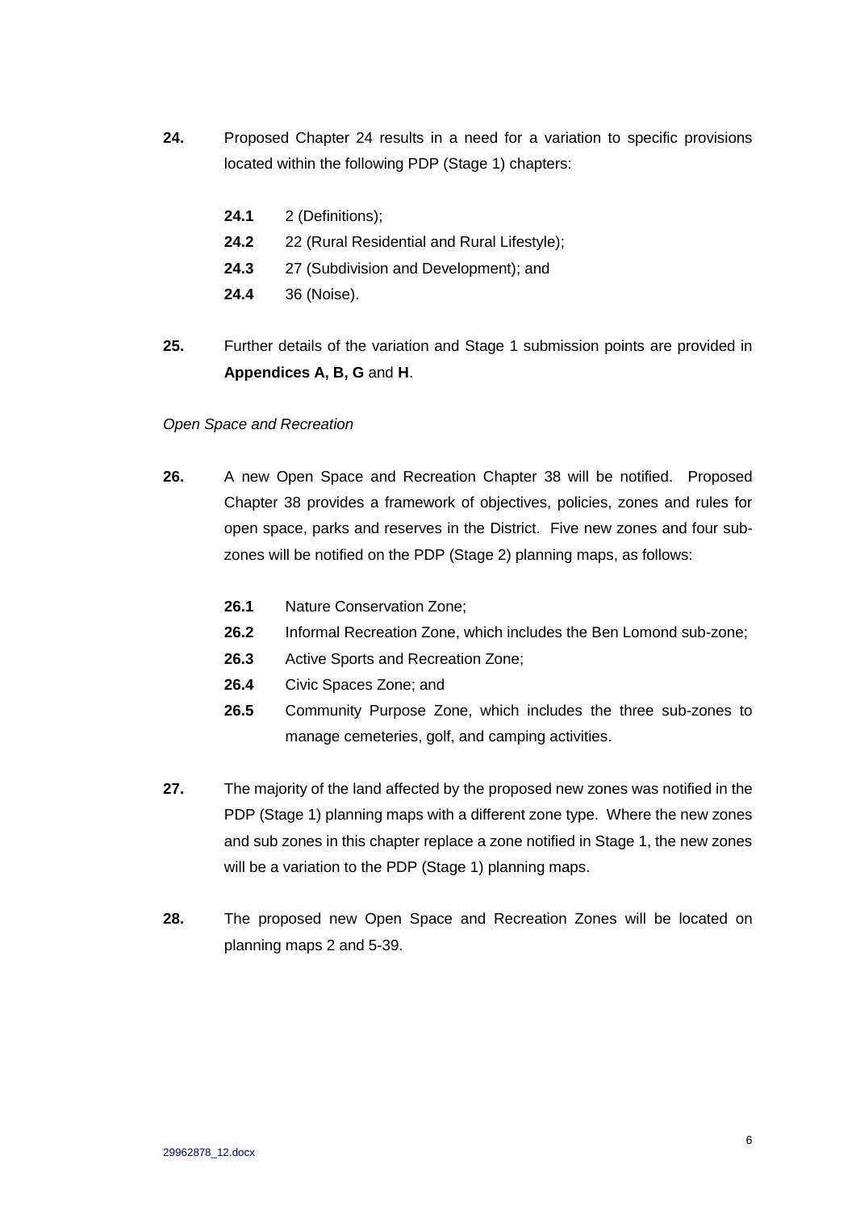**24.** Proposed Chapter 24 results in a need for a variation to specific provisions located within the following PDP (Stage 1) chapters:

- **24.1** 2 (Definitions);
- **24.2** 22 (Rural Residential and Rural Lifestyle);
- **24.3** 27 (Subdivision and Development); and
- **24.4** 36 (Noise).

**25.** Further details of the variation and Stage 1 submission points are provided in **Appendices A, B, G** and **H**.

*Open Space and Recreation*

**26.** A new Open Space and Recreation Chapter 38 will be notified. Proposed Chapter 38 provides a framework of objectives, policies, zones and rules for open space, parks and reserves in the District. Five new zones and four sub-zones will be notified on the PDP (Stage 2) planning maps, as follows:

- **26.1** Nature Conservation Zone;
- **26.2** Informal Recreation Zone, which includes the Ben Lomond sub-zone;
- **26.3** Active Sports and Recreation Zone;
- **26.4** Civic Spaces Zone; and
- **26.5** Community Purpose Zone, which includes the three sub-zones to manage cemeteries, golf, and camping activities.

**27.** The majority of the land affected by the proposed new zones was notified in the PDP (Stage 1) planning maps with a different zone type. Where the new zones and sub zones in this chapter replace a zone notified in Stage 1, the new zones will be a variation to the PDP (Stage 1) planning maps.

**28.** The proposed new Open Space and Recreation Zones will be located on planning maps 2 and 5-39.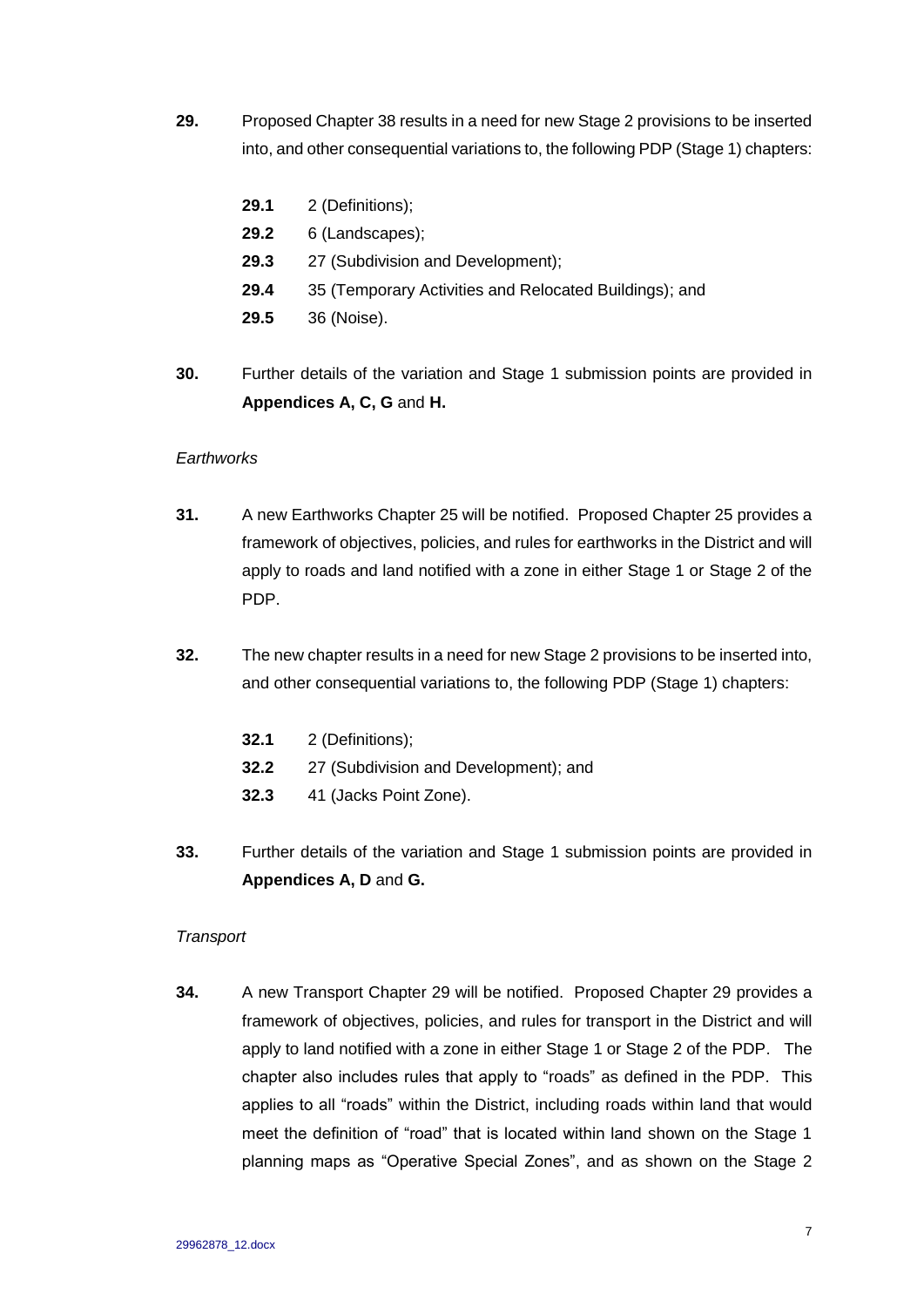**29.** Proposed Chapter 38 results in a need for new Stage 2 provisions to be inserted into, and other consequential variations to, the following PDP (Stage 1) chapters:

**29.1** 2 (Definitions);

**29.2** 6 (Landscapes);

**29.3** 27 (Subdivision and Development);

**29.4** 35 (Temporary Activities and Relocated Buildings); and

**29.5** 36 (Noise).

**30.** Further details of the variation and Stage 1 submission points are provided in **Appendices A, C, G** and **H.**

*Earthworks*

**31.** A new Earthworks Chapter 25 will be notified. Proposed Chapter 25 provides a framework of objectives, policies, and rules for earthworks in the District and will apply to roads and land notified with a zone in either Stage 1 or Stage 2 of the PDP.

**32.** The new chapter results in a need for new Stage 2 provisions to be inserted into, and other consequential variations to, the following PDP (Stage 1) chapters:

**32.1** 2 (Definitions);

**32.2** 27 (Subdivision and Development); and

**32.3** 41 (Jacks Point Zone).

**33.** Further details of the variation and Stage 1 submission points are provided in **Appendices A, D** and **G.**

*Transport*

**34.** A new Transport Chapter 29 will be notified. Proposed Chapter 29 provides a framework of objectives, policies, and rules for transport in the District and will apply to land notified with a zone in either Stage 1 or Stage 2 of the PDP. The chapter also includes rules that apply to "roads" as defined in the PDP. This applies to all "roads" within the District, including roads within land that would meet the definition of "road" that is located within land shown on the Stage 1 planning maps as "Operative Special Zones", and as shown on the Stage 2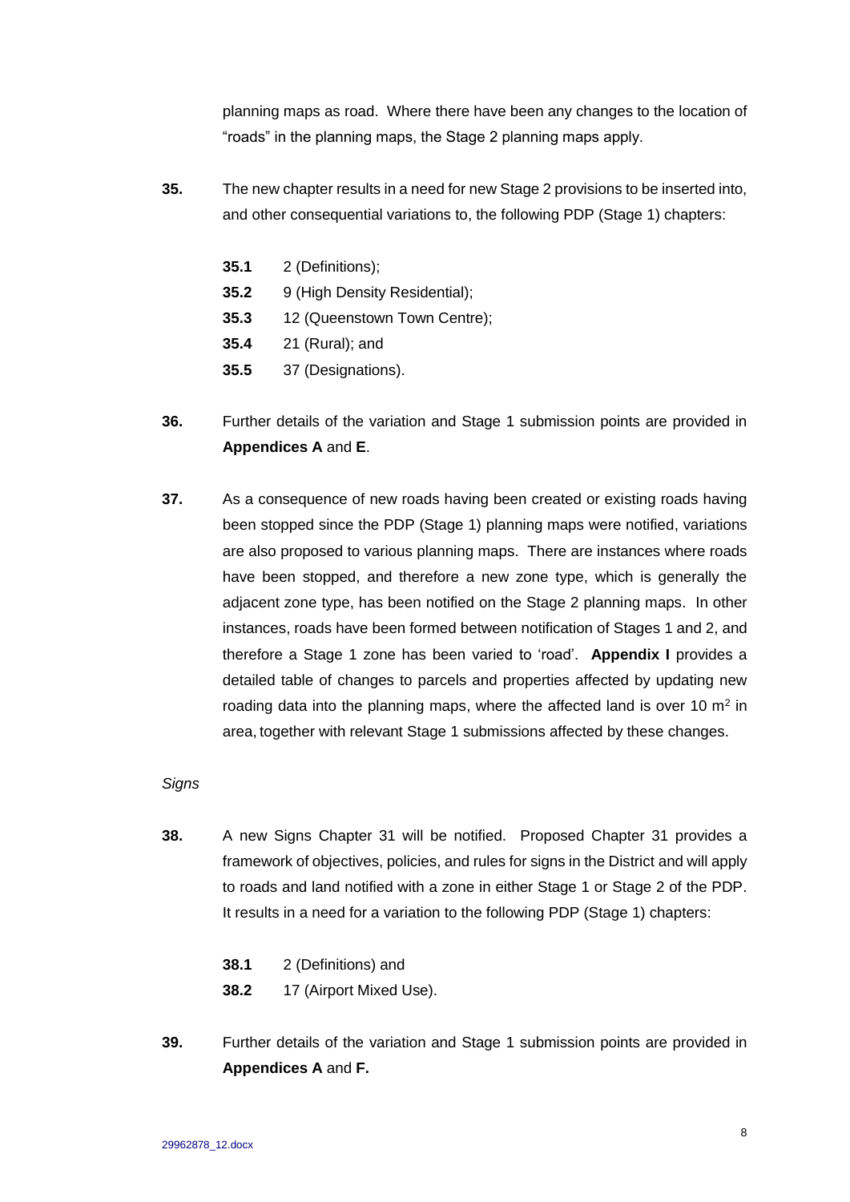planning maps as road. Where there have been any changes to the location of "roads" in the planning maps, the Stage 2 planning maps apply.

**35.** The new chapter results in a need for new Stage 2 provisions to be inserted into, and other consequential variations to, the following PDP (Stage 1) chapters:

- **35.1** 2 (Definitions);
- **35.2** 9 (High Density Residential);
- **35.3** 12 (Queenstown Town Centre);
- **35.4** 21 (Rural); and
- **35.5** 37 (Designations).

**36.** Further details of the variation and Stage 1 submission points are provided in **Appendices A** and **E**.

**37.** As a consequence of new roads having been created or existing roads having been stopped since the PDP (Stage 1) planning maps were notified, variations are also proposed to various planning maps. There are instances where roads have been stopped, and therefore a new zone type, which is generally the adjacent zone type, has been notified on the Stage 2 planning maps. In other instances, roads have been formed between notification of Stages 1 and 2, and therefore a Stage 1 zone has been varied to 'road'. **Appendix I** provides a detailed table of changes to parcels and properties affected by updating new roading data into the planning maps, where the affected land is over 10 $m^2$ in area, together with relevant Stage 1 submissions affected by these changes.

*Signs*

**38.** A new Signs Chapter 31 will be notified. Proposed Chapter 31 provides a framework of objectives, policies, and rules for signs in the District and will apply to roads and land notified with a zone in either Stage 1 or Stage 2 of the PDP. It results in a need for a variation to the following PDP (Stage 1) chapters:

- **38.1** 2 (Definitions) and
- **38.2** 17 (Airport Mixed Use).

**39.** Further details of the variation and Stage 1 submission points are provided in **Appendices A** and **F.**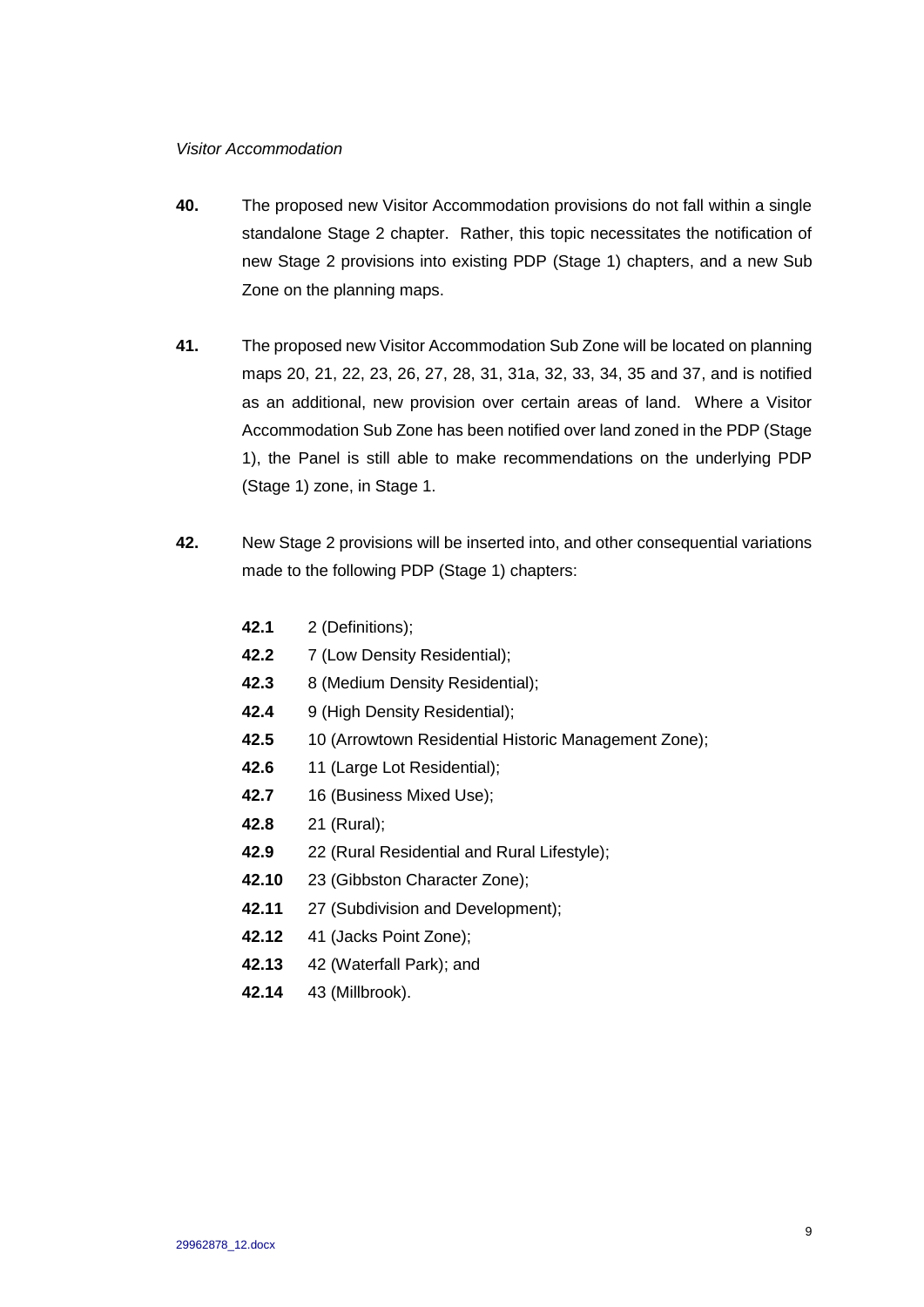*Visitor Accommodation*

**40.** The proposed new Visitor Accommodation provisions do not fall within a single standalone Stage 2 chapter. Rather, this topic necessitates the notification of new Stage 2 provisions into existing PDP (Stage 1) chapters, and a new Sub Zone on the planning maps.

**41.** The proposed new Visitor Accommodation Sub Zone will be located on planning maps 20, 21, 22, 23, 26, 27, 28, 31, 31a, 32, 33, 34, 35 and 37, and is notified as an additional, new provision over certain areas of land. Where a Visitor Accommodation Sub Zone has been notified over land zoned in the PDP (Stage 1), the Panel is still able to make recommendations on the underlying PDP (Stage 1) zone, in Stage 1.

**42.** New Stage 2 provisions will be inserted into, and other consequential variations made to the following PDP (Stage 1) chapters:

- **42.1** 2 (Definitions);
- **42.2** 7 (Low Density Residential);
- **42.3** 8 (Medium Density Residential);
- **42.4** 9 (High Density Residential);
- **42.5** 10 (Arrowtown Residential Historic Management Zone);
- **42.6** 11 (Large Lot Residential);
- **42.7** 16 (Business Mixed Use);
- **42.8** 21 (Rural);
- **42.9** 22 (Rural Residential and Rural Lifestyle);
- **42.10** 23 (Gibbston Character Zone);
- **42.11** 27 (Subdivision and Development);
- **42.12** 41 (Jacks Point Zone);
- **42.13** 42 (Waterfall Park); and
- **42.14** 43 (Millbrook).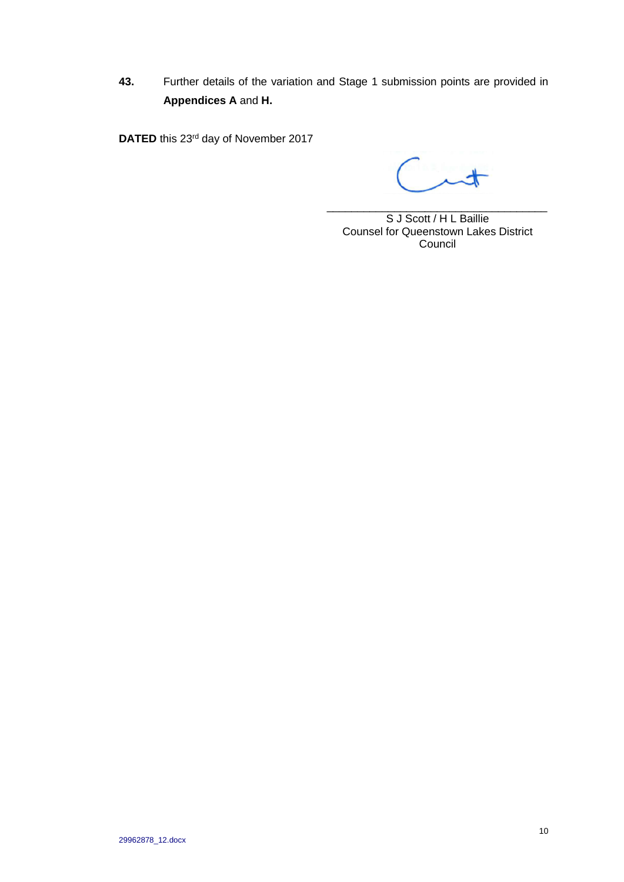**43.** Further details of the variation and Stage 1 submission points are provided in **Appendices A** and **H.**

**DATED** this 23rd day of November 2017

\_\_\_\_\_\_\_\_\_\_\_\_\_\_\_\_\_\_\_\_\_\_\_\_\_\_\_\_\_\_\_\_\_\_\_\_
S J Scott / H L Baillie
Counsel for Queenstown Lakes District Council

29962878_12.docx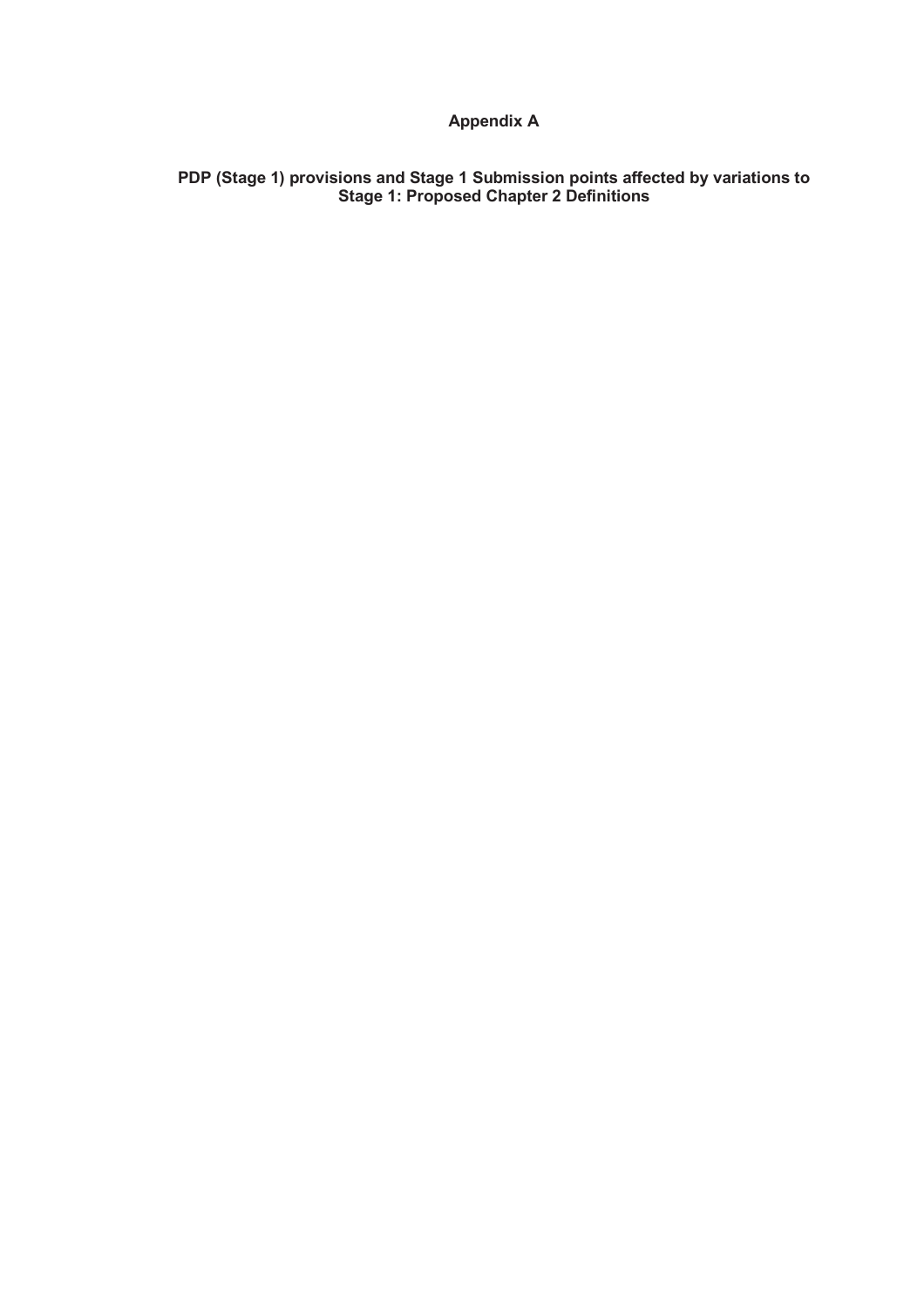# Appendix A

## PDP (Stage 1) provisions and Stage 1 Submission points affected by variations to Stage 1: Proposed Chapter 2 Definitions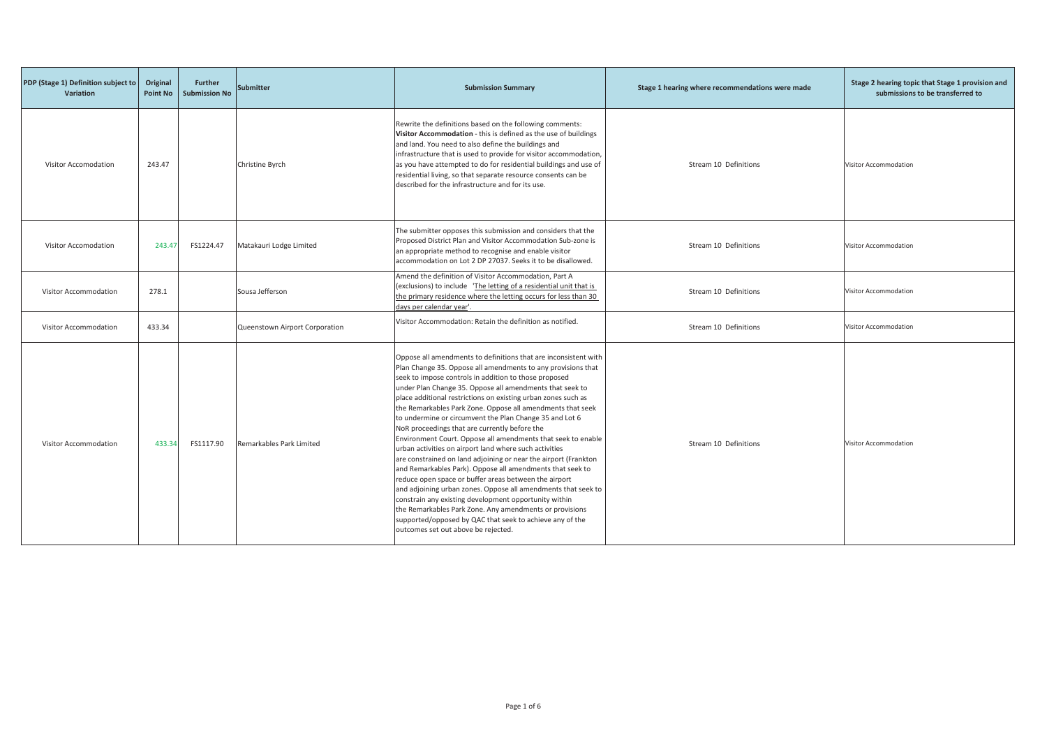| PDP (Stage 1) Definition subject to Variation | Original Point No | Further Submission No | Submitter | Submission Summary | Stage 1 hearing where recommendations were made | Stage 2 hearing topic that Stage 1 provision and submissions to be transferred to |
|---|---|---|---|---|---|---|
| Visitor Accomodation | 243.47 | | Christine Byrch | Rewrite the definitions based on the following comments: **Visitor Accommodation** - this is defined as the use of buildings and land. You need to also define the buildings and infrastructure that is used to provide for visitor accommodation, as you have attempted to do for residential buildings and use of residential living, so that separate resource consents can be described for the infrastructure and for its use. | Stream 10 Definitions | Visitor Accommodation |
| Visitor Accomodation | 243.47 | FS1224.47 | Matakauri Lodge Limited | The submitter opposes this submission and considers that the Proposed District Plan and Visitor Accommodation Sub-zone is an appropriate method to recognise and enable visitor accommodation on Lot 2 DP 27037. Seeks it to be disallowed. | Stream 10 Definitions | Visitor Accommodation |
| Visitor Accommodation | 278.1 | | Sousa Jefferson | Amend the definition of Visitor Accommodation, Part A (exclusions) to include 'The letting of a residential unit that is the primary residence where the letting occurs for less than 30 days per calendar year'. | Stream 10 Definitions | Visitor Accommodation |
| Visitor Accommodation | 433.34 | | Queenstown Airport Corporation | Visitor Accommodation: Retain the definition as notified. | Stream 10 Definitions | Visitor Accommodation |
| Visitor Accommodation | 433.34 | FS1117.90 | Remarkables Park Limited | Oppose all amendments to definitions that are inconsistent with Plan Change 35. Oppose all amendments to any provisions that seek to impose controls in addition to those proposed under Plan Change 35. Oppose all amendments that seek to place additional restrictions on existing urban zones such as the Remarkables Park Zone. Oppose all amendments that seek to undermine or circumvent the Plan Change 35 and Lot 6 NoR proceedings that are currently before the Environment Court. Oppose all amendments that seek to enable urban activities on airport land where such activities are constrained on land adjoining or near the airport (Frankton and Remarkables Park). Oppose all amendments that seek to reduce open space or buffer areas between the airport and adjoining urban zones. Oppose all amendments that seek to constrain any existing development opportunity within the Remarkables Park Zone. Any amendments or provisions supported/opposed by QAC that seek to achieve any of the outcomes set out above be rejected. | Stream 10 Definitions | Visitor Accommodation |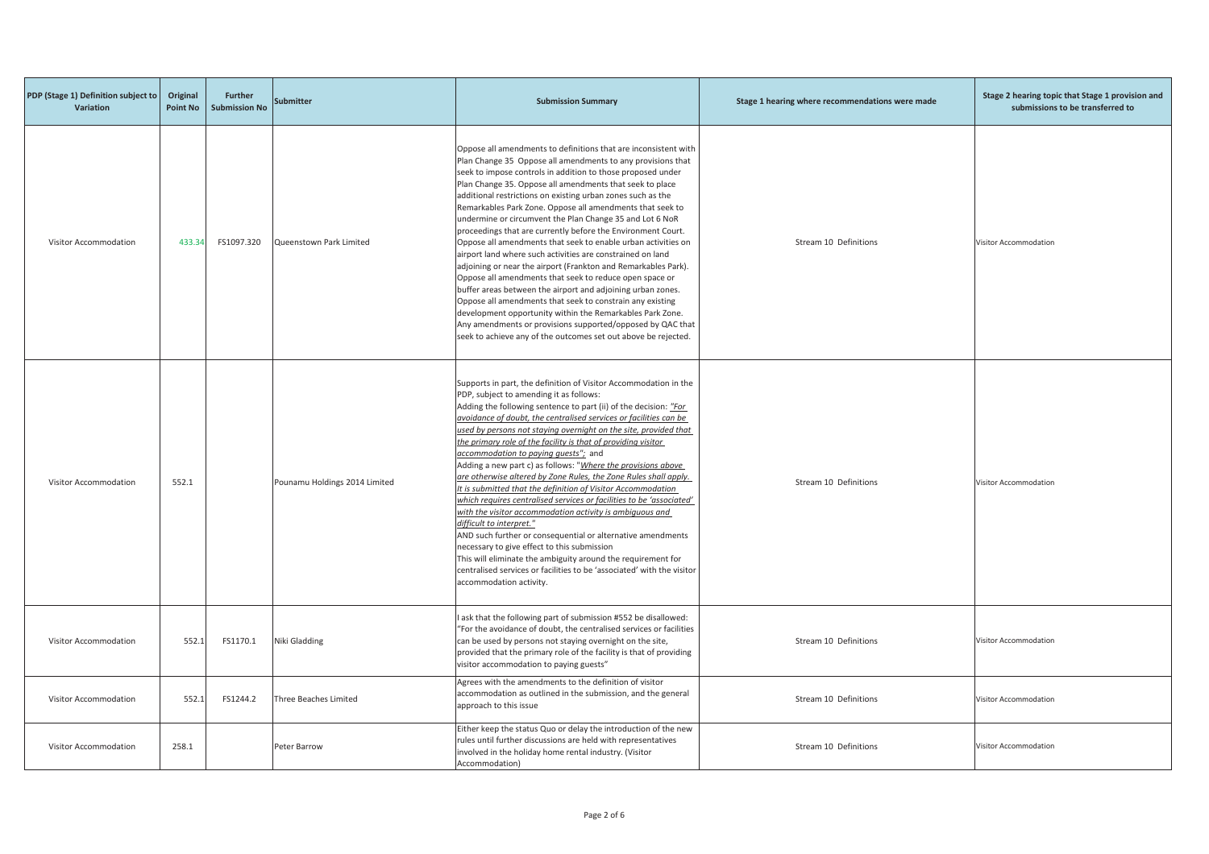| PDP (Stage 1) Definition subject to Variation | Original Point No | Further Submission No | Submitter | Submission Summary | Stage 1 hearing where recommendations were made | Stage 2 hearing topic that Stage 1 provision and submissions to be transferred to |
|---|---|---|---|---|---|---|
| Visitor Accommodation | 433.34 | FS1097.320 | Queenstown Park Limited | Oppose all amendments to definitions that are inconsistent with Plan Change 35 Oppose all amendments to any provisions that seek to impose controls in addition to those proposed under Plan Change 35. Oppose all amendments that seek to place additional restrictions on existing urban zones such as the Remarkables Park Zone. Oppose all amendments that seek to undermine or circumvent the Plan Change 35 and Lot 6 NoR proceedings that are currently before the Environment Court. Oppose all amendments that seek to enable urban activities on airport land where such activities are constrained on land adjoining or near the airport (Frankton and Remarkables Park). Oppose all amendments that seek to reduce open space or buffer areas between the airport and adjoining urban zones. Oppose all amendments that seek to constrain any existing development opportunity within the Remarkables Park Zone. Any amendments or provisions supported/opposed by QAC that seek to achieve any of the outcomes set out above be rejected. | Stream 10 Definitions | Visitor Accommodation |
| Visitor Accommodation | 552.1 | | Pounamu Holdings 2014 Limited | Supports in part, the definition of Visitor Accommodation in the PDP, subject to amending it as follows: Adding the following sentence to part (ii) of the decision: "For avoidance of doubt, the centralised services or facilities can be used by persons not staying overnight on the site, provided that the primary role of the facility is that of providing visitor accommodation to paying guests"; and Adding a new part c) as follows: "Where the provisions above are otherwise altered by Zone Rules, the Zone Rules shall apply. It is submitted that the definition of Visitor Accommodation which requires centralised services or facilities to be 'associated' with the visitor accommodation activity is ambiguous and difficult to interpret." AND such further or consequential or alternative amendments necessary to give effect to this submission This will eliminate the ambiguity around the requirement for centralised services or facilities to be 'associated' with the visitor accommodation activity. | Stream 10 Definitions | Visitor Accommodation |
| Visitor Accommodation | 552.1 | FS1170.1 | Niki Gladding | I ask that the following part of submission #552 be disallowed: "For the avoidance of doubt, the centralised services or facilities can be used by persons not staying overnight on the site, provided that the primary role of the facility is that of providing visitor accommodation to paying guests" | Stream 10 Definitions | Visitor Accommodation |
| Visitor Accommodation | 552.1 | FS1244.2 | Three Beaches Limited | Agrees with the amendments to the definition of visitor accommodation as outlined in the submission, and the general approach to this issue | Stream 10 Definitions | Visitor Accommodation |
| Visitor Accommodation | 258.1 | | Peter Barrow | Either keep the status Quo or delay the introduction of the new rules until further discussions are held with representatives involved in the holiday home rental industry. (Visitor Accommodation) | Stream 10 Definitions | Visitor Accommodation |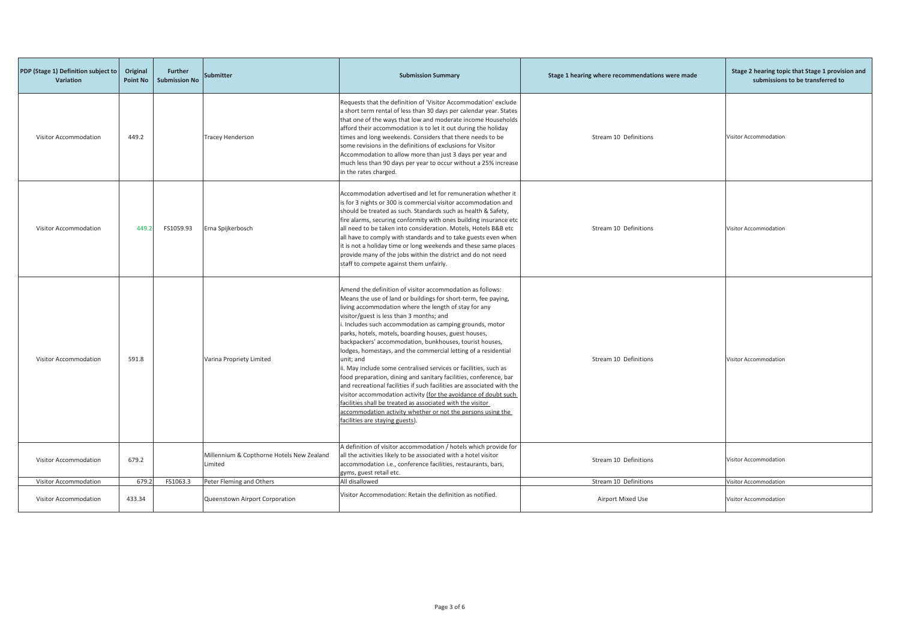| PDP (Stage 1) Definition subject to Variation | Original Point No | Further Submission No | Submitter | Submission Summary | Stage 1 hearing where recommendations were made | Stage 2 hearing topic that Stage 1 provision and submissions to be transferred to |
|---|---|---|---|---|---|---|
| Visitor Accommodation | 449.2 | | Tracey Henderson | Requests that the definition of 'Visitor Accommodation' exclude a short term rental of less than 30 days per calendar year. States that one of the ways that low and moderate income Households afford their accommodation is to let it out during the holiday times and long weekends. Considers that there needs to be some revisions in the definitions of exclusions for Visitor Accommodation to allow more than just 3 days per year and much less than 90 days per year to occur without a 25% increase in the rates charged. | Stream 10 Definitions | Visitor Accommodation |
| Visitor Accommodation | 449.2 | FS1059.93 | Erna Spijkerbosch | Accommodation advertised and let for remuneration whether it is for 3 nights or 300 is commercial visitor accommodation and should be treated as such. Standards such as health & Safety, fire alarms, securing conformity with ones building insurance etc all need to be taken into consideration. Motels, Hotels B&B etc all have to comply with standards and to take guests even when it is not a holiday time or long weekends and these same places provide many of the jobs within the district and do not need staff to compete against them unfairly. | Stream 10 Definitions | Visitor Accommodation |
| Visitor Accommodation | 591.8 | | Varina Propriety Limited | Amend the definition of visitor accommodation as follows: Means the use of land or buildings for short-term, fee paying, living accommodation where the length of stay for any visitor/guest is less than 3 months; and i. Includes such accommodation as camping grounds, motor parks, hotels, motels, boarding houses, guest houses, backpackers' accommodation, bunkhouses, tourist houses, lodges, homestays, and the commercial letting of a residential unit; and ii. May include some centralised services or facilities, such as food preparation, dining and sanitary facilities, conference, bar and recreational facilities if such facilities are associated with the visitor accommodation activity (for the avoidance of doubt such facilities shall be treated as associated with the visitor accommodation activity whether or not the persons using the facilities are staying guests). | Stream 10 Definitions | Visitor Accommodation |
| Visitor Accommodation | 679.2 | | Millennium & Copthorne Hotels New Zealand Limited | A definition of visitor accommodation / hotels which provide for all the activities likely to be associated with a hotel visitor accommodation i.e., conference facilities, restaurants, bars, gyms, guest retail etc. | Stream 10 Definitions | Visitor Accommodation |
| Visitor Accommodation | 679.2 | FS1063.3 | Peter Fleming and Others | All disallowed | Stream 10 Definitions | Visitor Accommodation |
| Visitor Accommodation | 433.34 | | Queenstown Airport Corporation | Visitor Accommodation: Retain the definition as notified. | Airport Mixed Use | Visitor Accommodation |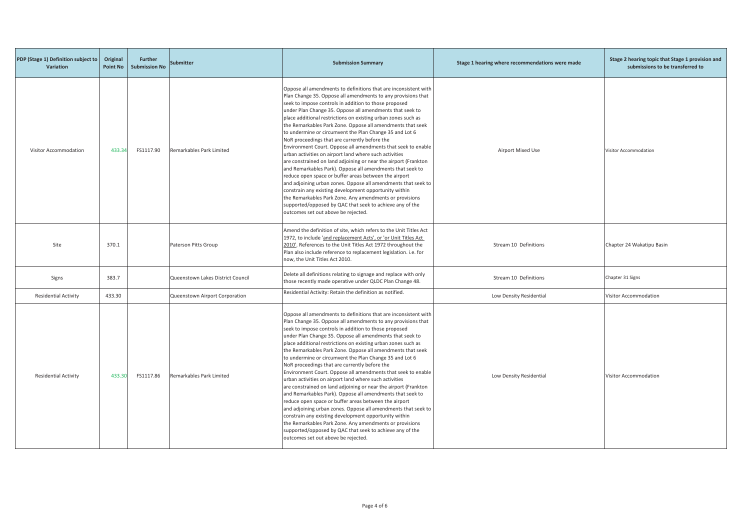| PDP (Stage 1) Definition subject to Variation | Original Point No | Further Submission No | Submitter | Submission Summary | Stage 1 hearing where recommendations were made | Stage 2 hearing topic that Stage 1 provision and submissions to be transferred to |
|---|---|---|---|---|---|---|
| Visitor Accommodation | 433.34 | FS1117.90 | Remarkables Park Limited | Oppose all amendments to definitions that are inconsistent with Plan Change 35. Oppose all amendments to any provisions that seek to impose controls in addition to those proposed under Plan Change 35. Oppose all amendments that seek to place additional restrictions on existing urban zones such as the Remarkables Park Zone. Oppose all amendments that seek to undermine or circumvent the Plan Change 35 and Lot 6 NoR proceedings that are currently before the Environment Court. Oppose all amendments that seek to enable urban activities on airport land where such activities are constrained on land adjoining or near the airport (Frankton and Remarkables Park). Oppose all amendments that seek to reduce open space or buffer areas between the airport and adjoining urban zones. Oppose all amendments that seek to constrain any existing development opportunity within the Remarkables Park Zone. Any amendments or provisions supported/opposed by QAC that seek to achieve any of the outcomes set out above be rejected. | Airport Mixed Use | Visitor Accommodation |
| Site | 370.1 | | Paterson Pitts Group | Amend the definition of site, which refers to the Unit Titles Act 1972, to include 'and replacement Acts', or 'or Unit Titles Act 2010'. References to the Unit Titles Act 1972 throughout the Plan also include reference to replacement legislation. i.e. for now, the Unit Titles Act 2010. | Stream 10 Definitions | Chapter 24 Wakatipu Basin |
| Signs | 383.7 | | Queenstown Lakes District Council | Delete all definitions relating to signage and replace with only those recently made operative under QLDC Plan Change 48. | Stream 10 Definitions | Chapter 31 Signs |
| Residential Activity | 433.30 | | Queenstown Airport Corporation | Residential Activity: Retain the definition as notified. | Low Density Residential | Visitor Accommodation |
| Residential Activity | 433.30 | FS1117.86 | Remarkables Park Limited | Oppose all amendments to definitions that are inconsistent with Plan Change 35. Oppose all amendments to any provisions that seek to impose controls in addition to those proposed under Plan Change 35. Oppose all amendments that seek to place additional restrictions on existing urban zones such as the Remarkables Park Zone. Oppose all amendments that seek to undermine or circumvent the Plan Change 35 and Lot 6 NoR proceedings that are currently before the Environment Court. Oppose all amendments that seek to enable urban activities on airport land where such activities are constrained on land adjoining or near the airport (Frankton and Remarkables Park). Oppose all amendments that seek to reduce open space or buffer areas between the airport and adjoining urban zones. Oppose all amendments that seek to constrain any existing development opportunity within the Remarkables Park Zone. Any amendments or provisions supported/opposed by QAC that seek to achieve any of the outcomes set out above be rejected. | Low Density Residential | Visitor Accommodation |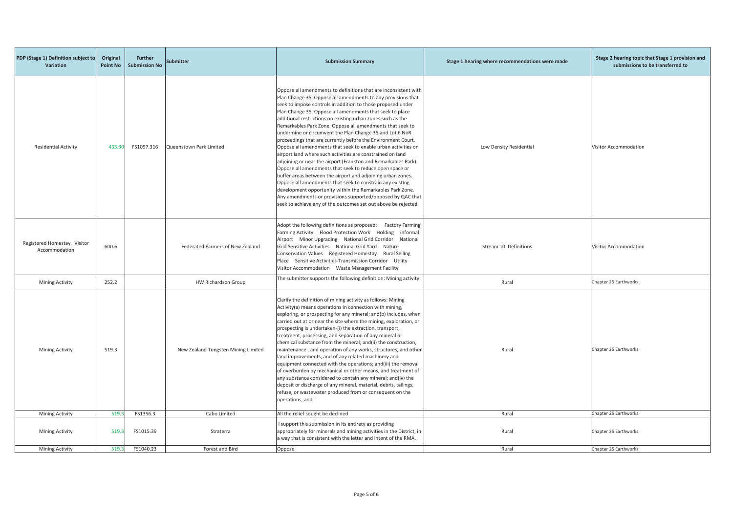| PDP (Stage 1) Definition subject to Variation | Original Point No | Further Submission No | Submitter | Submission Summary | Stage 1 hearing where recommendations were made | Stage 2 hearing topic that Stage 1 provision and submissions to be transferred to |
|---|---|---|---|---|---|---|
| Residential Activity | 433.30 | FS1097.316 | Queenstown Park Limited | Oppose all amendments to definitions that are inconsistent with Plan Change 35 Oppose all amendments to any provisions that seek to impose controls in addition to those proposed under Plan Change 35. Oppose all amendments that seek to place additional restrictions on existing urban zones such as the Remarkables Park Zone. Oppose all amendments that seek to undermine or circumvent the Plan Change 35 and Lot 6 NoR proceedings that are currently before the Environment Court. Oppose all amendments that seek to enable urban activities on airport land where such activities are constrained on land adjoining or near the airport (Frankton and Remarkables Park). Oppose all amendments that seek to reduce open space or buffer areas between the airport and adjoining urban zones. Oppose all amendments that seek to constrain any existing development opportunity within the Remarkables Park Zone. Any amendments or provisions supported/opposed by QAC that seek to achieve any of the outcomes set out above be rejected. | Low Density Residential | Visitor Accommodation |
| Registered Homestay, Visitor Accommodation | 600.6 | | Federated Farmers of New Zealand | Adopt the following definitions as proposed: Factory Farming Farming Activity Flood Protection Work Holding informal Airport Minor Upgrading National Grid Corridor National Grid Sensitive Activities National Grid Yard Nature Conservation Values Registered Homestay Rural Selling Place Sensitive Activities-Transmission Corridor Utility Visitor Accommodation Waste Management Facility | Stream 10 Definitions | Visitor Accommodation |
| Mining Activity | 252.2 | | HW Richardson Group | The submitter supports the following definition: Mining activity | Rural | Chapter 25 Earthworks |
| Mining Activity | 519.3 | | New Zealand Tungsten Mining Limited | Clarify the definition of mining activity as follows: Mining Activity(a) means operations in connection with mining, exploring, or prospecting for any mineral; and(b) includes, when carried out at or near the site where the mining, exploration, or prospecting is undertaken-(i) the extraction, transport, treatment, processing, and separation of any mineral or chemical substance from the mineral; and(ii) the construction, maintenance , and operation of any works, structures, and other land improvements, and of any related machinery and equipment connected with the operations; and(iii) the removal of overburden by mechanical or other means, and treatment of any substance considered to contain any mineral; and(iv) the deposit or discharge of any mineral, material, debris, tailings, refuse, or wastewater produced from or consequent on the operations; and' | Rural | Chapter 25 Earthworks |
| Mining Activity | 519.3 | FS1356.3 | Cabo Limited | All the relief sought be declined | Rural | Chapter 25 Earthworks |
| Mining Activity | 519.3 | FS1015.39 | Straterra | I support this submission in its entirety as providing appropriately for minerals and mining activities in the District, in a way that is consistent with the letter and intent of the RMA. | Rural | Chapter 25 Earthworks |
| Mining Activity | 519.3 | FS1040.23 | Forest and Bird | Oppose | Rural | Chapter 25 Earthworks |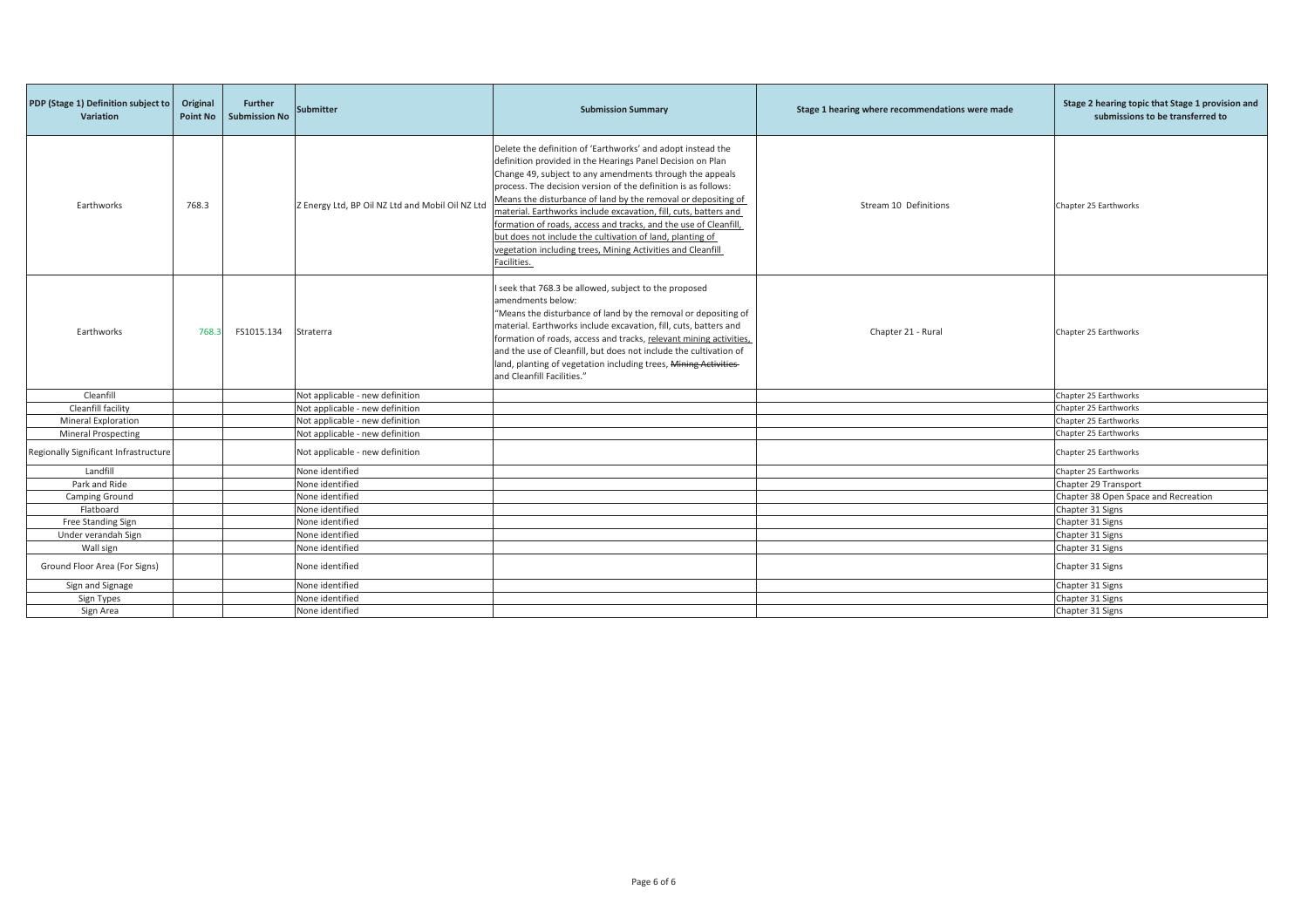| PDP (Stage 1) Definition subject to Variation | Original Point No | Further Submission No | Submitter | Submission Summary | Stage 1 hearing where recommendations were made | Stage 2 hearing topic that Stage 1 provision and submissions to be transferred to |
|---|---|---|---|---|---|---|
| Earthworks | 768.3 | | Z Energy Ltd, BP Oil NZ Ltd and Mobil Oil NZ Ltd | Delete the definition of 'Earthworks' and adopt instead the definition provided in the Hearings Panel Decision on Plan Change 49, subject to any amendments through the appeals process. The decision version of the definition is as follows: Means the disturbance of land by the removal or depositing of material. Earthworks include excavation, fill, cuts, batters and formation of roads, access and tracks, and the use of Cleanfill, but does not include the cultivation of land, planting of vegetation including trees, Mining Activities and Cleanfill Facilities. | Stream 10 Definitions | Chapter 25 Earthworks |
| Earthworks | 768.3 | FS1015.134 | Straterra | I seek that 768.3 be allowed, subject to the proposed amendments below: "Means the disturbance of land by the removal or depositing of material. Earthworks include excavation, fill, cuts, batters and formation of roads, access and tracks, relevant mining activities, and the use of Cleanfill, but does not include the cultivation of land, planting of vegetation including trees, ~~Mining Activities~~ and Cleanfill Facilities." | Chapter 21 - Rural | Chapter 25 Earthworks |
| Cleanfill | | | Not applicable - new definition | | | Chapter 25 Earthworks |
| Cleanfill facility | | | Not applicable - new definition | | | Chapter 25 Earthworks |
| Mineral Exploration | | | Not applicable - new definition | | | Chapter 25 Earthworks |
| Mineral Prospecting | | | Not applicable - new definition | | | Chapter 25 Earthworks |
| Regionally Significant Infrastructure | | | Not applicable - new definition | | | Chapter 25 Earthworks |
| Landfill | | | None identified | | | Chapter 25 Earthworks |
| Park and Ride | | | None identified | | | Chapter 29 Transport |
| Camping Ground | | | None identified | | | Chapter 38 Open Space and Recreation |
| Flatboard | | | None identified | | | Chapter 31 Signs |
| Free Standing Sign | | | None identified | | | Chapter 31 Signs |
| Under verandah Sign | | | None identified | | | Chapter 31 Signs |
| Wall sign | | | None identified | | | Chapter 31 Signs |
| Ground Floor Area (For Signs) | | | None identified | | | Chapter 31 Signs |
| Sign and Signage | | | None identified | | | Chapter 31 Signs |
| Sign Types | | | None identified | | | Chapter 31 Signs |
| Sign Area | | | None identified | | | Chapter 31 Signs |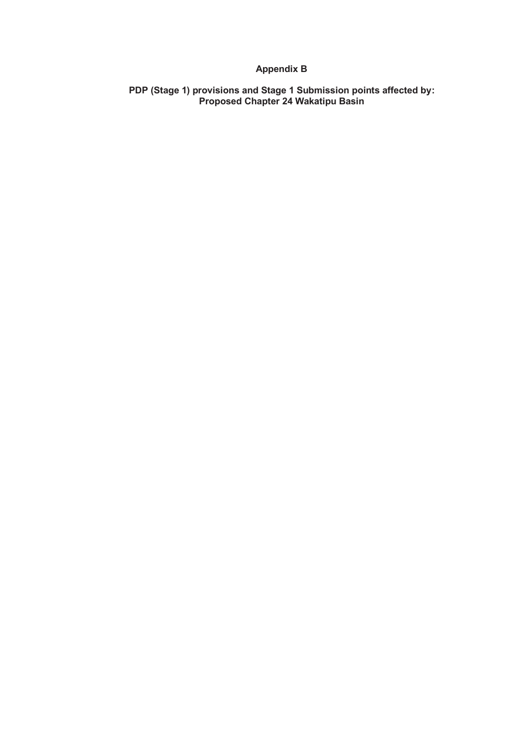# Appendix B

## PDP (Stage 1) provisions and Stage 1 Submission points affected by: Proposed Chapter 24 Wakatipu Basin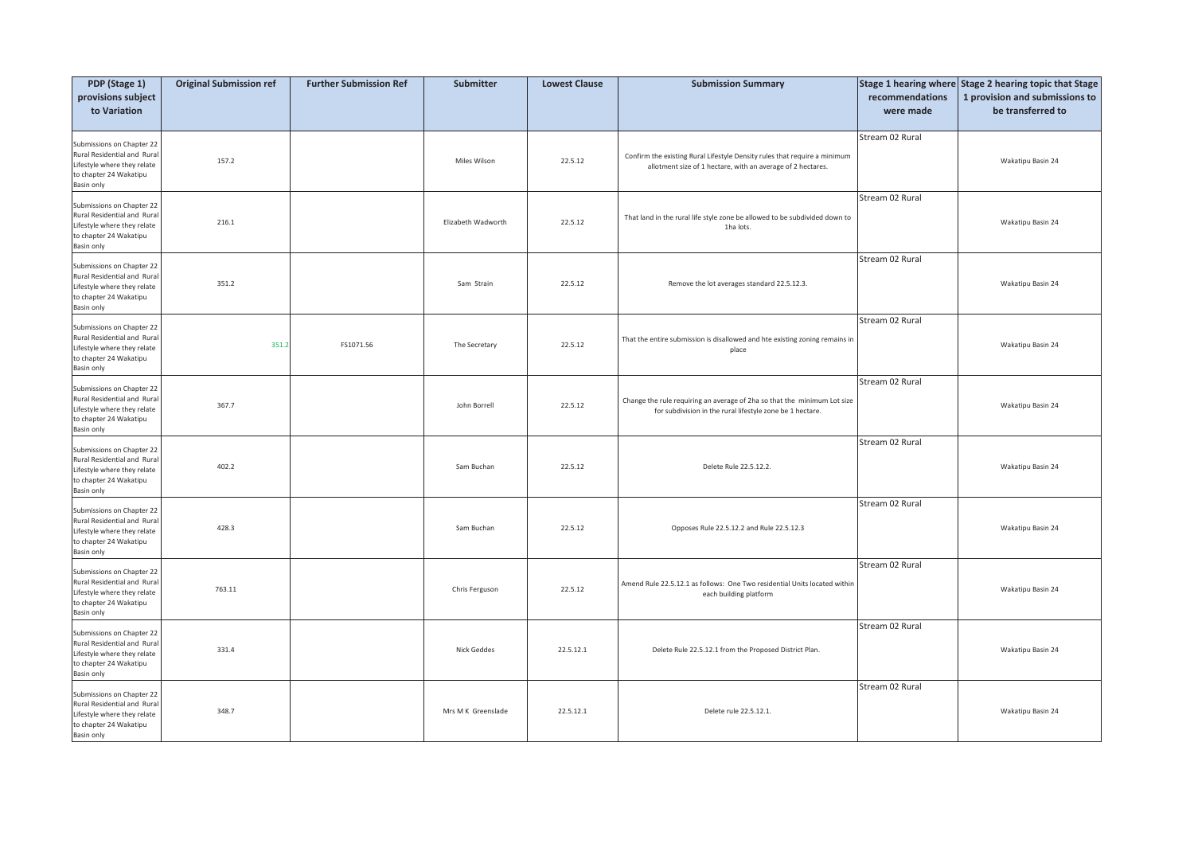| PDP (Stage 1) provisions subject to Variation | Original Submission ref | Further Submission Ref | Submitter | Lowest Clause | Submission Summary | Stage 1 hearing where recommendations were made | Stage 2 hearing topic that Stage 1 provision and submissions to be transferred to |
|---|---|---|---|---|---|---|---|
| Submissions on Chapter 22 Rural Residential and Rural Lifestyle where they relate to chapter 24 Wakatipu Basin only | 157.2 | | Miles Wilson | 22.5.12 | Confirm the existing Rural Lifestyle Density rules that require a minimum allotment size of 1 hectare, with an average of 2 hectares. | Stream 02 Rural | Wakatipu Basin 24 |
| Submissions on Chapter 22 Rural Residential and Rural Lifestyle where they relate to chapter 24 Wakatipu Basin only | 216.1 | | Elizabeth Wadworth | 22.5.12 | That land in the rural life style zone be allowed to be subdivided down to 1ha lots. | Stream 02 Rural | Wakatipu Basin 24 |
| Submissions on Chapter 22 Rural Residential and Rural Lifestyle where they relate to chapter 24 Wakatipu Basin only | 351.2 | | Sam Strain | 22.5.12 | Remove the lot averages standard 22.5.12.3. | Stream 02 Rural | Wakatipu Basin 24 |
| Submissions on Chapter 22 Rural Residential and Rural Lifestyle where they relate to chapter 24 Wakatipu Basin only | 351.2 | FS1071.56 | The Secretary | 22.5.12 | That the entire submission is disallowed and hte existing zoning remains in place | Stream 02 Rural | Wakatipu Basin 24 |
| Submissions on Chapter 22 Rural Residential and Rural Lifestyle where they relate to chapter 24 Wakatipu Basin only | 367.7 | | John Borrell | 22.5.12 | Change the rule requiring an average of 2ha so that the minimum Lot size for subdivision in the rural lifestyle zone be 1 hectare. | Stream 02 Rural | Wakatipu Basin 24 |
| Submissions on Chapter 22 Rural Residential and Rural Lifestyle where they relate to chapter 24 Wakatipu Basin only | 402.2 | | Sam Buchan | 22.5.12 | Delete Rule 22.5.12.2. | Stream 02 Rural | Wakatipu Basin 24 |
| Submissions on Chapter 22 Rural Residential and Rural Lifestyle where they relate to chapter 24 Wakatipu Basin only | 428.3 | | Sam Buchan | 22.5.12 | Opposes Rule 22.5.12.2 and Rule 22.5.12.3 | Stream 02 Rural | Wakatipu Basin 24 |
| Submissions on Chapter 22 Rural Residential and Rural Lifestyle where they relate to chapter 24 Wakatipu Basin only | 763.11 | | Chris Ferguson | 22.5.12 | Amend Rule 22.5.12.1 as follows: One Two residential Units located within each building platform | Stream 02 Rural | Wakatipu Basin 24 |
| Submissions on Chapter 22 Rural Residential and Rural Lifestyle where they relate to chapter 24 Wakatipu Basin only | 331.4 | | Nick Geddes | 22.5.12.1 | Delete Rule 22.5.12.1 from the Proposed District Plan. | Stream 02 Rural | Wakatipu Basin 24 |
| Submissions on Chapter 22 Rural Residential and Rural Lifestyle where they relate to chapter 24 Wakatipu Basin only | 348.7 | | Mrs M K Greenslade | 22.5.12.1 | Delete rule 22.5.12.1. | Stream 02 Rural | Wakatipu Basin 24 |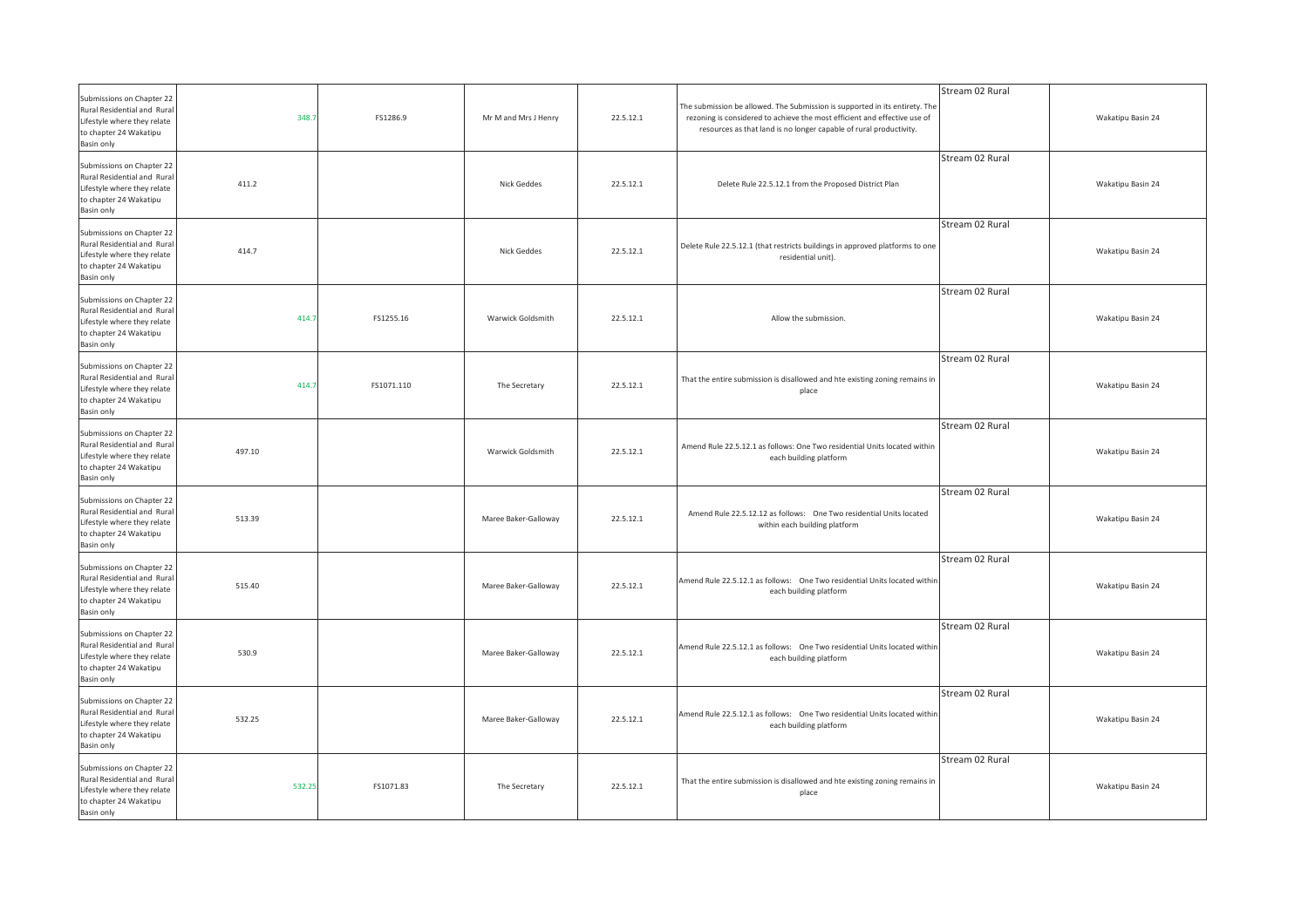| | | | | | | | |
|---|---|---|---|---|---|---|---|
| Submissions on Chapter 22 Rural Residential and Rural Lifestyle where they relate to chapter 24 Wakatipu Basin only | 348.7 | FS1286.9 | Mr M and Mrs J Henry | 22.5.12.1 | The submission be allowed. The Submission is supported in its entirety. The rezoning is considered to achieve the most efficient and effective use of resources as that land is no longer capable of rural productivity. | Stream 02 Rural | Wakatipu Basin 24 |
| Submissions on Chapter 22 Rural Residential and Rural Lifestyle where they relate to chapter 24 Wakatipu Basin only | 411.2 | | Nick Geddes | 22.5.12.1 | Delete Rule 22.5.12.1 from the Proposed District Plan | Stream 02 Rural | Wakatipu Basin 24 |
| Submissions on Chapter 22 Rural Residential and Rural Lifestyle where they relate to chapter 24 Wakatipu Basin only | 414.7 | | Nick Geddes | 22.5.12.1 | Delete Rule 22.5.12.1 (that restricts buildings in approved platforms to one residential unit). | Stream 02 Rural | Wakatipu Basin 24 |
| Submissions on Chapter 22 Rural Residential and Rural Lifestyle where they relate to chapter 24 Wakatipu Basin only | 414.7 | FS1255.16 | Warwick Goldsmith | 22.5.12.1 | Allow the submission. | Stream 02 Rural | Wakatipu Basin 24 |
| Submissions on Chapter 22 Rural Residential and Rural Lifestyle where they relate to chapter 24 Wakatipu Basin only | 414.7 | FS1071.110 | The Secretary | 22.5.12.1 | That the entire submission is disallowed and hte existing zoning remains in place | Stream 02 Rural | Wakatipu Basin 24 |
| Submissions on Chapter 22 Rural Residential and Rural Lifestyle where they relate to chapter 24 Wakatipu Basin only | 497.10 | | Warwick Goldsmith | 22.5.12.1 | Amend Rule 22.5.12.1 as follows: One Two residential Units located within each building platform | Stream 02 Rural | Wakatipu Basin 24 |
| Submissions on Chapter 22 Rural Residential and Rural Lifestyle where they relate to chapter 24 Wakatipu Basin only | 513.39 | | Maree Baker-Galloway | 22.5.12.1 | Amend Rule 22.5.12.12 as follows: One Two residential Units located within each building platform | Stream 02 Rural | Wakatipu Basin 24 |
| Submissions on Chapter 22 Rural Residential and Rural Lifestyle where they relate to chapter 24 Wakatipu Basin only | 515.40 | | Maree Baker-Galloway | 22.5.12.1 | Amend Rule 22.5.12.1 as follows: One Two residential Units located within each building platform | Stream 02 Rural | Wakatipu Basin 24 |
| Submissions on Chapter 22 Rural Residential and Rural Lifestyle where they relate to chapter 24 Wakatipu Basin only | 530.9 | | Maree Baker-Galloway | 22.5.12.1 | Amend Rule 22.5.12.1 as follows: One Two residential Units located within each building platform | Stream 02 Rural | Wakatipu Basin 24 |
| Submissions on Chapter 22 Rural Residential and Rural Lifestyle where they relate to chapter 24 Wakatipu Basin only | 532.25 | | Maree Baker-Galloway | 22.5.12.1 | Amend Rule 22.5.12.1 as follows: One Two residential Units located within each building platform | Stream 02 Rural | Wakatipu Basin 24 |
| Submissions on Chapter 22 Rural Residential and Rural Lifestyle where they relate to chapter 24 Wakatipu Basin only | 532.25 | FS1071.83 | The Secretary | 22.5.12.1 | That the entire submission is disallowed and hte existing zoning remains in place | Stream 02 Rural | Wakatipu Basin 24 |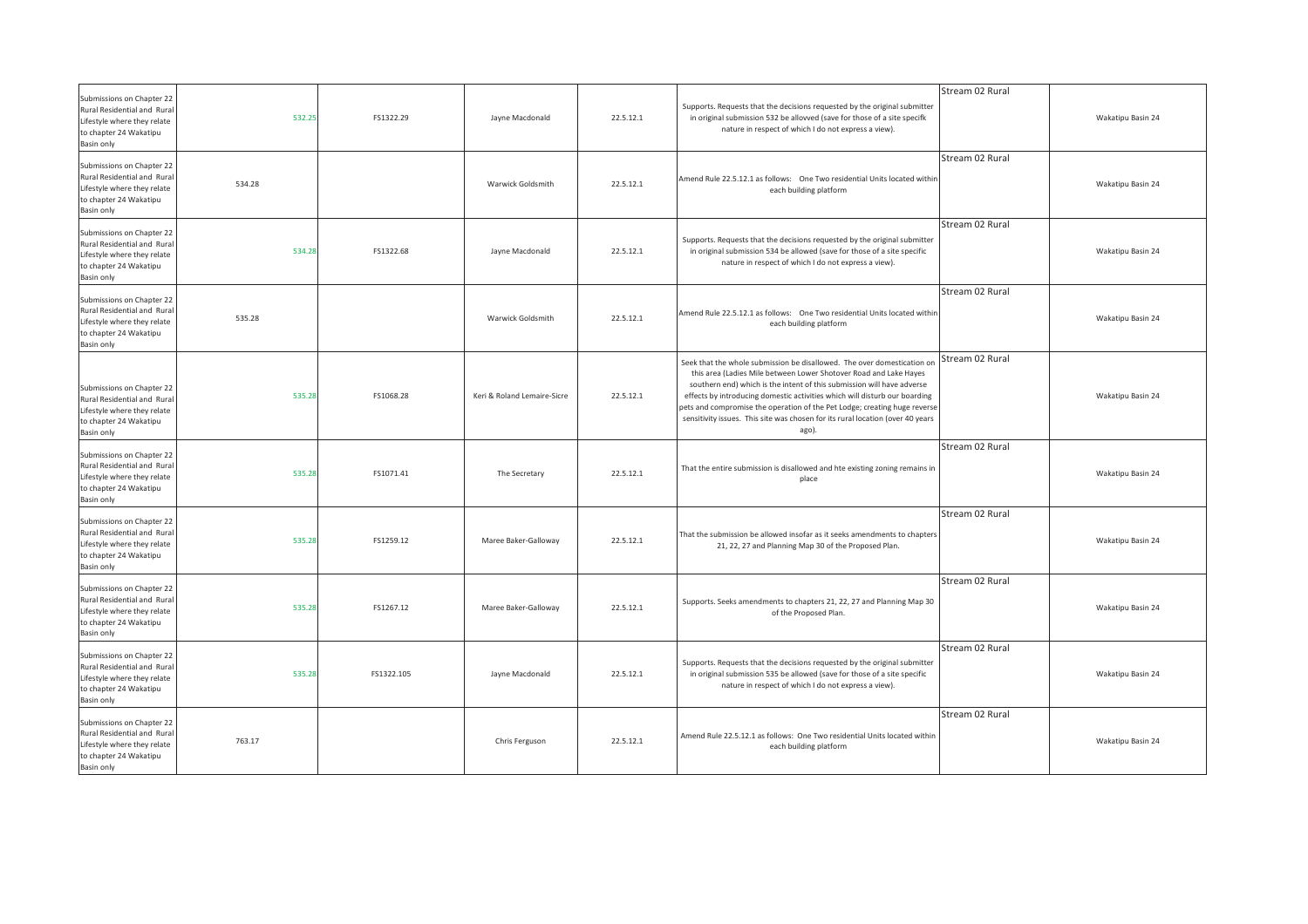| Submissions on Chapter 22 Rural Residential and Rural Lifestyle where they relate to chapter 24 Wakatipu Basin only | 532.25 | FS1322.29 | Jayne Macdonald | 22.5.12.1 | Supports. Requests that the decisions requested by the original submitter in original submission 532 be allovved (save for those of a site specifk nature in respect of which I do not express a view). | Stream 02 Rural | Wakatipu Basin 24 |
|---|---|---|---|---|---|---|---|
| Submissions on Chapter 22 Rural Residential and Rural Lifestyle where they relate to chapter 24 Wakatipu Basin only | 534.28 | | Warwick Goldsmith | 22.5.12.1 | Amend Rule 22.5.12.1 as follows: One Two residential Units located within each building platform | Stream 02 Rural | Wakatipu Basin 24 |
| Submissions on Chapter 22 Rural Residential and Rural Lifestyle where they relate to chapter 24 Wakatipu Basin only | 534.28 | FS1322.68 | Jayne Macdonald | 22.5.12.1 | Supports. Requests that the decisions requested by the original submitter in original submission 534 be allowed (save for those of a site specific nature in respect of which I do not express a view). | Stream 02 Rural | Wakatipu Basin 24 |
| Submissions on Chapter 22 Rural Residential and Rural Lifestyle where they relate to chapter 24 Wakatipu Basin only | 535.28 | | Warwick Goldsmith | 22.5.12.1 | Amend Rule 22.5.12.1 as follows: One Two residential Units located within each building platform | Stream 02 Rural | Wakatipu Basin 24 |
| Submissions on Chapter 22 Rural Residential and Rural Lifestyle where they relate to chapter 24 Wakatipu Basin only | 535.28 | FS1068.28 | Keri & Roland Lemaire-Sicre | 22.5.12.1 | Seek that the whole submission be disallowed. The over domestication on this area (Ladies Mile between Lower Shotover Road and Lake Hayes southern end) which is the intent of this submission will have adverse effects by introducing domestic activities which will disturb our boarding pets and compromise the operation of the Pet Lodge; creating huge reverse sensitivity issues. This site was chosen for its rural location (over 40 years ago). | Stream 02 Rural | Wakatipu Basin 24 |
| Submissions on Chapter 22 Rural Residential and Rural Lifestyle where they relate to chapter 24 Wakatipu Basin only | 535.28 | FS1071.41 | The Secretary | 22.5.12.1 | That the entire submission is disallowed and hte existing zoning remains in place | Stream 02 Rural | Wakatipu Basin 24 |
| Submissions on Chapter 22 Rural Residential and Rural Lifestyle where they relate to chapter 24 Wakatipu Basin only | 535.28 | FS1259.12 | Maree Baker-Galloway | 22.5.12.1 | That the submission be allowed insofar as it seeks amendments to chapters 21, 22, 27 and Planning Map 30 of the Proposed Plan. | Stream 02 Rural | Wakatipu Basin 24 |
| Submissions on Chapter 22 Rural Residential and Rural Lifestyle where they relate to chapter 24 Wakatipu Basin only | 535.28 | FS1267.12 | Maree Baker-Galloway | 22.5.12.1 | Supports. Seeks amendments to chapters 21, 22, 27 and Planning Map 30 of the Proposed Plan. | Stream 02 Rural | Wakatipu Basin 24 |
| Submissions on Chapter 22 Rural Residential and Rural Lifestyle where they relate to chapter 24 Wakatipu Basin only | 535.28 | FS1322.105 | Jayne Macdonald | 22.5.12.1 | Supports. Requests that the decisions requested by the original submitter in original submission 535 be allowed (save for those of a site specific nature in respect of which I do not express a view). | Stream 02 Rural | Wakatipu Basin 24 |
| Submissions on Chapter 22 Rural Residential and Rural Lifestyle where they relate to chapter 24 Wakatipu Basin only | 763.17 | | Chris Ferguson | 22.5.12.1 | Amend Rule 22.5.12.1 as follows: One Two residential Units located within each building platform | Stream 02 Rural | Wakatipu Basin 24 |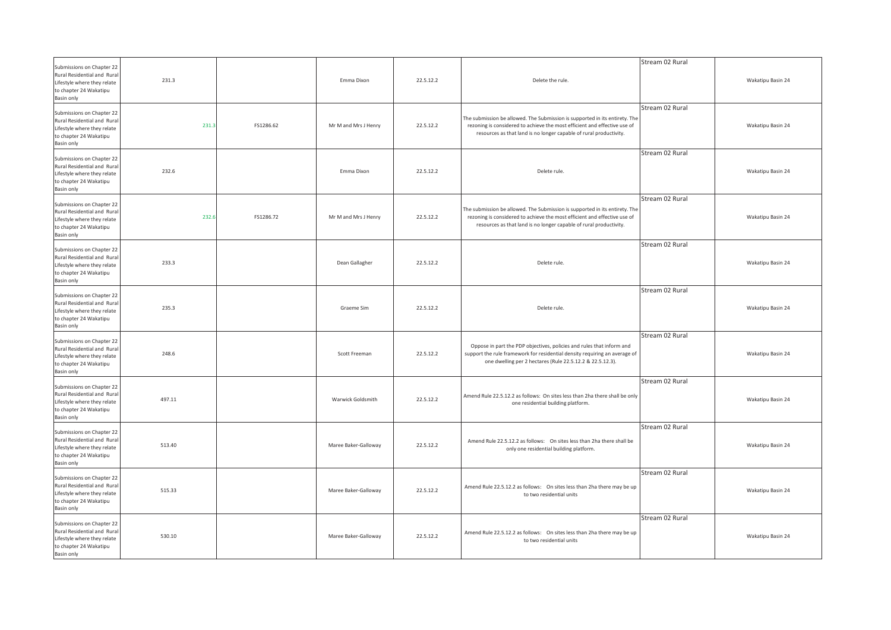| | | | | | | | |
|---|---|---|---|---|---|---|---|
| Submissions on Chapter 22 Rural Residential and Rural Lifestyle where they relate to chapter 24 Wakatipu Basin only | 231.3 | | Emma Dixon | 22.5.12.2 | Delete the rule. | Stream 02 Rural | Wakatipu Basin 24 |
| Submissions on Chapter 22 Rural Residential and Rural Lifestyle where they relate to chapter 24 Wakatipu Basin only | 231.3 | FS1286.62 | Mr M and Mrs J Henry | 22.5.12.2 | The submission be allowed. The Submission is supported in its entirety. The rezoning is considered to achieve the most efficient and effective use of resources as that land is no longer capable of rural productivity. | Stream 02 Rural | Wakatipu Basin 24 |
| Submissions on Chapter 22 Rural Residential and Rural Lifestyle where they relate to chapter 24 Wakatipu Basin only | 232.6 | | Emma Dixon | 22.5.12.2 | Delete rule. | Stream 02 Rural | Wakatipu Basin 24 |
| Submissions on Chapter 22 Rural Residential and Rural Lifestyle where they relate to chapter 24 Wakatipu Basin only | 232.6 | FS1286.72 | Mr M and Mrs J Henry | 22.5.12.2 | The submission be allowed. The Submission is supported in its entirety. The rezoning is considered to achieve the most efficient and effective use of resources as that land is no longer capable of rural productivity. | Stream 02 Rural | Wakatipu Basin 24 |
| Submissions on Chapter 22 Rural Residential and Rural Lifestyle where they relate to chapter 24 Wakatipu Basin only | 233.3 | | Dean Gallagher | 22.5.12.2 | Delete rule. | Stream 02 Rural | Wakatipu Basin 24 |
| Submissions on Chapter 22 Rural Residential and Rural Lifestyle where they relate to chapter 24 Wakatipu Basin only | 235.3 | | Graeme Sim | 22.5.12.2 | Delete rule. | Stream 02 Rural | Wakatipu Basin 24 |
| Submissions on Chapter 22 Rural Residential and Rural Lifestyle where they relate to chapter 24 Wakatipu Basin only | 248.6 | | Scott Freeman | 22.5.12.2 | Oppose in part the PDP objectives, policies and rules that inform and support the rule framework for residential density requiring an average of one dwelling per 2 hectares (Rule 22.5.12.2 & 22.5.12.3). | Stream 02 Rural | Wakatipu Basin 24 |
| Submissions on Chapter 22 Rural Residential and Rural Lifestyle where they relate to chapter 24 Wakatipu Basin only | 497.11 | | Warwick Goldsmith | 22.5.12.2 | Amend Rule 22.5.12.2 as follows: On sites less than 2ha there shall be only one residential building platform. | Stream 02 Rural | Wakatipu Basin 24 |
| Submissions on Chapter 22 Rural Residential and Rural Lifestyle where they relate to chapter 24 Wakatipu Basin only | 513.40 | | Maree Baker-Galloway | 22.5.12.2 | Amend Rule 22.5.12.2 as follows: On sites less than 2ha there shall be only one residential building platform. | Stream 02 Rural | Wakatipu Basin 24 |
| Submissions on Chapter 22 Rural Residential and Rural Lifestyle where they relate to chapter 24 Wakatipu Basin only | 515.33 | | Maree Baker-Galloway | 22.5.12.2 | Amend Rule 22.5.12.2 as follows: On sites less than 2ha there may be up to two residential units | Stream 02 Rural | Wakatipu Basin 24 |
| Submissions on Chapter 22 Rural Residential and Rural Lifestyle where they relate to chapter 24 Wakatipu Basin only | 530.10 | | Maree Baker-Galloway | 22.5.12.2 | Amend Rule 22.5.12.2 as follows: On sites less than 2ha there may be up to two residential units | Stream 02 Rural | Wakatipu Basin 24 |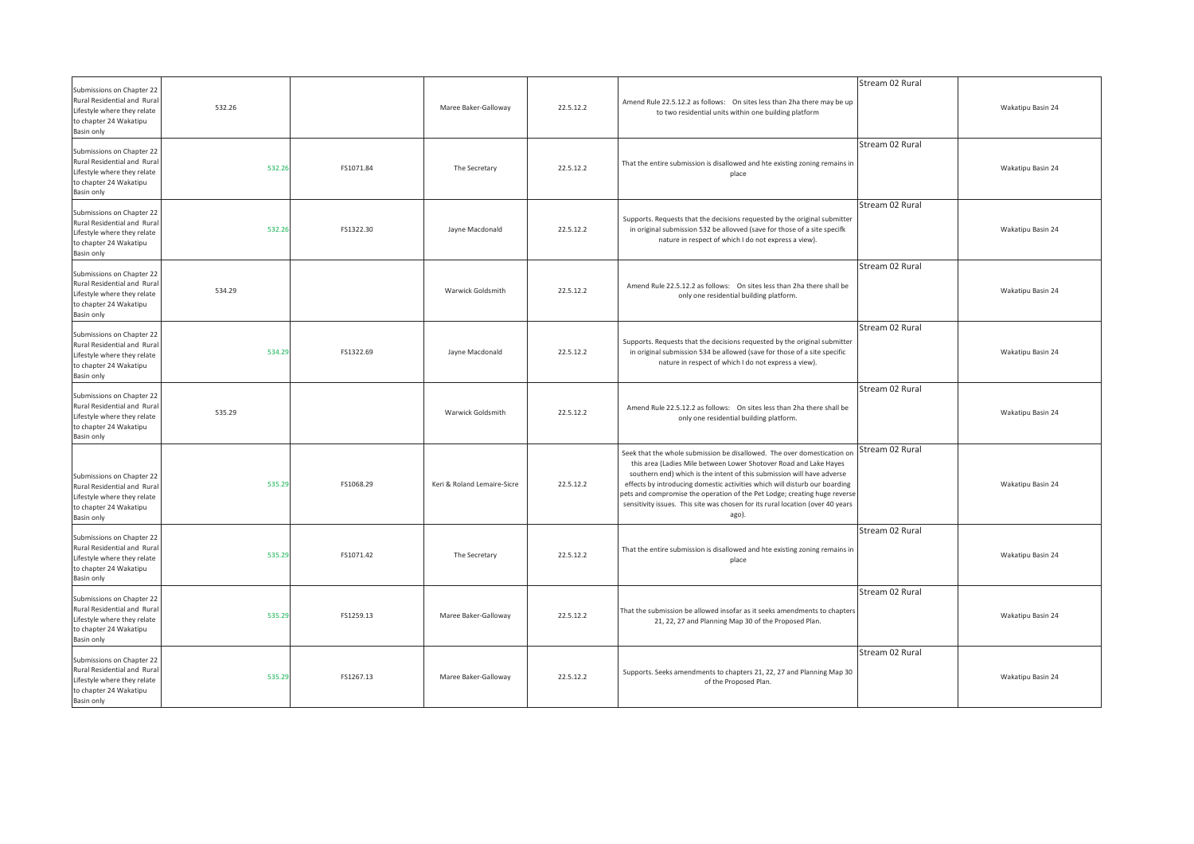| | | | | | | | |
|---|---|---|---|---|---|---|---|
| Submissions on Chapter 22 Rural Residential and Rural Lifestyle where they relate to chapter 24 Wakatipu Basin only | 532.26 | | Maree Baker-Galloway | 22.5.12.2 | Amend Rule 22.5.12.2 as follows: On sites less than 2ha there may be up to two residential units within one building platform | Stream 02 Rural | Wakatipu Basin 24 |
| Submissions on Chapter 22 Rural Residential and Rural Lifestyle where they relate to chapter 24 Wakatipu Basin only | 532.26 | FS1071.84 | The Secretary | 22.5.12.2 | That the entire submission is disallowed and hte existing zoning remains in place | Stream 02 Rural | Wakatipu Basin 24 |
| Submissions on Chapter 22 Rural Residential and Rural Lifestyle where they relate to chapter 24 Wakatipu Basin only | 532.26 | FS1322.30 | Jayne Macdonald | 22.5.12.2 | Supports. Requests that the decisions requested by the original submitter in original submission 532 be allowed (save for those of a site specifk nature in respect of which I do not express a view). | Stream 02 Rural | Wakatipu Basin 24 |
| Submissions on Chapter 22 Rural Residential and Rural Lifestyle where they relate to chapter 24 Wakatipu Basin only | 534.29 | | Warwick Goldsmith | 22.5.12.2 | Amend Rule 22.5.12.2 as follows: On sites less than 2ha there shall be only one residential building platform. | Stream 02 Rural | Wakatipu Basin 24 |
| Submissions on Chapter 22 Rural Residential and Rural Lifestyle where they relate to chapter 24 Wakatipu Basin only | 534.29 | FS1322.69 | Jayne Macdonald | 22.5.12.2 | Supports. Requests that the decisions requested by the original submitter in original submission 534 be allowed (save for those of a site specific nature in respect of which I do not express a view). | Stream 02 Rural | Wakatipu Basin 24 |
| Submissions on Chapter 22 Rural Residential and Rural Lifestyle where they relate to chapter 24 Wakatipu Basin only | 535.29 | | Warwick Goldsmith | 22.5.12.2 | Amend Rule 22.5.12.2 as follows: On sites less than 2ha there shall be only one residential building platform. | Stream 02 Rural | Wakatipu Basin 24 |
| Submissions on Chapter 22 Rural Residential and Rural Lifestyle where they relate to chapter 24 Wakatipu Basin only | 535.29 | FS1068.29 | Keri & Roland Lemaire-Sicre | 22.5.12.2 | Seek that the whole submission be disallowed. The over domestication on this area (Ladies Mile between Lower Shotover Road and Lake Hayes southern end) which is the intent of this submission will have adverse effects by introducing domestic activities which will disturb our boarding pets and compromise the operation of the Pet Lodge; creating huge reverse sensitivity issues. This site was chosen for its rural location (over 40 years ago). | Stream 02 Rural | Wakatipu Basin 24 |
| Submissions on Chapter 22 Rural Residential and Rural Lifestyle where they relate to chapter 24 Wakatipu Basin only | 535.29 | FS1071.42 | The Secretary | 22.5.12.2 | That the entire submission is disallowed and hte existing zoning remains in place | Stream 02 Rural | Wakatipu Basin 24 |
| Submissions on Chapter 22 Rural Residential and Rural Lifestyle where they relate to chapter 24 Wakatipu Basin only | 535.29 | FS1259.13 | Maree Baker-Galloway | 22.5.12.2 | That the submission be allowed insofar as it seeks amendments to chapters 21, 22, 27 and Planning Map 30 of the Proposed Plan. | Stream 02 Rural | Wakatipu Basin 24 |
| Submissions on Chapter 22 Rural Residential and Rural Lifestyle where they relate to chapter 24 Wakatipu Basin only | 535.29 | FS1267.13 | Maree Baker-Galloway | 22.5.12.2 | Supports. Seeks amendments to chapters 21, 22, 27 and Planning Map 30 of the Proposed Plan. | Stream 02 Rural | Wakatipu Basin 24 |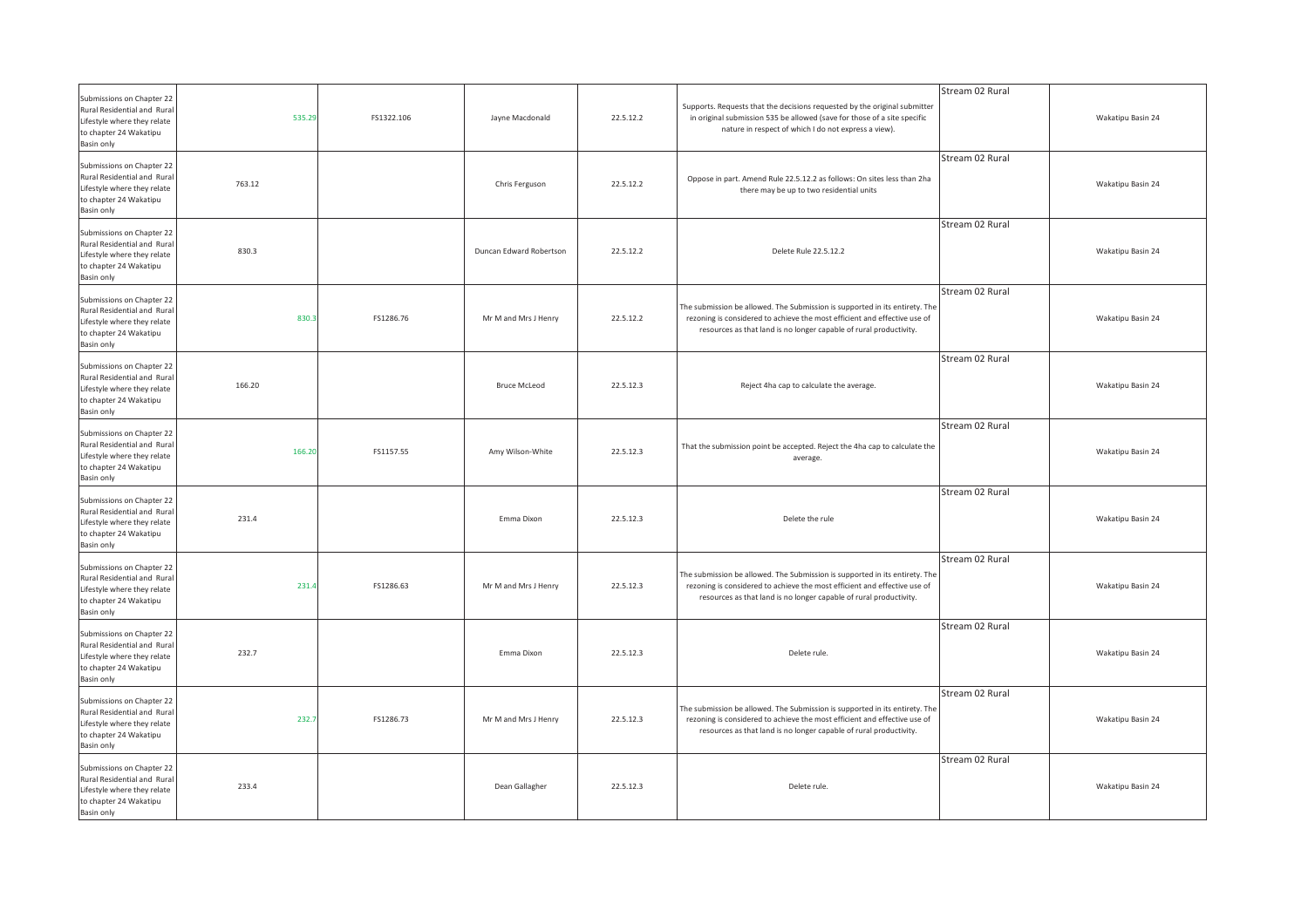| Submissions on Chapter 22 Rural Residential and Rural Lifestyle where they relate to chapter 24 Wakatipu Basin only | 535.29 | FS1322.106 | Jayne Macdonald | 22.5.12.2 | Supports. Requests that the decisions requested by the original submitter in original submission 535 be allowed (save for those of a site specific nature in respect of which I do not express a view). | Stream 02 Rural | Wakatipu Basin 24 |
|---|---|---|---|---|---|---|---|
| Submissions on Chapter 22 Rural Residential and Rural Lifestyle where they relate to chapter 24 Wakatipu Basin only | 763.12 | | Chris Ferguson | 22.5.12.2 | Oppose in part. Amend Rule 22.5.12.2 as follows: On sites less than 2ha there may be up to two residential units | Stream 02 Rural | Wakatipu Basin 24 |
| Submissions on Chapter 22 Rural Residential and Rural Lifestyle where they relate to chapter 24 Wakatipu Basin only | 830.3 | | Duncan Edward Robertson | 22.5.12.2 | Delete Rule 22.5.12.2 | Stream 02 Rural | Wakatipu Basin 24 |
| Submissions on Chapter 22 Rural Residential and Rural Lifestyle where they relate to chapter 24 Wakatipu Basin only | 830.3 | FS1286.76 | Mr M and Mrs J Henry | 22.5.12.2 | The submission be allowed. The Submission is supported in its entirety. The rezoning is considered to achieve the most efficient and effective use of resources as that land is no longer capable of rural productivity. | Stream 02 Rural | Wakatipu Basin 24 |
| Submissions on Chapter 22 Rural Residential and Rural Lifestyle where they relate to chapter 24 Wakatipu Basin only | 166.20 | | Bruce McLeod | 22.5.12.3 | Reject 4ha cap to calculate the average. | Stream 02 Rural | Wakatipu Basin 24 |
| Submissions on Chapter 22 Rural Residential and Rural Lifestyle where they relate to chapter 24 Wakatipu Basin only | 166.20 | FS1157.55 | Amy Wilson-White | 22.5.12.3 | That the submission point be accepted. Reject the 4ha cap to calculate the average. | Stream 02 Rural | Wakatipu Basin 24 |
| Submissions on Chapter 22 Rural Residential and Rural Lifestyle where they relate to chapter 24 Wakatipu Basin only | 231.4 | | Emma Dixon | 22.5.12.3 | Delete the rule | Stream 02 Rural | Wakatipu Basin 24 |
| Submissions on Chapter 22 Rural Residential and Rural Lifestyle where they relate to chapter 24 Wakatipu Basin only | 231.4 | FS1286.63 | Mr M and Mrs J Henry | 22.5.12.3 | The submission be allowed. The Submission is supported in its entirety. The rezoning is considered to achieve the most efficient and effective use of resources as that land is no longer capable of rural productivity. | Stream 02 Rural | Wakatipu Basin 24 |
| Submissions on Chapter 22 Rural Residential and Rural Lifestyle where they relate to chapter 24 Wakatipu Basin only | 232.7 | | Emma Dixon | 22.5.12.3 | Delete rule. | Stream 02 Rural | Wakatipu Basin 24 |
| Submissions on Chapter 22 Rural Residential and Rural Lifestyle where they relate to chapter 24 Wakatipu Basin only | 232.7 | FS1286.73 | Mr M and Mrs J Henry | 22.5.12.3 | The submission be allowed. The Submission is supported in its entirety. The rezoning is considered to achieve the most efficient and effective use of resources as that land is no longer capable of rural productivity. | Stream 02 Rural | Wakatipu Basin 24 |
| Submissions on Chapter 22 Rural Residential and Rural Lifestyle where they relate to chapter 24 Wakatipu Basin only | 233.4 | | Dean Gallagher | 22.5.12.3 | Delete rule. | Stream 02 Rural | Wakatipu Basin 24 |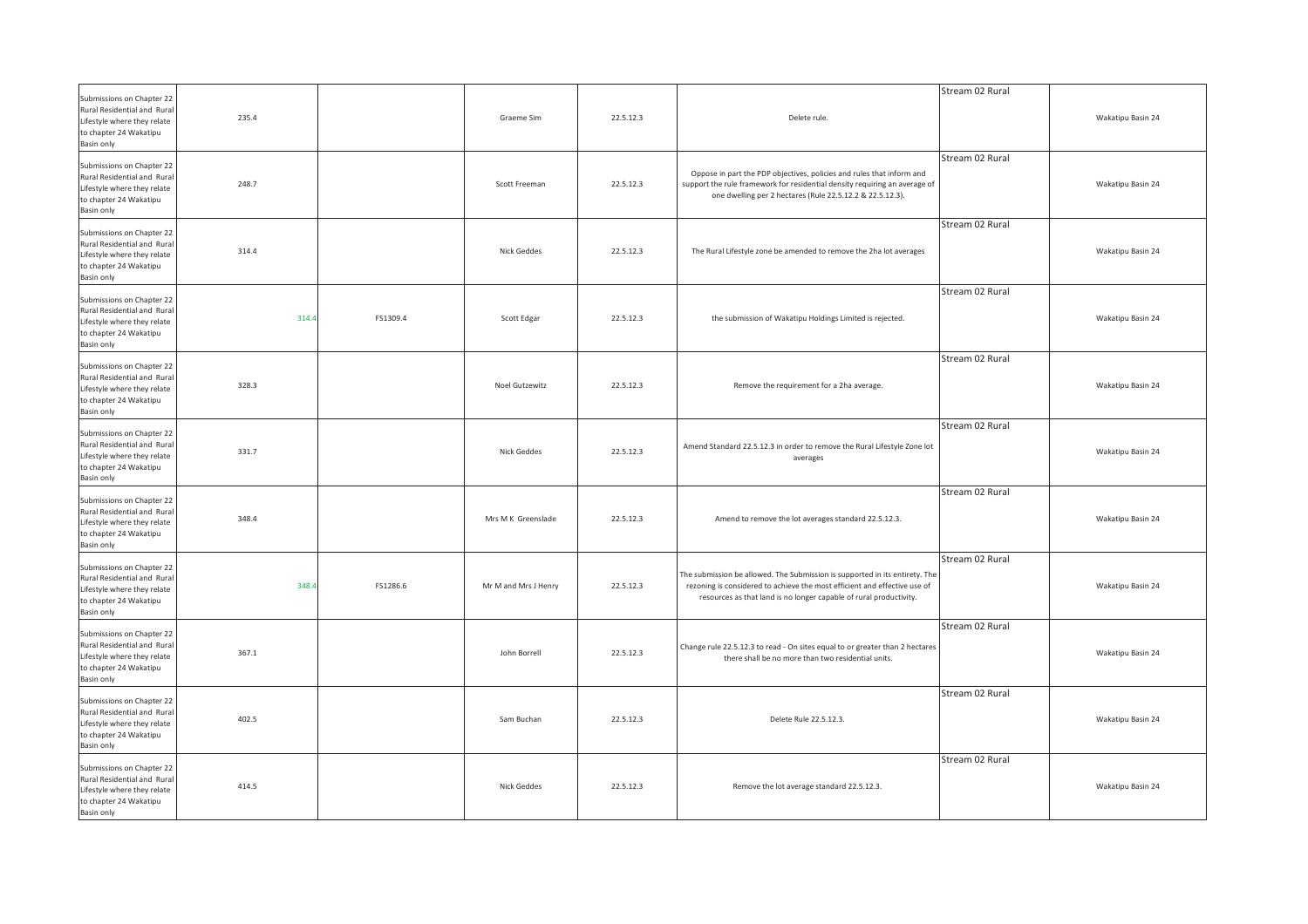| | | | | | | | |
|---|---|---|---|---|---|---|---|
| Submissions on Chapter 22 Rural Residential and Rural Lifestyle where they relate to chapter 24 Wakatipu Basin only | 235.4 | | Graeme Sim | 22.5.12.3 | Delete rule. | Stream 02 Rural | Wakatipu Basin 24 |
| Submissions on Chapter 22 Rural Residential and Rural Lifestyle where they relate to chapter 24 Wakatipu Basin only | 248.7 | | Scott Freeman | 22.5.12.3 | Oppose in part the PDP objectives, policies and rules that inform and support the rule framework for residential density requiring an average of one dwelling per 2 hectares (Rule 22.5.12.2 & 22.5.12.3). | Stream 02 Rural | Wakatipu Basin 24 |
| Submissions on Chapter 22 Rural Residential and Rural Lifestyle where they relate to chapter 24 Wakatipu Basin only | 314.4 | | Nick Geddes | 22.5.12.3 | The Rural Lifestyle zone be amended to remove the 2ha lot averages | Stream 02 Rural | Wakatipu Basin 24 |
| Submissions on Chapter 22 Rural Residential and Rural Lifestyle where they relate to chapter 24 Wakatipu Basin only | 314.4 | FS1309.4 | Scott Edgar | 22.5.12.3 | the submission of Wakatipu Holdings Limited is rejected. | Stream 02 Rural | Wakatipu Basin 24 |
| Submissions on Chapter 22 Rural Residential and Rural Lifestyle where they relate to chapter 24 Wakatipu Basin only | 328.3 | | Noel Gutzewitz | 22.5.12.3 | Remove the requirement for a 2ha average. | Stream 02 Rural | Wakatipu Basin 24 |
| Submissions on Chapter 22 Rural Residential and Rural Lifestyle where they relate to chapter 24 Wakatipu Basin only | 331.7 | | Nick Geddes | 22.5.12.3 | Amend Standard 22.5.12.3 in order to remove the Rural Lifestyle Zone lot averages | Stream 02 Rural | Wakatipu Basin 24 |
| Submissions on Chapter 22 Rural Residential and Rural Lifestyle where they relate to chapter 24 Wakatipu Basin only | 348.4 | | Mrs M K Greenslade | 22.5.12.3 | Amend to remove the lot averages standard 22.5.12.3. | Stream 02 Rural | Wakatipu Basin 24 |
| Submissions on Chapter 22 Rural Residential and Rural Lifestyle where they relate to chapter 24 Wakatipu Basin only | 348.4 | FS1286.6 | Mr M and Mrs J Henry | 22.5.12.3 | The submission be allowed. The Submission is supported in its entirety. The rezoning is considered to achieve the most efficient and effective use of resources as that land is no longer capable of rural productivity. | Stream 02 Rural | Wakatipu Basin 24 |
| Submissions on Chapter 22 Rural Residential and Rural Lifestyle where they relate to chapter 24 Wakatipu Basin only | 367.1 | | John Borrell | 22.5.12.3 | Change rule 22.5.12.3 to read - On sites equal to or greater than 2 hectares there shall be no more than two residential units. | Stream 02 Rural | Wakatipu Basin 24 |
| Submissions on Chapter 22 Rural Residential and Rural Lifestyle where they relate to chapter 24 Wakatipu Basin only | 402.5 | | Sam Buchan | 22.5.12.3 | Delete Rule 22.5.12.3. | Stream 02 Rural | Wakatipu Basin 24 |
| Submissions on Chapter 22 Rural Residential and Rural Lifestyle where they relate to chapter 24 Wakatipu Basin only | 414.5 | | Nick Geddes | 22.5.12.3 | Remove the lot average standard 22.5.12.3. | Stream 02 Rural | Wakatipu Basin 24 |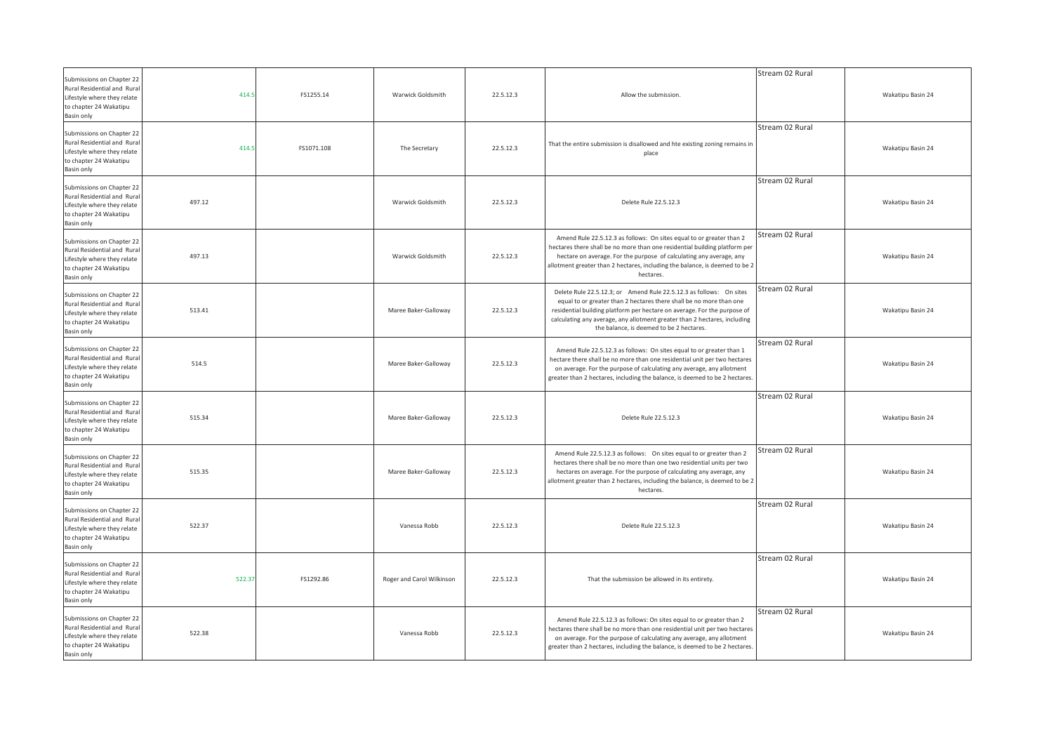| | | | | | | | |
|---|---|---|---|---|---|---|---|
| Submissions on Chapter 22 Rural Residential and Rural Lifestyle where they relate to chapter 24 Wakatipu Basin only | 414.5 | FS1255.14 | Warwick Goldsmith | 22.5.12.3 | Allow the submission. | Stream 02 Rural | Wakatipu Basin 24 |
| Submissions on Chapter 22 Rural Residential and Rural Lifestyle where they relate to chapter 24 Wakatipu Basin only | 414.5 | FS1071.108 | The Secretary | 22.5.12.3 | That the entire submission is disallowed and hte existing zoning remains in place | Stream 02 Rural | Wakatipu Basin 24 |
| Submissions on Chapter 22 Rural Residential and Rural Lifestyle where they relate to chapter 24 Wakatipu Basin only | 497.12 | | Warwick Goldsmith | 22.5.12.3 | Delete Rule 22.5.12.3 | Stream 02 Rural | Wakatipu Basin 24 |
| Submissions on Chapter 22 Rural Residential and Rural Lifestyle where they relate to chapter 24 Wakatipu Basin only | 497.13 | | Warwick Goldsmith | 22.5.12.3 | Amend Rule 22.5.12.3 as follows: On sites equal to or greater than 2 hectares there shall be no more than one residential building platform per hectare on average. For the purpose of calculating any average, any allotment greater than 2 hectares, including the balance, is deemed to be 2 hectares. | Stream 02 Rural | Wakatipu Basin 24 |
| Submissions on Chapter 22 Rural Residential and Rural Lifestyle where they relate to chapter 24 Wakatipu Basin only | 513.41 | | Maree Baker-Galloway | 22.5.12.3 | Delete Rule 22.5.12.3; or Amend Rule 22.5.12.3 as follows: On sites equal to or greater than 2 hectares there shall be no more than one residential building platform per hectare on average. For the purpose of calculating any average, any allotment greater than 2 hectares, including the balance, is deemed to be 2 hectares. | Stream 02 Rural | Wakatipu Basin 24 |
| Submissions on Chapter 22 Rural Residential and Rural Lifestyle where they relate to chapter 24 Wakatipu Basin only | 514.5 | | Maree Baker-Galloway | 22.5.12.3 | Amend Rule 22.5.12.3 as follows: On sites equal to or greater than 1 hectare there shall be no more than one residential unit per two hectares on average. For the purpose of calculating any average, any allotment greater than 2 hectares, including the balance, is deemed to be 2 hectares. | Stream 02 Rural | Wakatipu Basin 24 |
| Submissions on Chapter 22 Rural Residential and Rural Lifestyle where they relate to chapter 24 Wakatipu Basin only | 515.34 | | Maree Baker-Galloway | 22.5.12.3 | Delete Rule 22.5.12.3 | Stream 02 Rural | Wakatipu Basin 24 |
| Submissions on Chapter 22 Rural Residential and Rural Lifestyle where they relate to chapter 24 Wakatipu Basin only | 515.35 | | Maree Baker-Galloway | 22.5.12.3 | Amend Rule 22.5.12.3 as follows: On sites equal to or greater than 2 hectares there shall be no more than one two residential units per two hectares on average. For the purpose of calculating any average, any allotment greater than 2 hectares, including the balance, is deemed to be 2 hectares. | Stream 02 Rural | Wakatipu Basin 24 |
| Submissions on Chapter 22 Rural Residential and Rural Lifestyle where they relate to chapter 24 Wakatipu Basin only | 522.37 | | Vanessa Robb | 22.5.12.3 | Delete Rule 22.5.12.3 | Stream 02 Rural | Wakatipu Basin 24 |
| Submissions on Chapter 22 Rural Residential and Rural Lifestyle where they relate to chapter 24 Wakatipu Basin only | 522.37 | FS1292.86 | Roger and Carol Wilkinson | 22.5.12.3 | That the submission be allowed in its entirety. | Stream 02 Rural | Wakatipu Basin 24 |
| Submissions on Chapter 22 Rural Residential and Rural Lifestyle where they relate to chapter 24 Wakatipu Basin only | 522.38 | | Vanessa Robb | 22.5.12.3 | Amend Rule 22.5.12.3 as follows: On sites equal to or greater than 2 hectares there shall be no more than one residential unit per two hectares on average. For the purpose of calculating any average, any allotment greater than 2 hectares, including the balance, is deemed to be 2 hectares. | Stream 02 Rural | Wakatipu Basin 24 |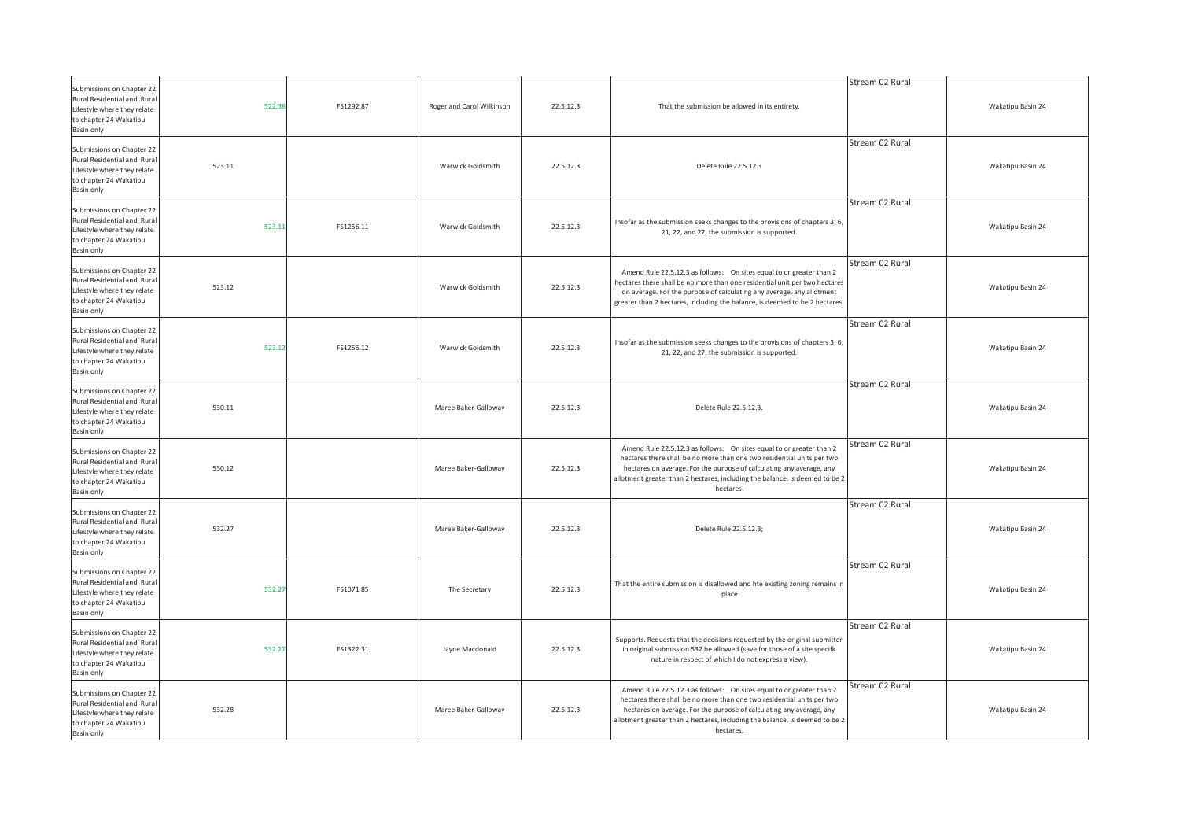| Submissions on Chapter 22 Rural Residential and Rural Lifestyle where they relate to chapter 24 Wakatipu Basin only | 522.38 | FS1292.87 | Roger and Carol Wilkinson | 22.5.12.3 | That the submission be allowed in its entirety. | Stream 02 Rural | Wakatipu Basin 24 |
|---|---|---|---|---|---|---|---|
| Submissions on Chapter 22 Rural Residential and Rural Lifestyle where they relate to chapter 24 Wakatipu Basin only | 523.11 | | Warwick Goldsmith | 22.5.12.3 | Delete Rule 22.5.12.3 | Stream 02 Rural | Wakatipu Basin 24 |
| Submissions on Chapter 22 Rural Residential and Rural Lifestyle where they relate to chapter 24 Wakatipu Basin only | 523.11 | FS1256.11 | Warwick Goldsmith | 22.5.12.3 | Insofar as the submission seeks changes to the provisions of chapters 3, 6, 21, 22, and 27, the submission is supported. | Stream 02 Rural | Wakatipu Basin 24 |
| Submissions on Chapter 22 Rural Residential and Rural Lifestyle where they relate to chapter 24 Wakatipu Basin only | 523.12 | | Warwick Goldsmith | 22.5.12.3 | Amend Rule 22.5.12.3 as follows: On sites equal to or greater than 2 hectares there shall be no more than one residential unit per two hectares on average. For the purpose of calculating any average, any allotment greater than 2 hectares, including the balance, is deemed to be 2 hectares. | Stream 02 Rural | Wakatipu Basin 24 |
| Submissions on Chapter 22 Rural Residential and Rural Lifestyle where they relate to chapter 24 Wakatipu Basin only | 523.12 | FS1256.12 | Warwick Goldsmith | 22.5.12.3 | Insofar as the submission seeks changes to the provisions of chapters 3, 6, 21, 22, and 27, the submission is supported. | Stream 02 Rural | Wakatipu Basin 24 |
| Submissions on Chapter 22 Rural Residential and Rural Lifestyle where they relate to chapter 24 Wakatipu Basin only | 530.11 | | Maree Baker-Galloway | 22.5.12.3 | Delete Rule 22.5.12.3. | Stream 02 Rural | Wakatipu Basin 24 |
| Submissions on Chapter 22 Rural Residential and Rural Lifestyle where they relate to chapter 24 Wakatipu Basin only | 530.12 | | Maree Baker-Galloway | 22.5.12.3 | Amend Rule 22.5.12.3 as follows: On sites equal to or greater than 2 hectares there shall be no more than one two residential units per two hectares on average. For the purpose of calculating any average, any allotment greater than 2 hectares, including the balance, is deemed to be 2 hectares. | Stream 02 Rural | Wakatipu Basin 24 |
| Submissions on Chapter 22 Rural Residential and Rural Lifestyle where they relate to chapter 24 Wakatipu Basin only | 532.27 | | Maree Baker-Galloway | 22.5.12.3 | Delete Rule 22.5.12.3; | Stream 02 Rural | Wakatipu Basin 24 |
| Submissions on Chapter 22 Rural Residential and Rural Lifestyle where they relate to chapter 24 Wakatipu Basin only | 532.27 | FS1071.85 | The Secretary | 22.5.12.3 | That the entire submission is disallowed and hte existing zoning remains in place | Stream 02 Rural | Wakatipu Basin 24 |
| Submissions on Chapter 22 Rural Residential and Rural Lifestyle where they relate to chapter 24 Wakatipu Basin only | 532.27 | FS1322.31 | Jayne Macdonald | 22.5.12.3 | Supports. Requests that the decisions requested by the original submitter in original submission 532 be allowed (save for those of a site specifk nature in respect of which I do not express a view). | Stream 02 Rural | Wakatipu Basin 24 |
| Submissions on Chapter 22 Rural Residential and Rural Lifestyle where they relate to chapter 24 Wakatipu Basin only | 532.28 | | Maree Baker-Galloway | 22.5.12.3 | Amend Rule 22.5.12.3 as follows: On sites equal to or greater than 2 hectares there shall be no more than one two residential units per two hectares on average. For the purpose of calculating any average, any allotment greater than 2 hectares, including the balance, is deemed to be 2 hectares. | Stream 02 Rural | Wakatipu Basin 24 |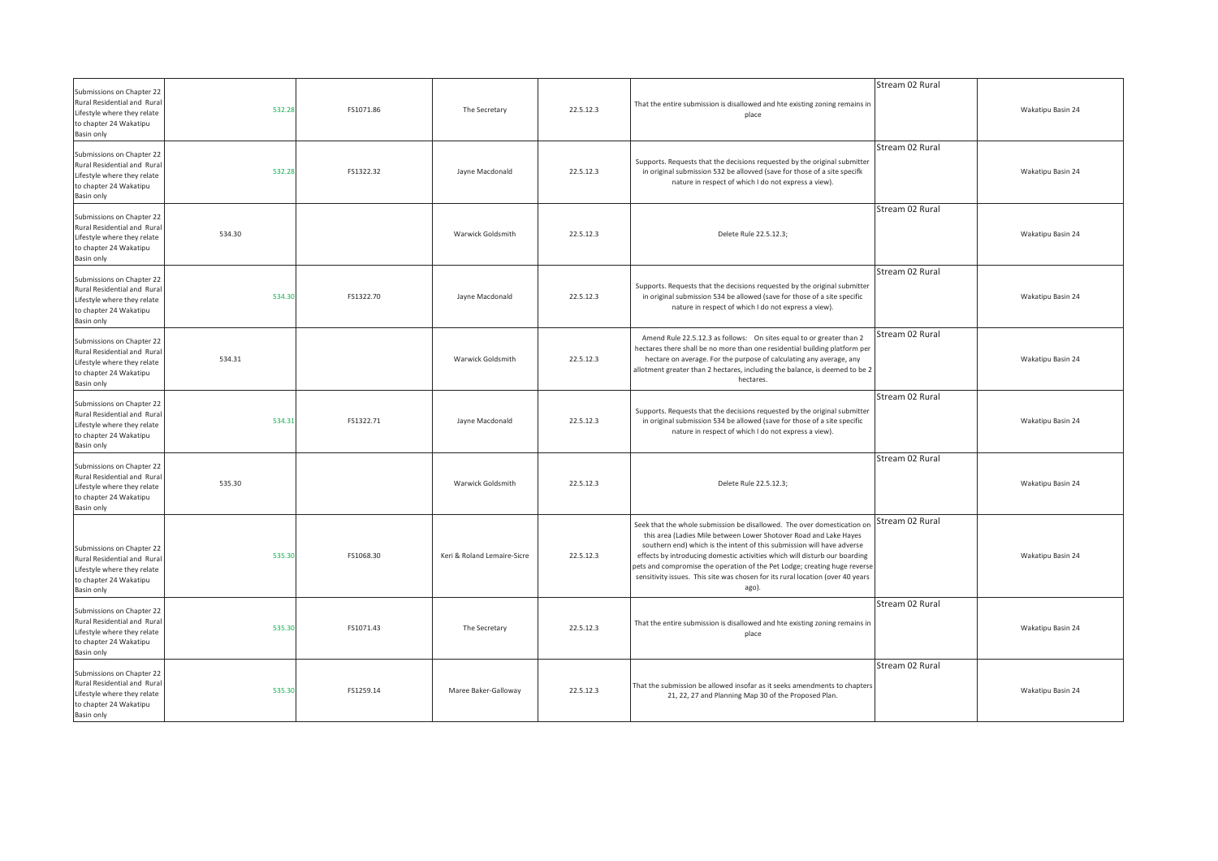| Submissions on Chapter 22 Rural Residential and Rural Lifestyle where they relate to chapter 24 Wakatipu Basin only | 532.28 | FS1071.86 | The Secretary | 22.5.12.3 | That the entire submission is disallowed and hte existing zoning remains in place | Stream 02 Rural | Wakatipu Basin 24 |
|---|---|---|---|---|---|---|---|
| Submissions on Chapter 22 Rural Residential and Rural Lifestyle where they relate to chapter 24 Wakatipu Basin only | 532.28 | FS1322.32 | Jayne Macdonald | 22.5.12.3 | Supports. Requests that the decisions requested by the original submitter in original submission 532 be allovved (save for those of a site specifk nature in respect of which I do not express a view). | Stream 02 Rural | Wakatipu Basin 24 |
| Submissions on Chapter 22 Rural Residential and Rural Lifestyle where they relate to chapter 24 Wakatipu Basin only | 534.30 | | Warwick Goldsmith | 22.5.12.3 | Delete Rule 22.5.12.3; | Stream 02 Rural | Wakatipu Basin 24 |
| Submissions on Chapter 22 Rural Residential and Rural Lifestyle where they relate to chapter 24 Wakatipu Basin only | 534.30 | FS1322.70 | Jayne Macdonald | 22.5.12.3 | Supports. Requests that the decisions requested by the original submitter in original submission 534 be allowed (save for those of a site specific nature in respect of which I do not express a view). | Stream 02 Rural | Wakatipu Basin 24 |
| Submissions on Chapter 22 Rural Residential and Rural Lifestyle where they relate to chapter 24 Wakatipu Basin only | 534.31 | | Warwick Goldsmith | 22.5.12.3 | Amend Rule 22.5.12.3 as follows: On sites equal to or greater than 2 hectares there shall be no more than one residential building platform per hectare on average. For the purpose of calculating any average, any allotment greater than 2 hectares, including the balance, is deemed to be 2 hectares. | Stream 02 Rural | Wakatipu Basin 24 |
| Submissions on Chapter 22 Rural Residential and Rural Lifestyle where they relate to chapter 24 Wakatipu Basin only | 534.31 | FS1322.71 | Jayne Macdonald | 22.5.12.3 | Supports. Requests that the decisions requested by the original submitter in original submission 534 be allowed (save for those of a site specific nature in respect of which I do not express a view). | Stream 02 Rural | Wakatipu Basin 24 |
| Submissions on Chapter 22 Rural Residential and Rural Lifestyle where they relate to chapter 24 Wakatipu Basin only | 535.30 | | Warwick Goldsmith | 22.5.12.3 | Delete Rule 22.5.12.3; | Stream 02 Rural | Wakatipu Basin 24 |
| Submissions on Chapter 22 Rural Residential and Rural Lifestyle where they relate to chapter 24 Wakatipu Basin only | 535.30 | FS1068.30 | Keri & Roland Lemaire-Sicre | 22.5.12.3 | Seek that the whole submission be disallowed. The over domestication on this area (Ladies Mile between Lower Shotover Road and Lake Hayes southern end) which is the intent of this submission will have adverse effects by introducing domestic activities which will disturb our boarding pets and compromise the operation of the Pet Lodge; creating huge reverse sensitivity issues. This site was chosen for its rural location (over 40 years ago). | Stream 02 Rural | Wakatipu Basin 24 |
| Submissions on Chapter 22 Rural Residential and Rural Lifestyle where they relate to chapter 24 Wakatipu Basin only | 535.30 | FS1071.43 | The Secretary | 22.5.12.3 | That the entire submission is disallowed and hte existing zoning remains in place | Stream 02 Rural | Wakatipu Basin 24 |
| Submissions on Chapter 22 Rural Residential and Rural Lifestyle where they relate to chapter 24 Wakatipu Basin only | 535.30 | FS1259.14 | Maree Baker-Galloway | 22.5.12.3 | That the submission be allowed insofar as it seeks amendments to chapters 21, 22, 27 and Planning Map 30 of the Proposed Plan. | Stream 02 Rural | Wakatipu Basin 24 |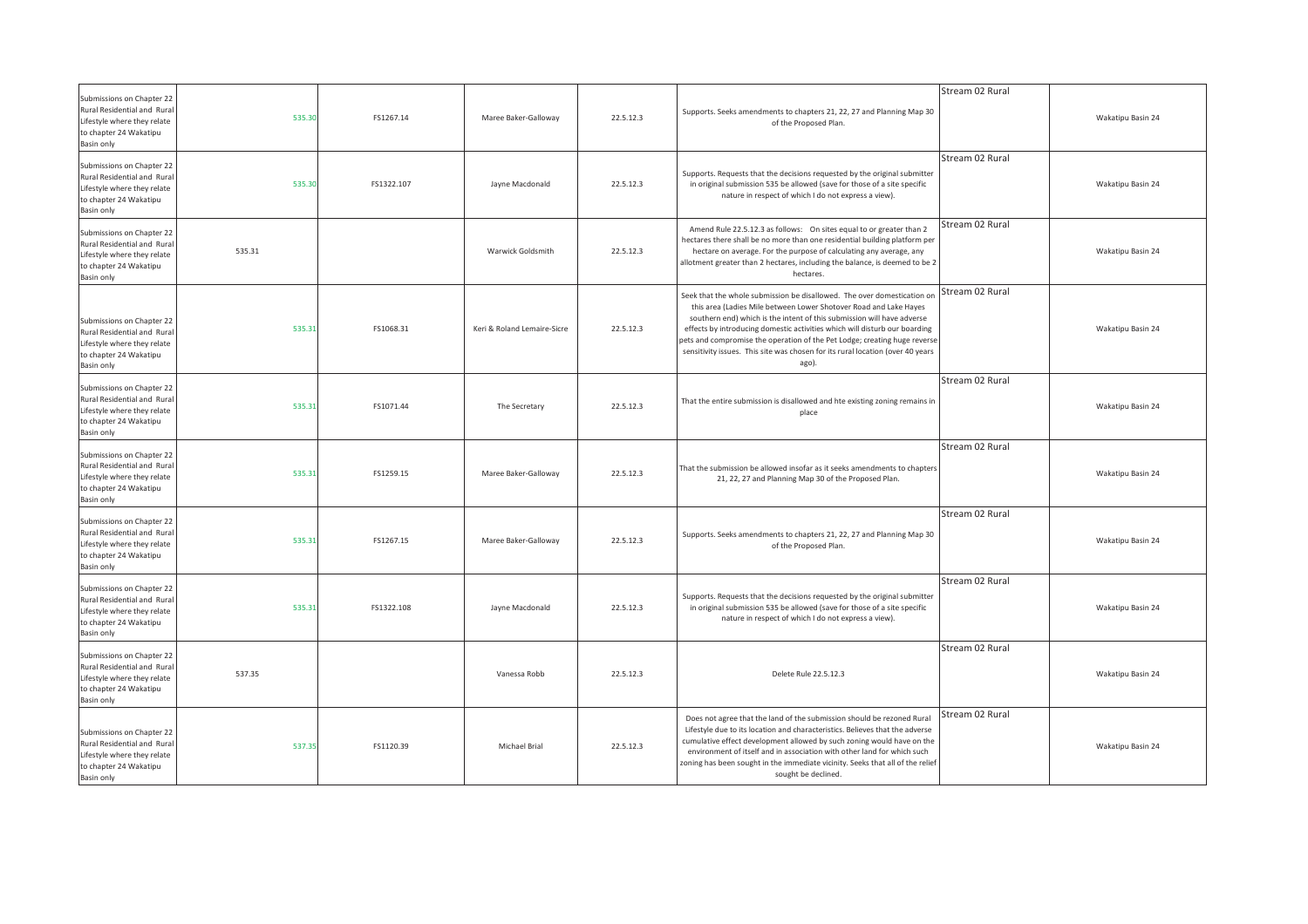| | | | | | | | |
|---|---|---|---|---|---|---|---|
| Submissions on Chapter 22 Rural Residential and Rural Lifestyle where they relate to chapter 24 Wakatipu Basin only | 535.30 | FS1267.14 | Maree Baker-Galloway | 22.5.12.3 | Supports. Seeks amendments to chapters 21, 22, 27 and Planning Map 30 of the Proposed Plan. | Stream 02 Rural | Wakatipu Basin 24 |
| Submissions on Chapter 22 Rural Residential and Rural Lifestyle where they relate to chapter 24 Wakatipu Basin only | 535.30 | FS1322.107 | Jayne Macdonald | 22.5.12.3 | Supports. Requests that the decisions requested by the original submitter in original submission 535 be allowed (save for those of a site specific nature in respect of which I do not express a view). | Stream 02 Rural | Wakatipu Basin 24 |
| Submissions on Chapter 22 Rural Residential and Rural Lifestyle where they relate to chapter 24 Wakatipu Basin only | 535.31 | | Warwick Goldsmith | 22.5.12.3 | Amend Rule 22.5.12.3 as follows: On sites equal to or greater than 2 hectares there shall be no more than one residential building platform per hectare on average. For the purpose of calculating any average, any allotment greater than 2 hectares, including the balance, is deemed to be 2 hectares. | Stream 02 Rural | Wakatipu Basin 24 |
| Submissions on Chapter 22 Rural Residential and Rural Lifestyle where they relate to chapter 24 Wakatipu Basin only | 535.31 | FS1068.31 | Keri & Roland Lemaire-Sicre | 22.5.12.3 | Seek that the whole submission be disallowed. The over domestication on this area (Ladies Mile between Lower Shotover Road and Lake Hayes southern end) which is the intent of this submission will have adverse effects by introducing domestic activities which will disturb our boarding pets and compromise the operation of the Pet Lodge; creating huge reverse sensitivity issues. This site was chosen for its rural location (over 40 years ago). | Stream 02 Rural | Wakatipu Basin 24 |
| Submissions on Chapter 22 Rural Residential and Rural Lifestyle where they relate to chapter 24 Wakatipu Basin only | 535.31 | FS1071.44 | The Secretary | 22.5.12.3 | That the entire submission is disallowed and hte existing zoning remains in place | Stream 02 Rural | Wakatipu Basin 24 |
| Submissions on Chapter 22 Rural Residential and Rural Lifestyle where they relate to chapter 24 Wakatipu Basin only | 535.31 | FS1259.15 | Maree Baker-Galloway | 22.5.12.3 | That the submission be allowed insofar as it seeks amendments to chapters 21, 22, 27 and Planning Map 30 of the Proposed Plan. | Stream 02 Rural | Wakatipu Basin 24 |
| Submissions on Chapter 22 Rural Residential and Rural Lifestyle where they relate to chapter 24 Wakatipu Basin only | 535.31 | FS1267.15 | Maree Baker-Galloway | 22.5.12.3 | Supports. Seeks amendments to chapters 21, 22, 27 and Planning Map 30 of the Proposed Plan. | Stream 02 Rural | Wakatipu Basin 24 |
| Submissions on Chapter 22 Rural Residential and Rural Lifestyle where they relate to chapter 24 Wakatipu Basin only | 535.31 | FS1322.108 | Jayne Macdonald | 22.5.12.3 | Supports. Requests that the decisions requested by the original submitter in original submission 535 be allowed (save for those of a site specific nature in respect of which I do not express a view). | Stream 02 Rural | Wakatipu Basin 24 |
| Submissions on Chapter 22 Rural Residential and Rural Lifestyle where they relate to chapter 24 Wakatipu Basin only | 537.35 | | Vanessa Robb | 22.5.12.3 | Delete Rule 22.5.12.3 | Stream 02 Rural | Wakatipu Basin 24 |
| Submissions on Chapter 22 Rural Residential and Rural Lifestyle where they relate to chapter 24 Wakatipu Basin only | 537.35 | FS1120.39 | Michael Brial | 22.5.12.3 | Does not agree that the land of the submission should be rezoned Rural Lifestyle due to its location and characteristics. Believes that the adverse cumulative effect development allowed by such zoning would have on the environment of itself and in association with other land for which such zoning has been sought in the immediate vicinity. Seeks that all of the relief sought be declined. | Stream 02 Rural | Wakatipu Basin 24 |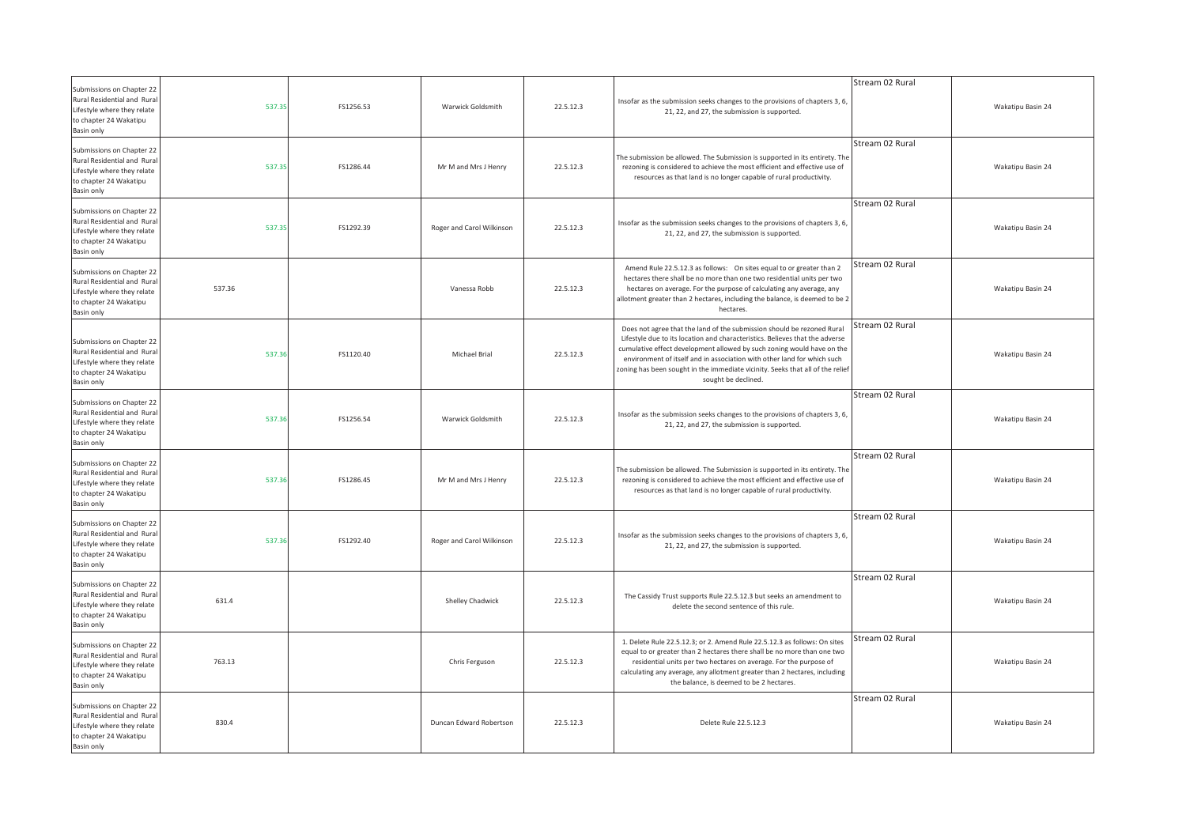| Submissions on Chapter 22 Rural Residential and Rural Lifestyle where they relate to chapter 24 Wakatipu Basin only | 537.35 | FS1256.53 | Warwick Goldsmith | 22.5.12.3 | Insofar as the submission seeks changes to the provisions of chapters 3, 6, 21, 22, and 27, the submission is supported. | Stream 02 Rural | Wakatipu Basin 24 |
|---|---|---|---|---|---|---|---|
| Submissions on Chapter 22 Rural Residential and Rural Lifestyle where they relate to chapter 24 Wakatipu Basin only | 537.35 | FS1286.44 | Mr M and Mrs J Henry | 22.5.12.3 | The submission be allowed. The Submission is supported in its entirety. The rezoning is considered to achieve the most efficient and effective use of resources as that land is no longer capable of rural productivity. | Stream 02 Rural | Wakatipu Basin 24 |
| Submissions on Chapter 22 Rural Residential and Rural Lifestyle where they relate to chapter 24 Wakatipu Basin only | 537.35 | FS1292.39 | Roger and Carol Wilkinson | 22.5.12.3 | Insofar as the submission seeks changes to the provisions of chapters 3, 6, 21, 22, and 27, the submission is supported. | Stream 02 Rural | Wakatipu Basin 24 |
| Submissions on Chapter 22 Rural Residential and Rural Lifestyle where they relate to chapter 24 Wakatipu Basin only | 537.36 | | Vanessa Robb | 22.5.12.3 | Amend Rule 22.5.12.3 as follows: On sites equal to or greater than 2 hectares there shall be no more than one two residential units per two hectares on average. For the purpose of calculating any average, any allotment greater than 2 hectares, including the balance, is deemed to be 2 hectares. | Stream 02 Rural | Wakatipu Basin 24 |
| Submissions on Chapter 22 Rural Residential and Rural Lifestyle where they relate to chapter 24 Wakatipu Basin only | 537.36 | FS1120.40 | Michael Brial | 22.5.12.3 | Does not agree that the land of the submission should be rezoned Rural Lifestyle due to its location and characteristics. Believes that the adverse cumulative effect development allowed by such zoning would have on the environment of itself and in association with other land for which such zoning has been sought in the immediate vicinity. Seeks that all of the relief sought be declined. | Stream 02 Rural | Wakatipu Basin 24 |
| Submissions on Chapter 22 Rural Residential and Rural Lifestyle where they relate to chapter 24 Wakatipu Basin only | 537.36 | FS1256.54 | Warwick Goldsmith | 22.5.12.3 | Insofar as the submission seeks changes to the provisions of chapters 3, 6, 21, 22, and 27, the submission is supported. | Stream 02 Rural | Wakatipu Basin 24 |
| Submissions on Chapter 22 Rural Residential and Rural Lifestyle where they relate to chapter 24 Wakatipu Basin only | 537.36 | FS1286.45 | Mr M and Mrs J Henry | 22.5.12.3 | The submission be allowed. The Submission is supported in its entirety. The rezoning is considered to achieve the most efficient and effective use of resources as that land is no longer capable of rural productivity. | Stream 02 Rural | Wakatipu Basin 24 |
| Submissions on Chapter 22 Rural Residential and Rural Lifestyle where they relate to chapter 24 Wakatipu Basin only | 537.36 | FS1292.40 | Roger and Carol Wilkinson | 22.5.12.3 | Insofar as the submission seeks changes to the provisions of chapters 3, 6, 21, 22, and 27, the submission is supported. | Stream 02 Rural | Wakatipu Basin 24 |
| Submissions on Chapter 22 Rural Residential and Rural Lifestyle where they relate to chapter 24 Wakatipu Basin only | 631.4 | | Shelley Chadwick | 22.5.12.3 | The Cassidy Trust supports Rule 22.5.12.3 but seeks an amendment to delete the second sentence of this rule. | Stream 02 Rural | Wakatipu Basin 24 |
| Submissions on Chapter 22 Rural Residential and Rural Lifestyle where they relate to chapter 24 Wakatipu Basin only | 763.13 | | Chris Ferguson | 22.5.12.3 | 1. Delete Rule 22.5.12.3; or 2. Amend Rule 22.5.12.3 as follows: On sites equal to or greater than 2 hectares there shall be no more than one two residential units per two hectares on average. For the purpose of calculating any average, any allotment greater than 2 hectares, including the balance, is deemed to be 2 hectares. | Stream 02 Rural | Wakatipu Basin 24 |
| Submissions on Chapter 22 Rural Residential and Rural Lifestyle where they relate to chapter 24 Wakatipu Basin only | 830.4 | | Duncan Edward Robertson | 22.5.12.3 | Delete Rule 22.5.12.3 | Stream 02 Rural | Wakatipu Basin 24 |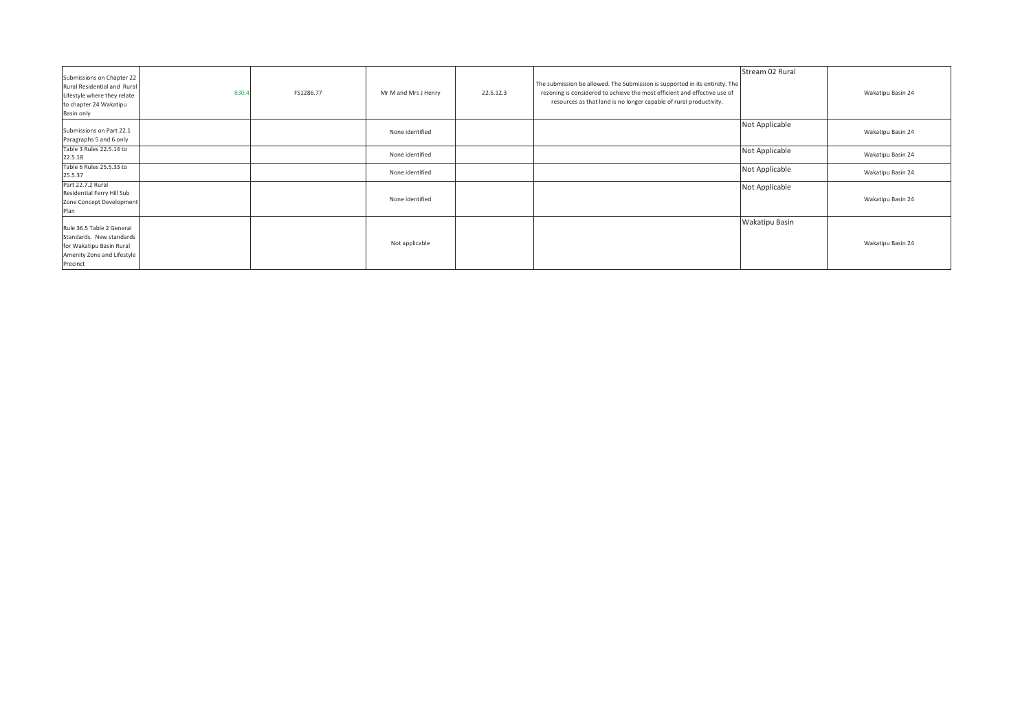| | | | | | | | |
|---|---|---|---|---|---|---|---|
| Submissions on Chapter 22 Rural Residential and Rural Lifestyle where they relate to chapter 24 Wakatipu Basin only | 830.4 | FS1286.77 | Mr M and Mrs J Henry | 22.5.12.3 | The submission be allowed. The Submission is supported in its entirety. The rezoning is considered to achieve the most efficient and effective use of resources as that land is no longer capable of rural productivity. | Stream 02 Rural | Wakatipu Basin 24 |
| Submissions on Part 22.1 Paragraphs 5 and 6 only | | | None identified | | | Not Applicable | Wakatipu Basin 24 |
| Table 3 Rules 22.5.14 to 22.5.18 | | | None identified | | | Not Applicable | Wakatipu Basin 24 |
| Table 6 Rules 25.5.33 to 25.5.37 | | | None identified | | | Not Applicable | Wakatipu Basin 24 |
| Part 22.7.2 Rural Residential Ferry Hill Sub Zone Concept Development Plan | | | None identified | | | Not Applicable | Wakatipu Basin 24 |
| Rule 36.5 Table 2 General Standards. New standards for Wakatipu Basin Rural Amenity Zone and Lifestyle Precinct | | | Not applicable | | | Wakatipu Basin | Wakatipu Basin 24 |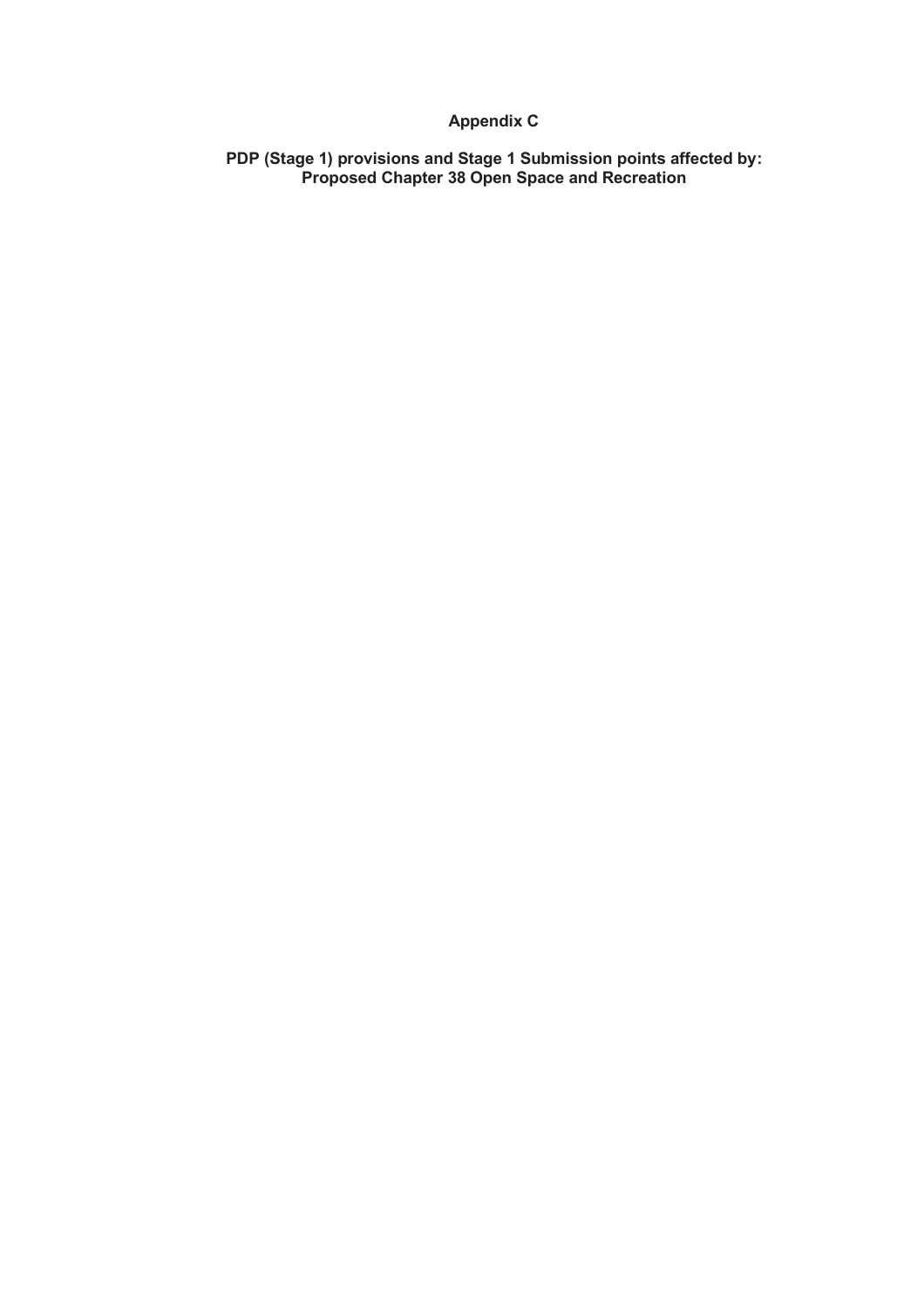# Appendix C

## PDP (Stage 1) provisions and Stage 1 Submission points affected by: Proposed Chapter 38 Open Space and Recreation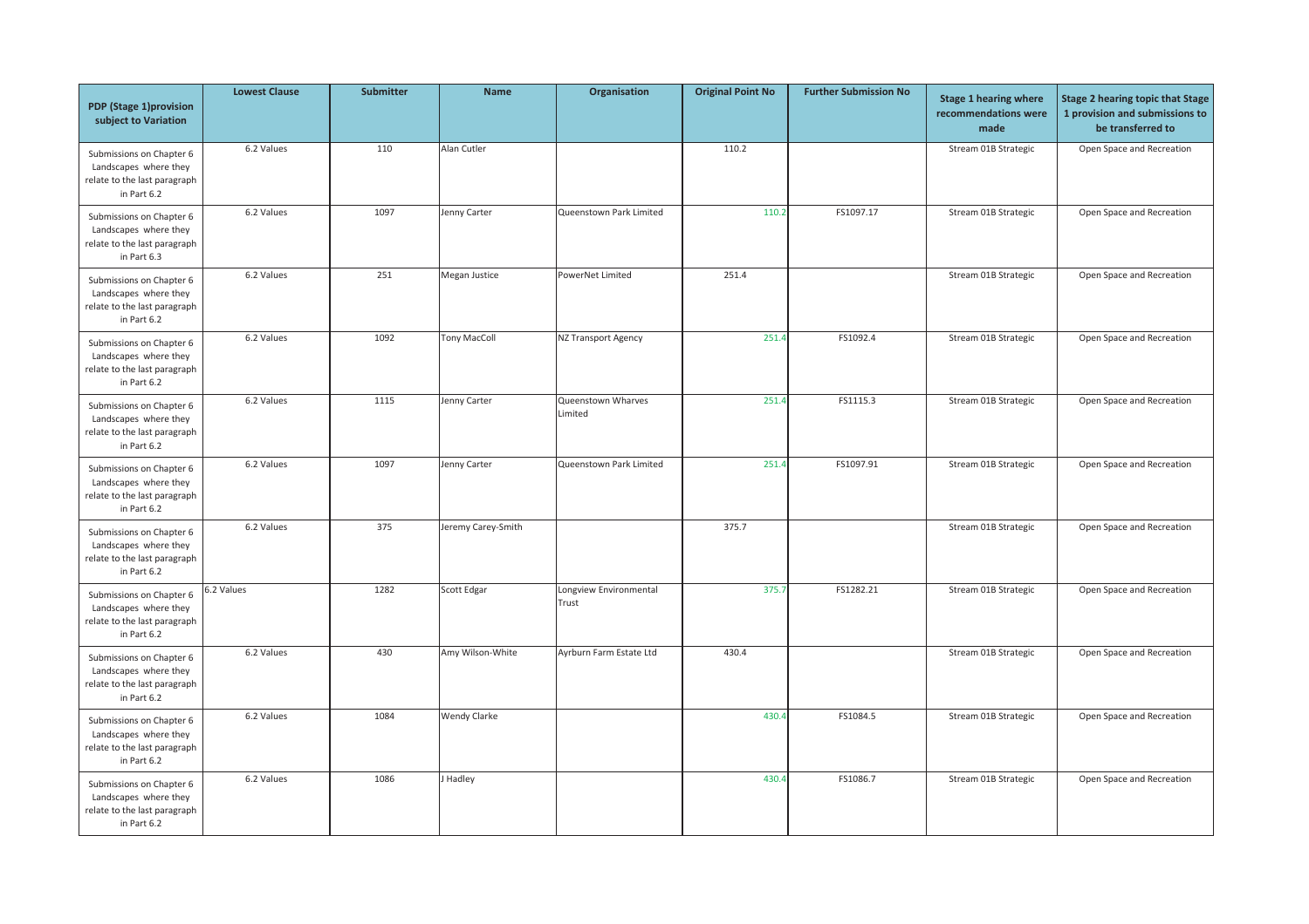| PDP (Stage 1)provision subject to Variation | Lowest Clause | Submitter | Name | Organisation | Original Point No | Further Submission No | Stage 1 hearing where recommendations were made | Stage 2 hearing topic that Stage 1 provision and submissions to be transferred to |
|---|---|---|---|---|---|---|---|---|
| Submissions on Chapter 6 Landscapes where they relate to the last paragraph in Part 6.2 | 6.2 Values | 110 | Alan Cutler | | 110.2 | | Stream 01B Strategic | Open Space and Recreation |
| Submissions on Chapter 6 Landscapes where they relate to the last paragraph in Part 6.3 | 6.2 Values | 1097 | Jenny Carter | Queenstown Park Limited | 110.2 | FS1097.17 | Stream 01B Strategic | Open Space and Recreation |
| Submissions on Chapter 6 Landscapes where they relate to the last paragraph in Part 6.2 | 6.2 Values | 251 | Megan Justice | PowerNet Limited | 251.4 | | Stream 01B Strategic | Open Space and Recreation |
| Submissions on Chapter 6 Landscapes where they relate to the last paragraph in Part 6.2 | 6.2 Values | 1092 | Tony MacColl | NZ Transport Agency | 251.4 | FS1092.4 | Stream 01B Strategic | Open Space and Recreation |
| Submissions on Chapter 6 Landscapes where they relate to the last paragraph in Part 6.2 | 6.2 Values | 1115 | Jenny Carter | Queenstown Wharves Limited | 251.4 | FS1115.3 | Stream 01B Strategic | Open Space and Recreation |
| Submissions on Chapter 6 Landscapes where they relate to the last paragraph in Part 6.2 | 6.2 Values | 1097 | Jenny Carter | Queenstown Park Limited | 251.4 | FS1097.91 | Stream 01B Strategic | Open Space and Recreation |
| Submissions on Chapter 6 Landscapes where they relate to the last paragraph in Part 6.2 | 6.2 Values | 375 | Jeremy Carey-Smith | | 375.7 | | Stream 01B Strategic | Open Space and Recreation |
| Submissions on Chapter 6 Landscapes where they relate to the last paragraph in Part 6.2 | 6.2 Values | 1282 | Scott Edgar | Longview Environmental Trust | 375.7 | FS1282.21 | Stream 01B Strategic | Open Space and Recreation |
| Submissions on Chapter 6 Landscapes where they relate to the last paragraph in Part 6.2 | 6.2 Values | 430 | Amy Wilson-White | Ayrburn Farm Estate Ltd | 430.4 | | Stream 01B Strategic | Open Space and Recreation |
| Submissions on Chapter 6 Landscapes where they relate to the last paragraph in Part 6.2 | 6.2 Values | 1084 | Wendy Clarke | | 430.4 | FS1084.5 | Stream 01B Strategic | Open Space and Recreation |
| Submissions on Chapter 6 Landscapes where they relate to the last paragraph in Part 6.2 | 6.2 Values | 1086 | J Hadley | | 430.4 | FS1086.7 | Stream 01B Strategic | Open Space and Recreation |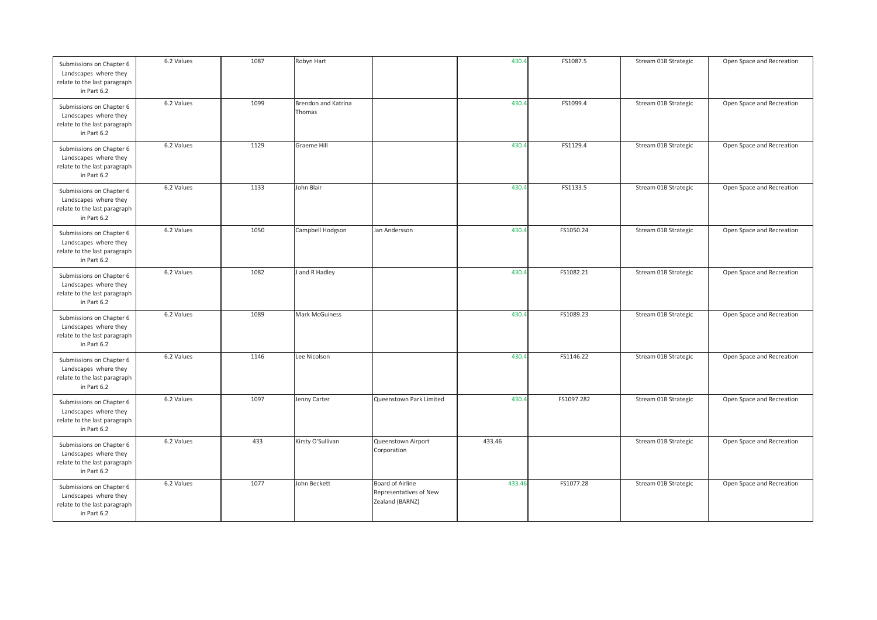| Submissions on Chapter 6 Landscapes where they relate to the last paragraph in Part 6.2 | 6.2 Values | 1087 | Robyn Hart | | 430.4 | FS1087.5 | Stream 01B Strategic | Open Space and Recreation |
|---|---|---|---|---|---|---|---|---|
| Submissions on Chapter 6 Landscapes where they relate to the last paragraph in Part 6.2 | 6.2 Values | 1099 | Brendon and Katrina Thomas | | 430.4 | FS1099.4 | Stream 01B Strategic | Open Space and Recreation |
| Submissions on Chapter 6 Landscapes where they relate to the last paragraph in Part 6.2 | 6.2 Values | 1129 | Graeme Hill | | 430.4 | FS1129.4 | Stream 01B Strategic | Open Space and Recreation |
| Submissions on Chapter 6 Landscapes where they relate to the last paragraph in Part 6.2 | 6.2 Values | 1133 | John Blair | | 430.4 | FS1133.5 | Stream 01B Strategic | Open Space and Recreation |
| Submissions on Chapter 6 Landscapes where they relate to the last paragraph in Part 6.2 | 6.2 Values | 1050 | Campbell Hodgson | Jan Andersson | 430.4 | FS1050.24 | Stream 01B Strategic | Open Space and Recreation |
| Submissions on Chapter 6 Landscapes where they relate to the last paragraph in Part 6.2 | 6.2 Values | 1082 | J and R Hadley | | 430.4 | FS1082.21 | Stream 01B Strategic | Open Space and Recreation |
| Submissions on Chapter 6 Landscapes where they relate to the last paragraph in Part 6.2 | 6.2 Values | 1089 | Mark McGuiness | | 430.4 | FS1089.23 | Stream 01B Strategic | Open Space and Recreation |
| Submissions on Chapter 6 Landscapes where they relate to the last paragraph in Part 6.2 | 6.2 Values | 1146 | Lee Nicolson | | 430.4 | FS1146.22 | Stream 01B Strategic | Open Space and Recreation |
| Submissions on Chapter 6 Landscapes where they relate to the last paragraph in Part 6.2 | 6.2 Values | 1097 | Jenny Carter | Queenstown Park Limited | 430.4 | FS1097.282 | Stream 01B Strategic | Open Space and Recreation |
| Submissions on Chapter 6 Landscapes where they relate to the last paragraph in Part 6.2 | 6.2 Values | 433 | Kirsty O'Sullivan | Queenstown Airport Corporation | 433.46 | | Stream 01B Strategic | Open Space and Recreation |
| Submissions on Chapter 6 Landscapes where they relate to the last paragraph in Part 6.2 | 6.2 Values | 1077 | John Beckett | Board of Airline Representatives of New Zealand (BARNZ) | 433.46 | FS1077.28 | Stream 01B Strategic | Open Space and Recreation |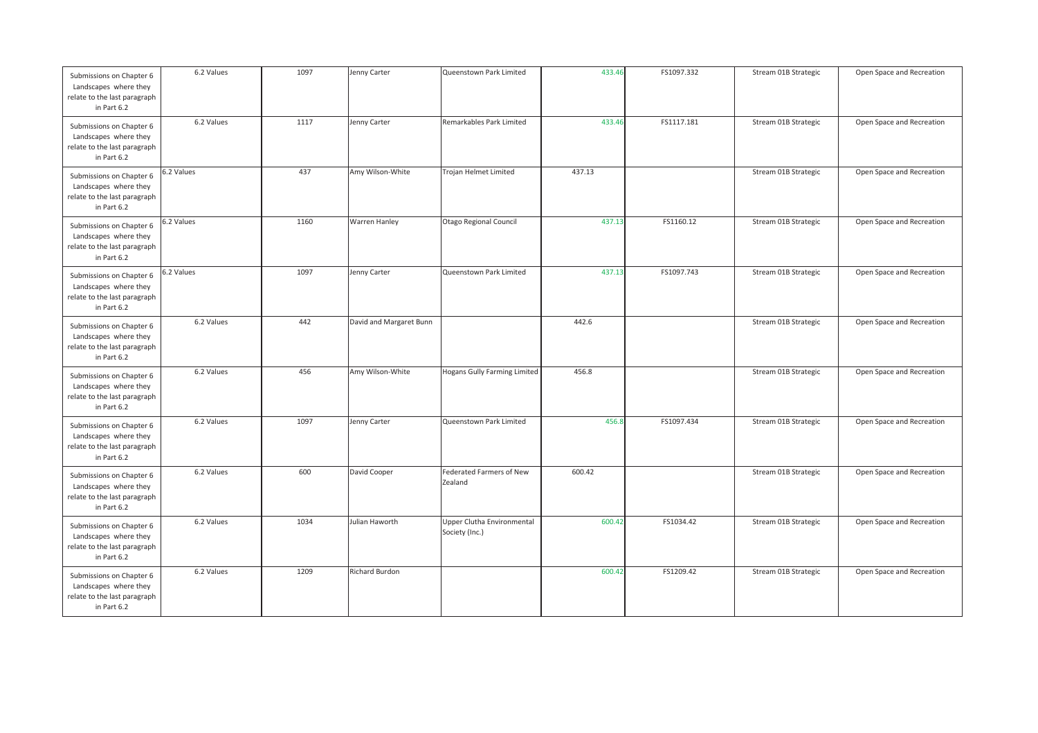| | | | | | | | | |
|---|---|---|---|---|---|---|---|---|
| Submissions on Chapter 6 Landscapes where they relate to the last paragraph in Part 6.2 | 6.2 Values | 1097 | Jenny Carter | Queenstown Park Limited | 433.46 | FS1097.332 | Stream 01B Strategic | Open Space and Recreation |
| Submissions on Chapter 6 Landscapes where they relate to the last paragraph in Part 6.2 | 6.2 Values | 1117 | Jenny Carter | Remarkables Park Limited | 433.46 | FS1117.181 | Stream 01B Strategic | Open Space and Recreation |
| Submissions on Chapter 6 Landscapes where they relate to the last paragraph in Part 6.2 | 6.2 Values | 437 | Amy Wilson-White | Trojan Helmet Limited | 437.13 | | Stream 01B Strategic | Open Space and Recreation |
| Submissions on Chapter 6 Landscapes where they relate to the last paragraph in Part 6.2 | 6.2 Values | 1160 | Warren Hanley | Otago Regional Council | 437.13 | FS1160.12 | Stream 01B Strategic | Open Space and Recreation |
| Submissions on Chapter 6 Landscapes where they relate to the last paragraph in Part 6.2 | 6.2 Values | 1097 | Jenny Carter | Queenstown Park Limited | 437.13 | FS1097.743 | Stream 01B Strategic | Open Space and Recreation |
| Submissions on Chapter 6 Landscapes where they relate to the last paragraph in Part 6.2 | 6.2 Values | 442 | David and Margaret Bunn | | 442.6 | | Stream 01B Strategic | Open Space and Recreation |
| Submissions on Chapter 6 Landscapes where they relate to the last paragraph in Part 6.2 | 6.2 Values | 456 | Amy Wilson-White | Hogans Gully Farming Limited | 456.8 | | Stream 01B Strategic | Open Space and Recreation |
| Submissions on Chapter 6 Landscapes where they relate to the last paragraph in Part 6.2 | 6.2 Values | 1097 | Jenny Carter | Queenstown Park Limited | 456.8 | FS1097.434 | Stream 01B Strategic | Open Space and Recreation |
| Submissions on Chapter 6 Landscapes where they relate to the last paragraph in Part 6.2 | 6.2 Values | 600 | David Cooper | Federated Farmers of New Zealand | 600.42 | | Stream 01B Strategic | Open Space and Recreation |
| Submissions on Chapter 6 Landscapes where they relate to the last paragraph in Part 6.2 | 6.2 Values | 1034 | Julian Haworth | Upper Clutha Environmental Society (Inc.) | 600.42 | FS1034.42 | Stream 01B Strategic | Open Space and Recreation |
| Submissions on Chapter 6 Landscapes where they relate to the last paragraph in Part 6.2 | 6.2 Values | 1209 | Richard Burdon | | 600.42 | FS1209.42 | Stream 01B Strategic | Open Space and Recreation |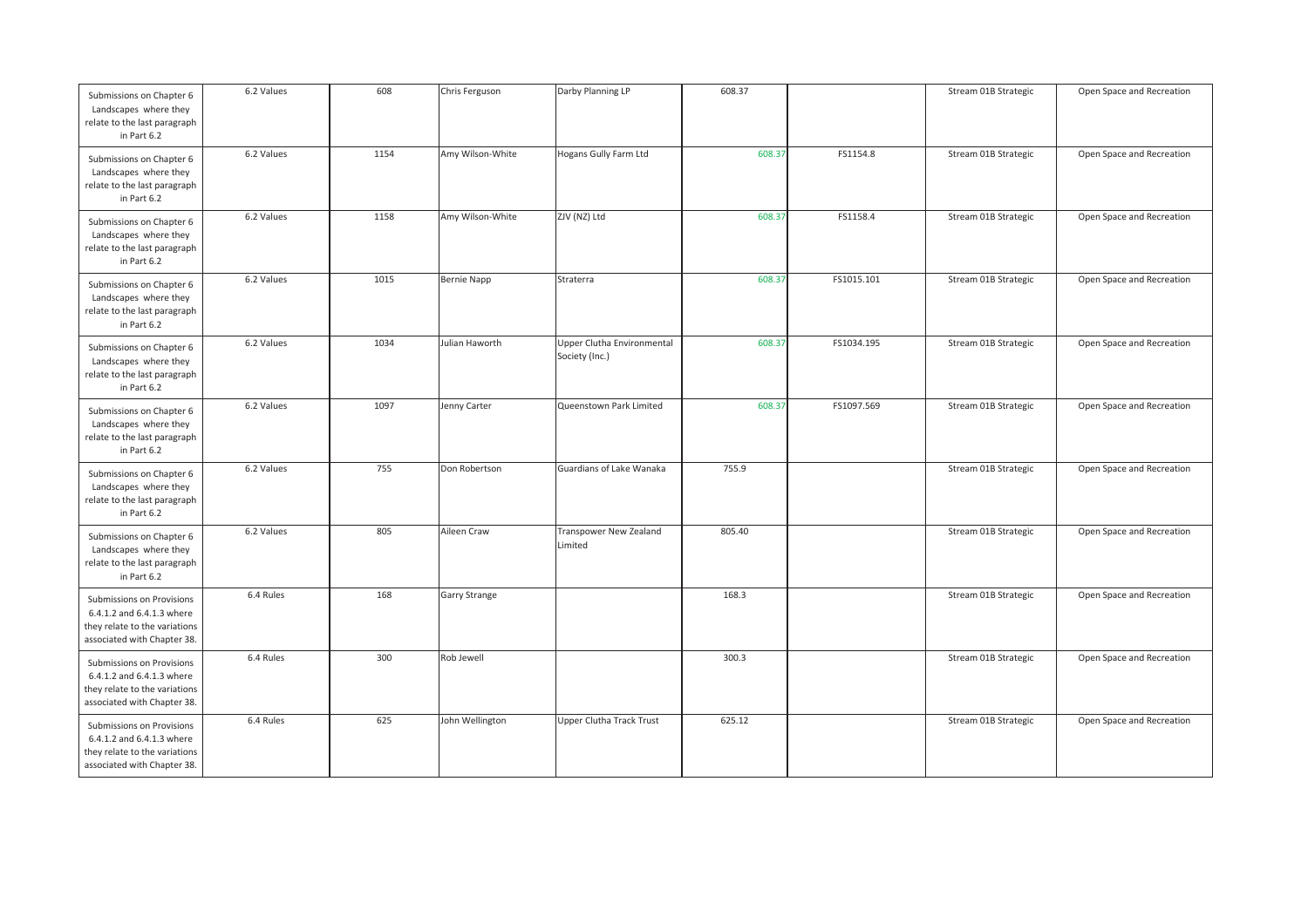| | | | | | | | | |
|---|---|---|---|---|---|---|---|---|
| Submissions on Chapter 6 Landscapes where they relate to the last paragraph in Part 6.2 | 6.2 Values | 608 | Chris Ferguson | Darby Planning LP | 608.37 | | Stream 01B Strategic | Open Space and Recreation |
| Submissions on Chapter 6 Landscapes where they relate to the last paragraph in Part 6.2 | 6.2 Values | 1154 | Amy Wilson-White | Hogans Gully Farm Ltd | 608.37 | FS1154.8 | Stream 01B Strategic | Open Space and Recreation |
| Submissions on Chapter 6 Landscapes where they relate to the last paragraph in Part 6.2 | 6.2 Values | 1158 | Amy Wilson-White | ZJV (NZ) Ltd | 608.37 | FS1158.4 | Stream 01B Strategic | Open Space and Recreation |
| Submissions on Chapter 6 Landscapes where they relate to the last paragraph in Part 6.2 | 6.2 Values | 1015 | Bernie Napp | Straterra | 608.37 | FS1015.101 | Stream 01B Strategic | Open Space and Recreation |
| Submissions on Chapter 6 Landscapes where they relate to the last paragraph in Part 6.2 | 6.2 Values | 1034 | Julian Haworth | Upper Clutha Environmental Society (Inc.) | 608.37 | FS1034.195 | Stream 01B Strategic | Open Space and Recreation |
| Submissions on Chapter 6 Landscapes where they relate to the last paragraph in Part 6.2 | 6.2 Values | 1097 | Jenny Carter | Queenstown Park Limited | 608.37 | FS1097.569 | Stream 01B Strategic | Open Space and Recreation |
| Submissions on Chapter 6 Landscapes where they relate to the last paragraph in Part 6.2 | 6.2 Values | 755 | Don Robertson | Guardians of Lake Wanaka | 755.9 | | Stream 01B Strategic | Open Space and Recreation |
| Submissions on Chapter 6 Landscapes where they relate to the last paragraph in Part 6.2 | 6.2 Values | 805 | Aileen Craw | Transpower New Zealand Limited | 805.40 | | Stream 01B Strategic | Open Space and Recreation |
| Submissions on Provisions 6.4.1.2 and 6.4.1.3 where they relate to the variations associated with Chapter 38. | 6.4 Rules | 168 | Garry Strange | | 168.3 | | Stream 01B Strategic | Open Space and Recreation |
| Submissions on Provisions 6.4.1.2 and 6.4.1.3 where they relate to the variations associated with Chapter 38. | 6.4 Rules | 300 | Rob Jewell | | 300.3 | | Stream 01B Strategic | Open Space and Recreation |
| Submissions on Provisions 6.4.1.2 and 6.4.1.3 where they relate to the variations associated with Chapter 38. | 6.4 Rules | 625 | John Wellington | Upper Clutha Track Trust | 625.12 | | Stream 01B Strategic | Open Space and Recreation |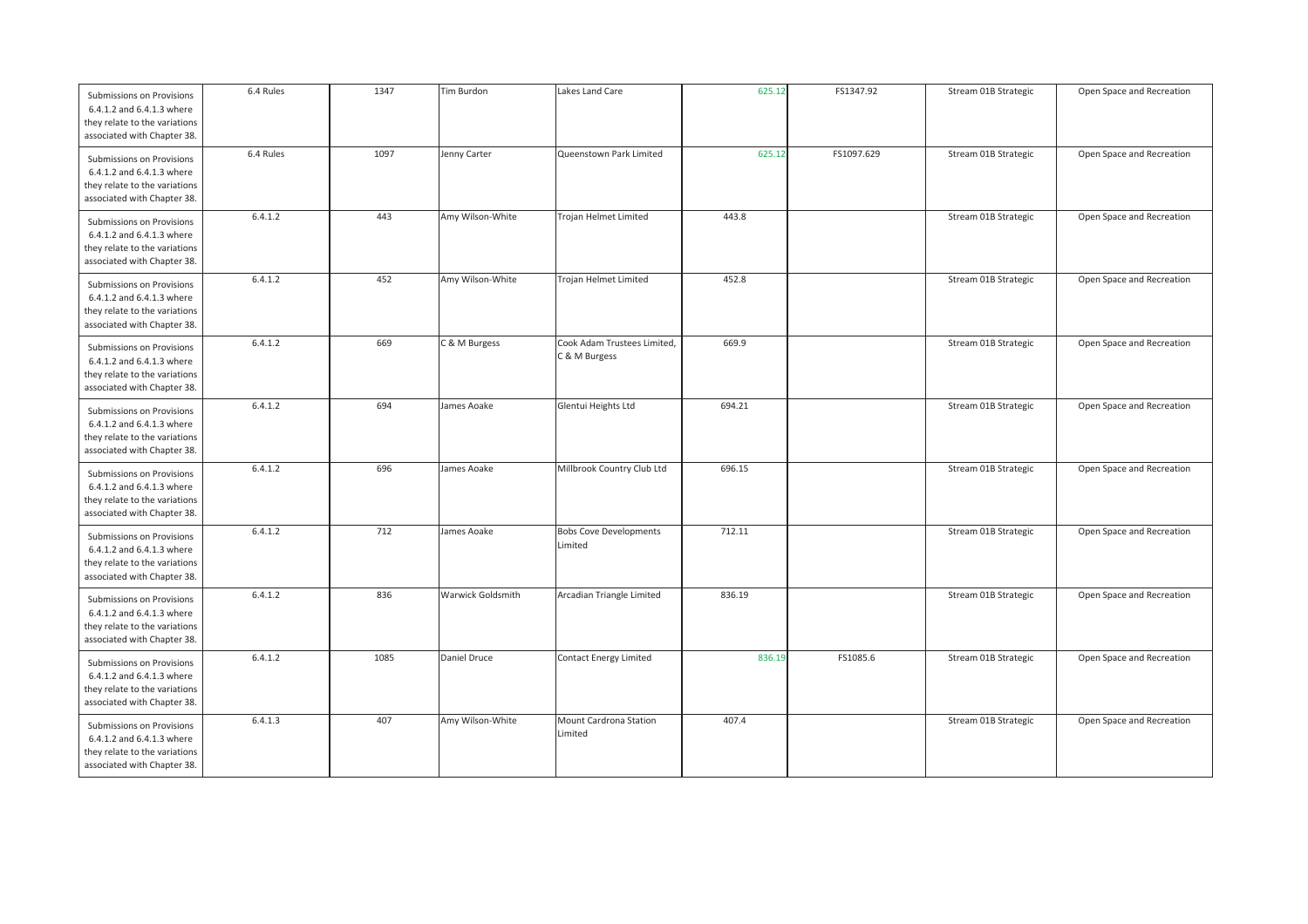| | | | | | | | | |
|---|---|---|---|---|---|---|---|---|
| Submissions on Provisions 6.4.1.2 and 6.4.1.3 where they relate to the variations associated with Chapter 38. | 6.4 Rules | 1347 | Tim Burdon | Lakes Land Care | 625.12 | FS1347.92 | Stream 01B Strategic | Open Space and Recreation |
| Submissions on Provisions 6.4.1.2 and 6.4.1.3 where they relate to the variations associated with Chapter 38. | 6.4 Rules | 1097 | Jenny Carter | Queenstown Park Limited | 625.12 | FS1097.629 | Stream 01B Strategic | Open Space and Recreation |
| Submissions on Provisions 6.4.1.2 and 6.4.1.3 where they relate to the variations associated with Chapter 38. | 6.4.1.2 | 443 | Amy Wilson-White | Trojan Helmet Limited | 443.8 | | Stream 01B Strategic | Open Space and Recreation |
| Submissions on Provisions 6.4.1.2 and 6.4.1.3 where they relate to the variations associated with Chapter 38. | 6.4.1.2 | 452 | Amy Wilson-White | Trojan Helmet Limited | 452.8 | | Stream 01B Strategic | Open Space and Recreation |
| Submissions on Provisions 6.4.1.2 and 6.4.1.3 where they relate to the variations associated with Chapter 38. | 6.4.1.2 | 669 | C & M Burgess | Cook Adam Trustees Limited, C & M Burgess | 669.9 | | Stream 01B Strategic | Open Space and Recreation |
| Submissions on Provisions 6.4.1.2 and 6.4.1.3 where they relate to the variations associated with Chapter 38. | 6.4.1.2 | 694 | James Aoake | Glentui Heights Ltd | 694.21 | | Stream 01B Strategic | Open Space and Recreation |
| Submissions on Provisions 6.4.1.2 and 6.4.1.3 where they relate to the variations associated with Chapter 38. | 6.4.1.2 | 696 | James Aoake | Millbrook Country Club Ltd | 696.15 | | Stream 01B Strategic | Open Space and Recreation |
| Submissions on Provisions 6.4.1.2 and 6.4.1.3 where they relate to the variations associated with Chapter 38. | 6.4.1.2 | 712 | James Aoake | Bobs Cove Developments Limited | 712.11 | | Stream 01B Strategic | Open Space and Recreation |
| Submissions on Provisions 6.4.1.2 and 6.4.1.3 where they relate to the variations associated with Chapter 38. | 6.4.1.2 | 836 | Warwick Goldsmith | Arcadian Triangle Limited | 836.19 | | Stream 01B Strategic | Open Space and Recreation |
| Submissions on Provisions 6.4.1.2 and 6.4.1.3 where they relate to the variations associated with Chapter 38. | 6.4.1.2 | 1085 | Daniel Druce | Contact Energy Limited | 836.19 | FS1085.6 | Stream 01B Strategic | Open Space and Recreation |
| Submissions on Provisions 6.4.1.2 and 6.4.1.3 where they relate to the variations associated with Chapter 38. | 6.4.1.3 | 407 | Amy Wilson-White | Mount Cardrona Station Limited | 407.4 | | Stream 01B Strategic | Open Space and Recreation |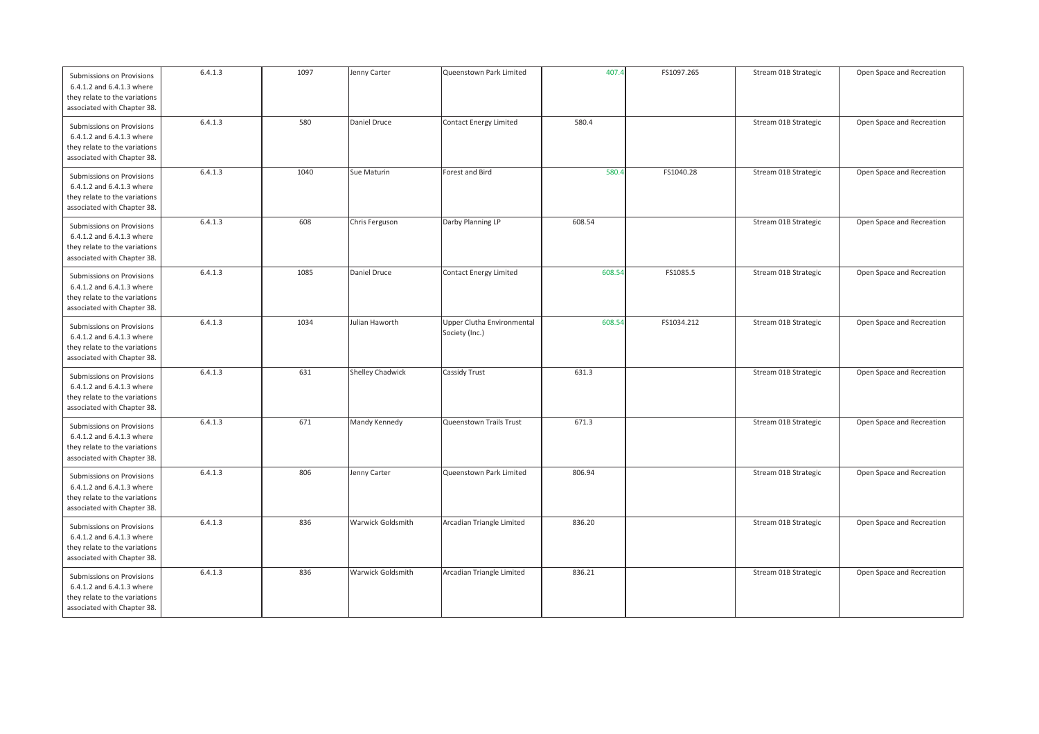| Submissions on Provisions 6.4.1.2 and 6.4.1.3 where they relate to the variations associated with Chapter 38. | 6.4.1.3 | 1097 | Jenny Carter | Queenstown Park Limited | 407.4 | FS1097.265 | Stream 01B Strategic | Open Space and Recreation |
|---|---|---|---|---|---|---|---|---|
| Submissions on Provisions 6.4.1.2 and 6.4.1.3 where they relate to the variations associated with Chapter 38. | 6.4.1.3 | 580 | Daniel Druce | Contact Energy Limited | 580.4 | | Stream 01B Strategic | Open Space and Recreation |
| Submissions on Provisions 6.4.1.2 and 6.4.1.3 where they relate to the variations associated with Chapter 38. | 6.4.1.3 | 1040 | Sue Maturin | Forest and Bird | 580.4 | FS1040.28 | Stream 01B Strategic | Open Space and Recreation |
| Submissions on Provisions 6.4.1.2 and 6.4.1.3 where they relate to the variations associated with Chapter 38. | 6.4.1.3 | 608 | Chris Ferguson | Darby Planning LP | 608.54 | | Stream 01B Strategic | Open Space and Recreation |
| Submissions on Provisions 6.4.1.2 and 6.4.1.3 where they relate to the variations associated with Chapter 38. | 6.4.1.3 | 1085 | Daniel Druce | Contact Energy Limited | 608.54 | FS1085.5 | Stream 01B Strategic | Open Space and Recreation |
| Submissions on Provisions 6.4.1.2 and 6.4.1.3 where they relate to the variations associated with Chapter 38. | 6.4.1.3 | 1034 | Julian Haworth | Upper Clutha Environmental Society (Inc.) | 608.54 | FS1034.212 | Stream 01B Strategic | Open Space and Recreation |
| Submissions on Provisions 6.4.1.2 and 6.4.1.3 where they relate to the variations associated with Chapter 38. | 6.4.1.3 | 631 | Shelley Chadwick | Cassidy Trust | 631.3 | | Stream 01B Strategic | Open Space and Recreation |
| Submissions on Provisions 6.4.1.2 and 6.4.1.3 where they relate to the variations associated with Chapter 38. | 6.4.1.3 | 671 | Mandy Kennedy | Queenstown Trails Trust | 671.3 | | Stream 01B Strategic | Open Space and Recreation |
| Submissions on Provisions 6.4.1.2 and 6.4.1.3 where they relate to the variations associated with Chapter 38. | 6.4.1.3 | 806 | Jenny Carter | Queenstown Park Limited | 806.94 | | Stream 01B Strategic | Open Space and Recreation |
| Submissions on Provisions 6.4.1.2 and 6.4.1.3 where they relate to the variations associated with Chapter 38. | 6.4.1.3 | 836 | Warwick Goldsmith | Arcadian Triangle Limited | 836.20 | | Stream 01B Strategic | Open Space and Recreation |
| Submissions on Provisions 6.4.1.2 and 6.4.1.3 where they relate to the variations associated with Chapter 38. | 6.4.1.3 | 836 | Warwick Goldsmith | Arcadian Triangle Limited | 836.21 | | Stream 01B Strategic | Open Space and Recreation |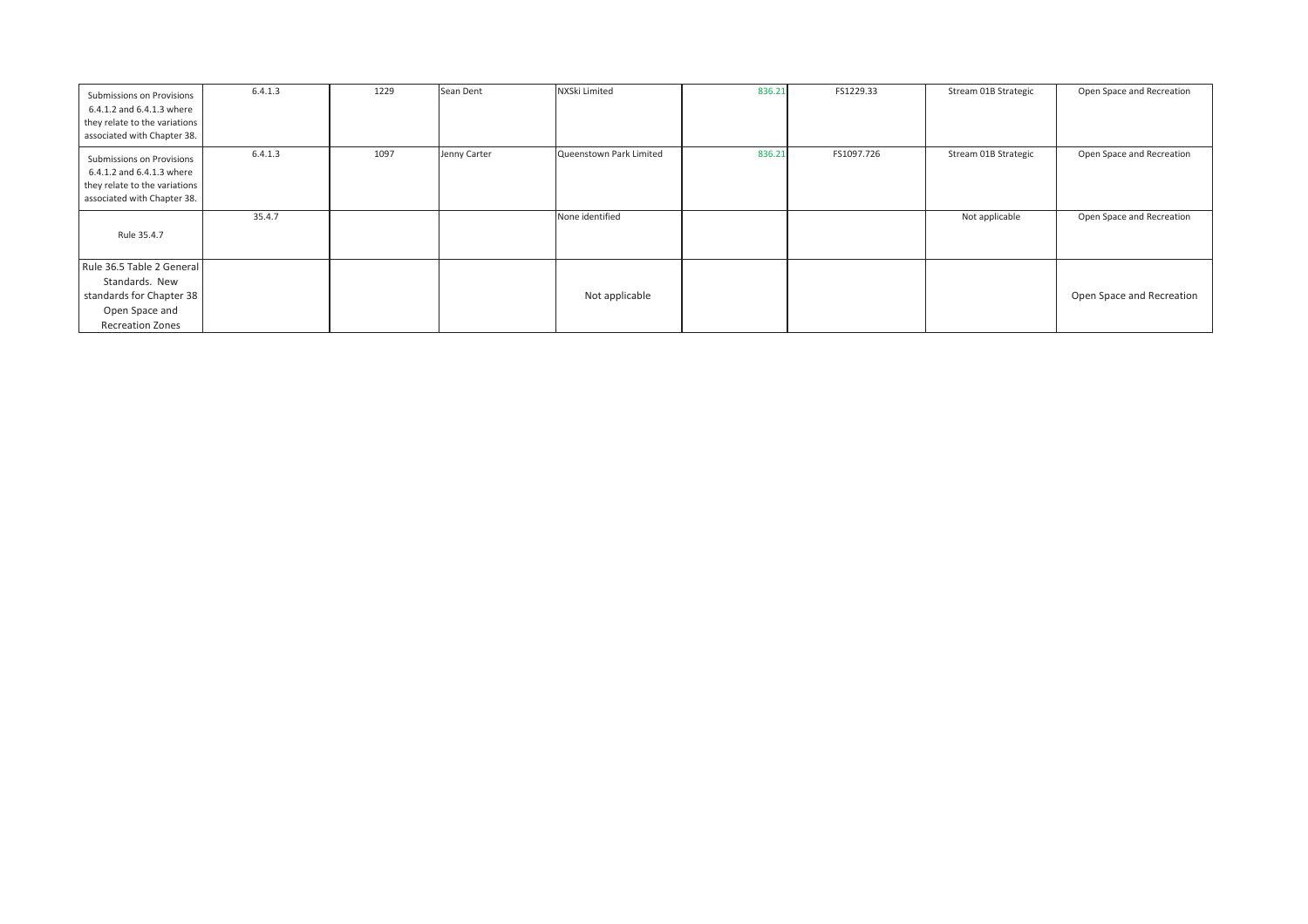| | | | | | | | | |
|---|---|---|---|---|---|---|---|---|
| Submissions on Provisions 6.4.1.2 and 6.4.1.3 where they relate to the variations associated with Chapter 38. | 6.4.1.3 | 1229 | Sean Dent | NXSki Limited | 836.21 | FS1229.33 | Stream 01B Strategic | Open Space and Recreation |
| Submissions on Provisions 6.4.1.2 and 6.4.1.3 where they relate to the variations associated with Chapter 38. | 6.4.1.3 | 1097 | Jenny Carter | Queenstown Park Limited | 836.21 | FS1097.726 | Stream 01B Strategic | Open Space and Recreation |
| Rule 35.4.7 | 35.4.7 | | | None identified | | | Not applicable | Open Space and Recreation |
| Rule 36.5 Table 2 General Standards. New standards for Chapter 38 Open Space and Recreation Zones | | | | Not applicable | | | | Open Space and Recreation |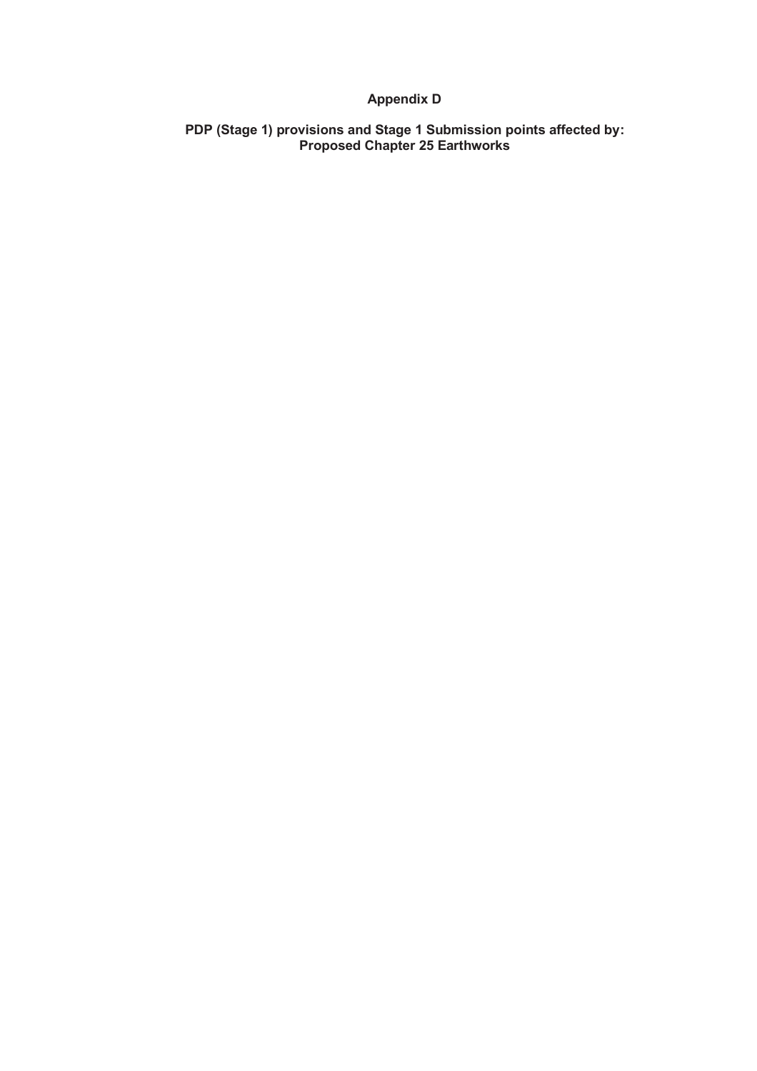# Appendix D

## PDP (Stage 1) provisions and Stage 1 Submission points affected by: Proposed Chapter 25 Earthworks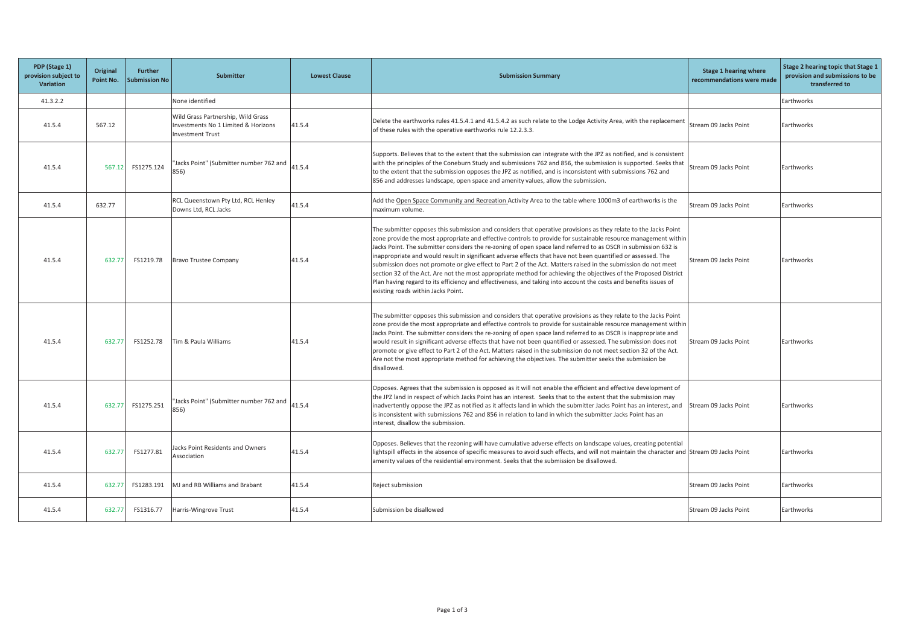| PDP (Stage 1) provision subject to Variation | Original Point No. | Further Submission No | Submitter | Lowest Clause | Submission Summary | Stage 1 hearing where recommendations were made | Stage 2 hearing topic that Stage 1 provision and submissions to be transferred to |
|---|---|---|---|---|---|---|---|
| 41.3.2.2 | | | None identified | | | | Earthworks |
| 41.5.4 | 567.12 | | Wild Grass Partnership, Wild Grass Investments No 1 Limited & Horizons Investment Trust | 41.5.4 | Delete the earthworks rules 41.5.4.1 and 41.5.4.2 as such relate to the Lodge Activity Area, with the replacement of these rules with the operative earthworks rule 12.2.3.3. | Stream 09 Jacks Point | Earthworks |
| 41.5.4 | 567.12 | FS1275.124 | "Jacks Point" (Submitter number 762 and 856) | 41.5.4 | Supports. Believes that to the extent that the submission can integrate with the JPZ as notified, and is consistent with the principles of the Coneburn Study and submissions 762 and 856, the submission is supported. Seeks that to the extent that the submission opposes the JPZ as notified, and is inconsistent with submissions 762 and 856 and addresses landscape, open space and amenity values, allow the submission. | Stream 09 Jacks Point | Earthworks |
| 41.5.4 | 632.77 | | RCL Queenstown Pty Ltd, RCL Henley Downs Ltd, RCL Jacks | 41.5.4 | Add the Open Space Community and Recreation Activity Area to the table where 1000m3 of earthworks is the maximum volume. | Stream 09 Jacks Point | Earthworks |
| 41.5.4 | 632.77 | FS1219.78 | Bravo Trustee Company | 41.5.4 | The submitter opposes this submission and considers that operative provisions as they relate to the Jacks Point zone provide the most appropriate and effective controls to provide for sustainable resource management within Jacks Point. The submitter considers the re-zoning of open space land referred to as OSCR in submission 632 is inappropriate and would result in significant adverse effects that have not been quantified or assessed. The submission does not promote or give effect to Part 2 of the Act. Matters raised in the submission do not meet section 32 of the Act. Are not the most appropriate method for achieving the objectives of the Proposed District Plan having regard to its efficiency and effectiveness, and taking into account the costs and benefits issues of existing roads within Jacks Point. | Stream 09 Jacks Point | Earthworks |
| 41.5.4 | 632.77 | FS1252.78 | Tim & Paula Williams | 41.5.4 | The submitter opposes this submission and considers that operative provisions as they relate to the Jacks Point zone provide the most appropriate and effective controls to provide for sustainable resource management within Jacks Point. The submitter considers the re-zoning of open space land referred to as OSCR is inappropriate and would result in significant adverse effects that have not been quantified or assessed. The submission does not promote or give effect to Part 2 of the Act. Matters raised in the submission do not meet section 32 of the Act. Are not the most appropriate method for achieving the objectives. The submitter seeks the submission be disallowed. | Stream 09 Jacks Point | Earthworks |
| 41.5.4 | 632.77 | FS1275.251 | "Jacks Point" (Submitter number 762 and 856) | 41.5.4 | Opposes. Agrees that the submission is opposed as it will not enable the efficient and effective development of the JPZ land in respect of which Jacks Point has an interest. Seeks that to the extent that the submission may inadvertently oppose the JPZ as notified as it affects land in which the submitter Jacks Point has an interest, and is inconsistent with submissions 762 and 856 in relation to land in which the submitter Jacks Point has an interest, disallow the submission. | Stream 09 Jacks Point | Earthworks |
| 41.5.4 | 632.77 | FS1277.81 | Jacks Point Residents and Owners Association | 41.5.4 | Opposes. Believes that the rezoning will have cumulative adverse effects on landscape values, creating potential lightspill effects in the absence of specific measures to avoid such effects, and will not maintain the character and amenity values of the residential environment. Seeks that the submission be disallowed. | Stream 09 Jacks Point | Earthworks |
| 41.5.4 | 632.77 | FS1283.191 | MJ and RB Williams and Brabant | 41.5.4 | Reject submission | Stream 09 Jacks Point | Earthworks |
| 41.5.4 | 632.77 | FS1316.77 | Harris-Wingrove Trust | 41.5.4 | Submission be disallowed | Stream 09 Jacks Point | Earthworks |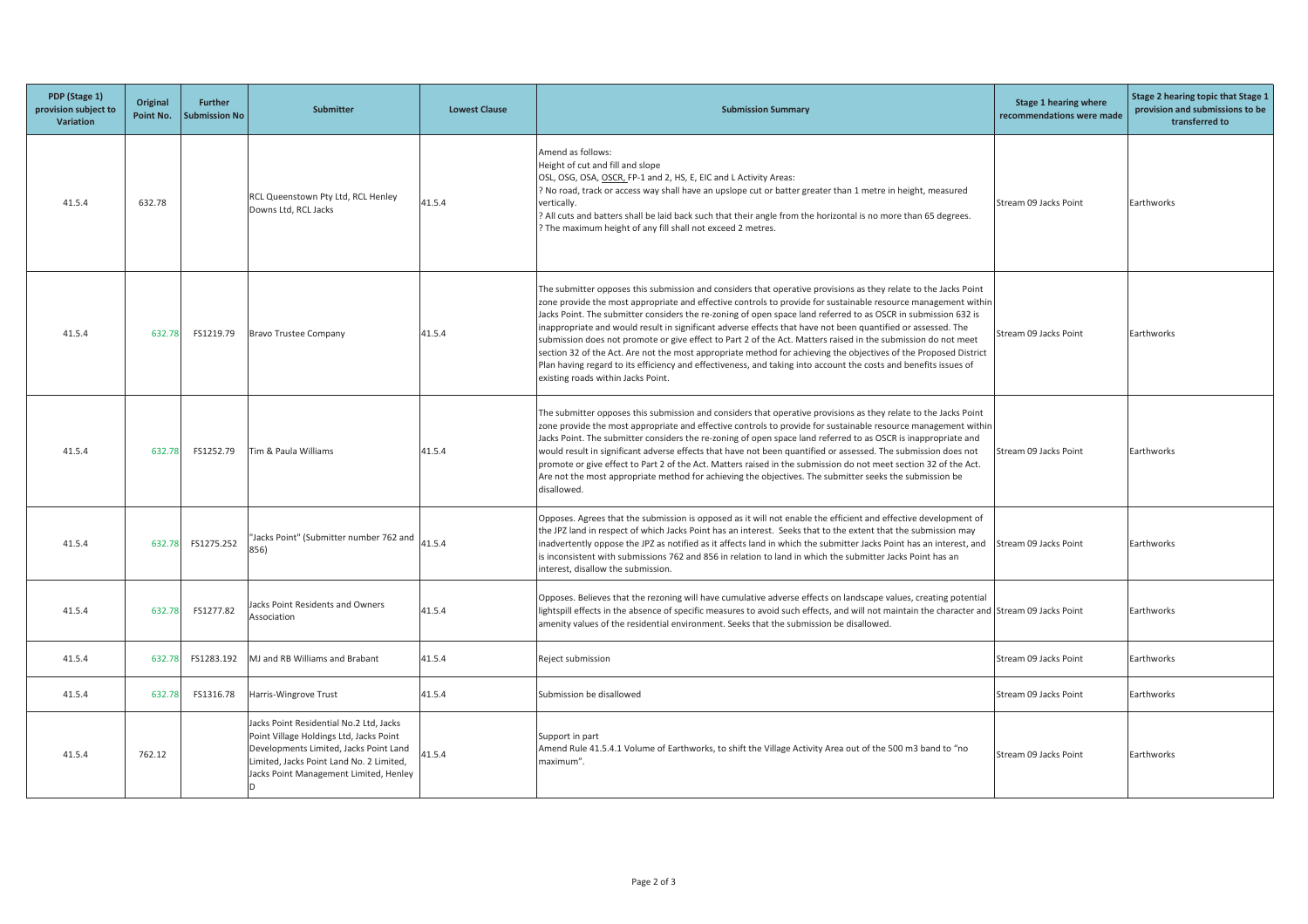| PDP (Stage 1) provision subject to Variation | Original Point No. | Further Submission No | Submitter | Lowest Clause | Submission Summary | Stage 1 hearing where recommendations were made | Stage 2 hearing topic that Stage 1 provision and submissions to be transferred to |
|---|---|---|---|---|---|---|---|
| 41.5.4 | 632.78 | | RCL Queenstown Pty Ltd, RCL Henley Downs Ltd, RCL Jacks | 41.5.4 | Amend as follows:<br>Height of cut and fill and slope<br>OSL, OSG, OSA, <u>OSCR</u>, FP-1 and 2, HS, E, EIC and L Activity Areas:<br>? No road, track or access way shall have an upslope cut or batter greater than 1 metre in height, measured vertically.<br>? All cuts and batters shall be laid back such that their angle from the horizontal is no more than 65 degrees.<br>? The maximum height of any fill shall not exceed 2 metres. | Stream 09 Jacks Point | Earthworks |
| 41.5.4 | 632.78 | FS1219.79 | Bravo Trustee Company | 41.5.4 | The submitter opposes this submission and considers that operative provisions as they relate to the Jacks Point zone provide the most appropriate and effective controls to provide for sustainable resource management within Jacks Point. The submitter considers the re-zoning of open space land referred to as OSCR in submission 632 is inappropriate and would result in significant adverse effects that have not been quantified or assessed. The submission does not promote or give effect to Part 2 of the Act. Matters raised in the submission do not meet section 32 of the Act. Are not the most appropriate method for achieving the objectives of the Proposed District Plan having regard to its efficiency and effectiveness, and taking into account the costs and benefits issues of existing roads within Jacks Point. | Stream 09 Jacks Point | Earthworks |
| 41.5.4 | 632.78 | FS1252.79 | Tim & Paula Williams | 41.5.4 | The submitter opposes this submission and considers that operative provisions as they relate to the Jacks Point zone provide the most appropriate and effective controls to provide for sustainable resource management within Jacks Point. The submitter considers the re-zoning of open space land referred to as OSCR is inappropriate and would result in significant adverse effects that have not been quantified or assessed. The submission does not promote or give effect to Part 2 of the Act. Matters raised in the submission do not meet section 32 of the Act. Are not the most appropriate method for achieving the objectives. The submitter seeks the submission be disallowed. | Stream 09 Jacks Point | Earthworks |
| 41.5.4 | 632.78 | FS1275.252 | "Jacks Point" (Submitter number 762 and 856) | 41.5.4 | Opposes. Agrees that the submission is opposed as it will not enable the efficient and effective development of the JPZ land in respect of which Jacks Point has an interest. Seeks that to the extent that the submission may inadvertently oppose the JPZ as notified as it affects land in which the submitter Jacks Point has an interest, and is inconsistent with submissions 762 and 856 in relation to land in which the submitter Jacks Point has an interest, disallow the submission. | Stream 09 Jacks Point | Earthworks |
| 41.5.4 | 632.78 | FS1277.82 | Jacks Point Residents and Owners Association | 41.5.4 | Opposes. Believes that the rezoning will have cumulative adverse effects on landscape values, creating potential lightspill effects in the absence of specific measures to avoid such effects, and will not maintain the character and amenity values of the residential environment. Seeks that the submission be disallowed. | Stream 09 Jacks Point | Earthworks |
| 41.5.4 | 632.78 | FS1283.192 | MJ and RB Williams and Brabant | 41.5.4 | Reject submission | Stream 09 Jacks Point | Earthworks |
| 41.5.4 | 632.78 | FS1316.78 | Harris-Wingrove Trust | 41.5.4 | Submission be disallowed | Stream 09 Jacks Point | Earthworks |
| 41.5.4 | 762.12 | | Jacks Point Residential No.2 Ltd, Jacks Point Village Holdings Ltd, Jacks Point Developments Limited, Jacks Point Land Limited, Jacks Point Land No. 2 Limited, Jacks Point Management Limited, Henley D | 41.5.4 | Support in part<br>Amend Rule 41.5.4.1 Volume of Earthworks, to shift the Village Activity Area out of the 500 m3 band to "no maximum". | Stream 09 Jacks Point | Earthworks |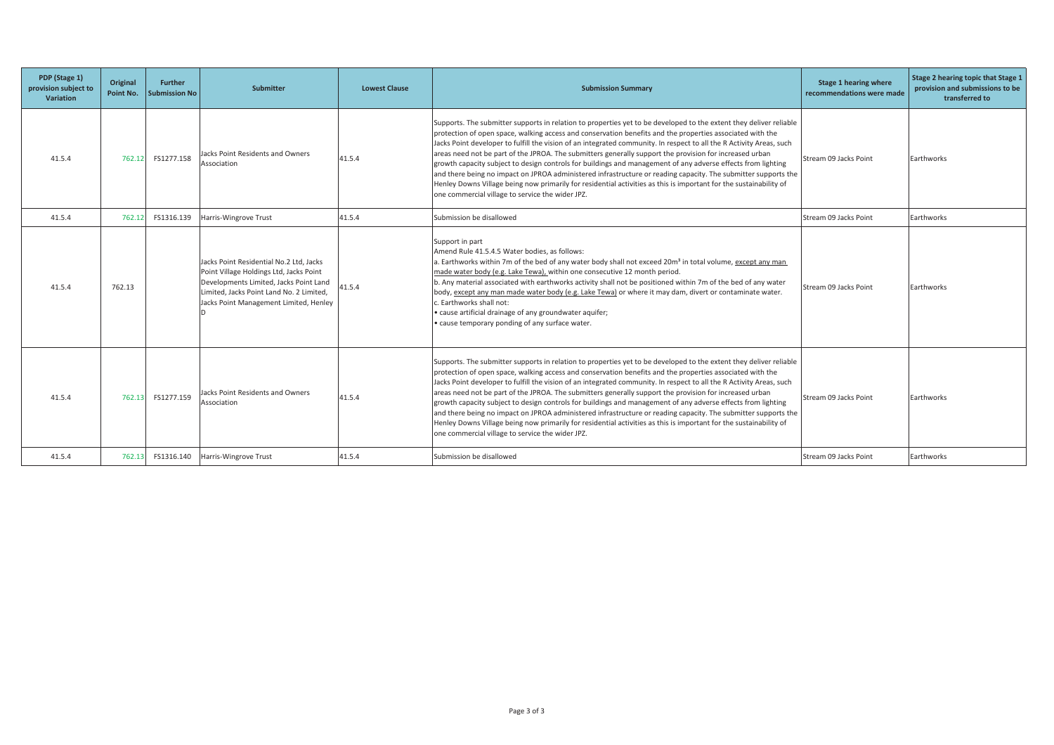| PDP (Stage 1) provision subject to Variation | Original Point No. | Further Submission No | Submitter | Lowest Clause | Submission Summary | Stage 1 hearing where recommendations were made | Stage 2 hearing topic that Stage 1 provision and submissions to be transferred to |
|---|---|---|---|---|---|---|---|
| 41.5.4 | 762.12 | FS1277.158 | Jacks Point Residents and Owners Association | 41.5.4 | Supports. The submitter supports in relation to properties yet to be developed to the extent they deliver reliable protection of open space, walking access and conservation benefits and the properties associated with the Jacks Point developer to fulfill the vision of an integrated community. In respect to all the R Activity Areas, such areas need not be part of the JPROA. The submitters generally support the provision for increased urban growth capacity subject to design controls for buildings and management of any adverse effects from lighting and there being no impact on JPROA administered infrastructure or reading capacity. The submitter supports the Henley Downs Village being now primarily for residential activities as this is important for the sustainability of one commercial village to service the wider JPZ. | Stream 09 Jacks Point | Earthworks |
| 41.5.4 | 762.12 | FS1316.139 | Harris-Wingrove Trust | 41.5.4 | Submission be disallowed | Stream 09 Jacks Point | Earthworks |
| 41.5.4 | 762.13 | | Jacks Point Residential No.2 Ltd, Jacks Point Village Holdings Ltd, Jacks Point Developments Limited, Jacks Point Land Limited, Jacks Point Land No. 2 Limited, Jacks Point Management Limited, Henley D | 41.5.4 | Support in part<br>Amend Rule 41.5.4.5 Water bodies, as follows:<br>a. Earthworks within 7m of the bed of any water body shall not exceed 20m³ in total volume, <u>except any man made water body (e.g. Lake Tewa),</u> within one consecutive 12 month period.<br>b. Any material associated with earthworks activity shall not be positioned within 7m of the bed of any water body, <u>except any man made water body (e.g. Lake Tewa)</u> or where it may dam, divert or contaminate water.<br>c. Earthworks shall not:<br>• cause artificial drainage of any groundwater aquifer;<br>• cause temporary ponding of any surface water. | Stream 09 Jacks Point | Earthworks |
| 41.5.4 | 762.13 | FS1277.159 | Jacks Point Residents and Owners Association | 41.5.4 | Supports. The submitter supports in relation to properties yet to be developed to the extent they deliver reliable protection of open space, walking access and conservation benefits and the properties associated with the Jacks Point developer to fulfill the vision of an integrated community. In respect to all the R Activity Areas, such areas need not be part of the JPROA. The submitters generally support the provision for increased urban growth capacity subject to design controls for buildings and management of any adverse effects from lighting and there being no impact on JPROA administered infrastructure or reading capacity. The submitter supports the Henley Downs Village being now primarily for residential activities as this is important for the sustainability of one commercial village to service the wider JPZ. | Stream 09 Jacks Point | Earthworks |
| 41.5.4 | 762.13 | FS1316.140 | Harris-Wingrove Trust | 41.5.4 | Submission be disallowed | Stream 09 Jacks Point | Earthworks |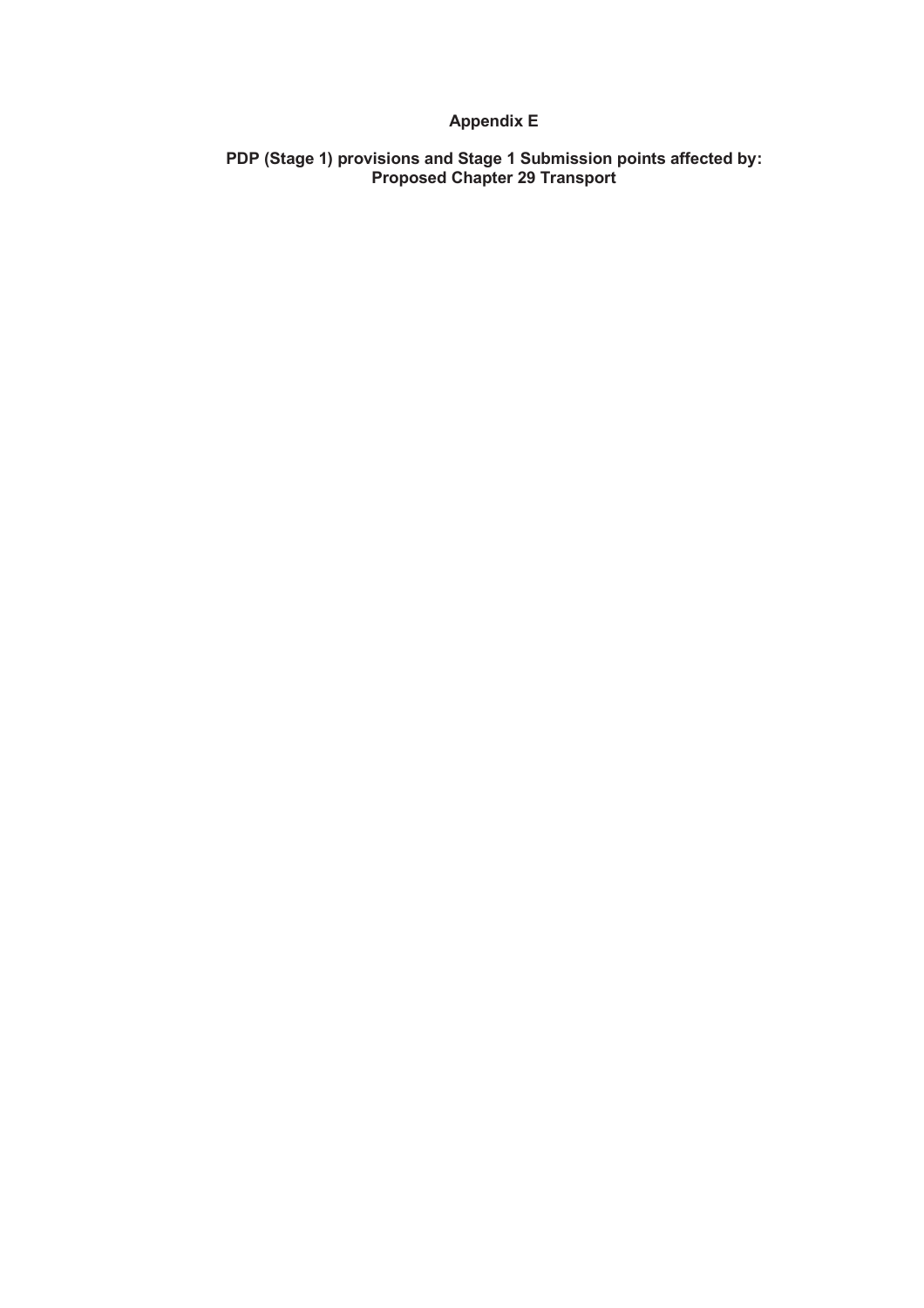# Appendix E

## PDP (Stage 1) provisions and Stage 1 Submission points affected by: Proposed Chapter 29 Transport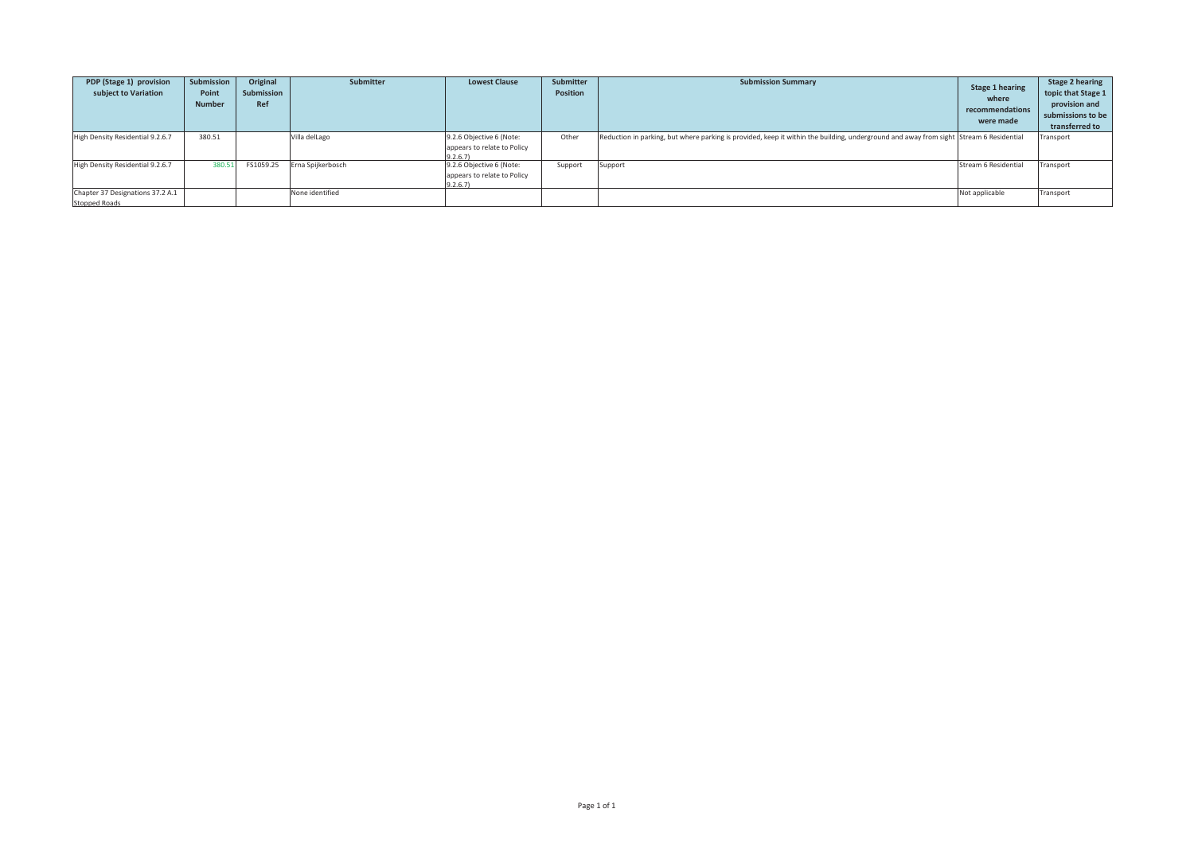| PDP (Stage 1) provision subject to Variation | Submission Point Number | Original Submission Ref | Submitter | Lowest Clause | Submitter Position | Submission Summary | Stage 1 hearing where recommendations were made | Stage 2 hearing topic that Stage 1 provision and submissions to be transferred to |
|---|---|---|---|---|---|---|---|---|
| High Density Residential 9.2.6.7 | 380.51 | | Villa delLago | 9.2.6 Objective 6 (Note: appears to relate to Policy 9.2.6.7) | Other | Reduction in parking, but where parking is provided, keep it within the building, underground and away from sight | Stream 6 Residential | Transport |
| High Density Residential 9.2.6.7 | 380.51 | FS1059.25 | Erna Spijkerbosch | 9.2.6 Objective 6 (Note: appears to relate to Policy 9.2.6.7) | Support | Support | Stream 6 Residential | Transport |
| Chapter 37 Designations 37.2 A.1 Stopped Roads | | | None identified | | | | Not applicable | Transport |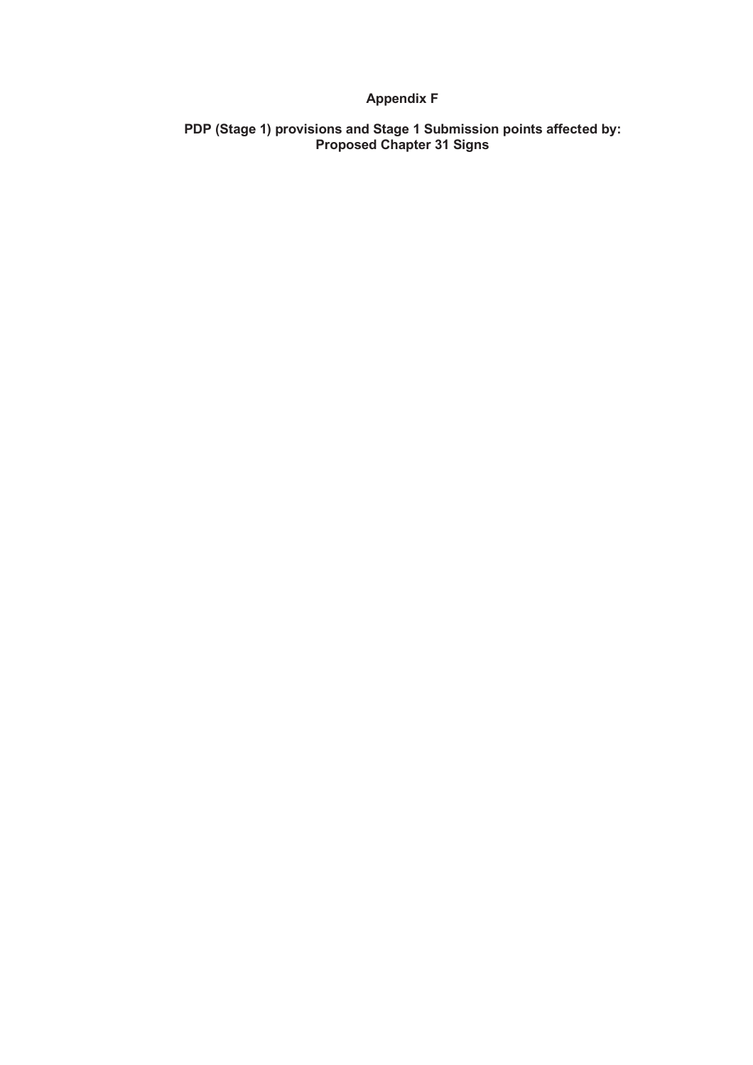# Appendix F

## PDP (Stage 1) provisions and Stage 1 Submission points affected by: Proposed Chapter 31 Signs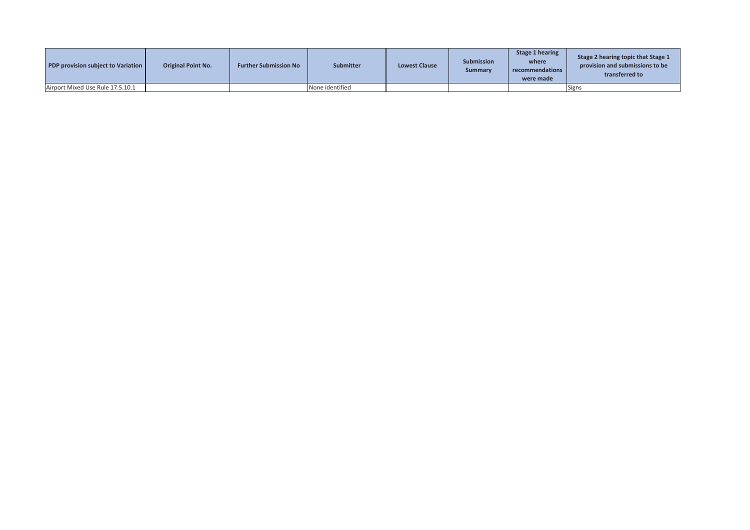| PDP provision subject to Variation | Original Point No. | Further Submission No | Submitter | Lowest Clause | Submission Summary | Stage 1 hearing where recommendations were made | Stage 2 hearing topic that Stage 1 provision and submissions to be transferred to |
|---|---|---|---|---|---|---|---|
| Airport Mixed Use Rule 17.5.10.1 | | | None identified | | | | Signs |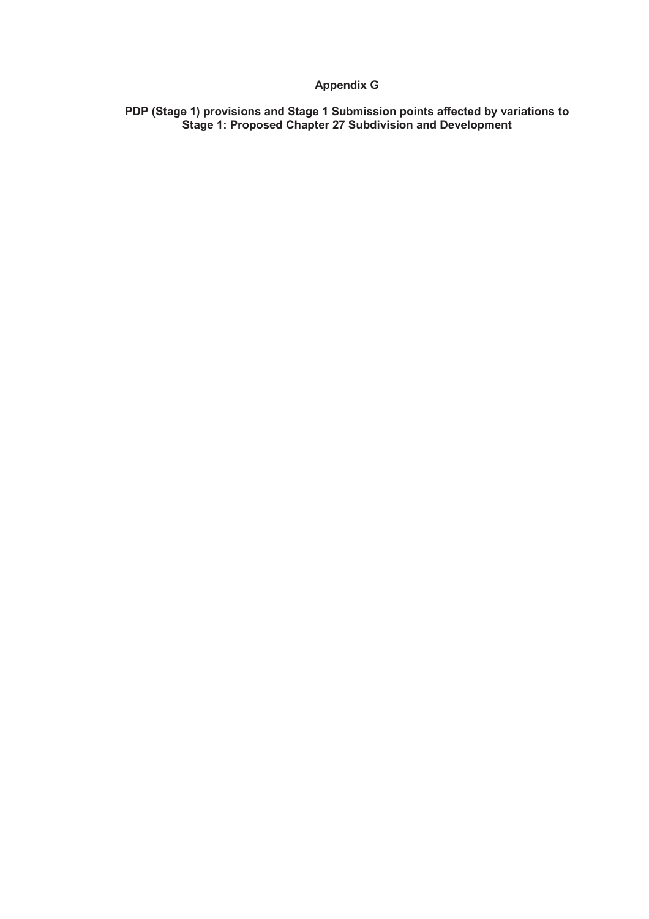# Appendix G

## PDP (Stage 1) provisions and Stage 1 Submission points affected by variations to Stage 1: Proposed Chapter 27 Subdivision and Development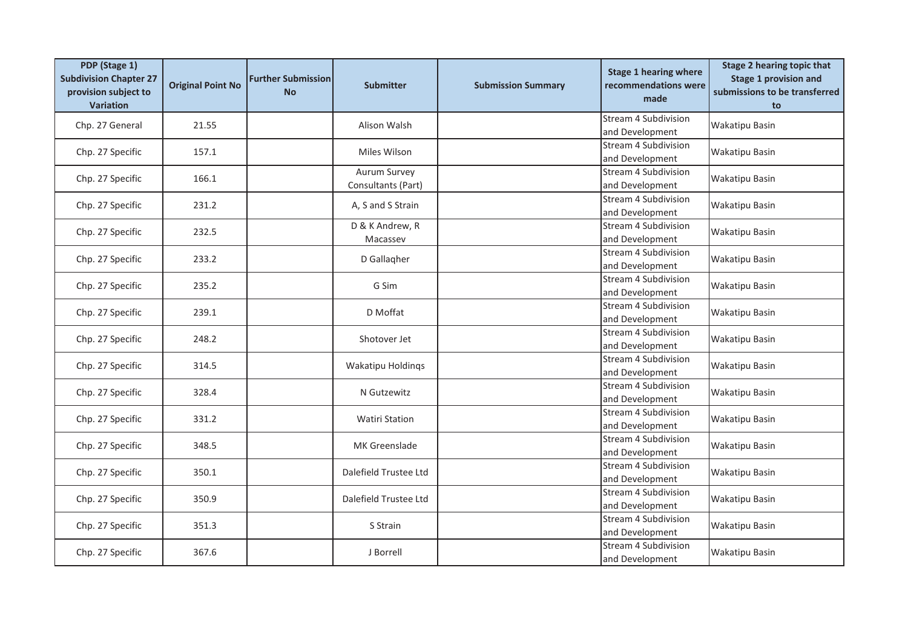| PDP (Stage 1) Subdivision Chapter 27 provision subject to Variation | Original Point No | Further Submission No | Submitter | Submission Summary | Stage 1 hearing where recommendations were made | Stage 2 hearing topic that Stage 1 provision and submissions to be transferred to |
|---|---|---|---|---|---|---|
| Chp. 27 General | 21.55 | | Alison Walsh | | Stream 4 Subdivision and Development | Wakatipu Basin |
| Chp. 27 Specific | 157.1 | | Miles Wilson | | Stream 4 Subdivision and Development | Wakatipu Basin |
| Chp. 27 Specific | 166.1 | | Aurum Survey Consultants (Part) | | Stream 4 Subdivision and Development | Wakatipu Basin |
| Chp. 27 Specific | 231.2 | | A, S and S Strain | | Stream 4 Subdivision and Development | Wakatipu Basin |
| Chp. 27 Specific | 232.5 | | D & K Andrew, R Macassev | | Stream 4 Subdivision and Development | Wakatipu Basin |
| Chp. 27 Specific | 233.2 | | D Gallaqher | | Stream 4 Subdivision and Development | Wakatipu Basin |
| Chp. 27 Specific | 235.2 | | G Sim | | Stream 4 Subdivision and Development | Wakatipu Basin |
| Chp. 27 Specific | 239.1 | | D Moffat | | Stream 4 Subdivision and Development | Wakatipu Basin |
| Chp. 27 Specific | 248.2 | | Shotover Jet | | Stream 4 Subdivision and Development | Wakatipu Basin |
| Chp. 27 Specific | 314.5 | | Wakatipu Holdinqs | | Stream 4 Subdivision and Development | Wakatipu Basin |
| Chp. 27 Specific | 328.4 | | N Gutzewitz | | Stream 4 Subdivision and Development | Wakatipu Basin |
| Chp. 27 Specific | 331.2 | | Watiri Station | | Stream 4 Subdivision and Development | Wakatipu Basin |
| Chp. 27 Specific | 348.5 | | MK Greenslade | | Stream 4 Subdivision and Development | Wakatipu Basin |
| Chp. 27 Specific | 350.1 | | Dalefield Trustee Ltd | | Stream 4 Subdivision and Development | Wakatipu Basin |
| Chp. 27 Specific | 350.9 | | Dalefield Trustee Ltd | | Stream 4 Subdivision and Development | Wakatipu Basin |
| Chp. 27 Specific | 351.3 | | S Strain | | Stream 4 Subdivision and Development | Wakatipu Basin |
| Chp. 27 Specific | 367.6 | | J Borrell | | Stream 4 Subdivision and Development | Wakatipu Basin |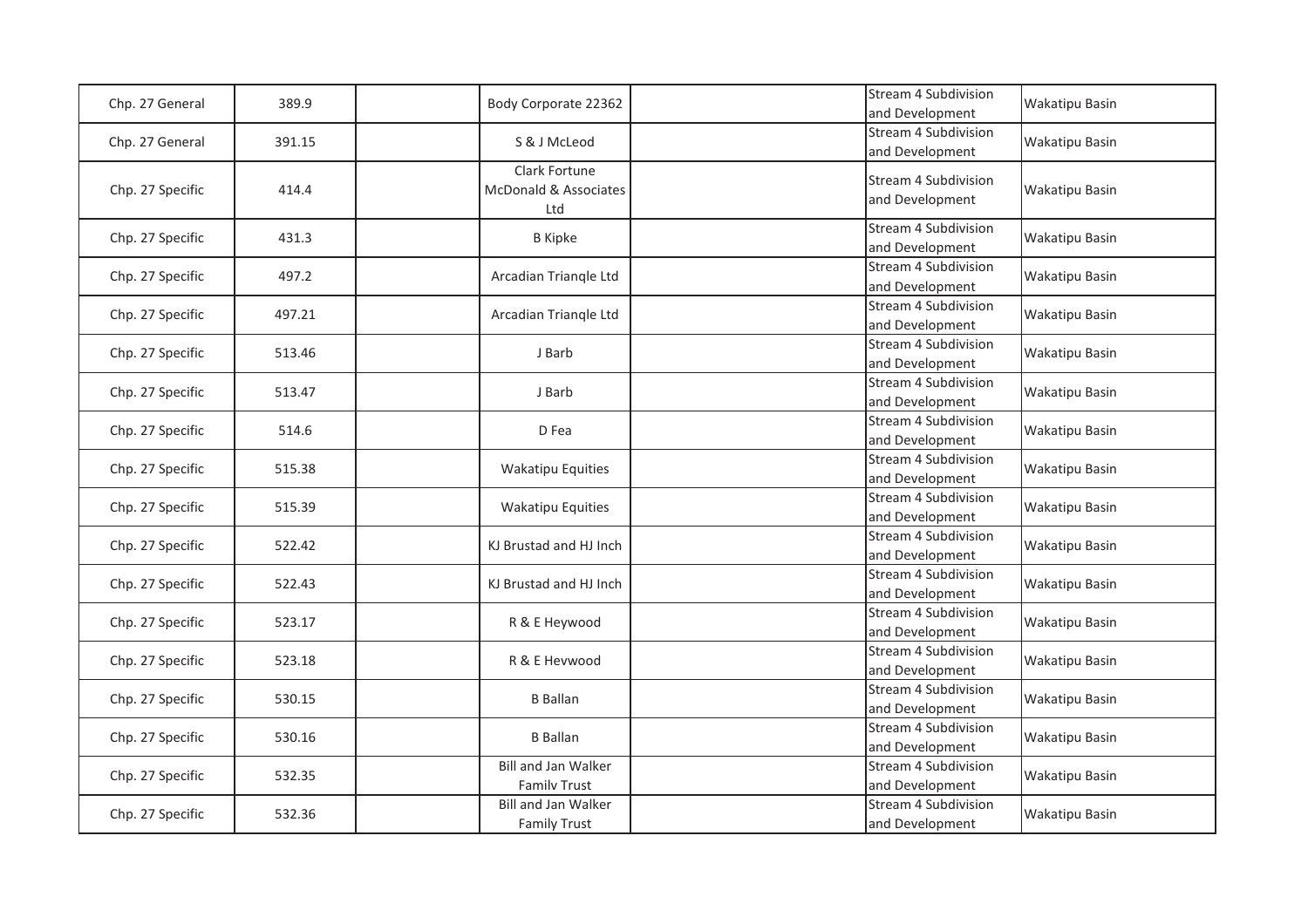| | | | | | | |
|---|---|---|---|---|---|---|
| Chp. 27 General | 389.9 | | Body Corporate 22362 | | Stream 4 Subdivision and Development | Wakatipu Basin |
| Chp. 27 General | 391.15 | | S & J McLeod | | Stream 4 Subdivision and Development | Wakatipu Basin |
| Chp. 27 Specific | 414.4 | | Clark Fortune McDonald & Associates Ltd | | Stream 4 Subdivision and Development | Wakatipu Basin |
| Chp. 27 Specific | 431.3 | | B Kipke | | Stream 4 Subdivision and Development | Wakatipu Basin |
| Chp. 27 Specific | 497.2 | | Arcadian Trianqle Ltd | | Stream 4 Subdivision and Development | Wakatipu Basin |
| Chp. 27 Specific | 497.21 | | Arcadian Trianqle Ltd | | Stream 4 Subdivision and Development | Wakatipu Basin |
| Chp. 27 Specific | 513.46 | | J Barb | | Stream 4 Subdivision and Development | Wakatipu Basin |
| Chp. 27 Specific | 513.47 | | J Barb | | Stream 4 Subdivision and Development | Wakatipu Basin |
| Chp. 27 Specific | 514.6 | | D Fea | | Stream 4 Subdivision and Development | Wakatipu Basin |
| Chp. 27 Specific | 515.38 | | Wakatipu Equities | | Stream 4 Subdivision and Development | Wakatipu Basin |
| Chp. 27 Specific | 515.39 | | Wakatipu Equities | | Stream 4 Subdivision and Development | Wakatipu Basin |
| Chp. 27 Specific | 522.42 | | KJ Brustad and HJ Inch | | Stream 4 Subdivision and Development | Wakatipu Basin |
| Chp. 27 Specific | 522.43 | | KJ Brustad and HJ Inch | | Stream 4 Subdivision and Development | Wakatipu Basin |
| Chp. 27 Specific | 523.17 | | R & E Heywood | | Stream 4 Subdivision and Development | Wakatipu Basin |
| Chp. 27 Specific | 523.18 | | R & E Hevwood | | Stream 4 Subdivision and Development | Wakatipu Basin |
| Chp. 27 Specific | 530.15 | | B Ballan | | Stream 4 Subdivision and Development | Wakatipu Basin |
| Chp. 27 Specific | 530.16 | | B Ballan | | Stream 4 Subdivision and Development | Wakatipu Basin |
| Chp. 27 Specific | 532.35 | | Bill and Jan Walker Familv Trust | | Stream 4 Subdivision and Development | Wakatipu Basin |
| Chp. 27 Specific | 532.36 | | Bill and Jan Walker Family Trust | | Stream 4 Subdivision and Development | Wakatipu Basin |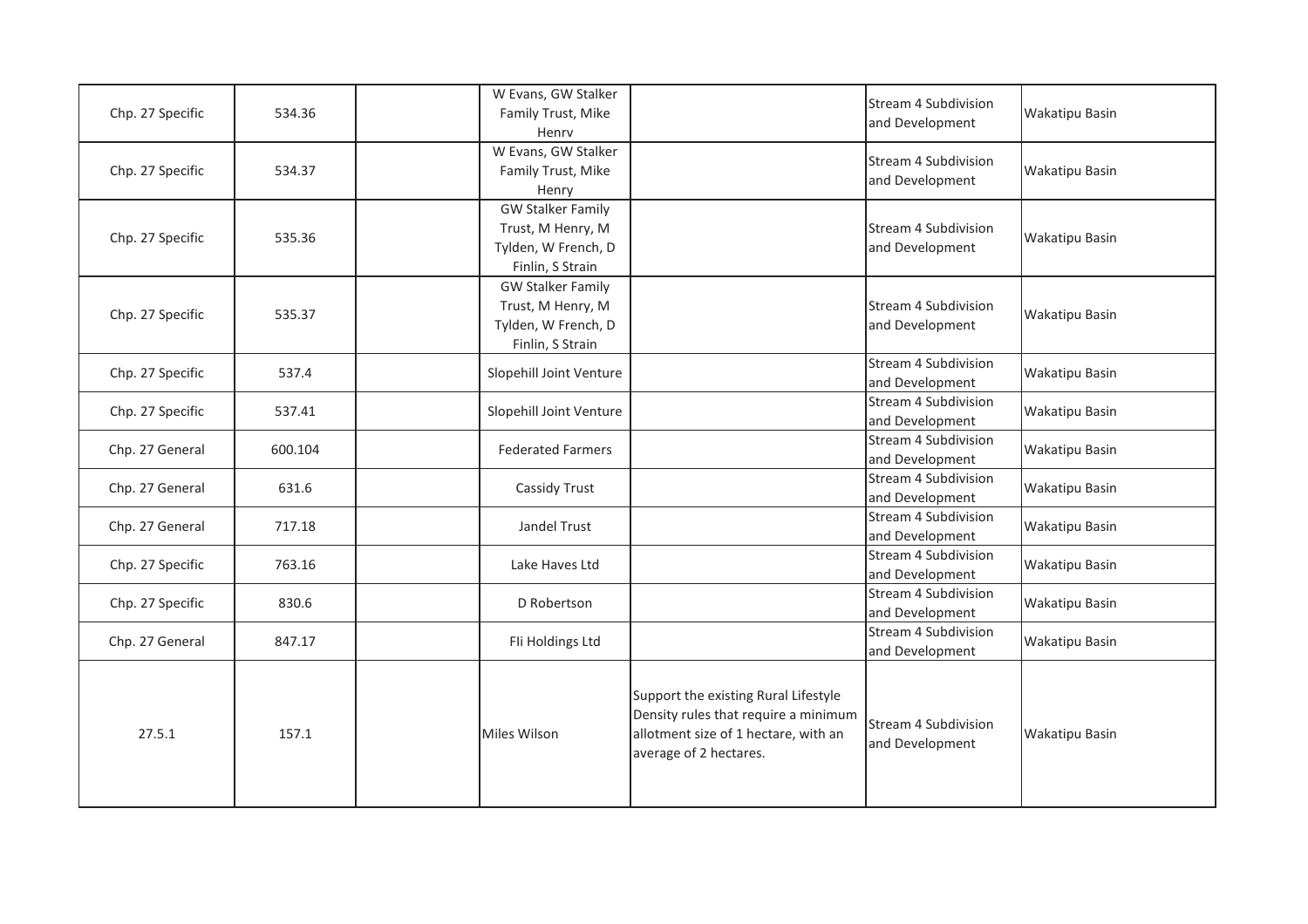| | | | | | | |
|---|---|---|---|---|---|---|
| Chp. 27 Specific | 534.36 | | W Evans, GW Stalker Family Trust, Mike Henrv | | Stream 4 Subdivision and Development | Wakatipu Basin |
| Chp. 27 Specific | 534.37 | | W Evans, GW Stalker Family Trust, Mike Henry | | Stream 4 Subdivision and Development | Wakatipu Basin |
| Chp. 27 Specific | 535.36 | | GW Stalker Family Trust, M Henry, M Tylden, W French, D Finlin, S Strain | | Stream 4 Subdivision and Development | Wakatipu Basin |
| Chp. 27 Specific | 535.37 | | GW Stalker Family Trust, M Henry, M Tylden, W French, D Finlin, S Strain | | Stream 4 Subdivision and Development | Wakatipu Basin |
| Chp. 27 Specific | 537.4 | | Slopehill Joint Venture | | Stream 4 Subdivision and Development | Wakatipu Basin |
| Chp. 27 Specific | 537.41 | | Slopehill Joint Venture | | Stream 4 Subdivision and Development | Wakatipu Basin |
| Chp. 27 General | 600.104 | | Federated Farmers | | Stream 4 Subdivision and Development | Wakatipu Basin |
| Chp. 27 General | 631.6 | | Cassidy Trust | | Stream 4 Subdivision and Development | Wakatipu Basin |
| Chp. 27 General | 717.18 | | Jandel Trust | | Stream 4 Subdivision and Development | Wakatipu Basin |
| Chp. 27 Specific | 763.16 | | Lake Haves Ltd | | Stream 4 Subdivision and Development | Wakatipu Basin |
| Chp. 27 Specific | 830.6 | | D Robertson | | Stream 4 Subdivision and Development | Wakatipu Basin |
| Chp. 27 General | 847.17 | | FIi Holdings Ltd | | Stream 4 Subdivision and Development | Wakatipu Basin |
| 27.5.1 | 157.1 | | Miles Wilson | Support the existing Rural Lifestyle Density rules that require a minimum allotment size of 1 hectare, with an average of 2 hectares. | Stream 4 Subdivision and Development | Wakatipu Basin |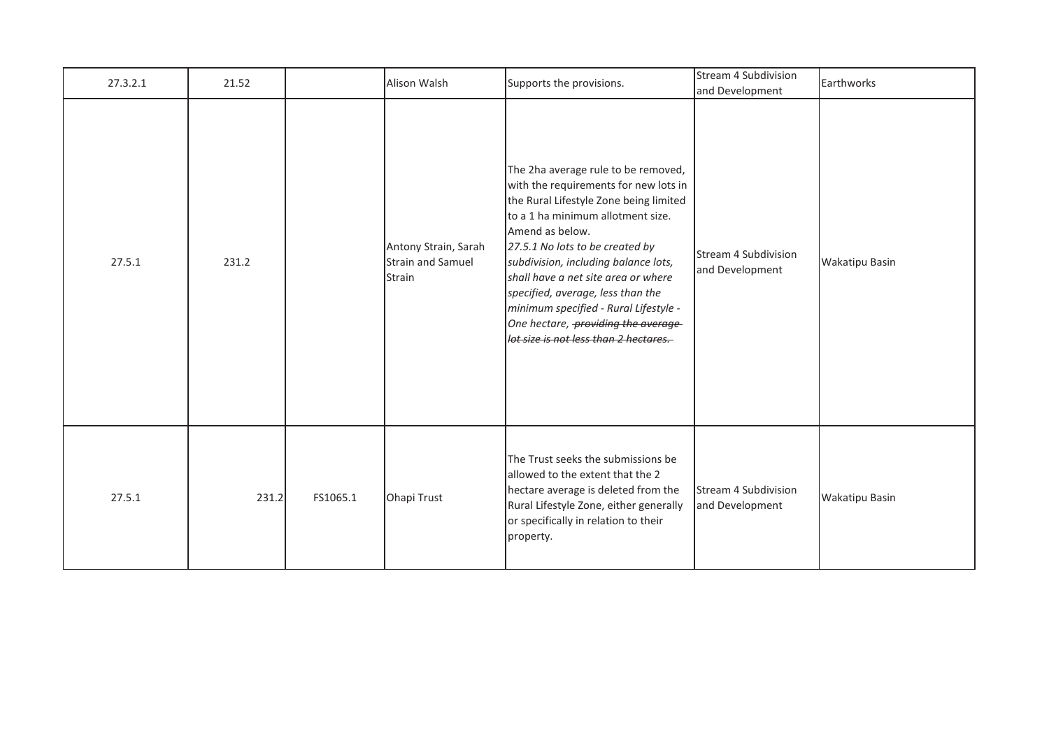| 27.3.2.1 | 21.52 | | Alison Walsh | Supports the provisions. | Stream 4 Subdivision and Development | Earthworks |
|---|---|---|---|---|---|---|
| 27.5.1 | 231.2 | | Antony Strain, Sarah Strain and Samuel Strain | The 2ha average rule to be removed, with the requirements for new lots in the Rural Lifestyle Zone being limited to a 1 ha minimum allotment size. Amend as below.<br>*27.5.1 No lots to be created by subdivision, including balance lots, shall have a net site area or where specified, average, less than the minimum specified - Rural Lifestyle - One hectare, ~~providing the average lot size is not less than 2 hectares.~~* | Stream 4 Subdivision and Development | Wakatipu Basin |
| 27.5.1 | 231.2 | FS1065.1 | Ohapi Trust | The Trust seeks the submissions be allowed to the extent that the 2 hectare average is deleted from the Rural Lifestyle Zone, either generally or specifically in relation to their property. | Stream 4 Subdivision and Development | Wakatipu Basin |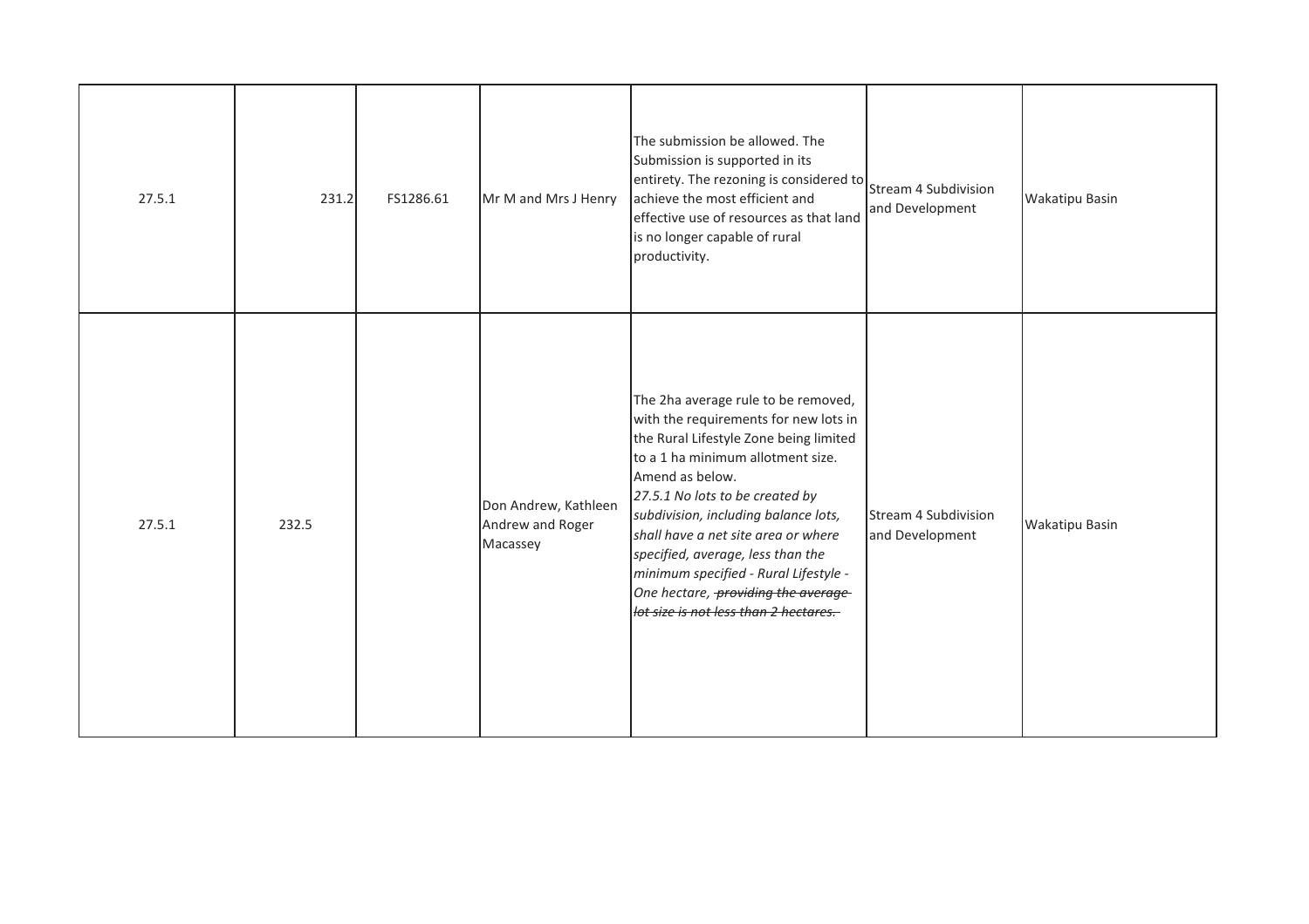| | | | | | | |
|---|---|---|---|---|---|---|
| 27.5.1 | 231.2 | FS1286.61 | Mr M and Mrs J Henry | The submission be allowed. The Submission is supported in its entirety. The rezoning is considered to achieve the most efficient and effective use of resources as that land is no longer capable of rural productivity. | Stream 4 Subdivision and Development | Wakatipu Basin |
| 27.5.1 | 232.5 | | Don Andrew, Kathleen Andrew and Roger Macassey | The 2ha average rule to be removed, with the requirements for new lots in the Rural Lifestyle Zone being limited to a 1 ha minimum allotment size. Amend as below. *27.5.1 No lots to be created by subdivision, including balance lots, shall have a net site area or where specified, average, less than the minimum specified - Rural Lifestyle - One hectare, ~~providing the average lot size is not less than 2 hectares.~~* | Stream 4 Subdivision and Development | Wakatipu Basin |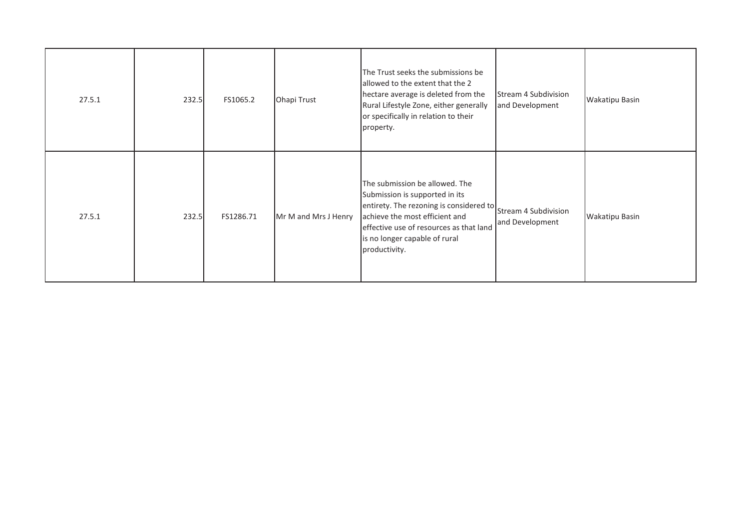| | | | | | | |
|---|---|---|---|---|---|---|
| 27.5.1 | 232.5 | FS1065.2 | Ohapi Trust | The Trust seeks the submissions be allowed to the extent that the 2 hectare average is deleted from the Rural Lifestyle Zone, either generally or specifically in relation to their property. | Stream 4 Subdivision and Development | Wakatipu Basin |
| 27.5.1 | 232.5 | FS1286.71 | Mr M and Mrs J Henry | The submission be allowed. The Submission is supported in its entirety. The rezoning is considered to achieve the most efficient and effective use of resources as that land is no longer capable of rural productivity. | Stream 4 Subdivision and Development | Wakatipu Basin |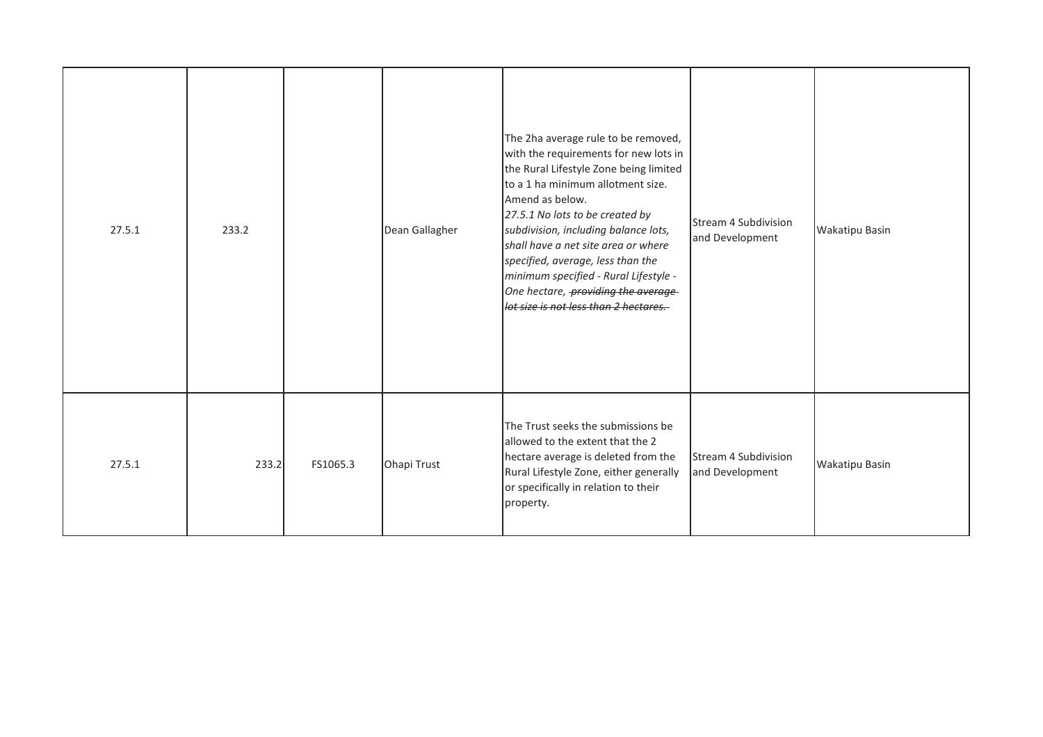| | | | | | | |
|---|---|---|---|---|---|---|
| 27.5.1 | 233.2 | | Dean Gallagher | The 2ha average rule to be removed, with the requirements for new lots in the Rural Lifestyle Zone being limited to a 1 ha minimum allotment size. Amend as below.<br>*27.5.1 No lots to be created by subdivision, including balance lots, shall have a net site area or where specified, average, less than the minimum specified - Rural Lifestyle - One hectare,* ~~*providing the average lot size is not less than 2 hectares.*~~ | Stream 4 Subdivision and Development | Wakatipu Basin |
| 27.5.1 | 233.2 | FS1065.3 | Ohapi Trust | The Trust seeks the submissions be allowed to the extent that the 2 hectare average is deleted from the Rural Lifestyle Zone, either generally or specifically in relation to their property. | Stream 4 Subdivision and Development | Wakatipu Basin |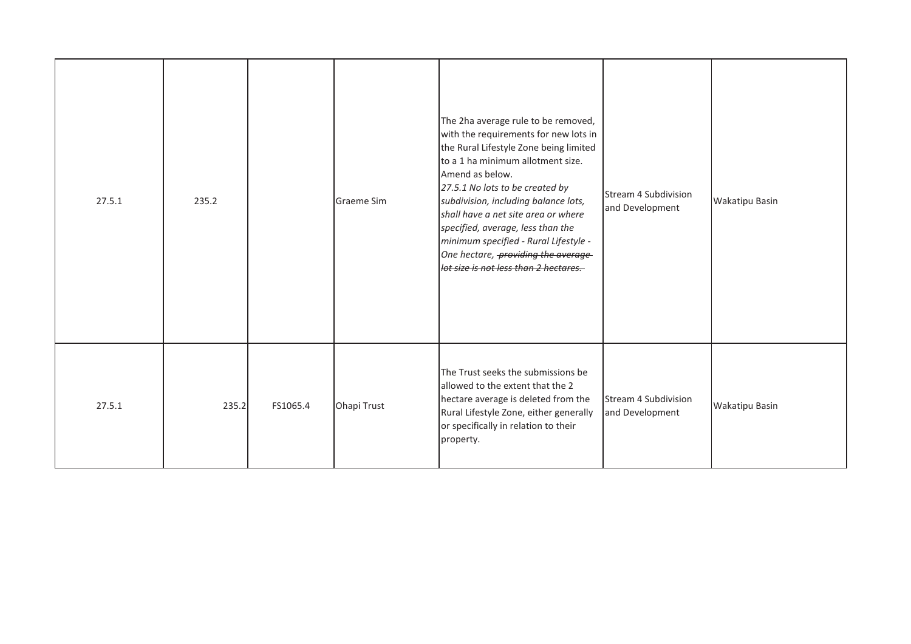| | | | | | | |
|---|---|---|---|---|---|---|
| 27.5.1 | 235.2 | | Graeme Sim | The 2ha average rule to be removed, with the requirements for new lots in the Rural Lifestyle Zone being limited to a 1 ha minimum allotment size. Amend as below.<br>*27.5.1 No lots to be created by subdivision, including balance lots, shall have a net site area or where specified, average, less than the minimum specified - Rural Lifestyle - One hectare, ~~providing the average lot size is not less than 2 hectares.~~* | Stream 4 Subdivision and Development | Wakatipu Basin |
| 27.5.1 | 235.2 | FS1065.4 | Ohapi Trust | The Trust seeks the submissions be allowed to the extent that the 2 hectare average is deleted from the Rural Lifestyle Zone, either generally or specifically in relation to their property. | Stream 4 Subdivision and Development | Wakatipu Basin |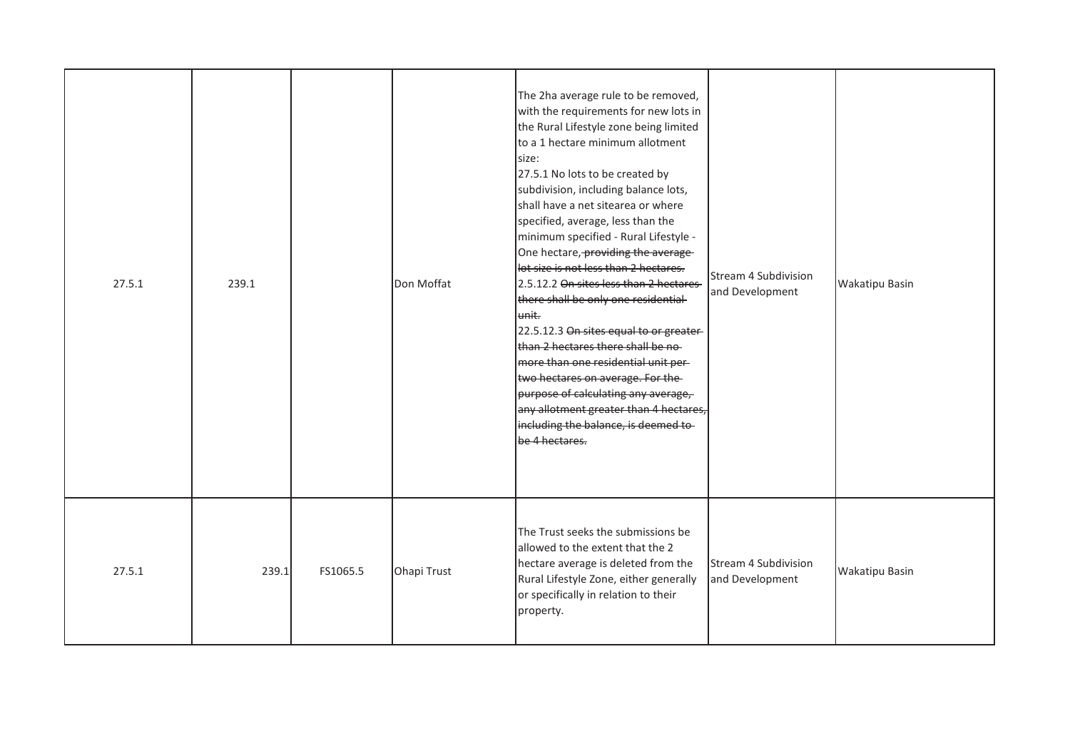| 27.5.1 | 239.1 | | Don Moffat | The 2ha average rule to be removed, with the requirements for new lots in the Rural Lifestyle zone being limited to a 1 hectare minimum allotment size:<br>27.5.1 No lots to be created by subdivision, including balance lots, shall have a net sitearea or where specified, average, less than the minimum specified - Rural Lifestyle - One hectare~~, providing the average lot size is not less than 2 hectares.~~<br>2.5.12.2 ~~On sites less than 2 hectares there shall be only one residential unit.~~<br>22.5.12.3 ~~On sites equal to or greater than 2 hectares there shall be no more than one residential unit per two hectares on average. For the purpose of calculating any average, any allotment greater than 4 hectares, including the balance, is deemed to be 4 hectares.~~ | Stream 4 Subdivision and Development | Wakatipu Basin |
|---|---|---|---|---|---|---|
| 27.5.1 | 239.1 | FS1065.5 | Ohapi Trust | The Trust seeks the submissions be allowed to the extent that the 2 hectare average is deleted from the Rural Lifestyle Zone, either generally or specifically in relation to their property. | Stream 4 Subdivision and Development | Wakatipu Basin |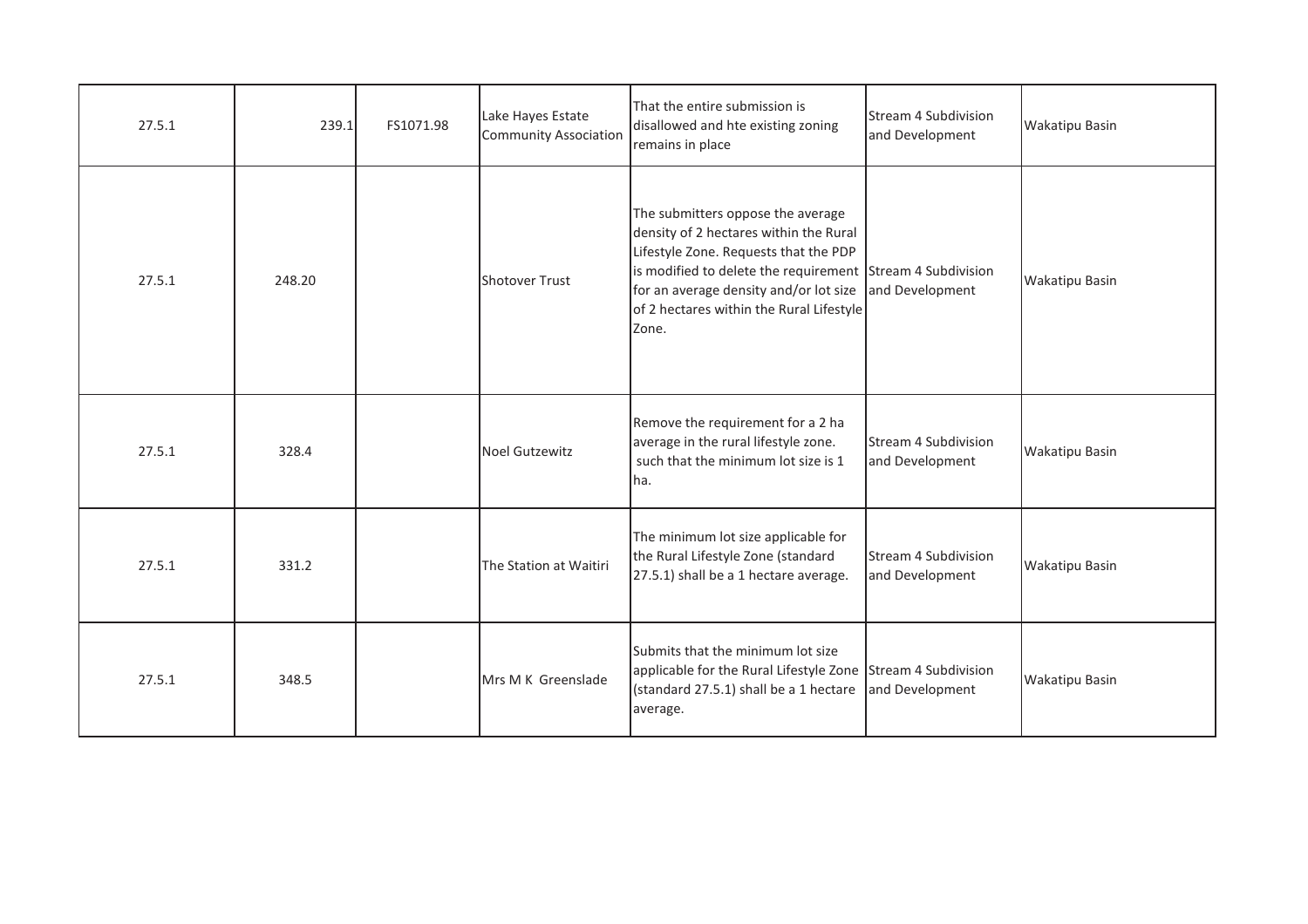| | | | | | | |
|---|---|---|---|---|---|---|
| 27.5.1 | 239.1 | FS1071.98 | Lake Hayes Estate Community Association | That the entire submission is disallowed and hte existing zoning remains in place | Stream 4 Subdivision and Development | Wakatipu Basin |
| 27.5.1 | 248.20 | | Shotover Trust | The submitters oppose the average density of 2 hectares within the Rural Lifestyle Zone. Requests that the PDP is modified to delete the requirement for an average density and/or lot size of 2 hectares within the Rural Lifestyle Zone. | Stream 4 Subdivision and Development | Wakatipu Basin |
| 27.5.1 | 328.4 | | Noel Gutzewitz | Remove the requirement for a 2 ha average in the rural lifestyle zone. such that the minimum lot size is 1 ha. | Stream 4 Subdivision and Development | Wakatipu Basin |
| 27.5.1 | 331.2 | | The Station at Waitiri | The minimum lot size applicable for the Rural Lifestyle Zone (standard 27.5.1) shall be a 1 hectare average. | Stream 4 Subdivision and Development | Wakatipu Basin |
| 27.5.1 | 348.5 | | Mrs M K Greenslade | Submits that the minimum lot size applicable for the Rural Lifestyle Zone (standard 27.5.1) shall be a 1 hectare average. | Stream 4 Subdivision and Development | Wakatipu Basin |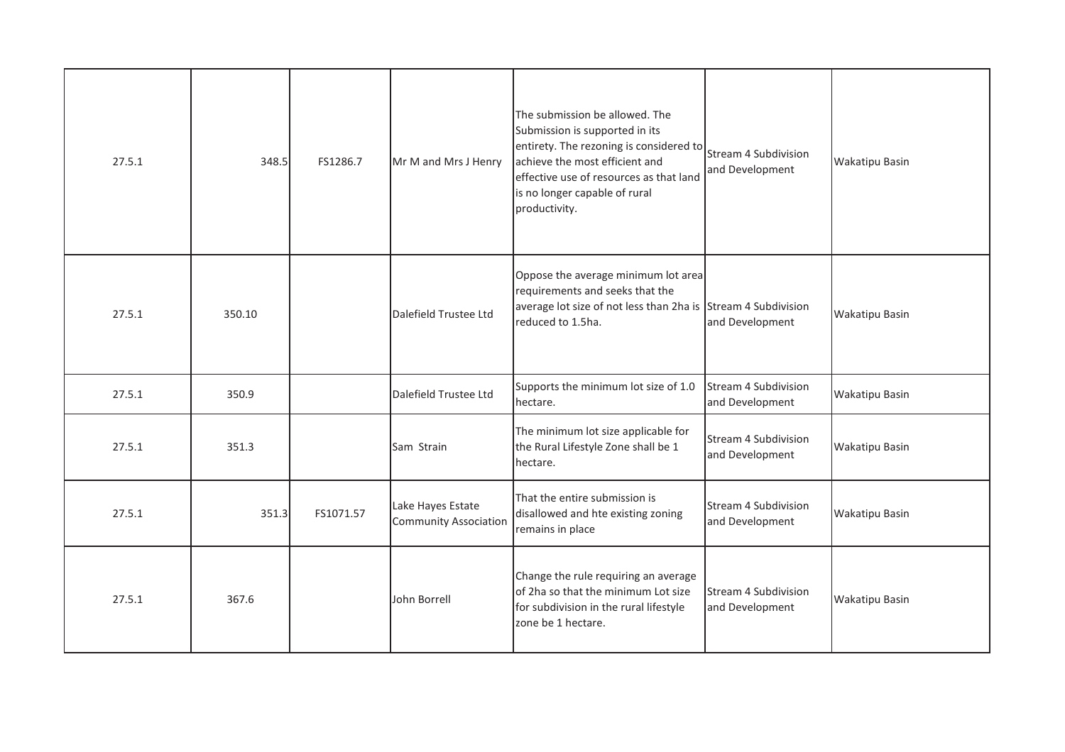| | | | | | | |
|---|---|---|---|---|---|---|
| 27.5.1 | 348.5 | FS1286.7 | Mr M and Mrs J Henry | The submission be allowed. The Submission is supported in its entirety. The rezoning is considered to achieve the most efficient and effective use of resources as that land is no longer capable of rural productivity. | Stream 4 Subdivision and Development | Wakatipu Basin |
| 27.5.1 | 350.10 | | Dalefield Trustee Ltd | Oppose the average minimum lot area requirements and seeks that the average lot size of not less than 2ha is reduced to 1.5ha. | Stream 4 Subdivision and Development | Wakatipu Basin |
| 27.5.1 | 350.9 | | Dalefield Trustee Ltd | Supports the minimum lot size of 1.0 hectare. | Stream 4 Subdivision and Development | Wakatipu Basin |
| 27.5.1 | 351.3 | | Sam Strain | The minimum lot size applicable for the Rural Lifestyle Zone shall be 1 hectare. | Stream 4 Subdivision and Development | Wakatipu Basin |
| 27.5.1 | 351.3 | FS1071.57 | Lake Hayes Estate Community Association | That the entire submission is disallowed and hte existing zoning remains in place | Stream 4 Subdivision and Development | Wakatipu Basin |
| 27.5.1 | 367.6 | | John Borrell | Change the rule requiring an average of 2ha so that the minimum Lot size for subdivision in the rural lifestyle zone be 1 hectare. | Stream 4 Subdivision and Development | Wakatipu Basin |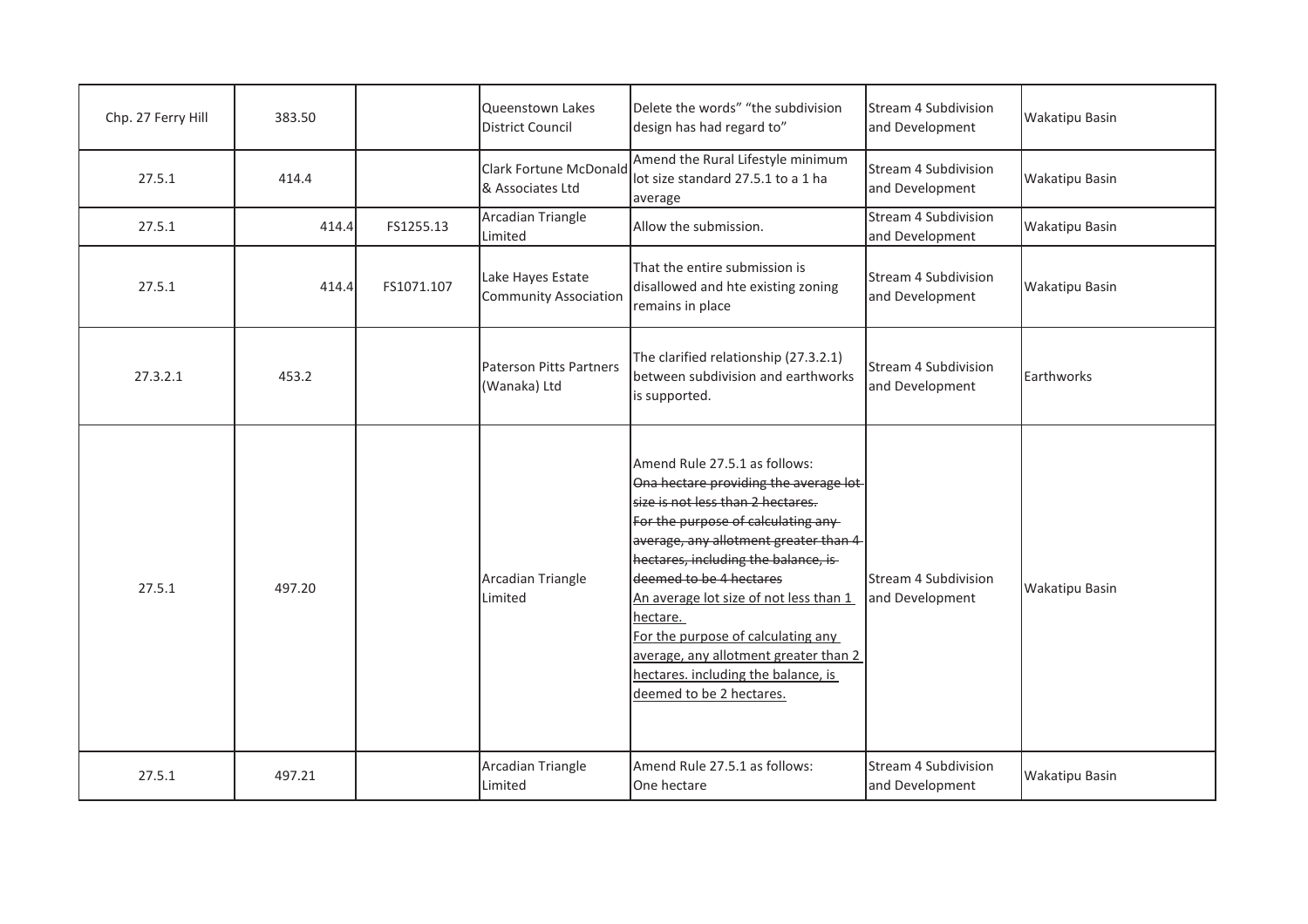| Chp. 27 Ferry Hill | 383.50 | | Queenstown Lakes District Council | Delete the words" "the subdivision design has had regard to" | Stream 4 Subdivision and Development | Wakatipu Basin |
|---|---|---|---|---|---|---|
| 27.5.1 | 414.4 | | Clark Fortune McDonald & Associates Ltd | Amend the Rural Lifestyle minimum lot size standard 27.5.1 to a 1 ha average | Stream 4 Subdivision and Development | Wakatipu Basin |
| 27.5.1 | 414.4 | FS1255.13 | Arcadian Triangle Limited | Allow the submission. | Stream 4 Subdivision and Development | Wakatipu Basin |
| 27.5.1 | 414.4 | FS1071.107 | Lake Hayes Estate Community Association | That the entire submission is disallowed and hte existing zoning remains in place | Stream 4 Subdivision and Development | Wakatipu Basin |
| 27.3.2.1 | 453.2 | | Paterson Pitts Partners (Wanaka) Ltd | The clarified relationship (27.3.2.1) between subdivision and earthworks is supported. | Stream 4 Subdivision and Development | Earthworks |
| 27.5.1 | 497.20 | | Arcadian Triangle Limited | Amend Rule 27.5.1 as follows: ~~Ona hectare providing the average lot size is not less than 2 hectares.~~ ~~For the purpose of calculating any average, any allotment greater than 4 hectares, including the balance, is deemed to be 4 hectares~~ <u>An average lot size of not less than 1 hectare.</u> <u>For the purpose of calculating any average, any allotment greater than 2 hectares. including the balance, is deemed to be 2 hectares.</u> | Stream 4 Subdivision and Development | Wakatipu Basin |
| 27.5.1 | 497.21 | | Arcadian Triangle Limited | Amend Rule 27.5.1 as follows: One hectare | Stream 4 Subdivision and Development | Wakatipu Basin |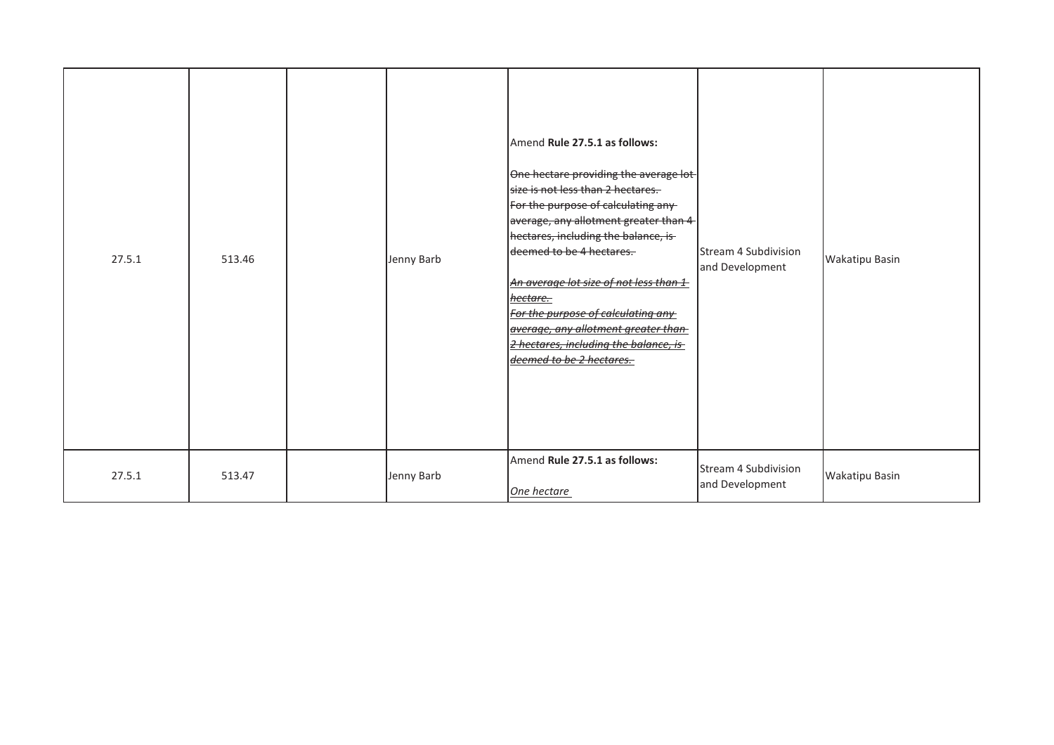| 27.5.1 | 513.46 | | Jenny Barb | Amend **Rule 27.5.1 as follows:**<br><br>~~One hectare providing the average lot size is not less than 2 hectares.~~<br>~~For the purpose of calculating any average, any allotment greater than 4 hectares, including the balance, is deemed to be 4 hectares.~~<br><br>~~*An average lot size of not less than 1 hectare.*~~<br>~~*For the purpose of calculating any average, any allotment greater than 2 hectares, including the balance, is deemed to be 2 hectares.*~~ | Stream 4 Subdivision and Development | Wakatipu Basin |
|---|---|---|---|---|---|---|
| 27.5.1 | 513.47 | | Jenny Barb | Amend **Rule 27.5.1 as follows:**<br><br>*One hectare* | Stream 4 Subdivision and Development | Wakatipu Basin |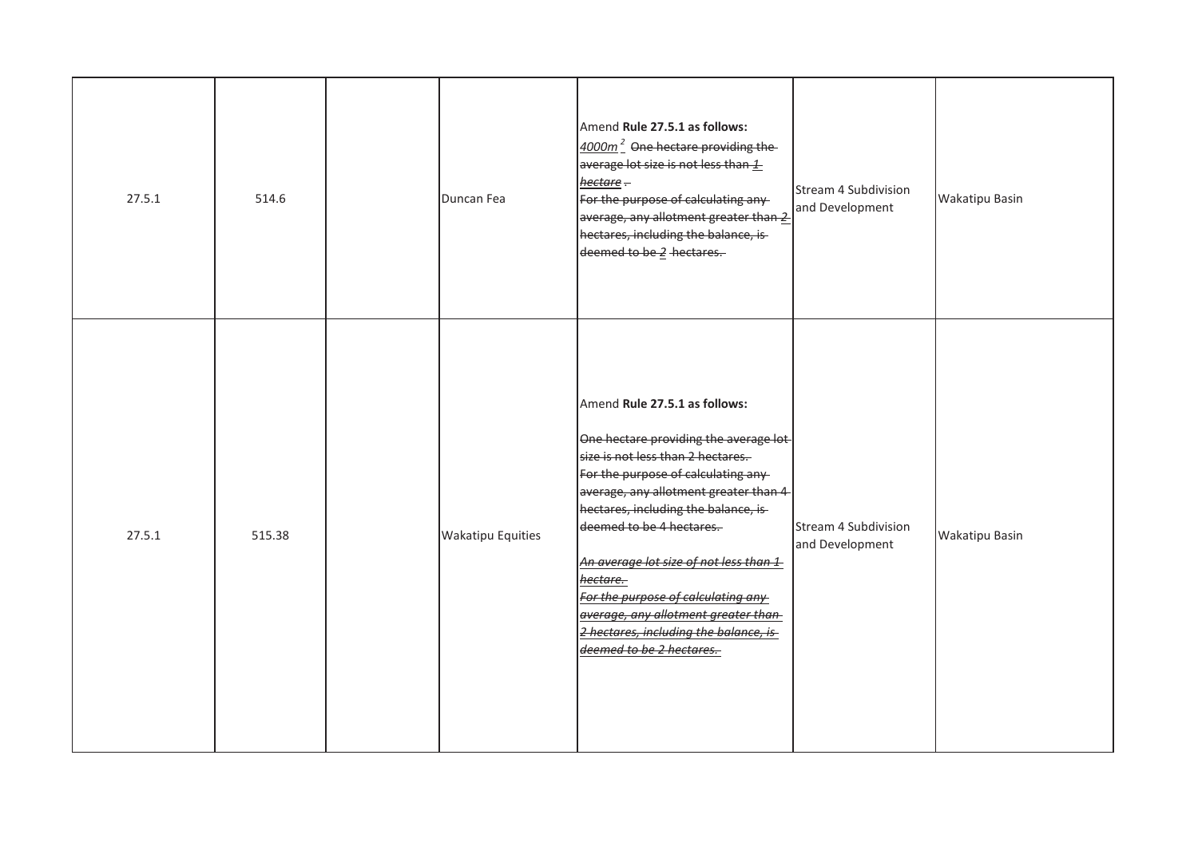| 27.5.1 | 514.6 | | Duncan Fea | Amend **Rule 27.5.1 as follows:**<br>*4000m²* ~~One hectare providing the average lot size is not less than *1 hectare* .~~<br>~~For the purpose of calculating any average, any allotment greater than *2* hectares, including the balance, is deemed to be *2* hectares.~~ | Stream 4 Subdivision and Development | Wakatipu Basin |
|---|---|---|---|---|---|---|
| 27.5.1 | 515.38 | | Wakatipu Equities | Amend **Rule 27.5.1 as follows:**<br><br>~~One hectare providing the average lot size is not less than 2 hectares.~~<br>~~For the purpose of calculating any average, any allotment greater than 4 hectares, including the balance, is deemed to be 4 hectares.~~<br><br>~~*An average lot size of not less than 1 hectare.*~~<br>~~*For the purpose of calculating any average, any allotment greater than 2 hectares, including the balance, is deemed to be 2 hectares.*~~ | Stream 4 Subdivision and Development | Wakatipu Basin |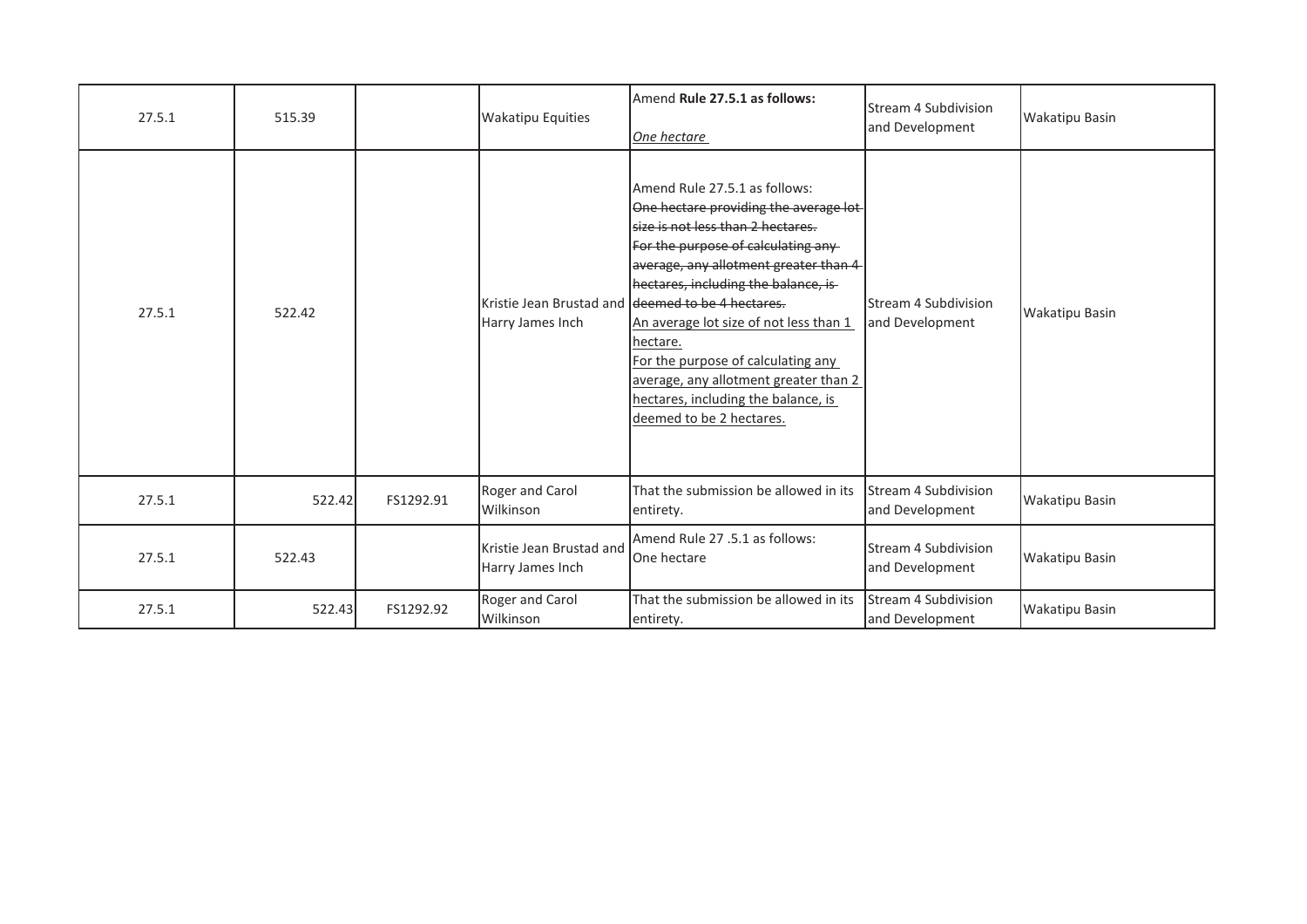| 27.5.1 | 515.39 | | Wakatipu Equities | Amend **Rule 27.5.1 as follows:** <br> *<u>One hectare</u>* | Stream 4 Subdivision and Development | Wakatipu Basin |
|---|---|---|---|---|---|---|
| 27.5.1 | 522.42 | | Kristie Jean Brustad and Harry James Inch | Amend Rule 27.5.1 as follows: <br> ~~One hectare providing the average lot size is not less than 2 hectares.~~ <br> ~~For the purpose of calculating any average, any allotment greater than 4 hectares, including the balance, is deemed to be 4 hectares.~~ <br> <u>An average lot size of not less than 1 hectare.</u> <br> <u>For the purpose of calculating any average, any allotment greater than 2 hectares, including the balance, is deemed to be 2 hectares.</u> | Stream 4 Subdivision and Development | Wakatipu Basin |
| 27.5.1 | 522.42 | FS1292.91 | Roger and Carol Wilkinson | That the submission be allowed in its entirety. | Stream 4 Subdivision and Development | Wakatipu Basin |
| 27.5.1 | 522.43 | | Kristie Jean Brustad and Harry James Inch | Amend Rule 27 .5.1 as follows: <br> One hectare | Stream 4 Subdivision and Development | Wakatipu Basin |
| 27.5.1 | 522.43 | FS1292.92 | Roger and Carol Wilkinson | That the submission be allowed in its entirety. | Stream 4 Subdivision and Development | Wakatipu Basin |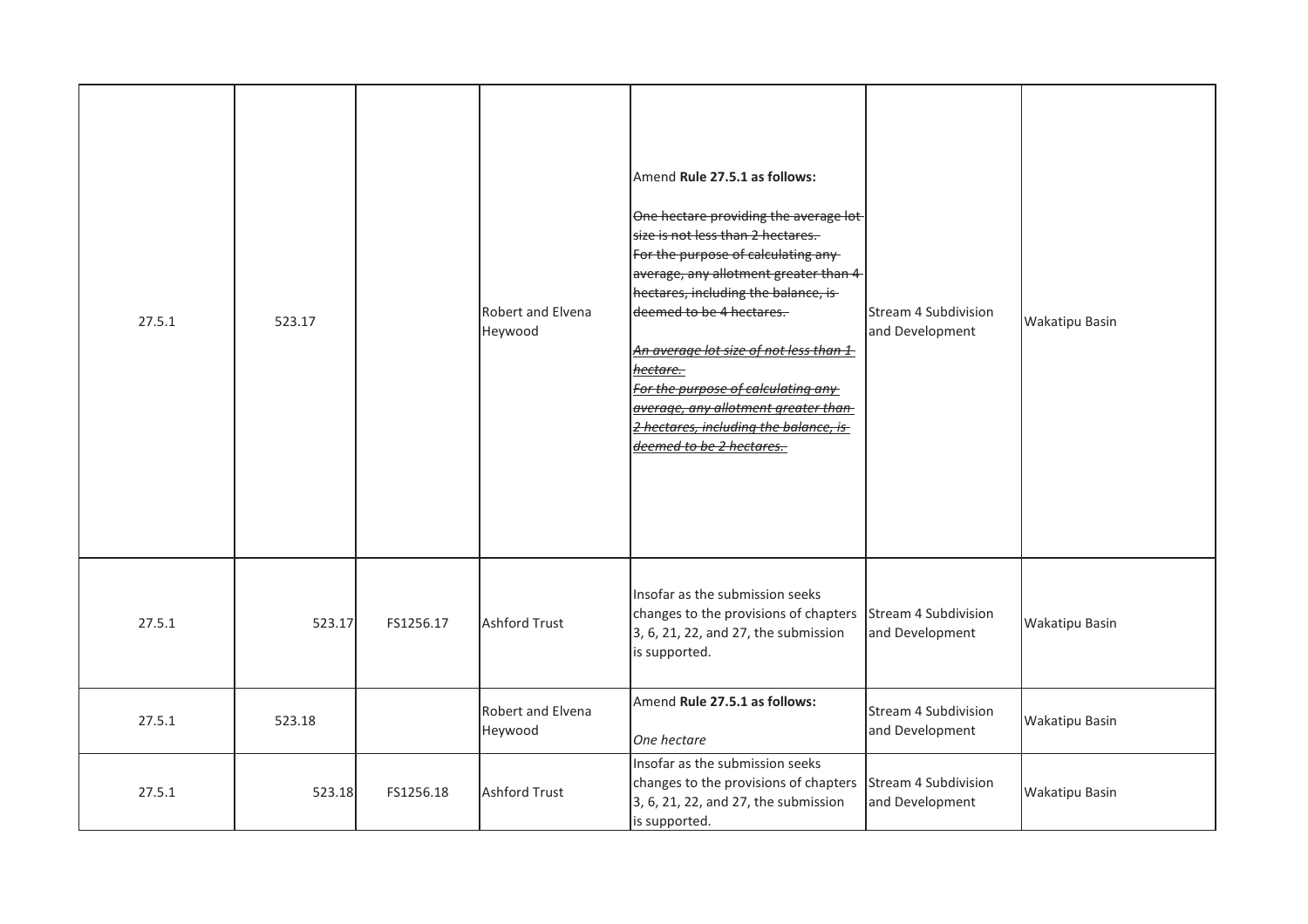| 27.5.1 | 523.17 | | Robert and Elvena Heywood | Amend **Rule 27.5.1 as follows:**<br><br>~~One hectare providing the average lot size is not less than 2 hectares.~~<br>~~For the purpose of calculating any average, any allotment greater than 4 hectares, including the balance, is deemed to be 4 hectares.~~<br><br>~~*An average lot size of not less than 1 hectare.*~~<br>~~*For the purpose of calculating any average, any allotment greater than 2 hectares, including the balance, is deemed to be 2 hectares.*~~ | Stream 4 Subdivision and Development | Wakatipu Basin |
|---|---|---|---|---|---|---|
| 27.5.1 | 523.17 | FS1256.17 | Ashford Trust | Insofar as the submission seeks changes to the provisions of chapters 3, 6, 21, 22, and 27, the submission is supported. | Stream 4 Subdivision and Development | Wakatipu Basin |
| 27.5.1 | 523.18 | | Robert and Elvena Heywood | Amend **Rule 27.5.1 as follows:**<br><br>*One hectare* | Stream 4 Subdivision and Development | Wakatipu Basin |
| 27.5.1 | 523.18 | FS1256.18 | Ashford Trust | Insofar as the submission seeks changes to the provisions of chapters 3, 6, 21, 22, and 27, the submission is supported. | Stream 4 Subdivision and Development | Wakatipu Basin |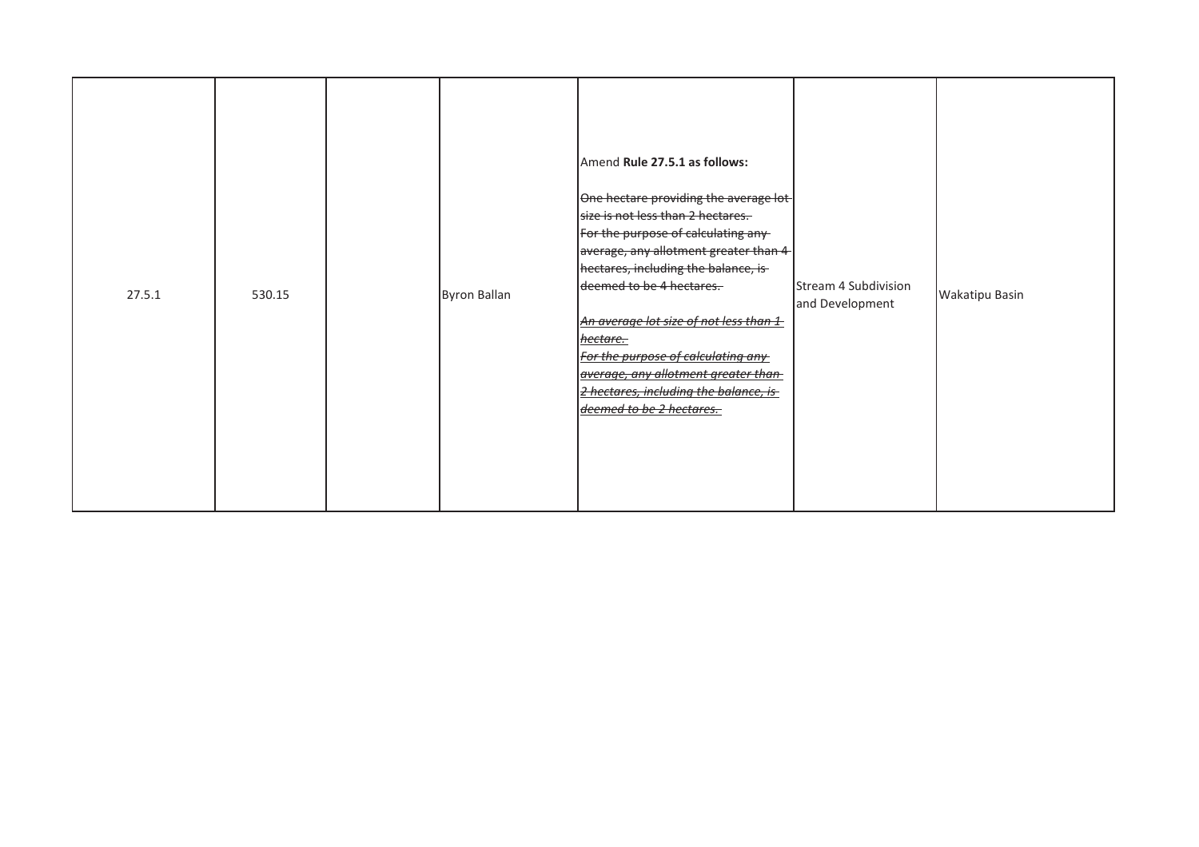| 27.5.1 | 530.15 | | Byron Ballan | Amend **Rule 27.5.1 as follows:**<br><br>~~One hectare providing the average lot size is not less than 2 hectares.~~<br>~~For the purpose of calculating any average, any allotment greater than 4 hectares, including the balance, is deemed to be 4 hectares.~~<br><br>~~*An average lot size of not less than 1 hectare.*~~<br>~~*For the purpose of calculating any average, any allotment greater than 2 hectares, including the balance, is deemed to be 2 hectares.*~~ | Stream 4 Subdivision and Development | Wakatipu Basin |
|---|---|---|---|---|---|---|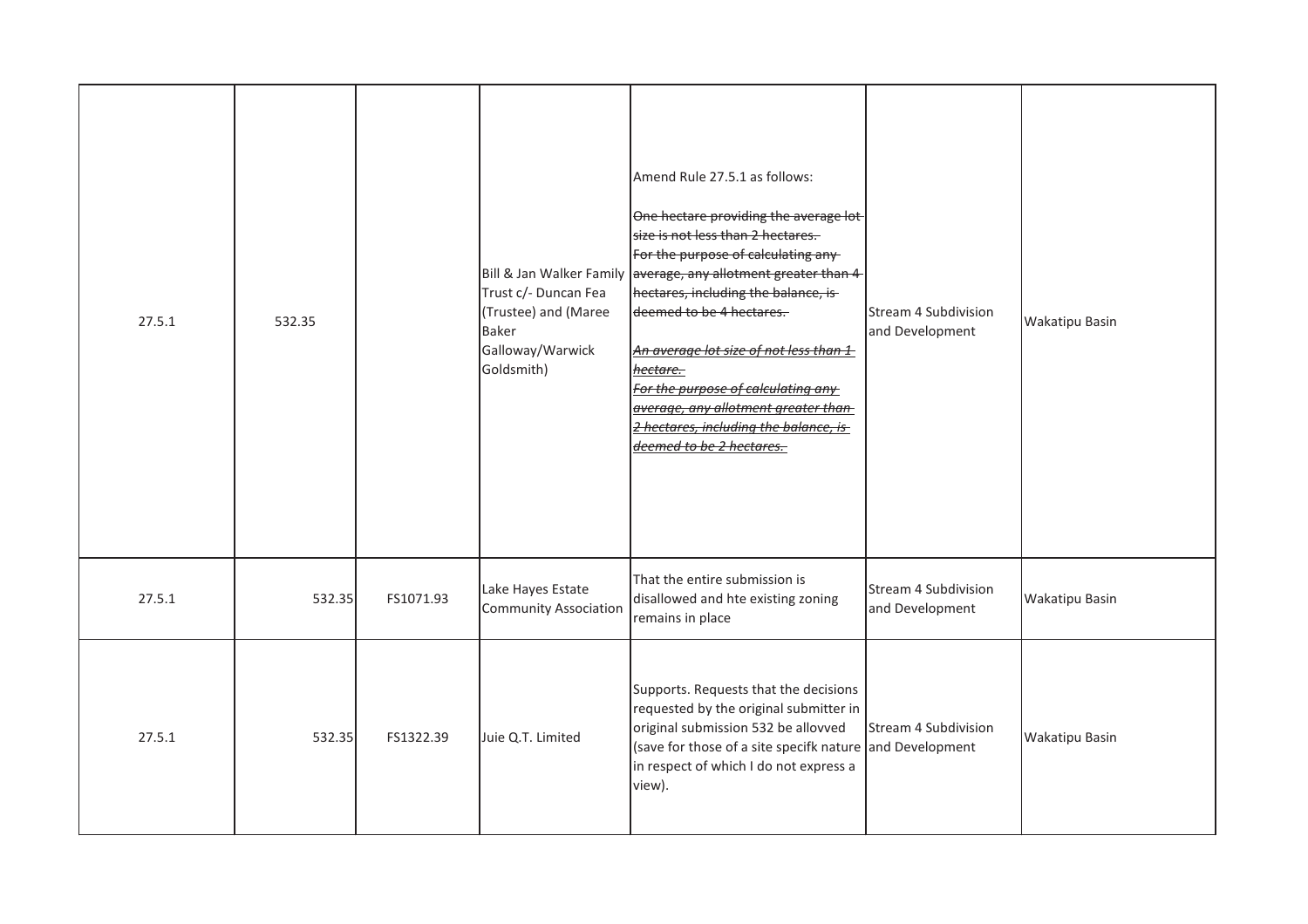| 27.5.1 | 532.35 | | Bill & Jan Walker Family Trust c/- Duncan Fea (Trustee) and (Maree Baker Galloway/Warwick Goldsmith) | Amend Rule 27.5.1 as follows:<br><br>~~One hectare providing the average lot size is not less than 2 hectares.~~<br>~~For the purpose of calculating any average, any allotment greater than 4 hectares, including the balance, is deemed to be 4 hectares.~~<br><br>~~***An average lot size of not less than 1 hectare.***~~<br>~~***For the purpose of calculating any average, any allotment greater than 2 hectares, including the balance, is deemed to be 2 hectares.***~~ | Stream 4 Subdivision and Development | Wakatipu Basin |
|---|---|---|---|---|---|---|
| 27.5.1 | 532.35 | FS1071.93 | Lake Hayes Estate Community Association | That the entire submission is disallowed and hte existing zoning remains in place | Stream 4 Subdivision and Development | Wakatipu Basin |
| 27.5.1 | 532.35 | FS1322.39 | Juie Q.T. Limited | Supports. Requests that the decisions requested by the original submitter in original submission 532 be allovved (save for those of a site specifk nature in respect of which I do not express a view). | Stream 4 Subdivision and Development | Wakatipu Basin |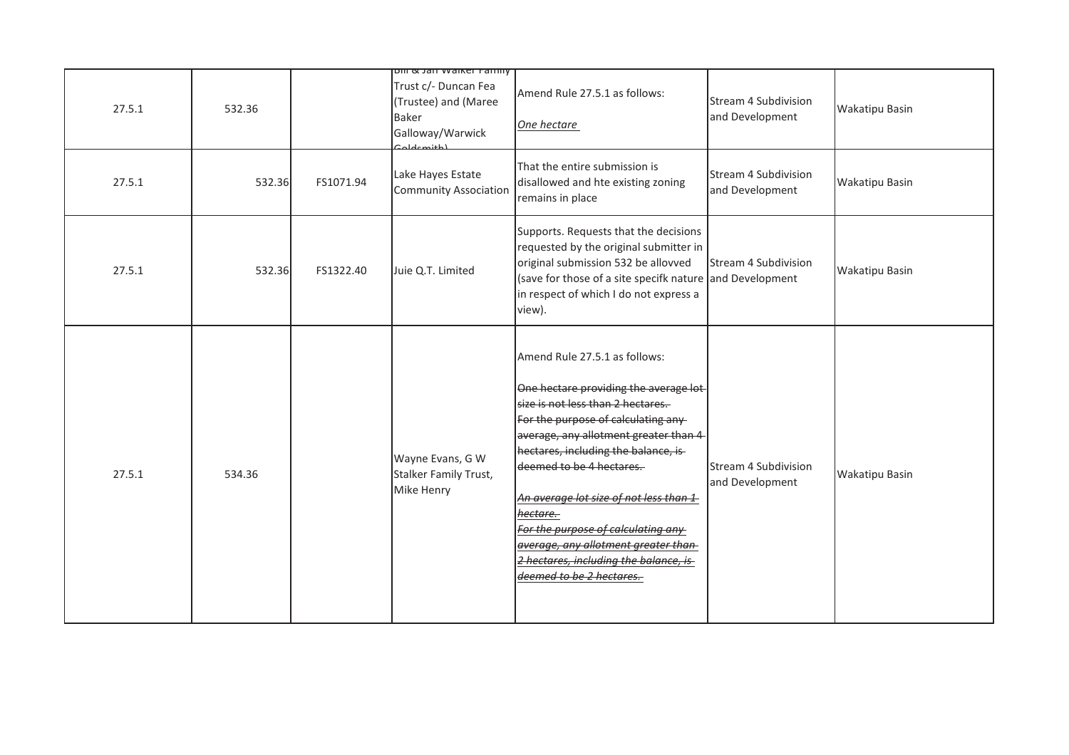| | | | | | | |
|---|---|---|---|---|---|---|
| 27.5.1 | 532.36 | | Bill & Jan Walker Family Trust c/- Duncan Fea (Trustee) and (Maree Baker Galloway/Warwick Goldsmith) | Amend Rule 27.5.1 as follows:<br><br>_One hectare_ | Stream 4 Subdivision and Development | Wakatipu Basin |
| 27.5.1 | 532.36 | FS1071.94 | Lake Hayes Estate Community Association | That the entire submission is disallowed and hte existing zoning remains in place | Stream 4 Subdivision and Development | Wakatipu Basin |
| 27.5.1 | 532.36 | FS1322.40 | Juie Q.T. Limited | Supports. Requests that the decisions requested by the original submitter in original submission 532 be allovved (save for those of a site specifk nature in respect of which I do not express a view). | Stream 4 Subdivision and Development | Wakatipu Basin |
| 27.5.1 | 534.36 | | Wayne Evans, G W Stalker Family Trust, Mike Henry | Amend Rule 27.5.1 as follows:<br><br>~~One hectare providing the average lot size is not less than 2 hectares.~~<br>~~For the purpose of calculating any average, any allotment greater than 4 hectares, including the balance, is deemed to be 4 hectares.~~<br><br>_~~An average lot size of not less than 1 hectare.~~_<br>_~~For the purpose of calculating any average, any allotment greater than 2 hectares, including the balance, is deemed to be 2 hectares.~~_ | Stream 4 Subdivision and Development | Wakatipu Basin |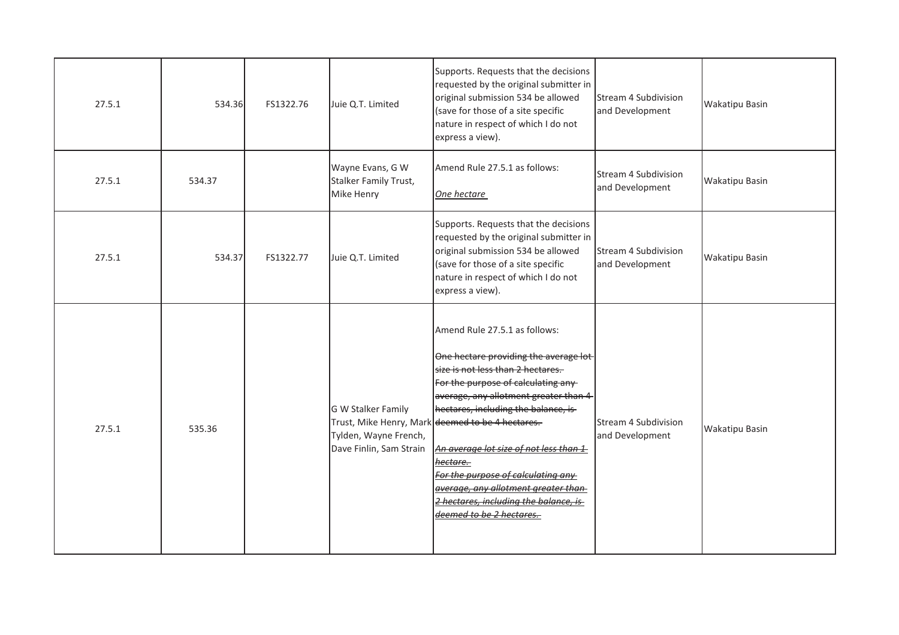| | | | | | | |
|---|---|---|---|---|---|---|
| 27.5.1 | 534.36 | FS1322.76 | Juie Q.T. Limited | Supports. Requests that the decisions requested by the original submitter in original submission 534 be allowed (save for those of a site specific nature in respect of which I do not express a view). | Stream 4 Subdivision and Development | Wakatipu Basin |
| 27.5.1 | 534.37 | | Wayne Evans, G W Stalker Family Trust, Mike Henry | Amend Rule 27.5.1 as follows:<br><br>*One hectare* | Stream 4 Subdivision and Development | Wakatipu Basin |
| 27.5.1 | 534.37 | FS1322.77 | Juie Q.T. Limited | Supports. Requests that the decisions requested by the original submitter in original submission 534 be allowed (save for those of a site specific nature in respect of which I do not express a view). | Stream 4 Subdivision and Development | Wakatipu Basin |
| 27.5.1 | 535.36 | | G W Stalker Family Trust, Mike Henry, Mark Tylden, Wayne French, Dave Finlin, Sam Strain | Amend Rule 27.5.1 as follows:<br><br>~~One hectare providing the average lot size is not less than 2 hectares.~~<br>~~For the purpose of calculating any average, any allotment greater than 4 hectares, including the balance, is deemed to be 4 hectares.~~<br><br>~~*An average lot size of not less than 1 hectare.*~~<br>~~*For the purpose of calculating any average, any allotment greater than 2 hectares, including the balance, is deemed to be 2 hectares.*~~ | Stream 4 Subdivision and Development | Wakatipu Basin |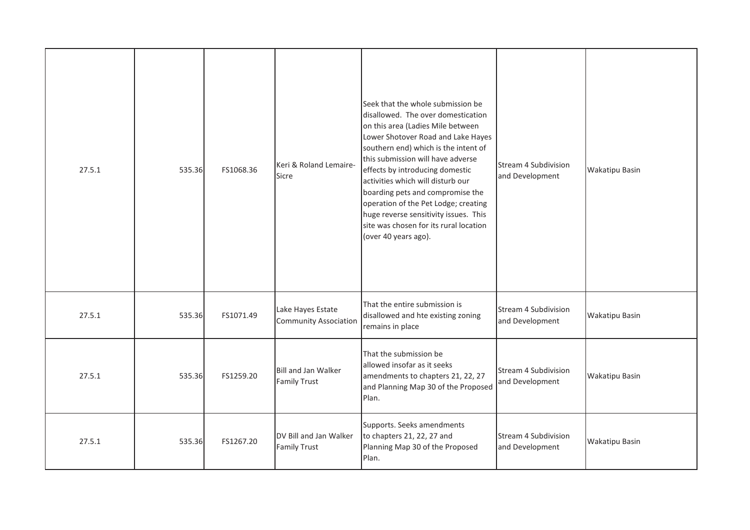| 27.5.1 | 535.36 | FS1068.36 | Keri & Roland Lemaire-Sicre | Seek that the whole submission be disallowed. The over domestication on this area (Ladies Mile between Lower Shotover Road and Lake Hayes southern end) which is the intent of this submission will have adverse effects by introducing domestic activities which will disturb our boarding pets and compromise the operation of the Pet Lodge; creating huge reverse sensitivity issues. This site was chosen for its rural location (over 40 years ago). | Stream 4 Subdivision and Development | Wakatipu Basin |
|---|---|---|---|---|---|---|
| 27.5.1 | 535.36 | FS1071.49 | Lake Hayes Estate Community Association | That the entire submission is disallowed and hte existing zoning remains in place | Stream 4 Subdivision and Development | Wakatipu Basin |
| 27.5.1 | 535.36 | FS1259.20 | Bill and Jan Walker Family Trust | That the submission be allowed insofar as it seeks amendments to chapters 21, 22, 27 and Planning Map 30 of the Proposed Plan. | Stream 4 Subdivision and Development | Wakatipu Basin |
| 27.5.1 | 535.36 | FS1267.20 | DV Bill and Jan Walker Family Trust | Supports. Seeks amendments to chapters 21, 22, 27 and Planning Map 30 of the Proposed Plan. | Stream 4 Subdivision and Development | Wakatipu Basin |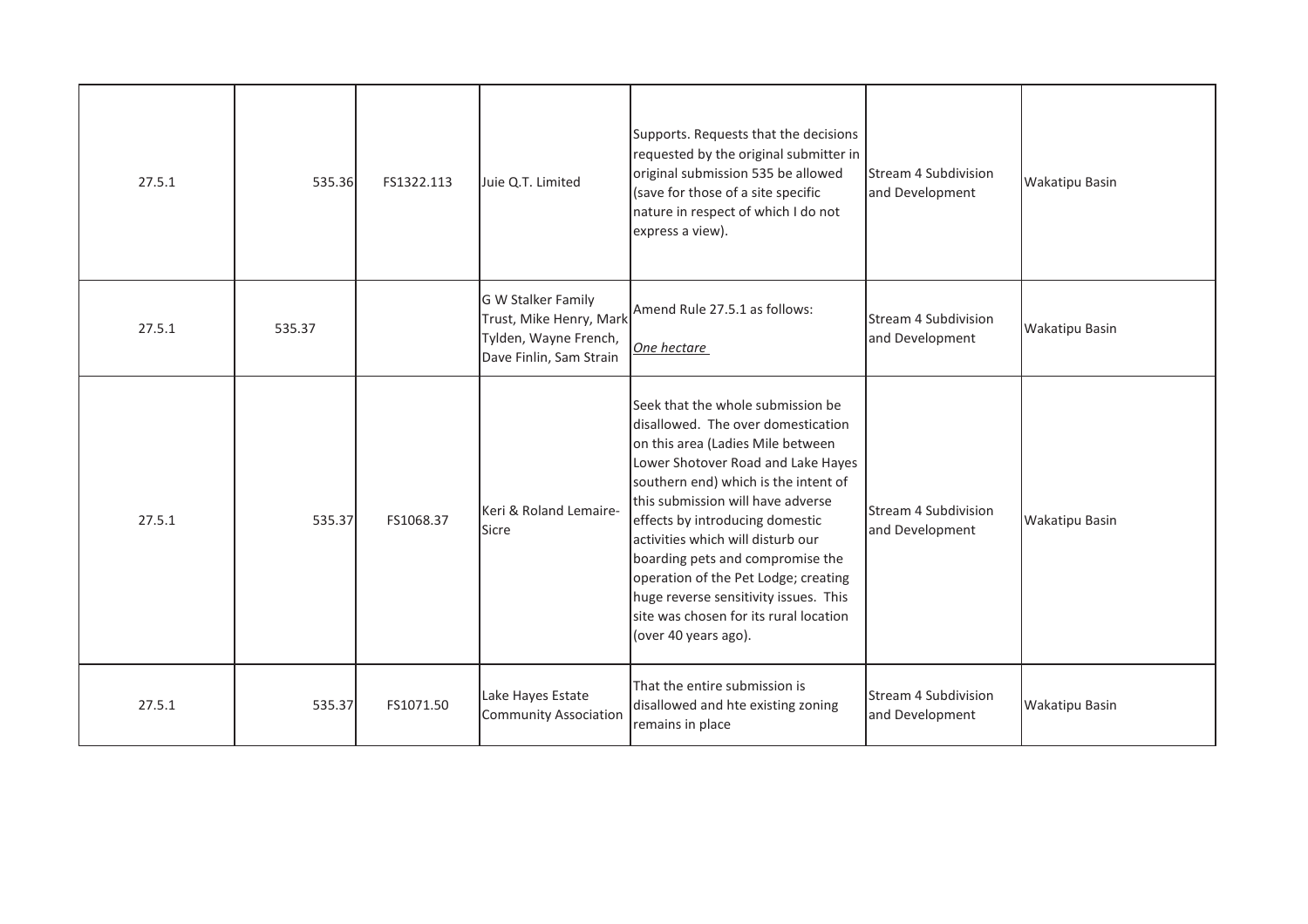| 27.5.1 | 535.36 | FS1322.113 | Juie Q.T. Limited | Supports. Requests that the decisions requested by the original submitter in original submission 535 be allowed (save for those of a site specific nature in respect of which I do not express a view). | Stream 4 Subdivision and Development | Wakatipu Basin |
|---|---|---|---|---|---|---|
| 27.5.1 | 535.37 | | G W Stalker Family Trust, Mike Henry, Mark Tylden, Wayne French, Dave Finlin, Sam Strain | Amend Rule 27.5.1 as follows:<br><br>*One hectare* | Stream 4 Subdivision and Development | Wakatipu Basin |
| 27.5.1 | 535.37 | FS1068.37 | Keri & Roland Lemaire-Sicre | Seek that the whole submission be disallowed. The over domestication on this area (Ladies Mile between Lower Shotover Road and Lake Hayes southern end) which is the intent of this submission will have adverse effects by introducing domestic activities which will disturb our boarding pets and compromise the operation of the Pet Lodge; creating huge reverse sensitivity issues. This site was chosen for its rural location (over 40 years ago). | Stream 4 Subdivision and Development | Wakatipu Basin |
| 27.5.1 | 535.37 | FS1071.50 | Lake Hayes Estate Community Association | That the entire submission is disallowed and hte existing zoning remains in place | Stream 4 Subdivision and Development | Wakatipu Basin |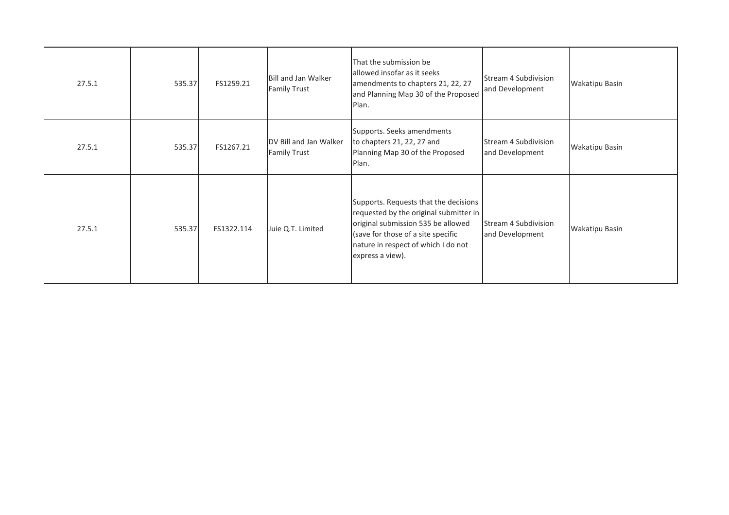| | | | | | | |
|---|---|---|---|---|---|---|
| 27.5.1 | 535.37 | FS1259.21 | Bill and Jan Walker Family Trust | That the submission be allowed insofar as it seeks amendments to chapters 21, 22, 27 and Planning Map 30 of the Proposed Plan. | Stream 4 Subdivision and Development | Wakatipu Basin |
| 27.5.1 | 535.37 | FS1267.21 | DV Bill and Jan Walker Family Trust | Supports. Seeks amendments to chapters 21, 22, 27 and Planning Map 30 of the Proposed Plan. | Stream 4 Subdivision and Development | Wakatipu Basin |
| 27.5.1 | 535.37 | FS1322.114 | Juie Q.T. Limited | Supports. Requests that the decisions requested by the original submitter in original submission 535 be allowed (save for those of a site specific nature in respect of which I do not express a view). | Stream 4 Subdivision and Development | Wakatipu Basin |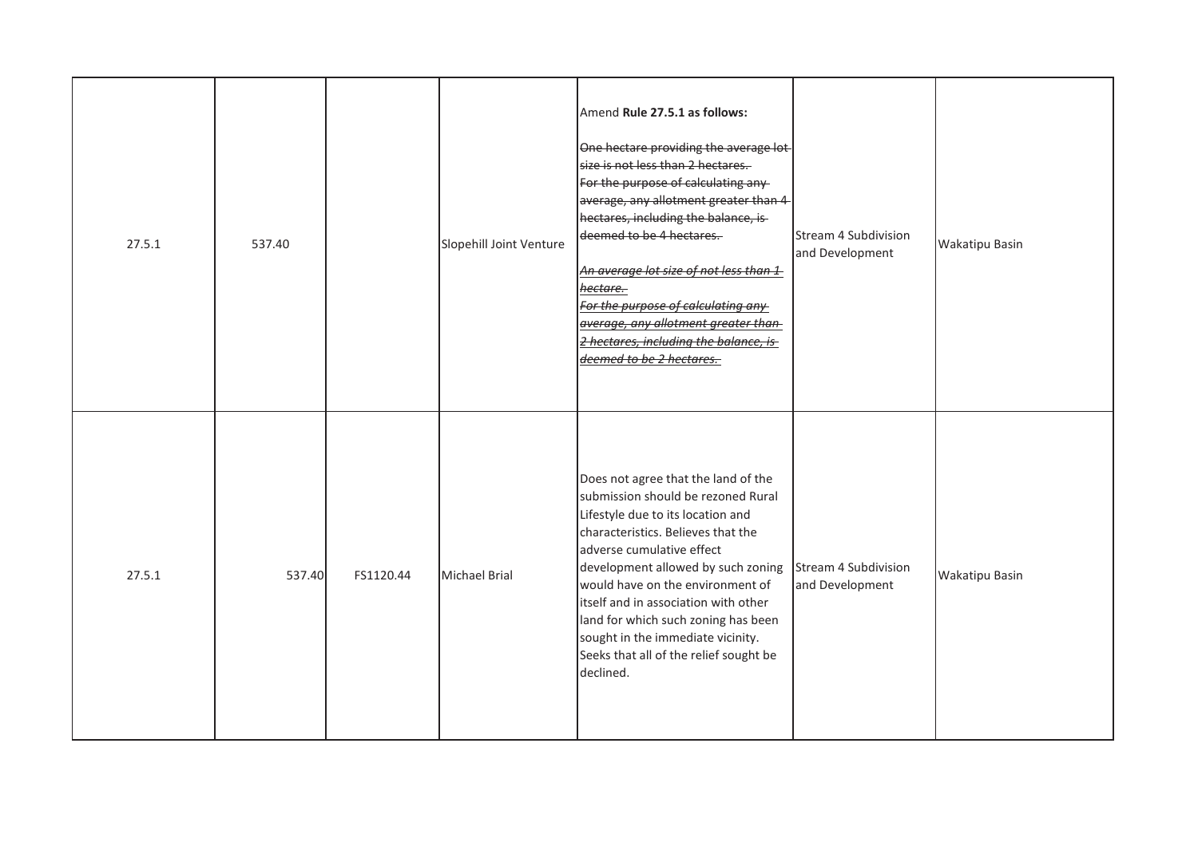| | | | | | | |
|---|---|---|---|---|---|---|
| 27.5.1 | 537.40 | | Slopehill Joint Venture | Amend **Rule 27.5.1 as follows:**<br><br>~~One hectare providing the average lot size is not less than 2 hectares. For the purpose of calculating any average, any allotment greater than 4 hectares, including the balance, is deemed to be 4 hectares.~~<br><br>~~*An average lot size of not less than 1 hectare. For the purpose of calculating any average, any allotment greater than 2 hectares, including the balance, is deemed to be 2 hectares.*~~ | Stream 4 Subdivision and Development | Wakatipu Basin |
| 27.5.1 | 537.40 | FS1120.44 | Michael Brial | Does not agree that the land of the submission should be rezoned Rural Lifestyle due to its location and characteristics. Believes that the adverse cumulative effect development allowed by such zoning would have on the environment of itself and in association with other land for which such zoning has been sought in the immediate vicinity. Seeks that all of the relief sought be declined. | Stream 4 Subdivision and Development | Wakatipu Basin |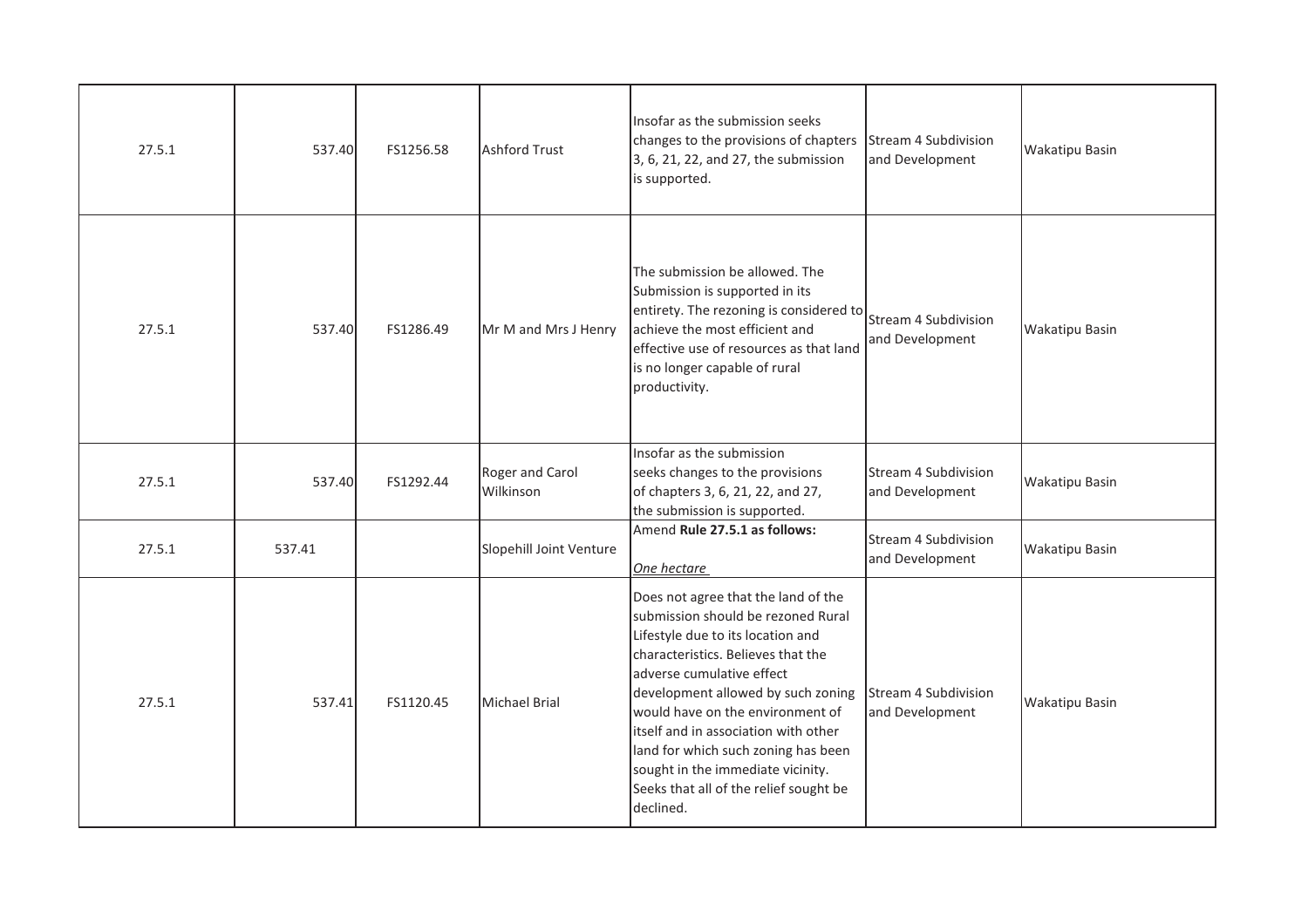| 27.5.1 | 537.40 | FS1256.58 | Ashford Trust | Insofar as the submission seeks changes to the provisions of chapters 3, 6, 21, 22, and 27, the submission is supported. | Stream 4 Subdivision and Development | Wakatipu Basin |
|---|---|---|---|---|---|---|
| 27.5.1 | 537.40 | FS1286.49 | Mr M and Mrs J Henry | The submission be allowed. The Submission is supported in its entirety. The rezoning is considered to achieve the most efficient and effective use of resources as that land is no longer capable of rural productivity. | Stream 4 Subdivision and Development | Wakatipu Basin |
| 27.5.1 | 537.40 | FS1292.44 | Roger and Carol Wilkinson | Insofar as the submission seeks changes to the provisions of chapters 3, 6, 21, 22, and 27, the submission is supported. | Stream 4 Subdivision and Development | Wakatipu Basin |
| 27.5.1 | 537.41 | | Slopehill Joint Venture | Amend **Rule 27.5.1 as follows:**<br><br>_One hectare_ | Stream 4 Subdivision and Development | Wakatipu Basin |
| 27.5.1 | 537.41 | FS1120.45 | Michael Brial | Does not agree that the land of the submission should be rezoned Rural Lifestyle due to its location and characteristics. Believes that the adverse cumulative effect development allowed by such zoning would have on the environment of itself and in association with other land for which such zoning has been sought in the immediate vicinity. Seeks that all of the relief sought be declined. | Stream 4 Subdivision and Development | Wakatipu Basin |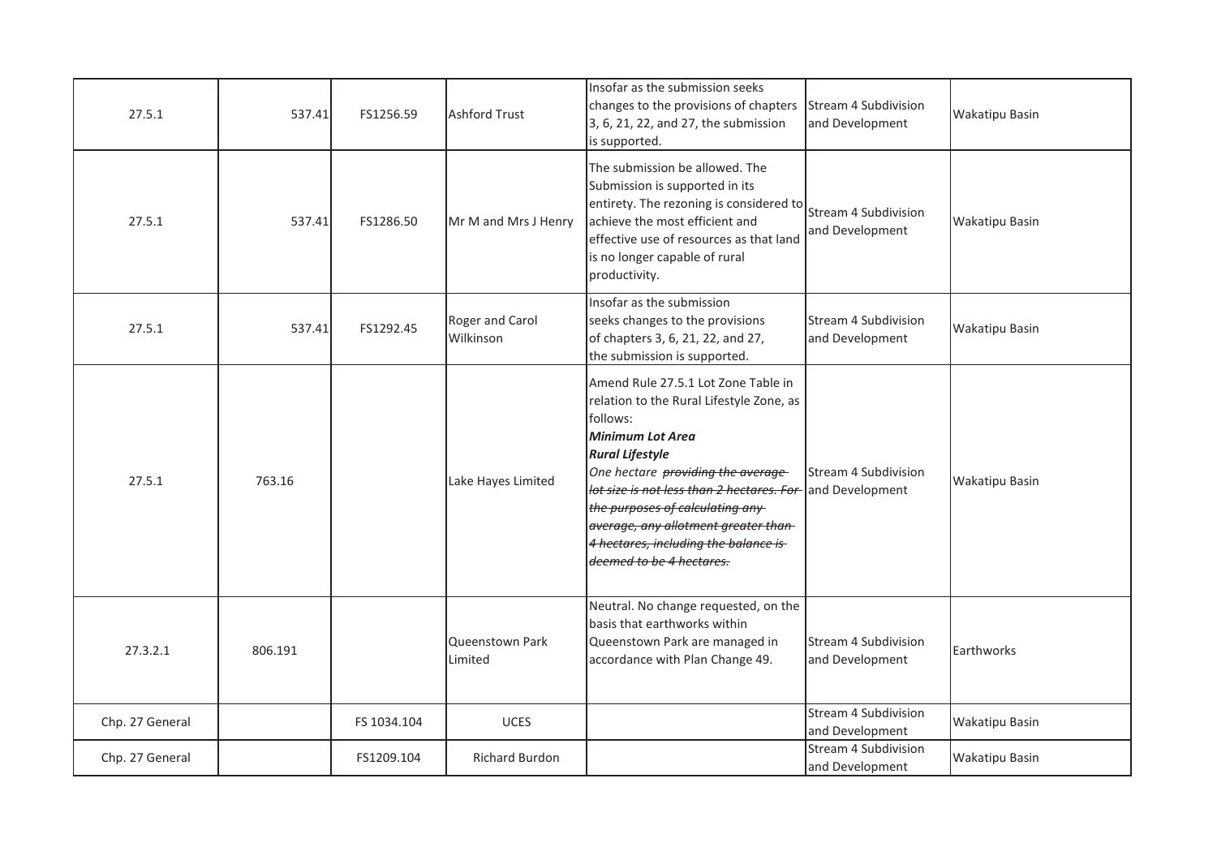| | | | | | | |
|---|---|---|---|---|---|---|
| 27.5.1 | 537.41 | FS1256.59 | Ashford Trust | Insofar as the submission seeks changes to the provisions of chapters 3, 6, 21, 22, and 27, the submission is supported. | Stream 4 Subdivision and Development | Wakatipu Basin |
| 27.5.1 | 537.41 | FS1286.50 | Mr M and Mrs J Henry | The submission be allowed. The Submission is supported in its entirety. The rezoning is considered to achieve the most efficient and effective use of resources as that land is no longer capable of rural productivity. | Stream 4 Subdivision and Development | Wakatipu Basin |
| 27.5.1 | 537.41 | FS1292.45 | Roger and Carol Wilkinson | Insofar as the submission seeks changes to the provisions of chapters 3, 6, 21, 22, and 27, the submission is supported. | Stream 4 Subdivision and Development | Wakatipu Basin |
| 27.5.1 | 763.16 | | Lake Hayes Limited | Amend Rule 27.5.1 Lot Zone Table in relation to the Rural Lifestyle Zone, as follows: ***Minimum Lot Area*** ***Rural Lifestyle*** *One hectare ~~providing the average lot size is not less than 2 hectares. For the purposes of calculating any average, any allotment greater than 4 hectares, including the balance is deemed to be 4 hectares.~~* | Stream 4 Subdivision and Development | Wakatipu Basin |
| 27.3.2.1 | 806.191 | | Queenstown Park Limited | Neutral. No change requested, on the basis that earthworks within Queenstown Park are managed in accordance with Plan Change 49. | Stream 4 Subdivision and Development | Earthworks |
| Chp. 27 General | | FS 1034.104 | UCES | | Stream 4 Subdivision and Development | Wakatipu Basin |
| Chp. 27 General | | FS1209.104 | Richard Burdon | | Stream 4 Subdivision and Development | Wakatipu Basin |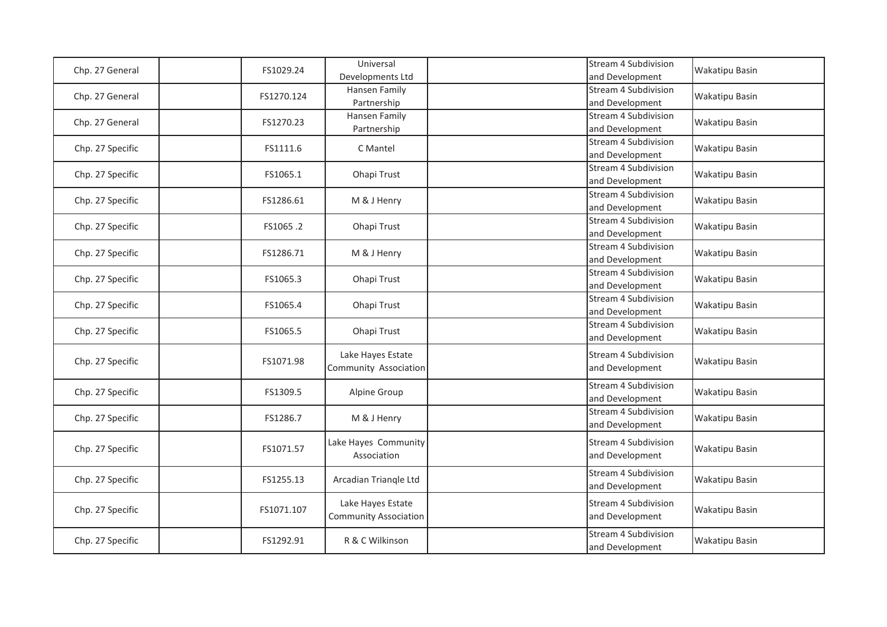| | | | | | | |
|---|---|---|---|---|---|---|
| Chp. 27 General | | FS1029.24 | Universal Developments Ltd | | Stream 4 Subdivision and Development | Wakatipu Basin |
| Chp. 27 General | | FS1270.124 | Hansen Family Partnership | | Stream 4 Subdivision and Development | Wakatipu Basin |
| Chp. 27 General | | FS1270.23 | Hansen Family Partnership | | Stream 4 Subdivision and Development | Wakatipu Basin |
| Chp. 27 Specific | | FS1111.6 | C Mantel | | Stream 4 Subdivision and Development | Wakatipu Basin |
| Chp. 27 Specific | | FS1065.1 | Ohapi Trust | | Stream 4 Subdivision and Development | Wakatipu Basin |
| Chp. 27 Specific | | FS1286.61 | M & J Henry | | Stream 4 Subdivision and Development | Wakatipu Basin |
| Chp. 27 Specific | | FS1065 .2 | Ohapi Trust | | Stream 4 Subdivision and Development | Wakatipu Basin |
| Chp. 27 Specific | | FS1286.71 | M & J Henry | | Stream 4 Subdivision and Development | Wakatipu Basin |
| Chp. 27 Specific | | FS1065.3 | Ohapi Trust | | Stream 4 Subdivision and Development | Wakatipu Basin |
| Chp. 27 Specific | | FS1065.4 | Ohapi Trust | | Stream 4 Subdivision and Development | Wakatipu Basin |
| Chp. 27 Specific | | FS1065.5 | Ohapi Trust | | Stream 4 Subdivision and Development | Wakatipu Basin |
| Chp. 27 Specific | | FS1071.98 | Lake Hayes Estate Community Association | | Stream 4 Subdivision and Development | Wakatipu Basin |
| Chp. 27 Specific | | FS1309.5 | Alpine Group | | Stream 4 Subdivision and Development | Wakatipu Basin |
| Chp. 27 Specific | | FS1286.7 | M & J Henry | | Stream 4 Subdivision and Development | Wakatipu Basin |
| Chp. 27 Specific | | FS1071.57 | Lake Hayes Community Association | | Stream 4 Subdivision and Development | Wakatipu Basin |
| Chp. 27 Specific | | FS1255.13 | Arcadian Triangle Ltd | | Stream 4 Subdivision and Development | Wakatipu Basin |
| Chp. 27 Specific | | FS1071.107 | Lake Hayes Estate Community Association | | Stream 4 Subdivision and Development | Wakatipu Basin |
| Chp. 27 Specific | | FS1292.91 | R & C Wilkinson | | Stream 4 Subdivision and Development | Wakatipu Basin |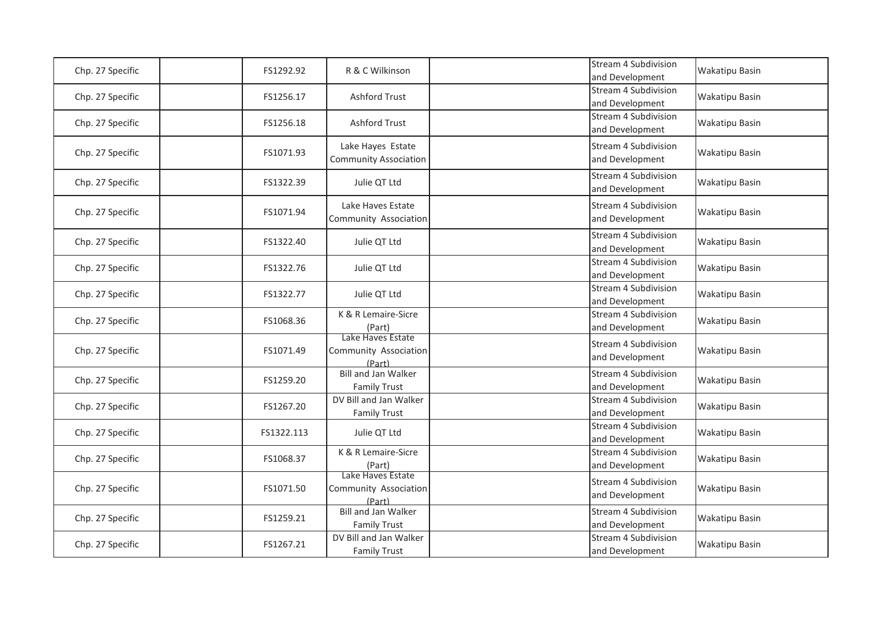| Chp. 27 Specific | | FS1292.92 | R & C Wilkinson | | Stream 4 Subdivision and Development | Wakatipu Basin |
|---|---|---|---|---|---|---|
| Chp. 27 Specific | | FS1256.17 | Ashford Trust | | Stream 4 Subdivision and Development | Wakatipu Basin |
| Chp. 27 Specific | | FS1256.18 | Ashford Trust | | Stream 4 Subdivision and Development | Wakatipu Basin |
| Chp. 27 Specific | | FS1071.93 | Lake Hayes Estate Community Association | | Stream 4 Subdivision and Development | Wakatipu Basin |
| Chp. 27 Specific | | FS1322.39 | Julie QT Ltd | | Stream 4 Subdivision and Development | Wakatipu Basin |
| Chp. 27 Specific | | FS1071.94 | Lake Haves Estate Community Association | | Stream 4 Subdivision and Development | Wakatipu Basin |
| Chp. 27 Specific | | FS1322.40 | Julie QT Ltd | | Stream 4 Subdivision and Development | Wakatipu Basin |
| Chp. 27 Specific | | FS1322.76 | Julie QT Ltd | | Stream 4 Subdivision and Development | Wakatipu Basin |
| Chp. 27 Specific | | FS1322.77 | Julie QT Ltd | | Stream 4 Subdivision and Development | Wakatipu Basin |
| Chp. 27 Specific | | FS1068.36 | K & R Lemaire-Sicre (Part) | | Stream 4 Subdivision and Development | Wakatipu Basin |
| Chp. 27 Specific | | FS1071.49 | Lake Haves Estate Community Association (Part) | | Stream 4 Subdivision and Development | Wakatipu Basin |
| Chp. 27 Specific | | FS1259.20 | Bill and Jan Walker Family Trust | | Stream 4 Subdivision and Development | Wakatipu Basin |
| Chp. 27 Specific | | FS1267.20 | DV Bill and Jan Walker Family Trust | | Stream 4 Subdivision and Development | Wakatipu Basin |
| Chp. 27 Specific | | FS1322.113 | Julie QT Ltd | | Stream 4 Subdivision and Development | Wakatipu Basin |
| Chp. 27 Specific | | FS1068.37 | K & R Lemaire-Sicre (Part) | | Stream 4 Subdivision and Development | Wakatipu Basin |
| Chp. 27 Specific | | FS1071.50 | Lake Haves Estate Community Association (Part) | | Stream 4 Subdivision and Development | Wakatipu Basin |
| Chp. 27 Specific | | FS1259.21 | Bill and Jan Walker Family Trust | | Stream 4 Subdivision and Development | Wakatipu Basin |
| Chp. 27 Specific | | FS1267.21 | DV Bill and Jan Walker Family Trust | | Stream 4 Subdivision and Development | Wakatipu Basin |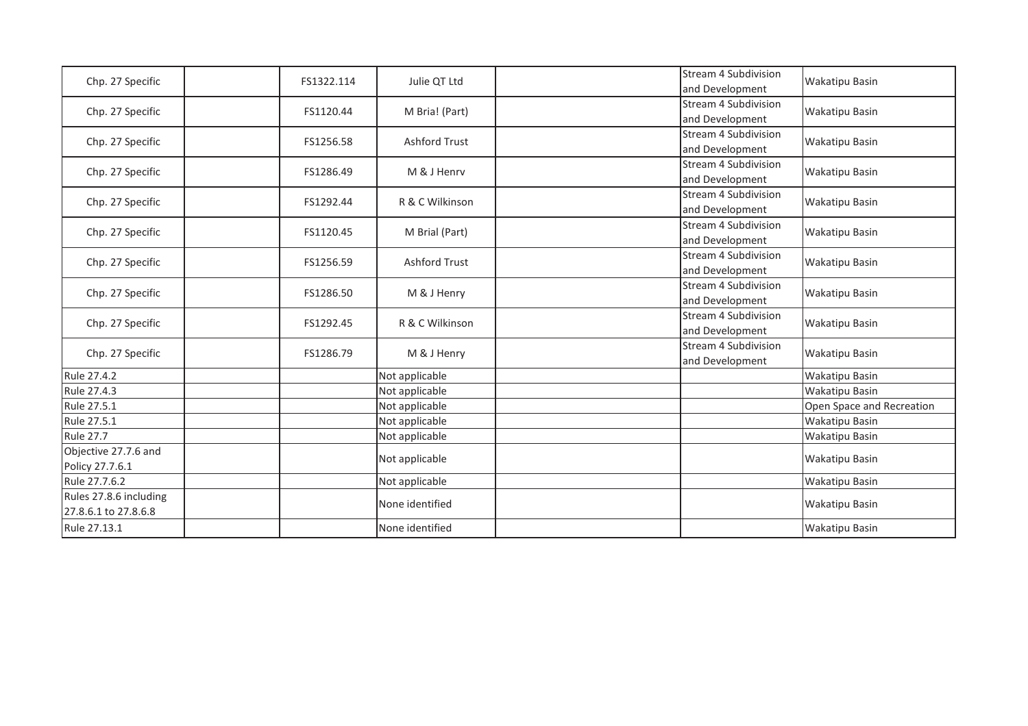| | | | | | | |
|---|---|---|---|---|---|---|
| Chp. 27 Specific | | FS1322.114 | Julie QT Ltd | | Stream 4 Subdivision and Development | Wakatipu Basin |
| Chp. 27 Specific | | FS1120.44 | M Bria! (Part) | | Stream 4 Subdivision and Development | Wakatipu Basin |
| Chp. 27 Specific | | FS1256.58 | Ashford Trust | | Stream 4 Subdivision and Development | Wakatipu Basin |
| Chp. 27 Specific | | FS1286.49 | M & J Henrv | | Stream 4 Subdivision and Development | Wakatipu Basin |
| Chp. 27 Specific | | FS1292.44 | R & C Wilkinson | | Stream 4 Subdivision and Development | Wakatipu Basin |
| Chp. 27 Specific | | FS1120.45 | M Brial (Part) | | Stream 4 Subdivision and Development | Wakatipu Basin |
| Chp. 27 Specific | | FS1256.59 | Ashford Trust | | Stream 4 Subdivision and Development | Wakatipu Basin |
| Chp. 27 Specific | | FS1286.50 | M & J Henry | | Stream 4 Subdivision and Development | Wakatipu Basin |
| Chp. 27 Specific | | FS1292.45 | R & C Wilkinson | | Stream 4 Subdivision and Development | Wakatipu Basin |
| Chp. 27 Specific | | FS1286.79 | M & J Henry | | Stream 4 Subdivision and Development | Wakatipu Basin |
| Rule 27.4.2 | | | Not applicable | | | Wakatipu Basin |
| Rule 27.4.3 | | | Not applicable | | | Wakatipu Basin |
| Rule 27.5.1 | | | Not applicable | | | Open Space and Recreation |
| Rule 27.5.1 | | | Not applicable | | | Wakatipu Basin |
| Rule 27.7 | | | Not applicable | | | Wakatipu Basin |
| Objective 27.7.6 and Policy 27.7.6.1 | | | Not applicable | | | Wakatipu Basin |
| Rule 27.7.6.2 | | | Not applicable | | | Wakatipu Basin |
| Rules 27.8.6 including 27.8.6.1 to 27.8.6.8 | | | None identified | | | Wakatipu Basin |
| Rule 27.13.1 | | | None identified | | | Wakatipu Basin |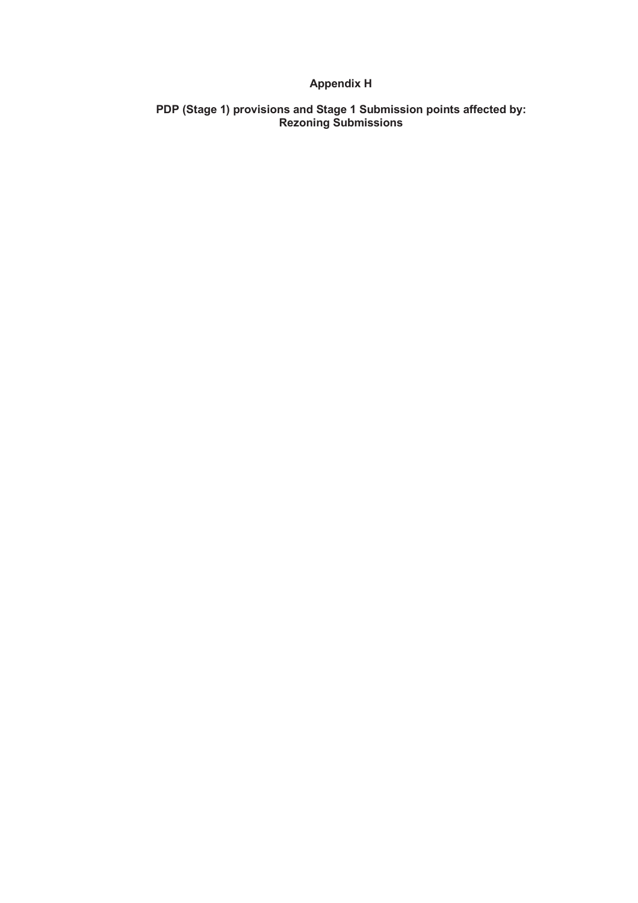# Appendix H

## PDP (Stage 1) provisions and Stage 1 Submission points affected by: Rezoning Submissions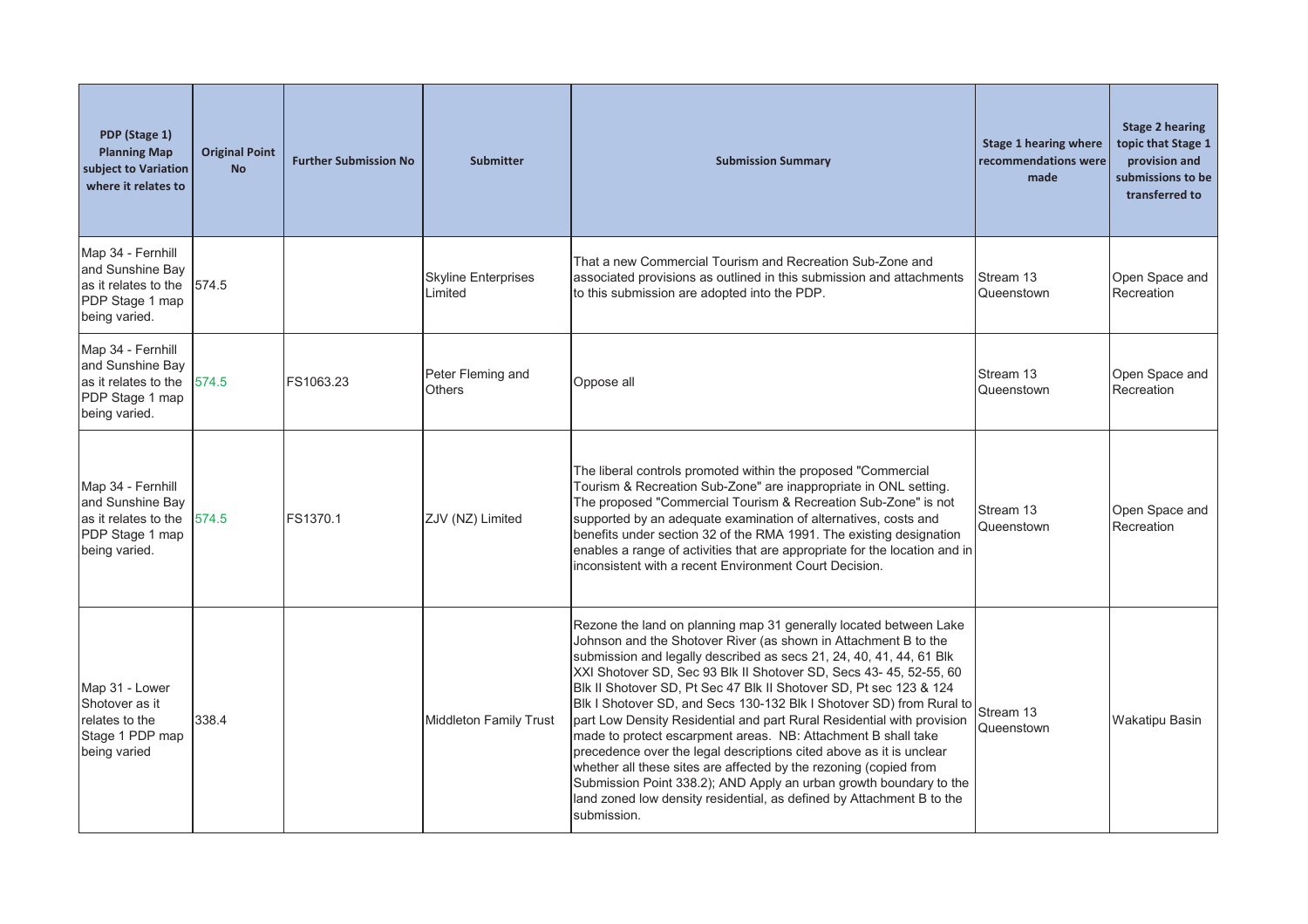| PDP (Stage 1) Planning Map subject to Variation where it relates to | Original Point No | Further Submission No | Submitter | Submission Summary | Stage 1 hearing where recommendations were made | Stage 2 hearing topic that Stage 1 provision and submissions to be transferred to |
|---|---|---|---|---|---|---|
| Map 34 - Fernhill and Sunshine Bay as it relates to the PDP Stage 1 map being varied. | 574.5 | | Skyline Enterprises Limited | That a new Commercial Tourism and Recreation Sub-Zone and associated provisions as outlined in this submission and attachments to this submission are adopted into the PDP. | Stream 13 Queenstown | Open Space and Recreation |
| Map 34 - Fernhill and Sunshine Bay as it relates to the PDP Stage 1 map being varied. | 574.5 | FS1063.23 | Peter Fleming and Others | Oppose all | Stream 13 Queenstown | Open Space and Recreation |
| Map 34 - Fernhill and Sunshine Bay as it relates to the PDP Stage 1 map being varied. | 574.5 | FS1370.1 | ZJV (NZ) Limited | The liberal controls promoted within the proposed "Commercial Tourism & Recreation Sub-Zone" are inappropriate in ONL setting. The proposed "Commercial Tourism & Recreation Sub-Zone" is not supported by an adequate examination of alternatives, costs and benefits under section 32 of the RMA 1991. The existing designation enables a range of activities that are appropriate for the location and in inconsistent with a recent Environment Court Decision. | Stream 13 Queenstown | Open Space and Recreation |
| Map 31 - Lower Shotover as it relates to the Stage 1 PDP map being varied | 338.4 | | Middleton Family Trust | Rezone the land on planning map 31 generally located between Lake Johnson and the Shotover River (as shown in Attachment B to the submission and legally described as secs 21, 24, 40, 41, 44, 61 Blk XXI Shotover SD, Sec 93 Blk II Shotover SD, Secs 43- 45, 52-55, 60 Blk II Shotover SD, Pt Sec 47 Blk II Shotover SD, Pt sec 123 & 124 Blk I Shotover SD, and Secs 130-132 Blk I Shotover SD) from Rural to part Low Density Residential and part Rural Residential with provision made to protect escarpment areas. NB: Attachment B shall take precedence over the legal descriptions cited above as it is unclear whether all these sites are affected by the rezoning (copied from Submission Point 338.2); AND Apply an urban growth boundary to the land zoned low density residential, as defined by Attachment B to the submission. | Stream 13 Queenstown | Wakatipu Basin |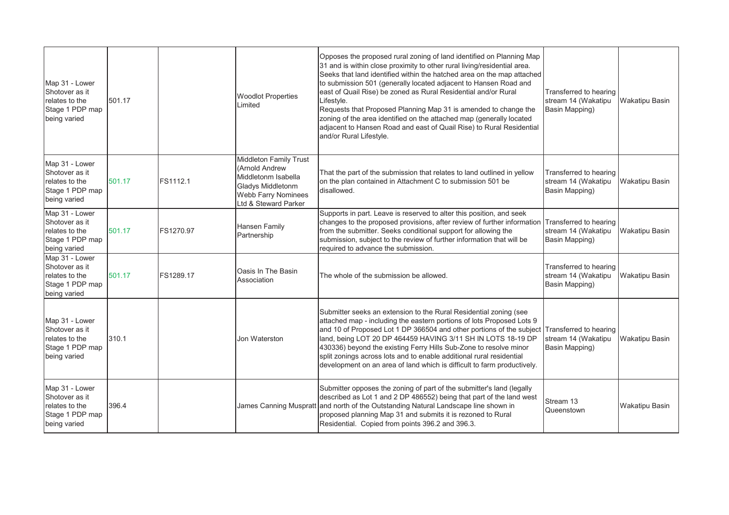| | | | | | | |
|---|---|---|---|---|---|---|
| Map 31 - Lower Shotover as it relates to the Stage 1 PDP map being varied | 501.17 | | Woodlot Properties Limited | Opposes the proposed rural zoning of land identified on Planning Map 31 and is within close proximity to other rural living/residential area. Seeks that land identified within the hatched area on the map attached to submission 501 (generally located adjacent to Hansen Road and east of Quail Rise) be zoned as Rural Residential and/or Rural Lifestyle. Requests that Proposed Planning Map 31 is amended to change the zoning of the area identified on the attached map (generally located adjacent to Hansen Road and east of Quail Rise) to Rural Residential and/or Rural Lifestyle. | Transferred to hearing stream 14 (Wakatipu Basin Mapping) | Wakatipu Basin |
| Map 31 - Lower Shotover as it relates to the Stage 1 PDP map being varied | 501.17 | FS1112.1 | Middleton Family Trust (Arnold Andrew Middletonm Isabella Gladys Middletonm Webb Farry Nominees Ltd & Steward Parker | That the part of the submission that relates to land outlined in yellow on the plan contained in Attachment C to submission 501 be disallowed. | Transferred to hearing stream 14 (Wakatipu Basin Mapping) | Wakatipu Basin |
| Map 31 - Lower Shotover as it relates to the Stage 1 PDP map being varied | 501.17 | FS1270.97 | Hansen Family Partnership | Supports in part. Leave is reserved to alter this position, and seek changes to the proposed provisions, after review of further information from the submitter. Seeks conditional support for allowing the submission, subject to the review of further information that will be required to advance the submission. | Transferred to hearing stream 14 (Wakatipu Basin Mapping) | Wakatipu Basin |
| Map 31 - Lower Shotover as it relates to the Stage 1 PDP map being varied | 501.17 | FS1289.17 | Oasis In The Basin Association | The whole of the submission be allowed. | Transferred to hearing stream 14 (Wakatipu Basin Mapping) | Wakatipu Basin |
| Map 31 - Lower Shotover as it relates to the Stage 1 PDP map being varied | 310.1 | | Jon Waterston | Submitter seeks an extension to the Rural Residential zoning (see attached map - including the eastern portions of lots Proposed Lots 9 and 10 of Proposed Lot 1 DP 366504 and other portions of the subject land, being LOT 20 DP 464459 HAVING 3/11 SH IN LOTS 18-19 DP 430336) beyond the existing Ferry Hills Sub-Zone to resolve minor split zonings across lots and to enable additional rural residential development on an area of land which is difficult to farm productively. | Transferred to hearing stream 14 (Wakatipu Basin Mapping) | Wakatipu Basin |
| Map 31 - Lower Shotover as it relates to the Stage 1 PDP map being varied | 396.4 | | James Canning Muspratt | Submitter opposes the zoning of part of the submitter's land (legally described as Lot 1 and 2 DP 486552) being that part of the land west and north of the Outstanding Natural Landscape line shown in proposed planning Map 31 and submits it is rezoned to Rural Residential. Copied from points 396.2 and 396.3. | Stream 13 Queenstown | Wakatipu Basin |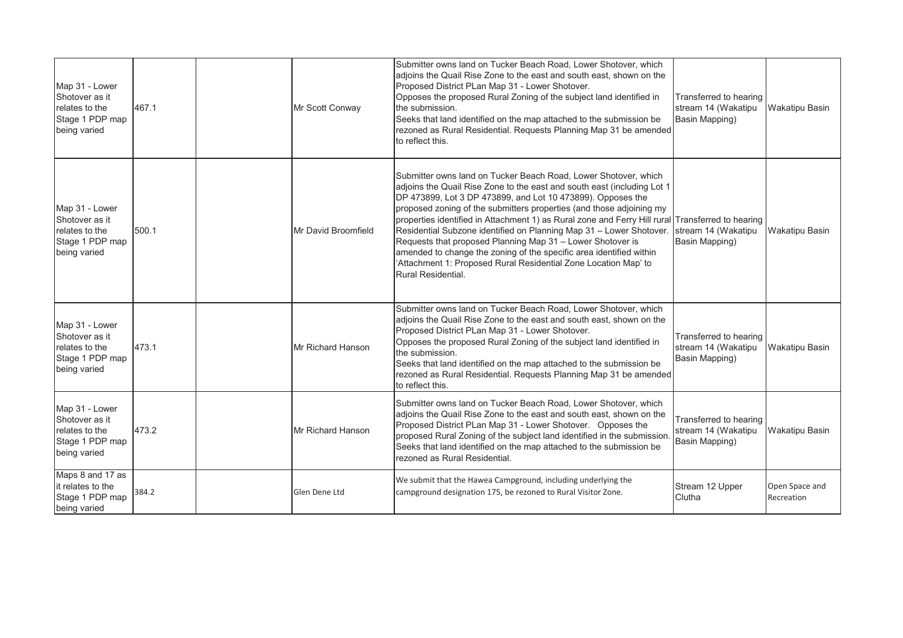| | | | | | | |
|---|---|---|---|---|---|---|
| Map 31 - Lower Shotover as it relates to the Stage 1 PDP map being varied | 467.1 | | Mr Scott Conway | Submitter owns land on Tucker Beach Road, Lower Shotover, which adjoins the Quail Rise Zone to the east and south east, shown on the Proposed District PLan Map 31 - Lower Shotover. Opposes the proposed Rural Zoning of the subject land identified in the submission. Seeks that land identified on the map attached to the submission be rezoned as Rural Residential. Requests Planning Map 31 be amended to reflect this. | Transferred to hearing stream 14 (Wakatipu Basin Mapping) | Wakatipu Basin |
| Map 31 - Lower Shotover as it relates to the Stage 1 PDP map being varied | 500.1 | | Mr David Broomfield | Submitter owns land on Tucker Beach Road, Lower Shotover, which adjoins the Quail Rise Zone to the east and south east (including Lot 1 DP 473899, Lot 3 DP 473899, and Lot 10 473899). Opposes the proposed zoning of the submitters properties (and those adjoining my properties identified in Attachment 1) as Rural zone and Ferry Hill rural Residential Subzone identified on Planning Map 31 – Lower Shotover. Requests that proposed Planning Map 31 – Lower Shotover is amended to change the zoning of the specific area identified within 'Attachment 1: Proposed Rural Residential Zone Location Map' to Rural Residential. | Transferred to hearing stream 14 (Wakatipu Basin Mapping) | Wakatipu Basin |
| Map 31 - Lower Shotover as it relates to the Stage 1 PDP map being varied | 473.1 | | Mr Richard Hanson | Submitter owns land on Tucker Beach Road, Lower Shotover, which adjoins the Quail Rise Zone to the east and south east, shown on the Proposed District PLan Map 31 - Lower Shotover. Opposes the proposed Rural Zoning of the subject land identified in the submission. Seeks that land identified on the map attached to the submission be rezoned as Rural Residential. Requests Planning Map 31 be amended to reflect this. | Transferred to hearing stream 14 (Wakatipu Basin Mapping) | Wakatipu Basin |
| Map 31 - Lower Shotover as it relates to the Stage 1 PDP map being varied | 473.2 | | Mr Richard Hanson | Submitter owns land on Tucker Beach Road, Lower Shotover, which adjoins the Quail Rise Zone to the east and south east, shown on the Proposed District PLan Map 31 - Lower Shotover. Opposes the proposed Rural Zoning of the subject land identified in the submission. Seeks that land identified on the map attached to the submission be rezoned as Rural Residential. | Transferred to hearing stream 14 (Wakatipu Basin Mapping) | Wakatipu Basin |
| Maps 8 and 17 as it relates to the Stage 1 PDP map being varied | 384.2 | | Glen Dene Ltd | We submit that the Hawea Campground, including underlying the campground designation 175, be rezoned to Rural Visitor Zone. | Stream 12 Upper Clutha | Open Space and Recreation |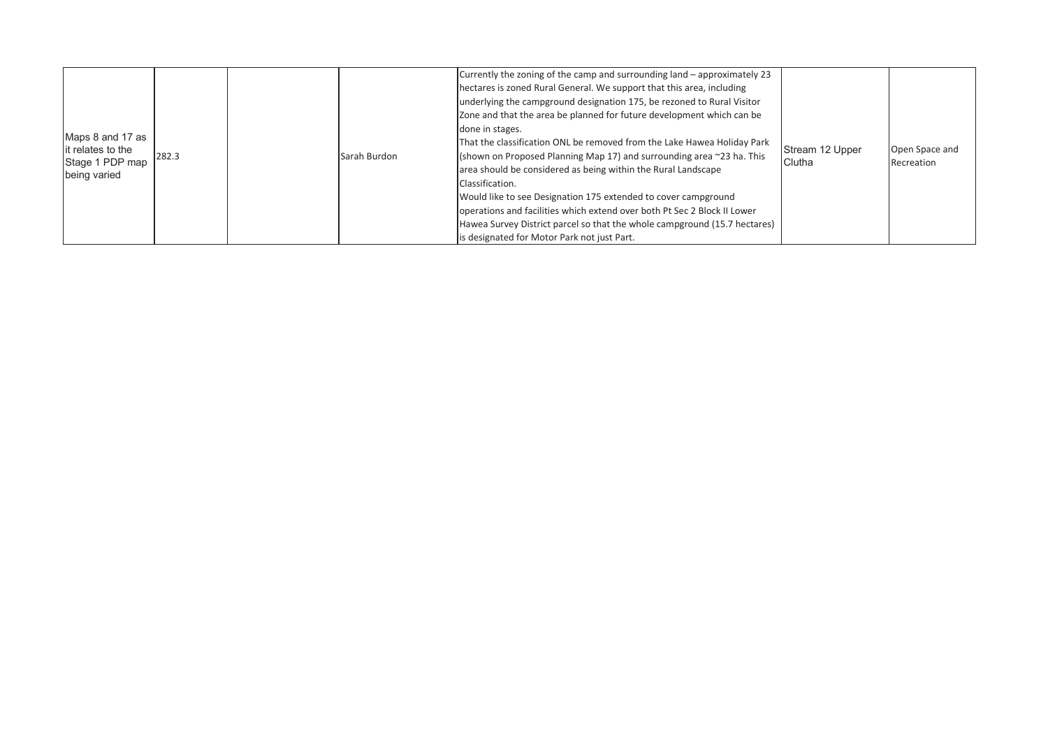| | | | | | | |
|---|---|---|---|---|---|---|
| Maps 8 and 17 as it relates to the Stage 1 PDP map being varied | 282.3 | | Sarah Burdon | Currently the zoning of the camp and surrounding land – approximately 23 hectares is zoned Rural General. We support that this area, including underlying the campground designation 175, be rezoned to Rural Visitor Zone and that the area be planned for future development which can be done in stages.<br>That the classification ONL be removed from the Lake Hawea Holiday Park (shown on Proposed Planning Map 17) and surrounding area ~23 ha. This area should be considered as being within the Rural Landscape Classification.<br>Would like to see Designation 175 extended to cover campground operations and facilities which extend over both Pt Sec 2 Block II Lower Hawea Survey District parcel so that the whole campground (15.7 hectares) is designated for Motor Park not just Part. | Stream 12 Upper Clutha | Open Space and Recreation |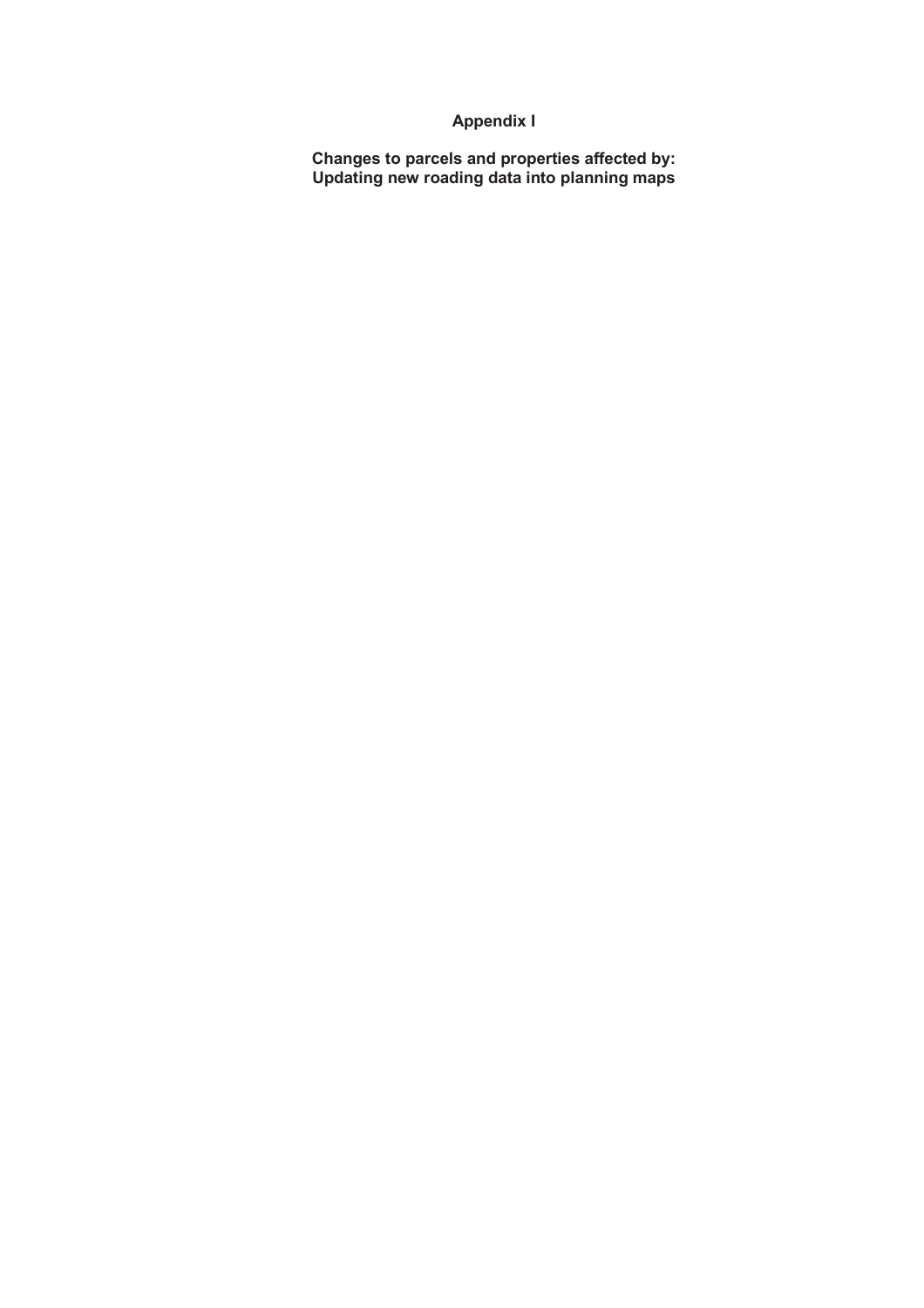# Appendix I

## Changes to parcels and properties affected by: Updating new roading data into planning maps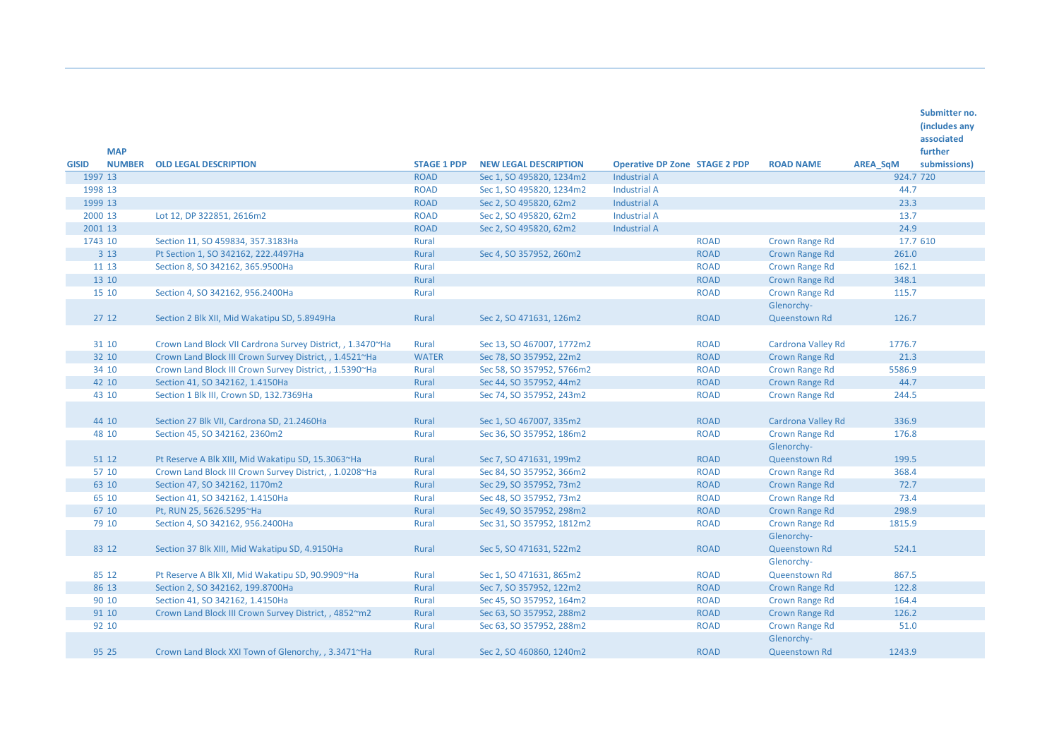| GISID | MAP NUMBER | OLD LEGAL DESCRIPTION | STAGE 1 PDP | NEW LEGAL DESCRIPTION | Operative DP Zone | STAGE 2 PDP | ROAD NAME | AREA_SqM | Submitter no. (includes any associated further submissions) |
|---|---|---|---|---|---|---|---|---|---|
| 1997 | 13 | | ROAD | Sec 1, SO 495820, 1234m2 | Industrial A | | | 924.7 | 720 |
| 1998 | 13 | | ROAD | Sec 1, SO 495820, 1234m2 | Industrial A | | | 44.7 | |
| 1999 | 13 | | ROAD | Sec 2, SO 495820, 62m2 | Industrial A | | | 23.3 | |
| 2000 | 13 | Lot 12, DP 322851, 2616m2 | ROAD | Sec 2, SO 495820, 62m2 | Industrial A | | | 13.7 | |
| 2001 | 13 | | ROAD | Sec 2, SO 495820, 62m2 | Industrial A | | | 24.9 | |
| 1743 | 10 | Section 11, SO 459834, 357.3183Ha | Rural | | | ROAD | Crown Range Rd | 17.7 | 610 |
| 3 | 13 | Pt Section 1, SO 342162, 222.4497Ha | Rural | Sec 4, SO 357952, 260m2 | | ROAD | Crown Range Rd | 261.0 | |
| 11 | 13 | Section 8, SO 342162, 365.9500Ha | Rural | | | ROAD | Crown Range Rd | 162.1 | |
| 13 | 10 | | Rural | | | ROAD | Crown Range Rd | 348.1 | |
| 15 | 10 | Section 4, SO 342162, 956.2400Ha | Rural | | | ROAD | Crown Range Rd | 115.7 | |
| 27 | 12 | Section 2 Blk XII, Mid Wakatipu SD, 5.8949Ha | Rural | Sec 2, SO 471631, 126m2 | | ROAD | Glenorchy-Queenstown Rd | 126.7 | |
| 31 | 10 | Crown Land Block VII Cardrona Survey District, , 1.3470~Ha | Rural | Sec 13, SO 467007, 1772m2 | | ROAD | Cardrona Valley Rd | 1776.7 | |
| 32 | 10 | Crown Land Block III Crown Survey District, , 1.4521~Ha | WATER | Sec 78, SO 357952, 22m2 | | ROAD | Crown Range Rd | 21.3 | |
| 34 | 10 | Crown Land Block III Crown Survey District, , 1.5390~Ha | Rural | Sec 58, SO 357952, 5766m2 | | ROAD | Crown Range Rd | 5586.9 | |
| 42 | 10 | Section 41, SO 342162, 1.4150Ha | Rural | Sec 44, SO 357952, 44m2 | | ROAD | Crown Range Rd | 44.7 | |
| 43 | 10 | Section 1 Blk III, Crown SD, 132.7369Ha | Rural | Sec 74, SO 357952, 243m2 | | ROAD | Crown Range Rd | 244.5 | |
| 44 | 10 | Section 27 Blk VII, Cardrona SD, 21.2460Ha | Rural | Sec 1, SO 467007, 335m2 | | ROAD | Cardrona Valley Rd | 336.9 | |
| 48 | 10 | Section 45, SO 342162, 2360m2 | Rural | Sec 36, SO 357952, 186m2 | | ROAD | Crown Range Rd | 176.8 | |
| 51 | 12 | Pt Reserve A Blk XIII, Mid Wakatipu SD, 15.3063~Ha | Rural | Sec 7, SO 471631, 199m2 | | ROAD | Glenorchy-Queenstown Rd | 199.5 | |
| 57 | 10 | Crown Land Block III Crown Survey District, , 1.0208~Ha | Rural | Sec 84, SO 357952, 366m2 | | ROAD | Crown Range Rd | 368.4 | |
| 63 | 10 | Section 47, SO 342162, 1170m2 | Rural | Sec 29, SO 357952, 73m2 | | ROAD | Crown Range Rd | 72.7 | |
| 65 | 10 | Section 41, SO 342162, 1.4150Ha | Rural | Sec 48, SO 357952, 73m2 | | ROAD | Crown Range Rd | 73.4 | |
| 67 | 10 | Pt, RUN 25, 5626.5295~Ha | Rural | Sec 49, SO 357952, 298m2 | | ROAD | Crown Range Rd | 298.9 | |
| 79 | 10 | Section 4, SO 342162, 956.2400Ha | Rural | Sec 31, SO 357952, 1812m2 | | ROAD | Crown Range Rd | 1815.9 | |
| 83 | 12 | Section 37 Blk XIII, Mid Wakatipu SD, 4.9150Ha | Rural | Sec 5, SO 471631, 522m2 | | ROAD | Glenorchy-Queenstown Rd | 524.1 | |
| 85 | 12 | Pt Reserve A Blk XII, Mid Wakatipu SD, 90.9909~Ha | Rural | Sec 1, SO 471631, 865m2 | | ROAD | Glenorchy-Queenstown Rd | 867.5 | |
| 86 | 13 | Section 2, SO 342162, 199.8700Ha | Rural | Sec 7, SO 357952, 122m2 | | ROAD | Crown Range Rd | 122.8 | |
| 90 | 10 | Section 41, SO 342162, 1.4150Ha | Rural | Sec 45, SO 357952, 164m2 | | ROAD | Crown Range Rd | 164.4 | |
| 91 | 10 | Crown Land Block III Crown Survey District, , 4852~m2 | Rural | Sec 63, SO 357952, 288m2 | | ROAD | Crown Range Rd | 126.2 | |
| 92 | 10 | | Rural | Sec 63, SO 357952, 288m2 | | ROAD | Crown Range Rd | 51.0 | |
| 95 | 25 | Crown Land Block XXI Town of Glenorchy, , 3.3471~Ha | Rural | Sec 2, SO 460860, 1240m2 | | ROAD | Glenorchy-Queenstown Rd | 1243.9 | |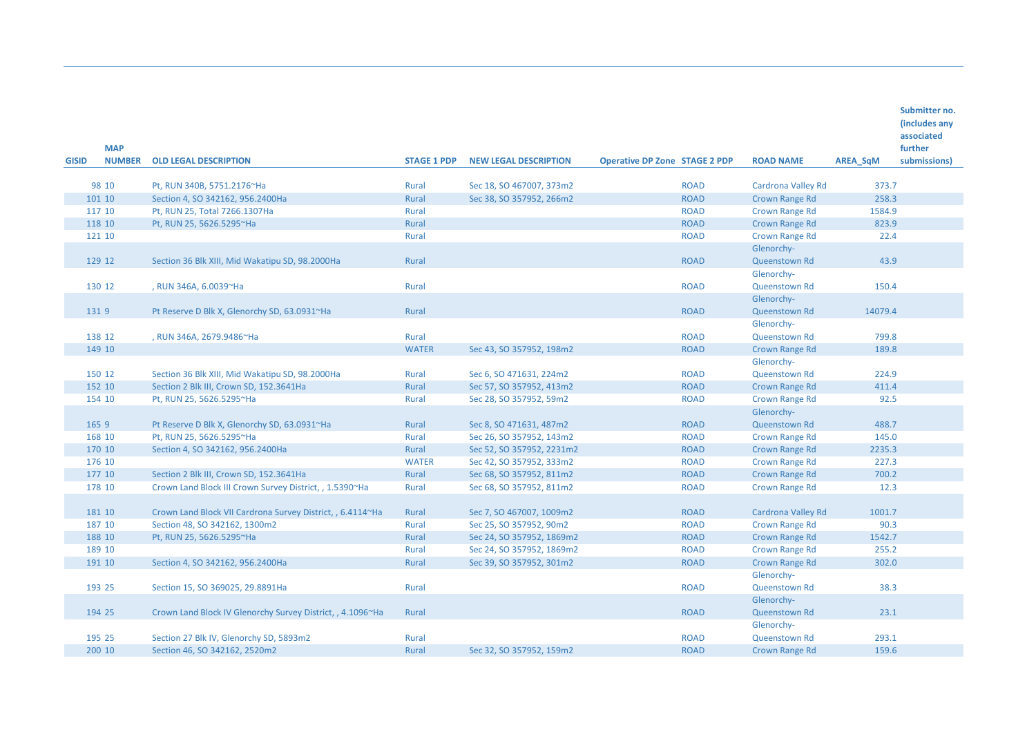| GISID | MAP NUMBER | OLD LEGAL DESCRIPTION | STAGE 1 PDP | NEW LEGAL DESCRIPTION | Operative DP Zone | STAGE 2 PDP | ROAD NAME | AREA_SqM | Submitter no. (includes any associated further submissions) |
|---|---|---|---|---|---|---|---|---|---|
| 98 | 10 | Pt, RUN 340B, 5751.2176~Ha | Rural | Sec 18, SO 467007, 373m2 | | ROAD | Cardrona Valley Rd | 373.7 | |
| 101 | 10 | Section 4, SO 342162, 956.2400Ha | Rural | Sec 38, SO 357952, 266m2 | | ROAD | Crown Range Rd | 258.3 | |
| 117 | 10 | Pt, RUN 25, Total 7266.1307Ha | Rural | | | ROAD | Crown Range Rd | 1584.9 | |
| 118 | 10 | Pt, RUN 25, 5626.5295~Ha | Rural | | | ROAD | Crown Range Rd | 823.9 | |
| 121 | 10 | | Rural | | | ROAD | Crown Range Rd | 22.4 | |
| 129 | 12 | Section 36 Blk XIII, Mid Wakatipu SD, 98.2000Ha | Rural | | | ROAD | Glenorchy-Queenstown Rd | 43.9 | |
| 130 | 12 | , RUN 346A, 6.0039~Ha | Rural | | | ROAD | Glenorchy-Queenstown Rd | 150.4 | |
| 131 | 9 | Pt Reserve D Blk X, Glenorchy SD, 63.0931~Ha | Rural | | | ROAD | Glenorchy-Queenstown Rd | 14079.4 | |
| 138 | 12 | , RUN 346A, 2679.9486~Ha | Rural | | | ROAD | Glenorchy-Queenstown Rd | 799.8 | |
| 149 | 10 | | WATER | Sec 43, SO 357952, 198m2 | | ROAD | Crown Range Rd | 189.8 | |
| 150 | 12 | Section 36 Blk XIII, Mid Wakatipu SD, 98.2000Ha | Rural | Sec 6, SO 471631, 224m2 | | ROAD | Glenorchy-Queenstown Rd | 224.9 | |
| 152 | 10 | Section 2 Blk III, Crown SD, 152.3641Ha | Rural | Sec 57, SO 357952, 413m2 | | ROAD | Crown Range Rd | 411.4 | |
| 154 | 10 | Pt, RUN 25, 5626.5295~Ha | Rural | Sec 28, SO 357952, 59m2 | | ROAD | Crown Range Rd | 92.5 | |
| 165 | 9 | Pt Reserve D Blk X, Glenorchy SD, 63.0931~Ha | Rural | Sec 8, SO 471631, 487m2 | | ROAD | Glenorchy-Queenstown Rd | 488.7 | |
| 168 | 10 | Pt, RUN 25, 5626.5295~Ha | Rural | Sec 26, SO 357952, 143m2 | | ROAD | Crown Range Rd | 145.0 | |
| 170 | 10 | Section 4, SO 342162, 956.2400Ha | Rural | Sec 52, SO 357952, 2231m2 | | ROAD | Crown Range Rd | 2235.3 | |
| 176 | 10 | | WATER | Sec 42, SO 357952, 333m2 | | ROAD | Crown Range Rd | 227.3 | |
| 177 | 10 | Section 2 Blk III, Crown SD, 152.3641Ha | Rural | Sec 68, SO 357952, 811m2 | | ROAD | Crown Range Rd | 700.2 | |
| 178 | 10 | Crown Land Block III Crown Survey District, , 1.5390~Ha | Rural | Sec 68, SO 357952, 811m2 | | ROAD | Crown Range Rd | 12.3 | |
| 181 | 10 | Crown Land Block VII Cardrona Survey District, , 6.4114~Ha | Rural | Sec 7, SO 467007, 1009m2 | | ROAD | Cardrona Valley Rd | 1001.7 | |
| 187 | 10 | Section 48, SO 342162, 1300m2 | Rural | Sec 25, SO 357952, 90m2 | | ROAD | Crown Range Rd | 90.3 | |
| 188 | 10 | Pt, RUN 25, 5626.5295~Ha | Rural | Sec 24, SO 357952, 1869m2 | | ROAD | Crown Range Rd | 1542.7 | |
| 189 | 10 | | Rural | Sec 24, SO 357952, 1869m2 | | ROAD | Crown Range Rd | 255.2 | |
| 191 | 10 | Section 4, SO 342162, 956.2400Ha | Rural | Sec 39, SO 357952, 301m2 | | ROAD | Crown Range Rd | 302.0 | |
| 193 | 25 | Section 15, SO 369025, 29.8891Ha | Rural | | | ROAD | Glenorchy-Queenstown Rd | 38.3 | |
| 194 | 25 | Crown Land Block IV Glenorchy Survey District, , 4.1096~Ha | Rural | | | ROAD | Glenorchy-Queenstown Rd | 23.1 | |
| 195 | 25 | Section 27 Blk IV, Glenorchy SD, 5893m2 | Rural | | | ROAD | Glenorchy-Queenstown Rd | 293.1 | |
| 200 | 10 | Section 46, SO 342162, 2520m2 | Rural | Sec 32, SO 357952, 159m2 | | ROAD | Crown Range Rd | 159.6 | |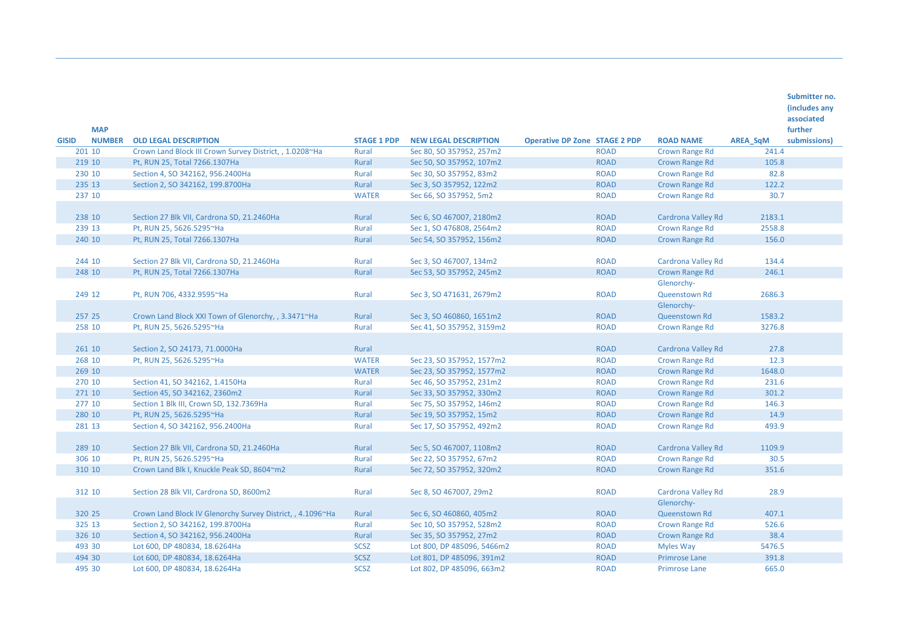| GISID | MAP NUMBER | OLD LEGAL DESCRIPTION | STAGE 1 PDP | NEW LEGAL DESCRIPTION | Operative DP Zone | STAGE 2 PDP | ROAD NAME | AREA_SqM | Submitter no. (includes any associated further submissions) |
|---|---|---|---|---|---|---|---|---|---|
| 201 | 10 | Crown Land Block III Crown Survey District, , 1.0208~Ha | Rural | Sec 80, SO 357952, 257m2 | | ROAD | Crown Range Rd | 241.4 | |
| 219 | 10 | Pt, RUN 25, Total 7266.1307Ha | Rural | Sec 50, SO 357952, 107m2 | | ROAD | Crown Range Rd | 105.8 | |
| 230 | 10 | Section 4, SO 342162, 956.2400Ha | Rural | Sec 30, SO 357952, 83m2 | | ROAD | Crown Range Rd | 82.8 | |
| 235 | 13 | Section 2, SO 342162, 199.8700Ha | Rural | Sec 3, SO 357952, 122m2 | | ROAD | Crown Range Rd | 122.2 | |
| 237 | 10 | | WATER | Sec 66, SO 357952, 5m2 | | ROAD | Crown Range Rd | 30.7 | |
| 238 | 10 | Section 27 Blk VII, Cardrona SD, 21.2460Ha | Rural | Sec 6, SO 467007, 2180m2 | | ROAD | Cardrona Valley Rd | 2183.1 | |
| 239 | 13 | Pt, RUN 25, 5626.5295~Ha | Rural | Sec 1, SO 476808, 2564m2 | | ROAD | Crown Range Rd | 2558.8 | |
| 240 | 10 | Pt, RUN 25, Total 7266.1307Ha | Rural | Sec 54, SO 357952, 156m2 | | ROAD | Crown Range Rd | 156.0 | |
| 244 | 10 | Section 27 Blk VII, Cardrona SD, 21.2460Ha | Rural | Sec 3, SO 467007, 134m2 | | ROAD | Cardrona Valley Rd | 134.4 | |
| 248 | 10 | Pt, RUN 25, Total 7266.1307Ha | Rural | Sec 53, SO 357952, 245m2 | | ROAD | Crown Range Rd | 246.1 | |
| 249 | 12 | Pt, RUN 706, 4332.9595~Ha | Rural | Sec 3, SO 471631, 2679m2 | | ROAD | Glenorchy-Queenstown Rd | 2686.3 | |
| 257 | 25 | Crown Land Block XXI Town of Glenorchy, , 3.3471~Ha | Rural | Sec 3, SO 460860, 1651m2 | | ROAD | Glenorchy-Queenstown Rd | 1583.2 | |
| 258 | 10 | Pt, RUN 25, 5626.5295~Ha | Rural | Sec 41, SO 357952, 3159m2 | | ROAD | Crown Range Rd | 3276.8 | |
| 261 | 10 | Section 2, SO 24173, 71.0000Ha | Rural | | | ROAD | Cardrona Valley Rd | 27.8 | |
| 268 | 10 | Pt, RUN 25, 5626.5295~Ha | WATER | Sec 23, SO 357952, 1577m2 | | ROAD | Crown Range Rd | 12.3 | |
| 269 | 10 | | WATER | Sec 23, SO 357952, 1577m2 | | ROAD | Crown Range Rd | 1648.0 | |
| 270 | 10 | Section 41, SO 342162, 1.4150Ha | Rural | Sec 46, SO 357952, 231m2 | | ROAD | Crown Range Rd | 231.6 | |
| 271 | 10 | Section 45, SO 342162, 2360m2 | Rural | Sec 33, SO 357952, 330m2 | | ROAD | Crown Range Rd | 301.2 | |
| 277 | 10 | Section 1 Blk III, Crown SD, 132.7369Ha | Rural | Sec 75, SO 357952, 146m2 | | ROAD | Crown Range Rd | 146.3 | |
| 280 | 10 | Pt, RUN 25, 5626.5295~Ha | Rural | Sec 19, SO 357952, 15m2 | | ROAD | Crown Range Rd | 14.9 | |
| 281 | 13 | Section 4, SO 342162, 956.2400Ha | Rural | Sec 17, SO 357952, 492m2 | | ROAD | Crown Range Rd | 493.9 | |
| 289 | 10 | Section 27 Blk VII, Cardrona SD, 21.2460Ha | Rural | Sec 5, SO 467007, 1108m2 | | ROAD | Cardrona Valley Rd | 1109.9 | |
| 306 | 10 | Pt, RUN 25, 5626.5295~Ha | Rural | Sec 22, SO 357952, 67m2 | | ROAD | Crown Range Rd | 30.5 | |
| 310 | 10 | Crown Land Blk I, Knuckle Peak SD, 8604~m2 | Rural | Sec 72, SO 357952, 320m2 | | ROAD | Crown Range Rd | 351.6 | |
| 312 | 10 | Section 28 Blk VII, Cardrona SD, 8600m2 | Rural | Sec 8, SO 467007, 29m2 | | ROAD | Cardrona Valley Rd | 28.9 | |
| 320 | 25 | Crown Land Block IV Glenorchy Survey District, , 4.1096~Ha | Rural | Sec 6, SO 460860, 405m2 | | ROAD | Glenorchy-Queenstown Rd | 407.1 | |
| 325 | 13 | Section 2, SO 342162, 199.8700Ha | Rural | Sec 10, SO 357952, 528m2 | | ROAD | Crown Range Rd | 526.6 | |
| 326 | 10 | Section 4, SO 342162, 956.2400Ha | Rural | Sec 35, SO 357952, 27m2 | | ROAD | Crown Range Rd | 38.4 | |
| 493 | 30 | Lot 600, DP 480834, 18.6264Ha | SCSZ | Lot 800, DP 485096, 5466m2 | | ROAD | Myles Way | 5476.5 | |
| 494 | 30 | Lot 600, DP 480834, 18.6264Ha | SCSZ | Lot 801, DP 485096, 391m2 | | ROAD | Primrose Lane | 391.8 | |
| 495 | 30 | Lot 600, DP 480834, 18.6264Ha | SCSZ | Lot 802, DP 485096, 663m2 | | ROAD | Primrose Lane | 665.0 | |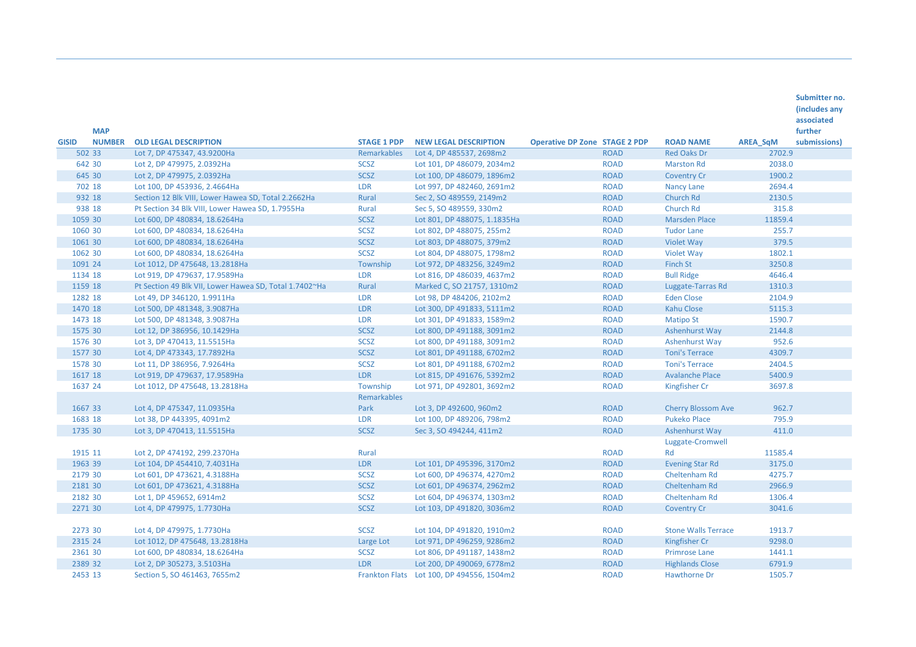| GISID | MAP NUMBER | OLD LEGAL DESCRIPTION | STAGE 1 PDP | NEW LEGAL DESCRIPTION | Operative DP Zone | STAGE 2 PDP | ROAD NAME | AREA_SqM | Submitter no. (includes any associated further submissions) |
|---|---|---|---|---|---|---|---|---|---|
| 502 | 33 | Lot 7, DP 475347, 43.9200Ha | Remarkables | Lot 4, DP 485537, 2698m2 | | ROAD | Red Oaks Dr | 2702.9 | |
| 642 | 30 | Lot 2, DP 479975, 2.0392Ha | SCSZ | Lot 101, DP 486079, 2034m2 | | ROAD | Marston Rd | 2038.0 | |
| 645 | 30 | Lot 2, DP 479975, 2.0392Ha | SCSZ | Lot 100, DP 486079, 1896m2 | | ROAD | Coventry Cr | 1900.2 | |
| 702 | 18 | Lot 100, DP 453936, 2.4664Ha | LDR | Lot 997, DP 482460, 2691m2 | | ROAD | Nancy Lane | 2694.4 | |
| 932 | 18 | Section 12 Blk VIII, Lower Hawea SD, Total 2.2662Ha | Rural | Sec 2, SO 489559, 2149m2 | | ROAD | Church Rd | 2130.5 | |
| 938 | 18 | Pt Section 34 Blk VIII, Lower Hawea SD, 1.7955Ha | Rural | Sec 5, SO 489559, 330m2 | | ROAD | Church Rd | 315.8 | |
| 1059 | 30 | Lot 600, DP 480834, 18.6264Ha | SCSZ | Lot 801, DP 488075, 1.1835Ha | | ROAD | Marsden Place | 11859.4 | |
| 1060 | 30 | Lot 600, DP 480834, 18.6264Ha | SCSZ | Lot 802, DP 488075, 255m2 | | ROAD | Tudor Lane | 255.7 | |
| 1061 | 30 | Lot 600, DP 480834, 18.6264Ha | SCSZ | Lot 803, DP 488075, 379m2 | | ROAD | Violet Way | 379.5 | |
| 1062 | 30 | Lot 600, DP 480834, 18.6264Ha | SCSZ | Lot 804, DP 488075, 1798m2 | | ROAD | Violet Way | 1802.1 | |
| 1091 | 24 | Lot 1012, DP 475648, 13.2818Ha | Township | Lot 972, DP 483256, 3249m2 | | ROAD | Finch St | 3250.8 | |
| 1134 | 18 | Lot 919, DP 479637, 17.9589Ha | LDR | Lot 816, DP 486039, 4637m2 | | ROAD | Bull Ridge | 4646.4 | |
| 1159 | 18 | Pt Section 49 Blk VII, Lower Hawea SD, Total 1.7402~Ha | Rural | Marked C, SO 21757, 1310m2 | | ROAD | Luggate-Tarras Rd | 1310.3 | |
| 1282 | 18 | Lot 49, DP 346120, 1.9911Ha | LDR | Lot 98, DP 484206, 2102m2 | | ROAD | Eden Close | 2104.9 | |
| 1470 | 18 | Lot 500, DP 481348, 3.9087Ha | LDR | Lot 300, DP 491833, 5111m2 | | ROAD | Kahu Close | 5115.3 | |
| 1473 | 18 | Lot 500, DP 481348, 3.9087Ha | LDR | Lot 301, DP 491833, 1589m2 | | ROAD | Matipo St | 1590.7 | |
| 1575 | 30 | Lot 12, DP 386956, 10.1429Ha | SCSZ | Lot 800, DP 491188, 3091m2 | | ROAD | Ashenhurst Way | 2144.8 | |
| 1576 | 30 | Lot 3, DP 470413, 11.5515Ha | SCSZ | Lot 800, DP 491188, 3091m2 | | ROAD | Ashenhurst Way | 952.6 | |
| 1577 | 30 | Lot 4, DP 473343, 17.7892Ha | SCSZ | Lot 801, DP 491188, 6702m2 | | ROAD | Toni's Terrace | 4309.7 | |
| 1578 | 30 | Lot 11, DP 386956, 7.9264Ha | SCSZ | Lot 801, DP 491188, 6702m2 | | ROAD | Toni's Terrace | 2404.5 | |
| 1617 | 18 | Lot 919, DP 479637, 17.9589Ha | LDR | Lot 815, DP 491676, 5392m2 | | ROAD | Avalanche Place | 5400.9 | |
| 1637 | 24 | Lot 1012, DP 475648, 13.2818Ha | Township | Lot 971, DP 492801, 3692m2 | | ROAD | Kingfisher Cr | 3697.8 | |
| 1667 | 33 | Lot 4, DP 475347, 11.0935Ha | Remarkables Park | Lot 3, DP 492600, 960m2 | | ROAD | Cherry Blossom Ave | 962.7 | |
| 1683 | 18 | Lot 38, DP 443395, 4091m2 | LDR | Lot 100, DP 489206, 798m2 | | ROAD | Pukeko Place | 795.9 | |
| 1735 | 30 | Lot 3, DP 470413, 11.5515Ha | SCSZ | Sec 3, SO 494244, 411m2 | | ROAD | Ashenhurst Way | 411.0 | |
| 1915 | 11 | Lot 2, DP 474192, 299.2370Ha | Rural | | | ROAD | Luggate-Cromwell Rd | 11585.4 | |
| 1963 | 39 | Lot 104, DP 454410, 7.4031Ha | LDR | Lot 101, DP 495396, 3170m2 | | ROAD | Evening Star Rd | 3175.0 | |
| 2179 | 30 | Lot 601, DP 473621, 4.3188Ha | SCSZ | Lot 600, DP 496374, 4270m2 | | ROAD | Cheltenham Rd | 4275.7 | |
| 2181 | 30 | Lot 601, DP 473621, 4.3188Ha | SCSZ | Lot 601, DP 496374, 2962m2 | | ROAD | Cheltenham Rd | 2966.9 | |
| 2182 | 30 | Lot 1, DP 459652, 6914m2 | SCSZ | Lot 604, DP 496374, 1303m2 | | ROAD | Cheltenham Rd | 1306.4 | |
| 2271 | 30 | Lot 4, DP 479975, 1.7730Ha | SCSZ | Lot 103, DP 491820, 3036m2 | | ROAD | Coventry Cr | 3041.6 | |
| 2273 | 30 | Lot 4, DP 479975, 1.7730Ha | SCSZ | Lot 104, DP 491820, 1910m2 | | ROAD | Stone Walls Terrace | 1913.7 | |
| 2315 | 24 | Lot 1012, DP 475648, 13.2818Ha | Large Lot | Lot 971, DP 496259, 9286m2 | | ROAD | Kingfisher Cr | 9298.0 | |
| 2361 | 30 | Lot 600, DP 480834, 18.6264Ha | SCSZ | Lot 806, DP 491187, 1438m2 | | ROAD | Primrose Lane | 1441.1 | |
| 2389 | 32 | Lot 2, DP 305273, 3.5103Ha | LDR | Lot 200, DP 490069, 6778m2 | | ROAD | Highlands Close | 6791.9 | |
| 2453 | 13 | Section 5, SO 461463, 7655m2 | Frankton Flats | Lot 100, DP 494556, 1504m2 | | ROAD | Hawthorne Dr | 1505.7 | |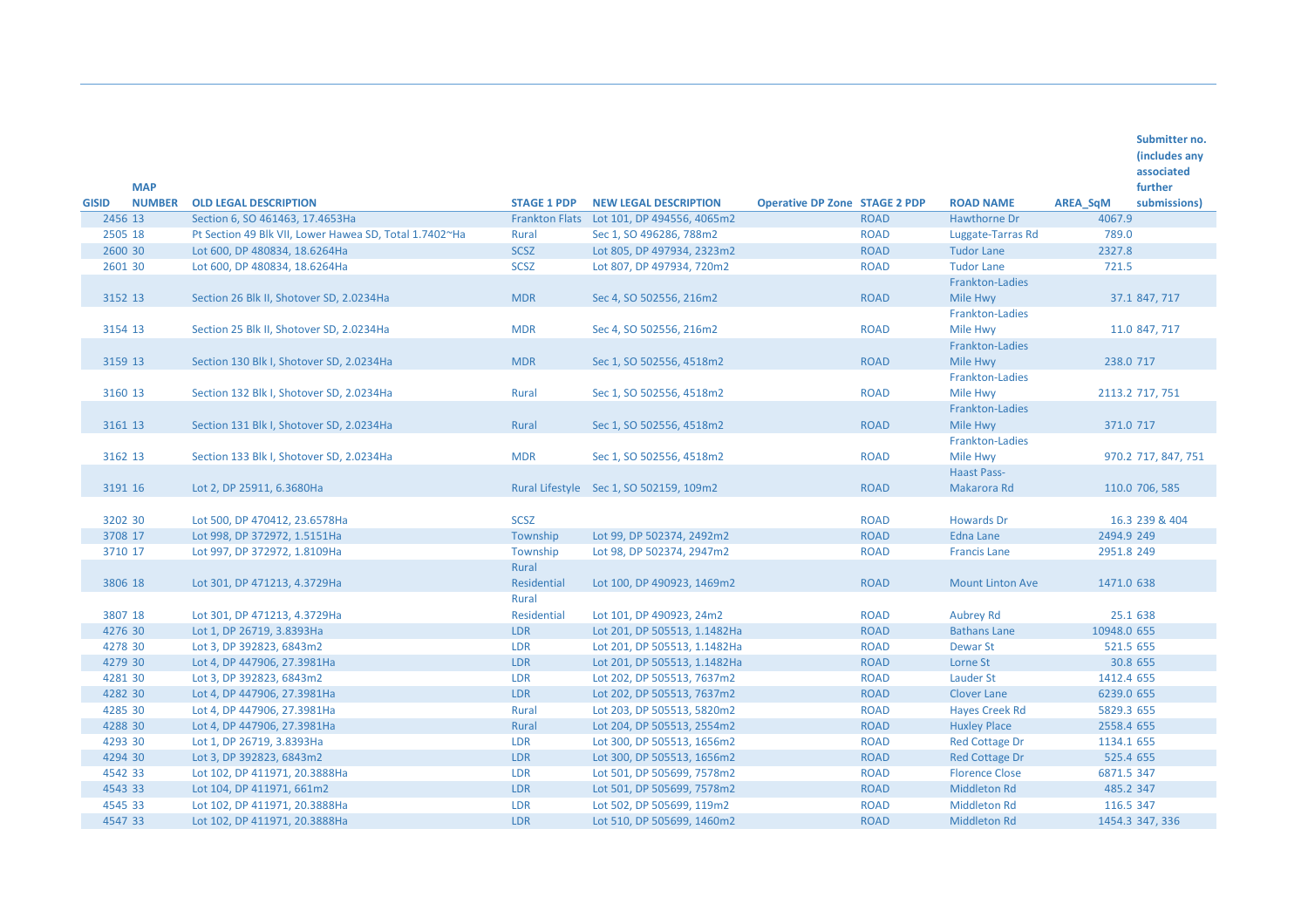| GISID | MAP NUMBER | OLD LEGAL DESCRIPTION | STAGE 1 PDP | NEW LEGAL DESCRIPTION | Operative DP Zone | STAGE 2 PDP | ROAD NAME | AREA_SqM | Submitter no. (includes any associated further submissions) |
|---|---|---|---|---|---|---|---|---|---|
| 2456 | 13 | Section 6, SO 461463, 17.4653Ha | Frankton Flats | Lot 101, DP 494556, 4065m2 | | ROAD | Hawthorne Dr | 4067.9 | |
| 2505 | 18 | Pt Section 49 Blk VII, Lower Hawea SD, Total 1.7402~Ha | Rural | Sec 1, SO 496286, 788m2 | | ROAD | Luggate-Tarras Rd | 789.0 | |
| 2600 | 30 | Lot 600, DP 480834, 18.6264Ha | SCSZ | Lot 805, DP 497934, 2323m2 | | ROAD | Tudor Lane | 2327.8 | |
| 2601 | 30 | Lot 600, DP 480834, 18.6264Ha | SCSZ | Lot 807, DP 497934, 720m2 | | ROAD | Tudor Lane | 721.5 | |
| 3152 | 13 | Section 26 Blk II, Shotover SD, 2.0234Ha | MDR | Sec 4, SO 502556, 216m2 | | ROAD | Frankton-Ladies Mile Hwy | 37.1 | 847, 717 |
| 3154 | 13 | Section 25 Blk II, Shotover SD, 2.0234Ha | MDR | Sec 4, SO 502556, 216m2 | | ROAD | Frankton-Ladies Mile Hwy | 11.0 | 847, 717 |
| 3159 | 13 | Section 130 Blk I, Shotover SD, 2.0234Ha | MDR | Sec 1, SO 502556, 4518m2 | | ROAD | Frankton-Ladies Mile Hwy | 238.0 | 717 |
| 3160 | 13 | Section 132 Blk I, Shotover SD, 2.0234Ha | Rural | Sec 1, SO 502556, 4518m2 | | ROAD | Frankton-Ladies Mile Hwy | 2113.2 | 717, 751 |
| 3161 | 13 | Section 131 Blk I, Shotover SD, 2.0234Ha | Rural | Sec 1, SO 502556, 4518m2 | | ROAD | Frankton-Ladies Mile Hwy | 371.0 | 717 |
| 3162 | 13 | Section 133 Blk I, Shotover SD, 2.0234Ha | MDR | Sec 1, SO 502556, 4518m2 | | ROAD | Frankton-Ladies Mile Hwy | 970.2 | 717, 847, 751 |
| 3191 | 16 | Lot 2, DP 25911, 6.3680Ha | Rural Lifestyle | Sec 1, SO 502159, 109m2 | | ROAD | Haast Pass-Makarora Rd | 110.0 | 706, 585 |
| 3202 | 30 | Lot 500, DP 470412, 23.6578Ha | SCSZ | | | ROAD | Howards Dr | 16.3 | 239 & 404 |
| 3708 | 17 | Lot 998, DP 372972, 1.5151Ha | Township | Lot 99, DP 502374, 2492m2 | | ROAD | Edna Lane | 2494.9 | 249 |
| 3710 | 17 | Lot 997, DP 372972, 1.8109Ha | Township | Lot 98, DP 502374, 2947m2 | | ROAD | Francis Lane | 2951.8 | 249 |
| 3806 | 18 | Lot 301, DP 471213, 4.3729Ha | Rural Residential | Lot 100, DP 490923, 1469m2 | | ROAD | Mount Linton Ave | 1471.0 | 638 |
| 3807 | 18 | Lot 301, DP 471213, 4.3729Ha | Rural Residential | Lot 101, DP 490923, 24m2 | | ROAD | Aubrey Rd | 25.1 | 638 |
| 4276 | 30 | Lot 1, DP 26719, 3.8393Ha | LDR | Lot 201, DP 505513, 1.1482Ha | | ROAD | Bathans Lane | 10948.0 | 655 |
| 4278 | 30 | Lot 3, DP 392823, 6843m2 | LDR | Lot 201, DP 505513, 1.1482Ha | | ROAD | Dewar St | 521.5 | 655 |
| 4279 | 30 | Lot 4, DP 447906, 27.3981Ha | LDR | Lot 201, DP 505513, 1.1482Ha | | ROAD | Lorne St | 30.8 | 655 |
| 4281 | 30 | Lot 3, DP 392823, 6843m2 | LDR | Lot 202, DP 505513, 7637m2 | | ROAD | Lauder St | 1412.4 | 655 |
| 4282 | 30 | Lot 4, DP 447906, 27.3981Ha | LDR | Lot 202, DP 505513, 7637m2 | | ROAD | Clover Lane | 6239.0 | 655 |
| 4285 | 30 | Lot 4, DP 447906, 27.3981Ha | Rural | Lot 203, DP 505513, 5820m2 | | ROAD | Hayes Creek Rd | 5829.3 | 655 |
| 4288 | 30 | Lot 4, DP 447906, 27.3981Ha | Rural | Lot 204, DP 505513, 2554m2 | | ROAD | Huxley Place | 2558.4 | 655 |
| 4293 | 30 | Lot 1, DP 26719, 3.8393Ha | LDR | Lot 300, DP 505513, 1656m2 | | ROAD | Red Cottage Dr | 1134.1 | 655 |
| 4294 | 30 | Lot 3, DP 392823, 6843m2 | LDR | Lot 300, DP 505513, 1656m2 | | ROAD | Red Cottage Dr | 525.4 | 655 |
| 4542 | 33 | Lot 102, DP 411971, 20.3888Ha | LDR | Lot 501, DP 505699, 7578m2 | | ROAD | Florence Close | 6871.5 | 347 |
| 4543 | 33 | Lot 104, DP 411971, 661m2 | LDR | Lot 501, DP 505699, 7578m2 | | ROAD | Middleton Rd | 485.2 | 347 |
| 4545 | 33 | Lot 102, DP 411971, 20.3888Ha | LDR | Lot 502, DP 505699, 119m2 | | ROAD | Middleton Rd | 116.5 | 347 |
| 4547 | 33 | Lot 102, DP 411971, 20.3888Ha | LDR | Lot 510, DP 505699, 1460m2 | | ROAD | Middleton Rd | 1454.3 | 347, 336 |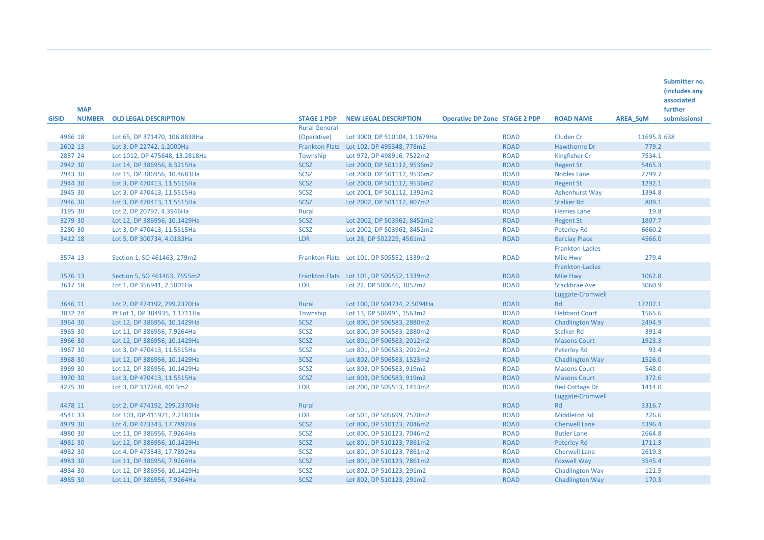| GISID | MAP NUMBER | OLD LEGAL DESCRIPTION | STAGE 1 PDP | NEW LEGAL DESCRIPTION | Operative DP Zone | STAGE 2 PDP | ROAD NAME | AREA_SqM | Submitter no. (includes any associated further submissions) |
|---|---|---|---|---|---|---|---|---|---|
| 4966 | 18 | Lot 65, DP 371470, 106.8838Ha | Rural General (Operative) | Lot 3000, DP 510104, 1.1679Ha | | ROAD | Cluden Cr | 11695.3 | 638 |
| 2602 | 13 | Lot 3, DP 22742, 1.2000Ha | Frankton Flats | Lot 102, DP 495348, 778m2 | | ROAD | Hawthorne Dr | 779.2 | |
| 2857 | 24 | Lot 1012, DP 475648, 13.2818Ha | Township | Lot 972, DP 498916, 7522m2 | | ROAD | Kingfisher Cr | 7534.1 | |
| 2942 | 30 | Lot 14, DP 386956, 8.3215Ha | SCSZ | Lot 2000, DP 501112, 9536m2 | | ROAD | Regent St | 5465.3 | |
| 2943 | 30 | Lot 15, DP 386956, 10.4683Ha | SCSZ | Lot 2000, DP 501112, 9536m2 | | ROAD | Nobles Lane | 2799.7 | |
| 2944 | 30 | Lot 3, DP 470413, 11.5515Ha | SCSZ | Lot 2000, DP 501112, 9536m2 | | ROAD | Regent St | 1292.1 | |
| 2945 | 30 | Lot 3, DP 470413, 11.5515Ha | SCSZ | Lot 2001, DP 501112, 1392m2 | | ROAD | Ashenhurst Way | 1394.8 | |
| 2946 | 30 | Lot 3, DP 470413, 11.5515Ha | SCSZ | Lot 2002, DP 501112, 807m2 | | ROAD | Stalker Rd | 809.1 | |
| 3195 | 30 | Lot 2, DP 20797, 4.3946Ha | Rural | | | ROAD | Herries Lane | 19.8 | |
| 3279 | 30 | Lot 12, DP 386956, 10.1429Ha | SCSZ | Lot 2002, DP 503962, 8452m2 | | ROAD | Regent St | 1807.7 | |
| 3280 | 30 | Lot 3, DP 470413, 11.5515Ha | SCSZ | Lot 2002, DP 503962, 8452m2 | | ROAD | Peterley Rd | 6660.2 | |
| 3412 | 18 | Lot 5, DP 300734, 4.0183Ha | LDR | Lot 28, DP 502229, 4561m2 | | ROAD | Barclay Place | 4566.0 | |
| 3574 | 13 | Section 1, SO 461463, 279m2 | Frankton Flats | Lot 101, DP 505552, 1339m2 | | ROAD | Frankton-Ladies Mile Hwy | 279.4 | |
| 3576 | 13 | Section 5, SO 461463, 7655m2 | Frankton Flats | Lot 101, DP 505552, 1339m2 | | ROAD | Frankton-Ladies Mile Hwy | 1062.8 | |
| 3617 | 18 | Lot 1, DP 356941, 2.5001Ha | LDR | Lot 22, DP 500646, 3057m2 | | ROAD | Stackbrae Ave | 3060.9 | |
| 3646 | 11 | Lot 2, DP 474192, 299.2370Ha | Rural | Lot 100, DP 504734, 2.5094Ha | | ROAD | Luggate-Cromwell Rd | 17207.1 | |
| 3832 | 24 | Pt Lot 1, DP 304935, 1.1711Ha | Township | Lot 13, DP 506991, 1563m2 | | ROAD | Hebbard Court | 1565.6 | |
| 3964 | 30 | Lot 12, DP 386956, 10.1429Ha | SCSZ | Lot 800, DP 506583, 2880m2 | | ROAD | Chadlington Way | 2494.9 | |
| 3965 | 30 | Lot 11, DP 386956, 7.9264Ha | SCSZ | Lot 800, DP 506583, 2880m2 | | ROAD | Stalker Rd | 391.4 | |
| 3966 | 30 | Lot 12, DP 386956, 10.1429Ha | SCSZ | Lot 801, DP 506583, 2012m2 | | ROAD | Masons Court | 1923.3 | |
| 3967 | 30 | Lot 3, DP 470413, 11.5515Ha | SCSZ | Lot 801, DP 506583, 2012m2 | | ROAD | Peterley Rd | 93.4 | |
| 3968 | 30 | Lot 12, DP 386956, 10.1429Ha | SCSZ | Lot 802, DP 506583, 1523m2 | | ROAD | Chadlington Way | 1526.0 | |
| 3969 | 30 | Lot 12, DP 386956, 10.1429Ha | SCSZ | Lot 803, DP 506583, 919m2 | | ROAD | Masons Court | 548.0 | |
| 3970 | 30 | Lot 3, DP 470413, 11.5515Ha | SCSZ | Lot 803, DP 506583, 919m2 | | ROAD | Masons Court | 372.6 | |
| 4275 | 30 | Lot 3, DP 337268, 4013m2 | LDR | Lot 200, DP 505513, 1413m2 | | ROAD | Red Cottage Dr | 1414.0 | |
| 4478 | 11 | Lot 2, DP 474192, 299.2370Ha | Rural | | | ROAD | Luggate-Cromwell Rd | 3316.7 | |
| 4541 | 33 | Lot 103, DP 411971, 2.2181Ha | LDR | Lot 501, DP 505699, 7578m2 | | ROAD | Middleton Rd | 226.6 | |
| 4979 | 30 | Lot 4, DP 473343, 17.7892Ha | SCSZ | Lot 800, DP 510123, 7046m2 | | ROAD | Cherwell Lane | 4396.4 | |
| 4980 | 30 | Lot 11, DP 386956, 7.9264Ha | SCSZ | Lot 800, DP 510123, 7046m2 | | ROAD | Butler Lane | 2664.8 | |
| 4981 | 30 | Lot 12, DP 386956, 10.1429Ha | SCSZ | Lot 801, DP 510123, 7861m2 | | ROAD | Peterley Rd | 1711.3 | |
| 4982 | 30 | Lot 4, DP 473343, 17.7892Ha | SCSZ | Lot 801, DP 510123, 7861m2 | | ROAD | Cherwell Lane | 2619.3 | |
| 4983 | 30 | Lot 11, DP 386956, 7.9264Ha | SCSZ | Lot 801, DP 510123, 7861m2 | | ROAD | Foxwell Way | 3545.4 | |
| 4984 | 30 | Lot 12, DP 386956, 10.1429Ha | SCSZ | Lot 802, DP 510123, 291m2 | | ROAD | Chadlington Way | 121.5 | |
| 4985 | 30 | Lot 11, DP 386956, 7.9264Ha | SCSZ | Lot 802, DP 510123, 291m2 | | ROAD | Chadlington Way | 170.3 | |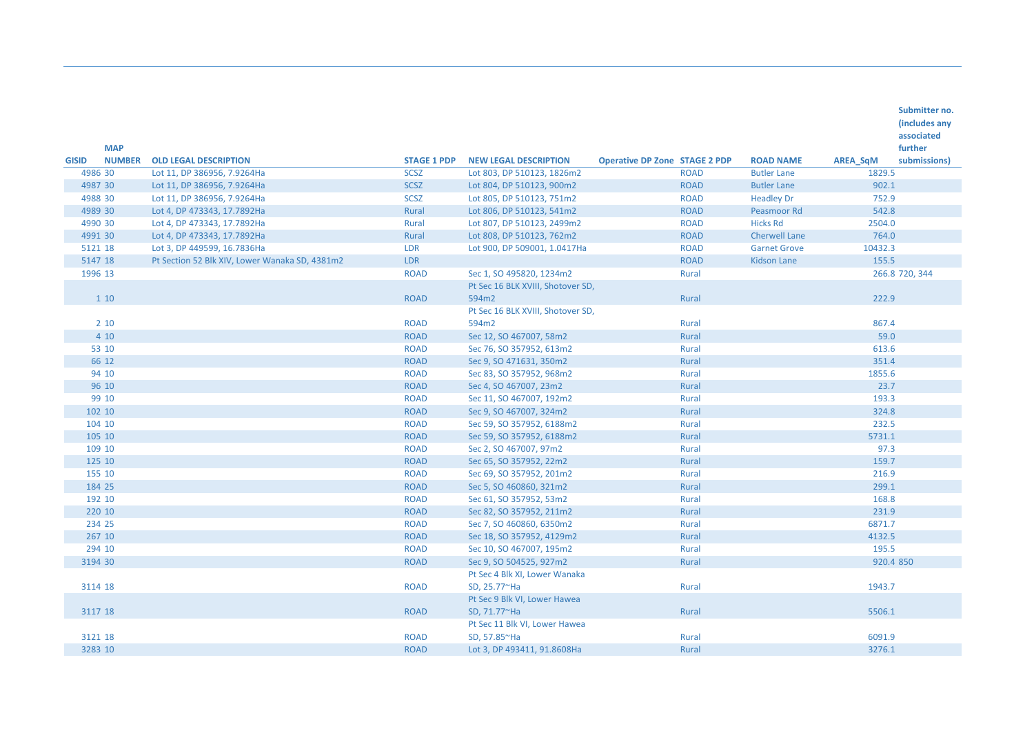| GISID | MAP NUMBER | OLD LEGAL DESCRIPTION | STAGE 1 PDP | NEW LEGAL DESCRIPTION | Operative DP Zone | STAGE 2 PDP | ROAD NAME | AREA_SqM | Submitter no. (includes any associated further submissions) |
|---|---|---|---|---|---|---|---|---|---|
| 4986 | 30 | Lot 11, DP 386956, 7.9264Ha | SCSZ | Lot 803, DP 510123, 1826m2 | | ROAD | Butler Lane | 1829.5 | |
| 4987 | 30 | Lot 11, DP 386956, 7.9264Ha | SCSZ | Lot 804, DP 510123, 900m2 | | ROAD | Butler Lane | 902.1 | |
| 4988 | 30 | Lot 11, DP 386956, 7.9264Ha | SCSZ | Lot 805, DP 510123, 751m2 | | ROAD | Headley Dr | 752.9 | |
| 4989 | 30 | Lot 4, DP 473343, 17.7892Ha | Rural | Lot 806, DP 510123, 541m2 | | ROAD | Peasmoor Rd | 542.8 | |
| 4990 | 30 | Lot 4, DP 473343, 17.7892Ha | Rural | Lot 807, DP 510123, 2499m2 | | ROAD | Hicks Rd | 2504.0 | |
| 4991 | 30 | Lot 4, DP 473343, 17.7892Ha | Rural | Lot 808, DP 510123, 762m2 | | ROAD | Cherwell Lane | 764.0 | |
| 5121 | 18 | Lot 3, DP 449599, 16.7836Ha | LDR | Lot 900, DP 509001, 1.0417Ha | | ROAD | Garnet Grove | 10432.3 | |
| 5147 | 18 | Pt Section 52 Blk XIV, Lower Wanaka SD, 4381m2 | LDR | | | ROAD | Kidson Lane | 155.5 | |
| 1996 | 13 | | ROAD | Sec 1, SO 495820, 1234m2 | | Rural | | 266.8 | 720, 344 |
| 1 | 10 | | ROAD | Pt Sec 16 BLK XVIII, Shotover SD, 594m2 | | Rural | | 222.9 | |
| 2 | 10 | | ROAD | Pt Sec 16 BLK XVIII, Shotover SD, 594m2 | | Rural | | 867.4 | |
| 4 | 10 | | ROAD | Sec 12, SO 467007, 58m2 | | Rural | | 59.0 | |
| 53 | 10 | | ROAD | Sec 76, SO 357952, 613m2 | | Rural | | 613.6 | |
| 66 | 12 | | ROAD | Sec 9, SO 471631, 350m2 | | Rural | | 351.4 | |
| 94 | 10 | | ROAD | Sec 83, SO 357952, 968m2 | | Rural | | 1855.6 | |
| 96 | 10 | | ROAD | Sec 4, SO 467007, 23m2 | | Rural | | 23.7 | |
| 99 | 10 | | ROAD | Sec 11, SO 467007, 192m2 | | Rural | | 193.3 | |
| 102 | 10 | | ROAD | Sec 9, SO 467007, 324m2 | | Rural | | 324.8 | |
| 104 | 10 | | ROAD | Sec 59, SO 357952, 6188m2 | | Rural | | 232.5 | |
| 105 | 10 | | ROAD | Sec 59, SO 357952, 6188m2 | | Rural | | 5731.1 | |
| 109 | 10 | | ROAD | Sec 2, SO 467007, 97m2 | | Rural | | 97.3 | |
| 125 | 10 | | ROAD | Sec 65, SO 357952, 22m2 | | Rural | | 159.7 | |
| 155 | 10 | | ROAD | Sec 69, SO 357952, 201m2 | | Rural | | 216.9 | |
| 184 | 25 | | ROAD | Sec 5, SO 460860, 321m2 | | Rural | | 299.1 | |
| 192 | 10 | | ROAD | Sec 61, SO 357952, 53m2 | | Rural | | 168.8 | |
| 220 | 10 | | ROAD | Sec 82, SO 357952, 211m2 | | Rural | | 231.9 | |
| 234 | 25 | | ROAD | Sec 7, SO 460860, 6350m2 | | Rural | | 6871.7 | |
| 267 | 10 | | ROAD | Sec 18, SO 357952, 4129m2 | | Rural | | 4132.5 | |
| 294 | 10 | | ROAD | Sec 10, SO 467007, 195m2 | | Rural | | 195.5 | |
| 3194 | 30 | | ROAD | Sec 9, SO 504525, 927m2 | | Rural | | 920.4 | 850 |
| 3114 | 18 | | ROAD | Pt Sec 4 Blk XI, Lower Wanaka SD, 25.77~Ha | | Rural | | 1943.7 | |
| 3117 | 18 | | ROAD | Pt Sec 9 Blk VI, Lower Hawea SD, 71.77~Ha | | Rural | | 5506.1 | |
| 3121 | 18 | | ROAD | Pt Sec 11 Blk VI, Lower Hawea SD, 57.85~Ha | | Rural | | 6091.9 | |
| 3283 | 10 | | ROAD | Lot 3, DP 493411, 91.8608Ha | | Rural | | 3276.1 | |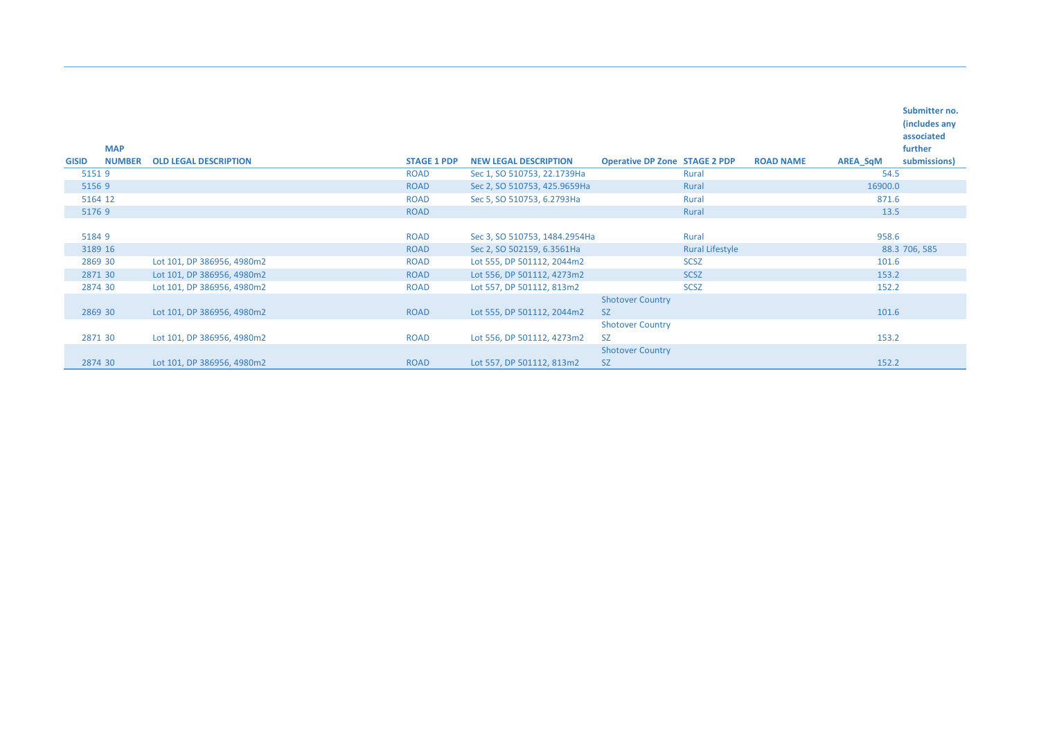| GISID | MAP NUMBER | OLD LEGAL DESCRIPTION | STAGE 1 PDP | NEW LEGAL DESCRIPTION | Operative DP Zone | STAGE 2 PDP | ROAD NAME | AREA_SqM | Submitter no. (includes any associated further submissions) |
|---|---|---|---|---|---|---|---|---|---|
| 5151 | 9 | | ROAD | Sec 1, SO 510753, 22.1739Ha | | Rural | | 54.5 | |
| 5156 | 9 | | ROAD | Sec 2, SO 510753, 425.9659Ha | | Rural | | 16900.0 | |
| 5164 | 12 | | ROAD | Sec 5, SO 510753, 6.2793Ha | | Rural | | 871.6 | |
| 5176 | 9 | | ROAD | | | Rural | | 13.5 | |
| 5184 | 9 | | ROAD | Sec 3, SO 510753, 1484.2954Ha | | Rural | | 958.6 | |
| 3189 | 16 | | ROAD | Sec 2, SO 502159, 6.3561Ha | | Rural Lifestyle | | 88.3 | 706, 585 |
| 2869 | 30 | Lot 101, DP 386956, 4980m2 | ROAD | Lot 555, DP 501112, 2044m2 | | SCSZ | | 101.6 | |
| 2871 | 30 | Lot 101, DP 386956, 4980m2 | ROAD | Lot 556, DP 501112, 4273m2 | | SCSZ | | 153.2 | |
| 2874 | 30 | Lot 101, DP 386956, 4980m2 | ROAD | Lot 557, DP 501112, 813m2 | | SCSZ | | 152.2 | |
| 2869 | 30 | Lot 101, DP 386956, 4980m2 | ROAD | Lot 555, DP 501112, 2044m2 | Shotover Country SZ | | | 101.6 | |
| 2871 | 30 | Lot 101, DP 386956, 4980m2 | ROAD | Lot 556, DP 501112, 4273m2 | Shotover Country SZ | | | 153.2 | |
| 2874 | 30 | Lot 101, DP 386956, 4980m2 | ROAD | Lot 557, DP 501112, 813m2 | Shotover Country SZ | | | 152.2 | |